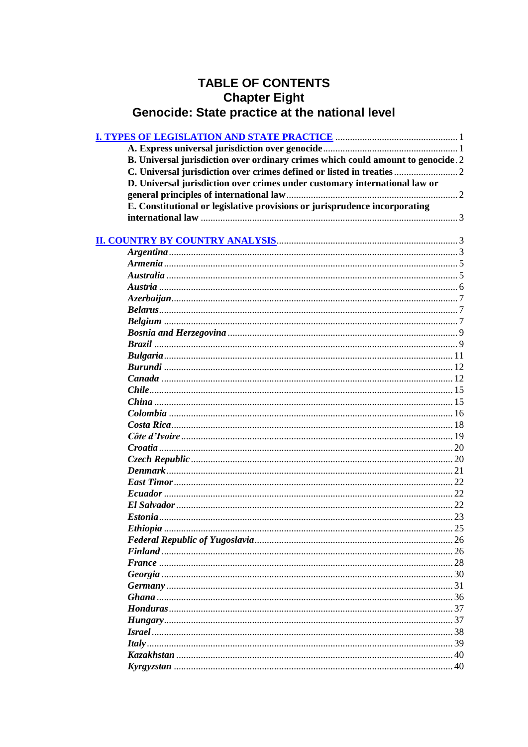# TABLE OF CONTENTS
## Chapter Eight
## Genocide: State practice at the national level

[I. TYPES OF LEGISLATION AND STATE PRACTICE](#) ........ 1

- **A. Express universal jurisdiction over genocide** ........ 1
- **B. Universal jurisdiction over ordinary crimes which could amount to genocide** . 2
- **C. Universal jurisdiction over crimes defined or listed in treaties** ........ 2
- **D. Universal jurisdiction over crimes under customary international law or general principles of international law** ........ 2
- **E. Constitutional or legislative provisions or jurisprudence incorporating international law** ........ 3

[II. COUNTRY BY COUNTRY ANALYSIS](#) ........ 3

- ***Argentina*** ........ 3
- ***Armenia*** ........ 5
- ***Australia*** ........ 5
- ***Austria*** ........ 6
- ***Azerbaijan*** ........ 7
- ***Belarus*** ........ 7
- ***Belgium*** ........ 7
- ***Bosnia and Herzegovina*** ........ 9
- ***Brazil*** ........ 9
- ***Bulgaria*** ........ 11
- ***Burundi*** ........ 12
- ***Canada*** ........ 12
- ***Chile*** ........ 15
- ***China*** ........ 15
- ***Colombia*** ........ 16
- ***Costa Rica*** ........ 18
- ***Côte d'Ivoire*** ........ 19
- ***Croatia*** ........ 20
- ***Czech Republic*** ........ 20
- ***Denmark*** ........ 21
- ***East Timor*** ........ 22
- ***Ecuador*** ........ 22
- ***El Salvador*** ........ 22
- ***Estonia*** ........ 23
- ***Ethiopia*** ........ 25
- ***Federal Republic of Yugoslavia*** ........ 26
- ***Finland*** ........ 26
- ***France*** ........ 28
- ***Georgia*** ........ 30
- ***Germany*** ........ 31
- ***Ghana*** ........ 36
- ***Honduras*** ........ 37
- ***Hungary*** ........ 37
- ***Israel*** ........ 38
- ***Italy*** ........ 39
- ***Kazakhstan*** ........ 40
- ***Kyrgyzstan*** ........ 40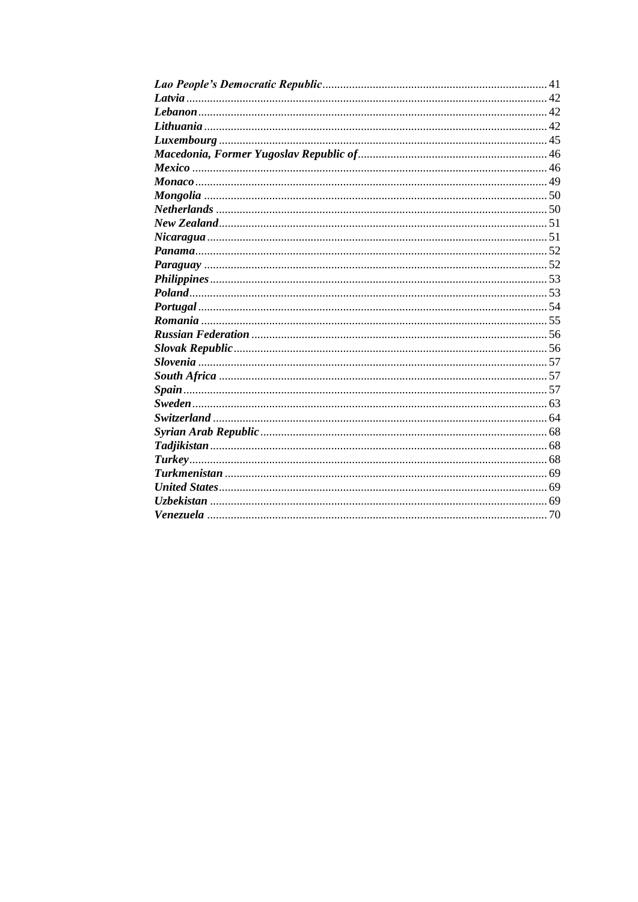*Lao People's Democratic Republic* .......... 41
*Latvia* .......... 42
*Lebanon* .......... 42
*Lithuania* .......... 42
*Luxembourg* .......... 45
*Macedonia, Former Yugoslav Republic of* .......... 46
*Mexico* .......... 46
*Monaco* .......... 49
*Mongolia* .......... 50
*Netherlands* .......... 50
*New Zealand* .......... 51
*Nicaragua* .......... 51
*Panama* .......... 52
*Paraguay* .......... 52
*Philippines* .......... 53
*Poland* .......... 53
*Portugal* .......... 54
*Romania* .......... 55
*Russian Federation* .......... 56
*Slovak Republic* .......... 56
*Slovenia* .......... 57
*South Africa* .......... 57
*Spain* .......... 57
*Sweden* .......... 63
*Switzerland* .......... 64
*Syrian Arab Republic* .......... 68
*Tadjikistan* .......... 68
*Turkey* .......... 68
*Turkmenistan* .......... 69
*United States* .......... 69
*Uzbekistan* .......... 69
*Venezuela* .......... 70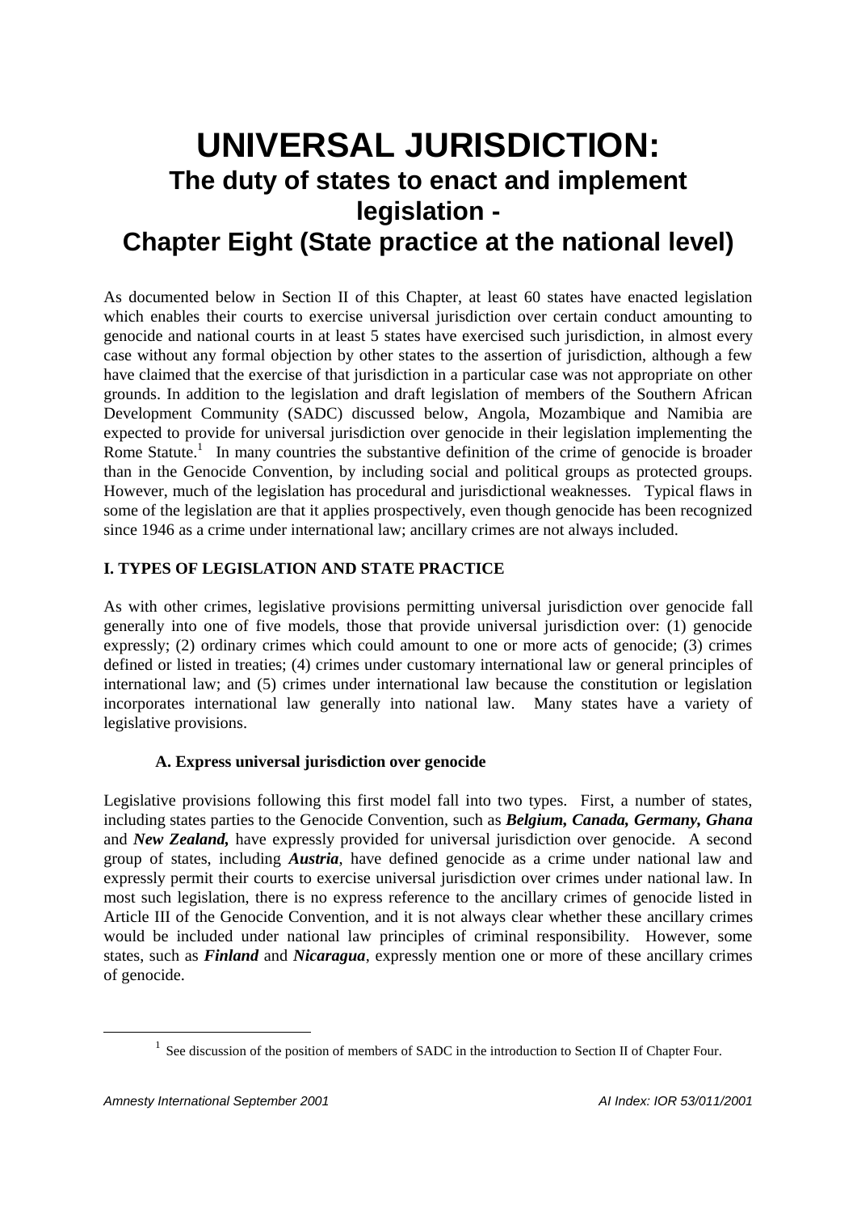# UNIVERSAL JURISDICTION:

## The duty of states to enact and implement legislation - Chapter Eight (State practice at the national level)

As documented below in Section II of this Chapter, at least 60 states have enacted legislation which enables their courts to exercise universal jurisdiction over certain conduct amounting to genocide and national courts in at least 5 states have exercised such jurisdiction, in almost every case without any formal objection by other states to the assertion of jurisdiction, although a few have claimed that the exercise of that jurisdiction in a particular case was not appropriate on other grounds. In addition to the legislation and draft legislation of members of the Southern African Development Community (SADC) discussed below, Angola, Mozambique and Namibia are expected to provide for universal jurisdiction over genocide in their legislation implementing the Rome Statute.[1] In many countries the substantive definition of the crime of genocide is broader than in the Genocide Convention, by including social and political groups as protected groups. However, much of the legislation has procedural and jurisdictional weaknesses. Typical flaws in some of the legislation are that it applies prospectively, even though genocide has been recognized since 1946 as a crime under international law; ancillary crimes are not always included.

### I. TYPES OF LEGISLATION AND STATE PRACTICE

As with other crimes, legislative provisions permitting universal jurisdiction over genocide fall generally into one of five models, those that provide universal jurisdiction over: (1) genocide expressly; (2) ordinary crimes which could amount to one or more acts of genocide; (3) crimes defined or listed in treaties; (4) crimes under customary international law or general principles of international law; and (5) crimes under international law because the constitution or legislation incorporates international law generally into national law. Many states have a variety of legislative provisions.

#### A. Express universal jurisdiction over genocide

Legislative provisions following this first model fall into two types. First, a number of states, including states parties to the Genocide Convention, such as ***Belgium, Canada, Germany, Ghana*** and ***New Zealand,*** have expressly provided for universal jurisdiction over genocide. A second group of states, including ***Austria***, have defined genocide as a crime under national law and expressly permit their courts to exercise universal jurisdiction over crimes under national law. In most such legislation, there is no express reference to the ancillary crimes of genocide listed in Article III of the Genocide Convention, and it is not always clear whether these ancillary crimes would be included under national law principles of criminal responsibility. However, some states, such as ***Finland*** and ***Nicaragua***, expressly mention one or more of these ancillary crimes of genocide.

[1] See discussion of the position of members of SADC in the introduction to Section II of Chapter Four.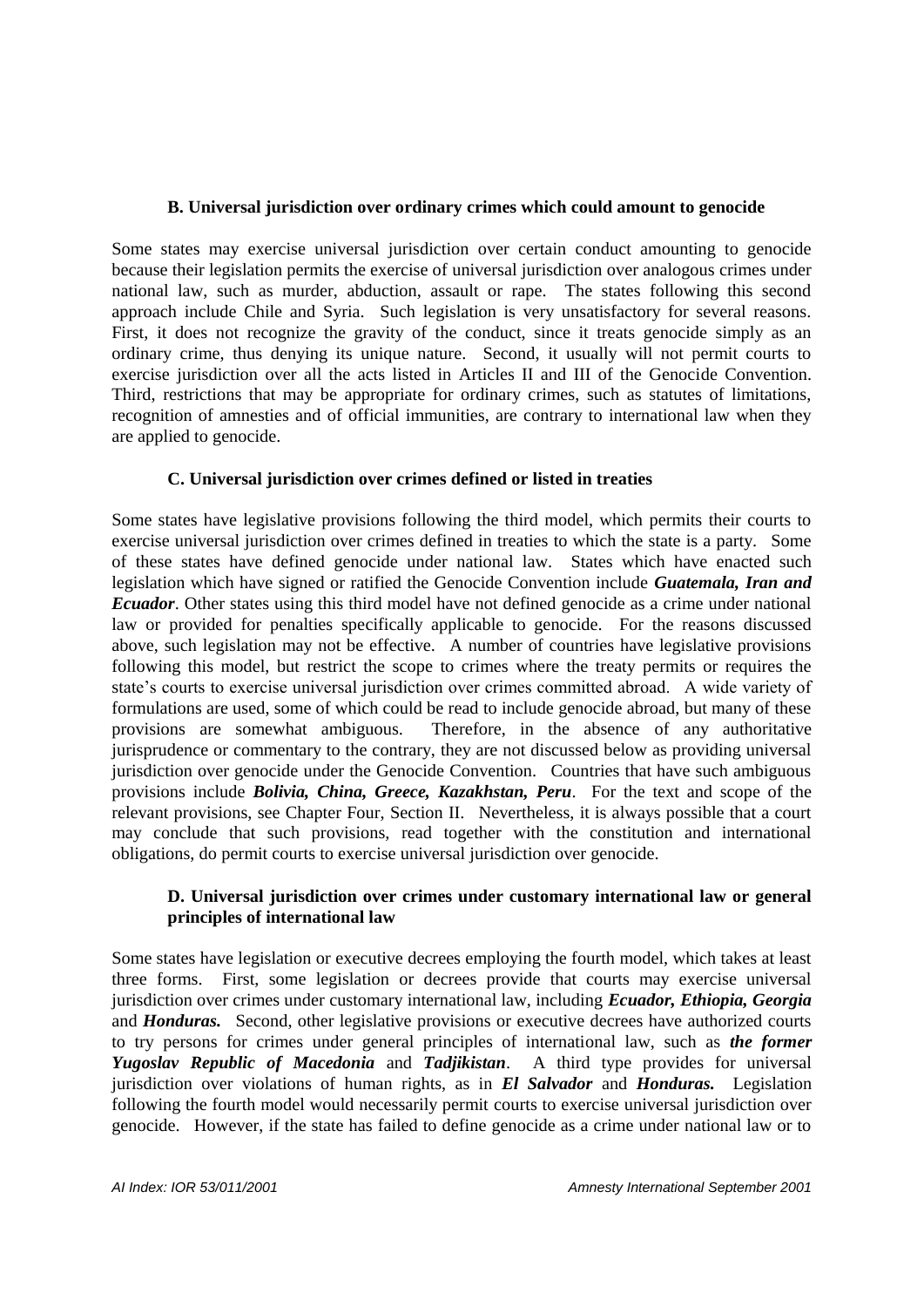### B. Universal jurisdiction over ordinary crimes which could amount to genocide

Some states may exercise universal jurisdiction over certain conduct amounting to genocide because their legislation permits the exercise of universal jurisdiction over analogous crimes under national law, such as murder, abduction, assault or rape. The states following this second approach include Chile and Syria. Such legislation is very unsatisfactory for several reasons. First, it does not recognize the gravity of the conduct, since it treats genocide simply as an ordinary crime, thus denying its unique nature. Second, it usually will not permit courts to exercise jurisdiction over all the acts listed in Articles II and III of the Genocide Convention. Third, restrictions that may be appropriate for ordinary crimes, such as statutes of limitations, recognition of amnesties and of official immunities, are contrary to international law when they are applied to genocide.

### C. Universal jurisdiction over crimes defined or listed in treaties

Some states have legislative provisions following the third model, which permits their courts to exercise universal jurisdiction over crimes defined in treaties to which the state is a party. Some of these states have defined genocide under national law. States which have enacted such legislation which have signed or ratified the Genocide Convention include ***Guatemala, Iran and Ecuador***. Other states using this third model have not defined genocide as a crime under national law or provided for penalties specifically applicable to genocide. For the reasons discussed above, such legislation may not be effective. A number of countries have legislative provisions following this model, but restrict the scope to crimes where the treaty permits or requires the state's courts to exercise universal jurisdiction over crimes committed abroad. A wide variety of formulations are used, some of which could be read to include genocide abroad, but many of these provisions are somewhat ambiguous. Therefore, in the absence of any authoritative jurisprudence or commentary to the contrary, they are not discussed below as providing universal jurisdiction over genocide under the Genocide Convention. Countries that have such ambiguous provisions include ***Bolivia, China, Greece, Kazakhstan, Peru***. For the text and scope of the relevant provisions, see Chapter Four, Section II. Nevertheless, it is always possible that a court may conclude that such provisions, read together with the constitution and international obligations, do permit courts to exercise universal jurisdiction over genocide.

### D. Universal jurisdiction over crimes under customary international law or general principles of international law

Some states have legislation or executive decrees employing the fourth model, which takes at least three forms. First, some legislation or decrees provide that courts may exercise universal jurisdiction over crimes under customary international law, including ***Ecuador, Ethiopia, Georgia*** and ***Honduras.*** Second, other legislative provisions or executive decrees have authorized courts to try persons for crimes under general principles of international law, such as ***the former Yugoslav Republic of Macedonia*** and ***Tadjikistan***. A third type provides for universal jurisdiction over violations of human rights, as in ***El Salvador*** and ***Honduras.*** Legislation following the fourth model would necessarily permit courts to exercise universal jurisdiction over genocide. However, if the state has failed to define genocide as a crime under national law or to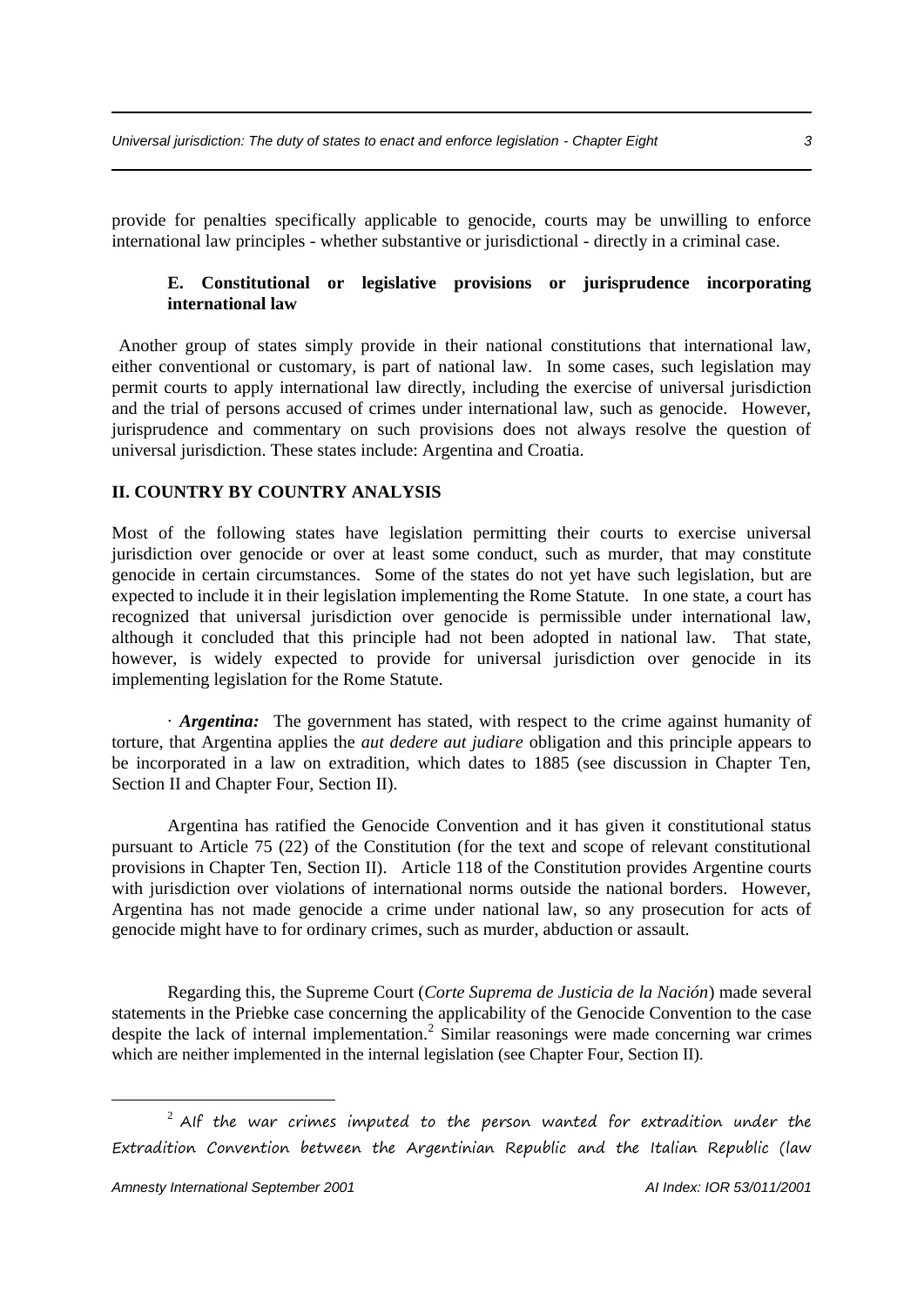provide for penalties specifically applicable to genocide, courts may be unwilling to enforce international law principles - whether substantive or jurisdictional - directly in a criminal case.

### E. Constitutional or legislative provisions or jurisprudence incorporating international law

Another group of states simply provide in their national constitutions that international law, either conventional or customary, is part of national law. In some cases, such legislation may permit courts to apply international law directly, including the exercise of universal jurisdiction and the trial of persons accused of crimes under international law, such as genocide. However, jurisprudence and commentary on such provisions does not always resolve the question of universal jurisdiction. These states include: Argentina and Croatia.

## II. COUNTRY BY COUNTRY ANALYSIS

Most of the following states have legislation permitting their courts to exercise universal jurisdiction over genocide or over at least some conduct, such as murder, that may constitute genocide in certain circumstances. Some of the states do not yet have such legislation, but are expected to include it in their legislation implementing the Rome Statute. In one state, a court has recognized that universal jurisdiction over genocide is permissible under international law, although it concluded that this principle had not been adopted in national law. That state, however, is widely expected to provide for universal jurisdiction over genocide in its implementing legislation for the Rome Statute.

· ***Argentina:*** The government has stated, with respect to the crime against humanity of torture, that Argentina applies the *aut dedere aut judiare* obligation and this principle appears to be incorporated in a law on extradition, which dates to 1885 (see discussion in Chapter Ten, Section II and Chapter Four, Section II).

Argentina has ratified the Genocide Convention and it has given it constitutional status pursuant to Article 75 (22) of the Constitution (for the text and scope of relevant constitutional provisions in Chapter Ten, Section II). Article 118 of the Constitution provides Argentine courts with jurisdiction over violations of international norms outside the national borders. However, Argentina has not made genocide a crime under national law, so any prosecution for acts of genocide might have to for ordinary crimes, such as murder, abduction or assault.

Regarding this, the Supreme Court (*Corte Suprema de Justicia de la Nación*) made several statements in the Priebke case concerning the applicability of the Genocide Convention to the case despite the lack of internal implementation.[2] Similar reasonings were made concerning war crimes which are neither implemented in the internal legislation (see Chapter Four, Section II).

---

[2] AIf the war crimes imputed to the person wanted for extradition under the Extradition Convention between the Argentinian Republic and the Italian Republic (law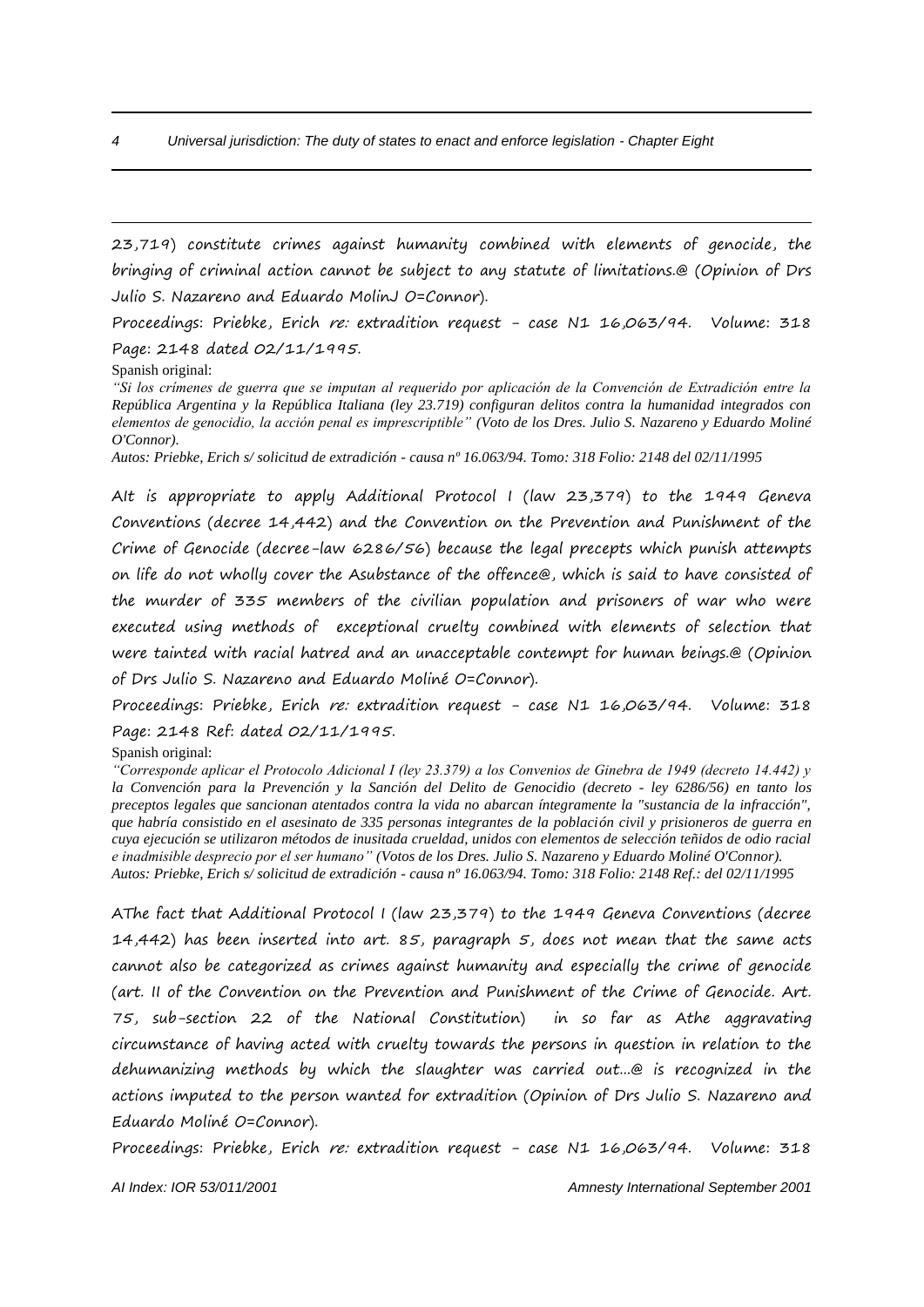23,719) constitute crimes against humanity combined with elements of genocide, the bringing of criminal action cannot be subject to any statute of limitations.@ (Opinion of Drs Julio S. Nazareno and Eduardo MolinJ O=Connor).

Proceedings: Priebke, Erich *re:* extradition request - case N1 16,063/94. Volume: 318 Page: 2148 dated 02/11/1995.

Spanish original:

*"Si los crímenes de guerra que se imputan al requerido por aplicación de la Convención de Extradición entre la República Argentina y la República Italiana (ley 23.719) configuran delitos contra la humanidad integrados con elementos de genocidio, la acción penal es imprescriptible" (Voto de los Dres. Julio S. Nazareno y Eduardo Moliné O'Connor).*

*Autos: Priebke, Erich s/ solicitud de extradición - causa nº 16.063/94. Tomo: 318 Folio: 2148 del 02/11/1995*

AIt is appropriate to apply Additional Protocol I (law 23,379) to the 1949 Geneva Conventions (decree 14,442) and the Convention on the Prevention and Punishment of the Crime of Genocide (decree-law 6286/56) because the legal precepts which punish attempts on life do not wholly cover the Asubstance of the offence@, which is said to have consisted of the murder of 335 members of the civilian population and prisoners of war who were executed using methods of exceptional cruelty combined with elements of selection that were tainted with racial hatred and an unacceptable contempt for human beings.@ (Opinion of Drs Julio S. Nazareno and Eduardo Moliné O=Connor).

Proceedings: Priebke, Erich *re:* extradition request - case N1 16,063/94. Volume: 318 Page: 2148 Ref: dated 02/11/1995.

Spanish original:

*"Corresponde aplicar el Protocolo Adicional I (ley 23.379) a los Convenios de Ginebra de 1949 (decreto 14.442) y la Convención para la Prevención y la Sanción del Delito de Genocidio (decreto - ley 6286/56) en tanto los preceptos legales que sancionan atentados contra la vida no abarcan íntegramente la "sustancia de la infracción", que habría consistido en el asesinato de 335 personas integrantes de la población civil y prisioneros de guerra en cuya ejecución se utilizaron métodos de inusitada crueldad, unidos con elementos de selección teñidos de odio racial e inadmisible desprecio por el ser humano" (Votos de los Dres. Julio S. Nazareno y Eduardo Moliné O'Connor).*

*Autos: Priebke, Erich s/ solicitud de extradición - causa nº 16.063/94. Tomo: 318 Folio: 2148 Ref.: del 02/11/1995*

AThe fact that Additional Protocol I (law 23,379) to the 1949 Geneva Conventions (decree 14,442) has been inserted into art. 85, paragraph 5, does not mean that the same acts cannot also be categorized as crimes against humanity and especially the crime of genocide (art. II of the Convention on the Prevention and Punishment of the Crime of Genocide. Art. 75, sub-section 22 of the National Constitution) in so far as Athe aggravating circumstance of having acted with cruelty towards the persons in question in relation to the dehumanizing methods by which the slaughter was carried out...@ is recognized in the actions imputed to the person wanted for extradition (Opinion of Drs Julio S. Nazareno and Eduardo Moliné O=Connor).

Proceedings: Priebke, Erich *re:* extradition request - case N1 16,063/94. Volume: 318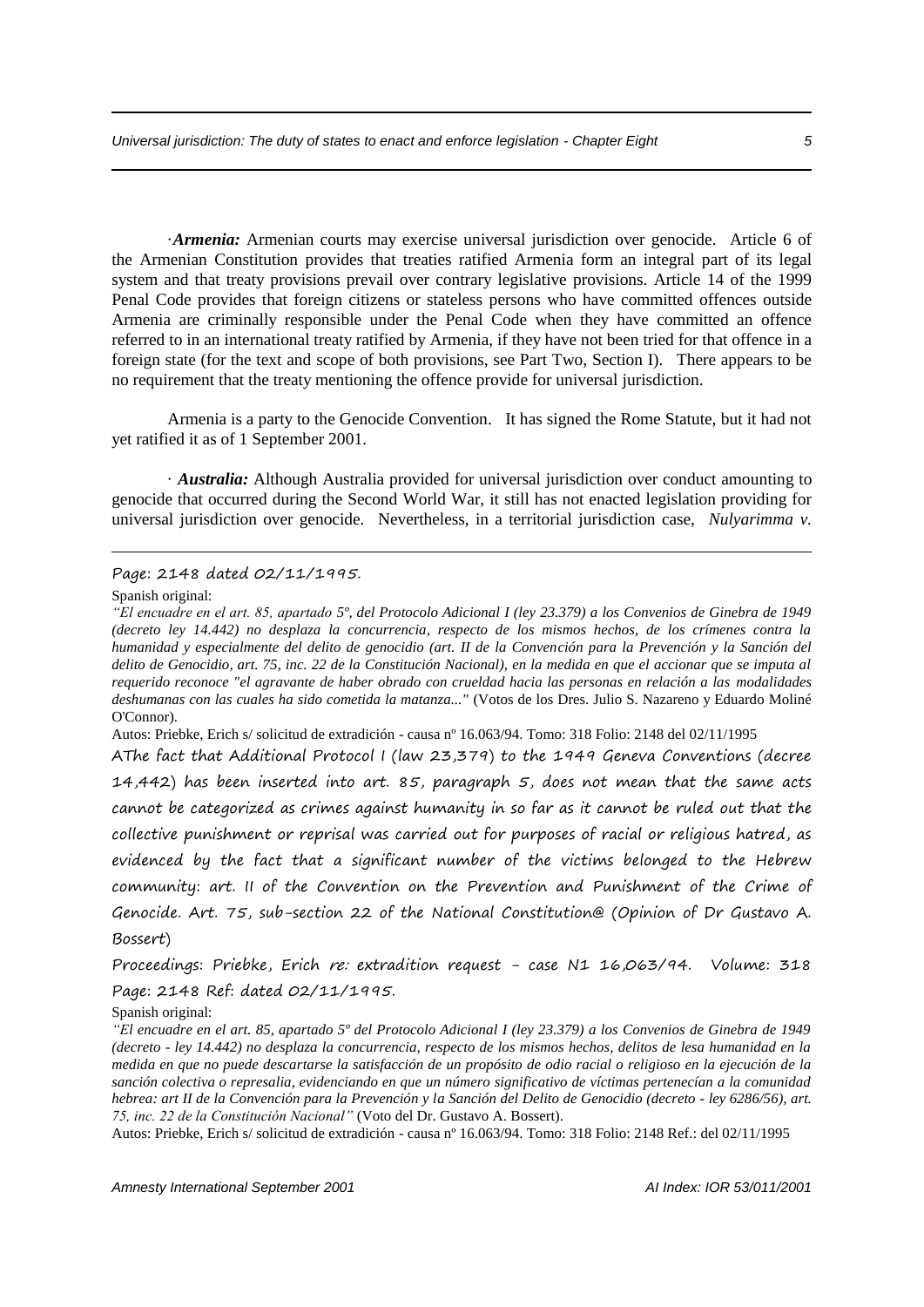·*Armenia:* Armenian courts may exercise universal jurisdiction over genocide. Article 6 of the Armenian Constitution provides that treaties ratified Armenia form an integral part of its legal system and that treaty provisions prevail over contrary legislative provisions. Article 14 of the 1999 Penal Code provides that foreign citizens or stateless persons who have committed offences outside Armenia are criminally responsible under the Penal Code when they have committed an offence referred to in an international treaty ratified by Armenia, if they have not been tried for that offence in a foreign state (for the text and scope of both provisions, see Part Two, Section I). There appears to be no requirement that the treaty mentioning the offence provide for universal jurisdiction.

Armenia is a party to the Genocide Convention. It has signed the Rome Statute, but it had not yet ratified it as of 1 September 2001.

· *Australia:* Although Australia provided for universal jurisdiction over conduct amounting to genocide that occurred during the Second World War, it still has not enacted legislation providing for universal jurisdiction over genocide. Nevertheless, in a territorial jurisdiction case, *Nulyarimma v.*

---

Page: 2148 dated 02/11/1995.

Spanish original:

*"El encuadre en el art. 85, apartado 5º, del Protocolo Adicional I (ley 23.379) a los Convenios de Ginebra de 1949 (decreto ley 14.442) no desplaza la concurrencia, respecto de los mismos hechos, de los crímenes contra la humanidad y especialmente del delito de genocidio (art. II de la Convención para la Prevención y la Sanción del delito de Genocidio, art. 75, inc. 22 de la Constitución Nacional), en la medida en que el accionar que se imputa al requerido reconoce "el agravante de haber obrado con crueldad hacia las personas en relación a las modalidades deshumanas con las cuales ha sido cometida la matanza..."* (Votos de los Dres. Julio S. Nazareno y Eduardo Moliné O'Connor).

Autos: Priebke, Erich s/ solicitud de extradición - causa nº 16.063/94. Tomo: 318 Folio: 2148 del 02/11/1995

AThe fact that Additional Protocol I (law 23,379) to the 1949 Geneva Conventions (decree 14,442) has been inserted into art. 85, paragraph 5, does not mean that the same acts cannot be categorized as crimes against humanity in so far as it cannot be ruled out that the collective punishment or reprisal was carried out for purposes of racial or religious hatred, as evidenced by the fact that a significant number of the victims belonged to the Hebrew community: art. II of the Convention on the Prevention and Punishment of the Crime of Genocide. Art. 75, sub-section 22 of the National Constitution@ (Opinion of Dr Gustavo A. Bossert)

Proceedings: Priebke, Erich *re:* extradition request - case N1 16,063/94. Volume: 318 Page: 2148 Ref: dated 02/11/1995.

Spanish original:

*"El encuadre en el art. 85, apartado 5º del Protocolo Adicional I (ley 23.379) a los Convenios de Ginebra de 1949 (decreto - ley 14.442) no desplaza la concurrencia, respecto de los mismos hechos, delitos de lesa humanidad en la medida en que no puede descartarse la satisfacción de un propósito de odio racial o religioso en la ejecución de la sanción colectiva o represalia, evidenciando en que un número significativo de víctimas pertenecían a la comunidad hebrea: art II de la Convención para la Prevención y la Sanción del Delito de Genocidio (decreto - ley 6286/56), art. 75, inc. 22 de la Constitución Nacional"* (Voto del Dr. Gustavo A. Bossert).

Autos: Priebke, Erich s/ solicitud de extradición - causa nº 16.063/94. Tomo: 318 Folio: 2148 Ref.: del 02/11/1995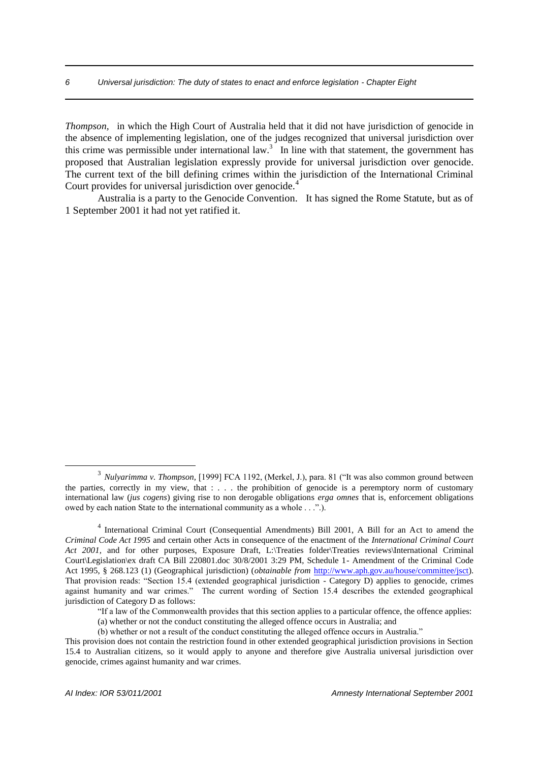*Thompson*, in which the High Court of Australia held that it did not have jurisdiction of genocide in the absence of implementing legislation, one of the judges recognized that universal jurisdiction over this crime was permissible under international law.[3] In line with that statement, the government has proposed that Australian legislation expressly provide for universal jurisdiction over genocide. The current text of the bill defining crimes within the jurisdiction of the International Criminal Court provides for universal jurisdiction over genocide.[4]

Australia is a party to the Genocide Convention. It has signed the Rome Statute, but as of 1 September 2001 it had not yet ratified it.

---

[3] *Nulyarimma v. Thompson,* [1999] FCA 1192, (Merkel, J.), para. 81 ("It was also common ground between the parties, correctly in my view, that : . . . the prohibition of genocide is a peremptory norm of customary international law (*jus cogens*) giving rise to non derogable obligations *erga omnes* that is, enforcement obligations owed by each nation State to the international community as a whole . . .".).

[4] International Criminal Court (Consequential Amendments) Bill 2001, A Bill for an Act to amend the *Criminal Code Act 1995* and certain other Acts in consequence of the enactment of the *International Criminal Court Act 2001*, and for other purposes, Exposure Draft, L:\Treaties folder\Treaties reviews\International Criminal Court\Legislation\ex draft CA Bill 220801.doc 30/8/2001 3:29 PM, Schedule 1- Amendment of the Criminal Code Act 1995, § 268.123 (1) (Geographical jurisdiction) (*obtainable from* http://www.aph.gov.au/house/committee/jsct). That provision reads: "Section 15.4 (extended geographical jurisdiction - Category D) applies to genocide, crimes against humanity and war crimes." The current wording of Section 15.4 describes the extended geographical jurisdiction of Category D as follows:

"If a law of the Commonwealth provides that this section applies to a particular offence, the offence applies:

(a) whether or not the conduct constituting the alleged offence occurs in Australia; and

(b) whether or not a result of the conduct constituting the alleged offence occurs in Australia."

This provision does not contain the restriction found in other extended geographical jurisdiction provisions in Section 15.4 to Australian citizens, so it would apply to anyone and therefore give Australia universal jurisdiction over genocide, crimes against humanity and war crimes.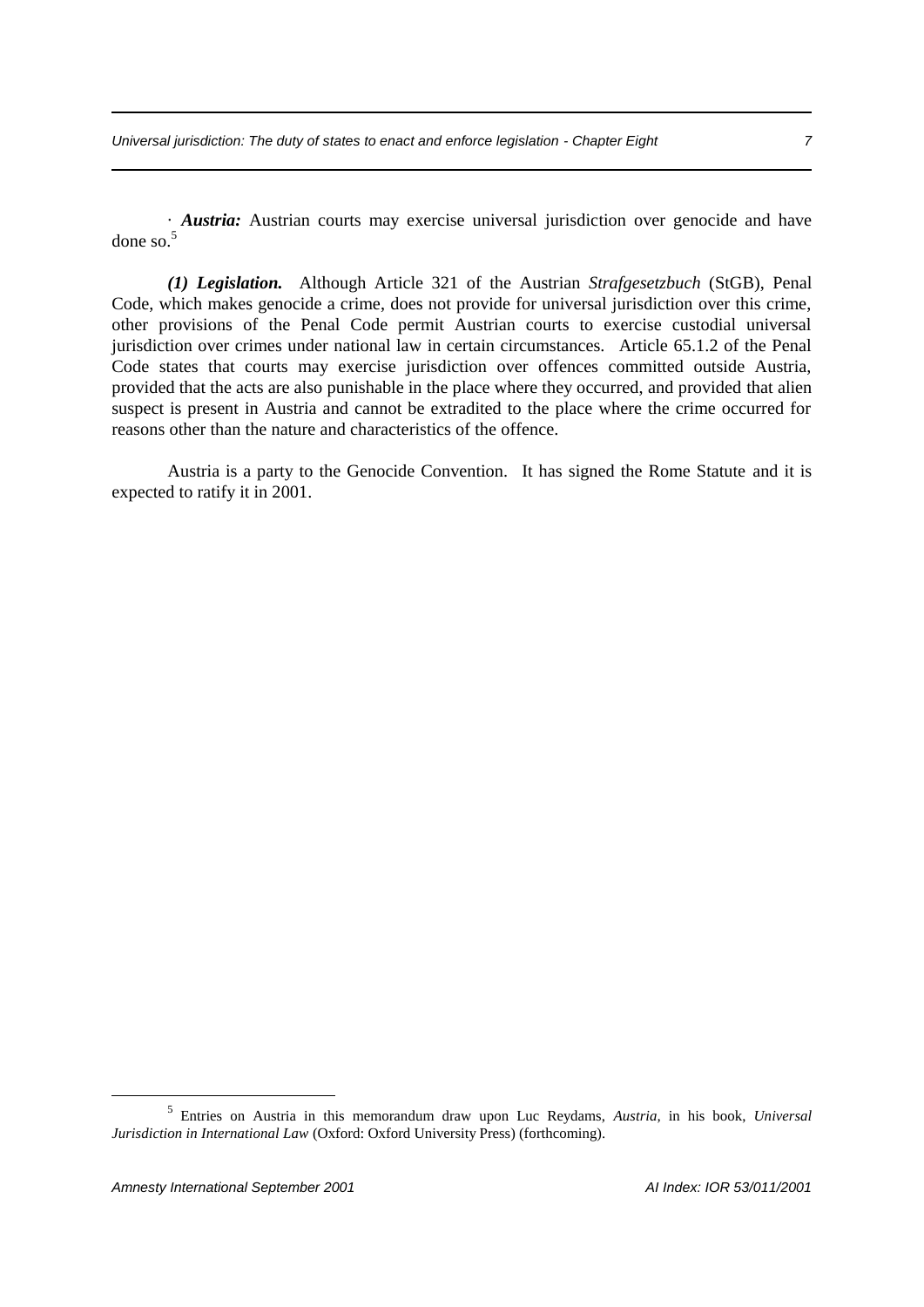· ***Austria:*** Austrian courts may exercise universal jurisdiction over genocide and have done so.[5]

***(1) Legislation.*** Although Article 321 of the Austrian *Strafgesetzbuch* (StGB), Penal Code, which makes genocide a crime, does not provide for universal jurisdiction over this crime, other provisions of the Penal Code permit Austrian courts to exercise custodial universal jurisdiction over crimes under national law in certain circumstances. Article 65.1.2 of the Penal Code states that courts may exercise jurisdiction over offences committed outside Austria, provided that the acts are also punishable in the place where they occurred, and provided that alien suspect is present in Austria and cannot be extradited to the place where the crime occurred for reasons other than the nature and characteristics of the offence.

Austria is a party to the Genocide Convention. It has signed the Rome Statute and it is expected to ratify it in 2001.

---

[5] Entries on Austria in this memorandum draw upon Luc Reydams, *Austria*, in his book, *Universal Jurisdiction in International Law* (Oxford: Oxford University Press) (forthcoming).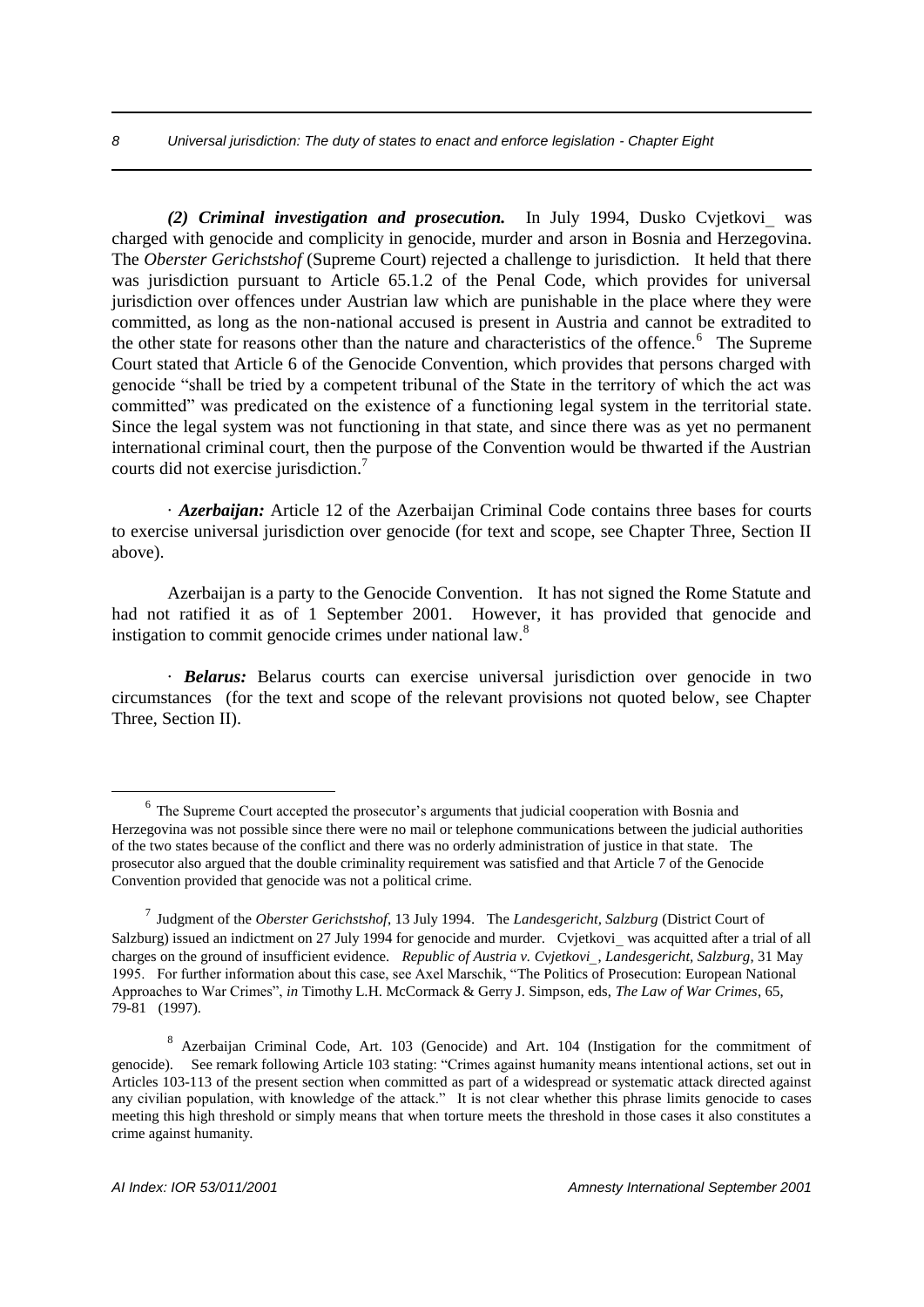***(2) Criminal investigation and prosecution.*** In July 1994, Dusko Cvjetkovi_ was charged with genocide and complicity in genocide, murder and arson in Bosnia and Herzegovina. The *Oberster Gerichstshof* (Supreme Court) rejected a challenge to jurisdiction. It held that there was jurisdiction pursuant to Article 65.1.2 of the Penal Code, which provides for universal jurisdiction over offences under Austrian law which are punishable in the place where they were committed, as long as the non-national accused is present in Austria and cannot be extradited to the other state for reasons other than the nature and characteristics of the offence.[6] The Supreme Court stated that Article 6 of the Genocide Convention, which provides that persons charged with genocide "shall be tried by a competent tribunal of the State in the territory of which the act was committed" was predicated on the existence of a functioning legal system in the territorial state. Since the legal system was not functioning in that state, and since there was as yet no permanent international criminal court, then the purpose of the Convention would be thwarted if the Austrian courts did not exercise jurisdiction.[7]

· ***Azerbaijan:*** Article 12 of the Azerbaijan Criminal Code contains three bases for courts to exercise universal jurisdiction over genocide (for text and scope, see Chapter Three, Section II above).

Azerbaijan is a party to the Genocide Convention. It has not signed the Rome Statute and had not ratified it as of 1 September 2001. However, it has provided that genocide and instigation to commit genocide crimes under national law.[8]

· ***Belarus:*** Belarus courts can exercise universal jurisdiction over genocide in two circumstances (for the text and scope of the relevant provisions not quoted below, see Chapter Three, Section II).

---

[6] The Supreme Court accepted the prosecutor's arguments that judicial cooperation with Bosnia and Herzegovina was not possible since there were no mail or telephone communications between the judicial authorities of the two states because of the conflict and there was no orderly administration of justice in that state. The prosecutor also argued that the double criminality requirement was satisfied and that Article 7 of the Genocide Convention provided that genocide was not a political crime.

[7] Judgment of the *Oberster Gerichstshof*, 13 July 1994. The *Landesgericht, Salzburg* (District Court of Salzburg) issued an indictment on 27 July 1994 for genocide and murder. Cvjetkovi_ was acquitted after a trial of all charges on the ground of insufficient evidence. *Republic of Austria v. Cvjetkovi_, Landesgericht, Salzburg*, 31 May 1995. For further information about this case, see Axel Marschik, "The Politics of Prosecution: European National Approaches to War Crimes", *in* Timothy L.H. McCormack & Gerry J. Simpson, eds, *The Law of War Crimes*, 65, 79-81 (1997).

[8] Azerbaijan Criminal Code, Art. 103 (Genocide) and Art. 104 (Instigation for the commitment of genocide). See remark following Article 103 stating: "Crimes against humanity means intentional actions, set out in Articles 103-113 of the present section when committed as part of a widespread or systematic attack directed against any civilian population, with knowledge of the attack." It is not clear whether this phrase limits genocide to cases meeting this high threshold or simply means that when torture meets the threshold in those cases it also constitutes a crime against humanity.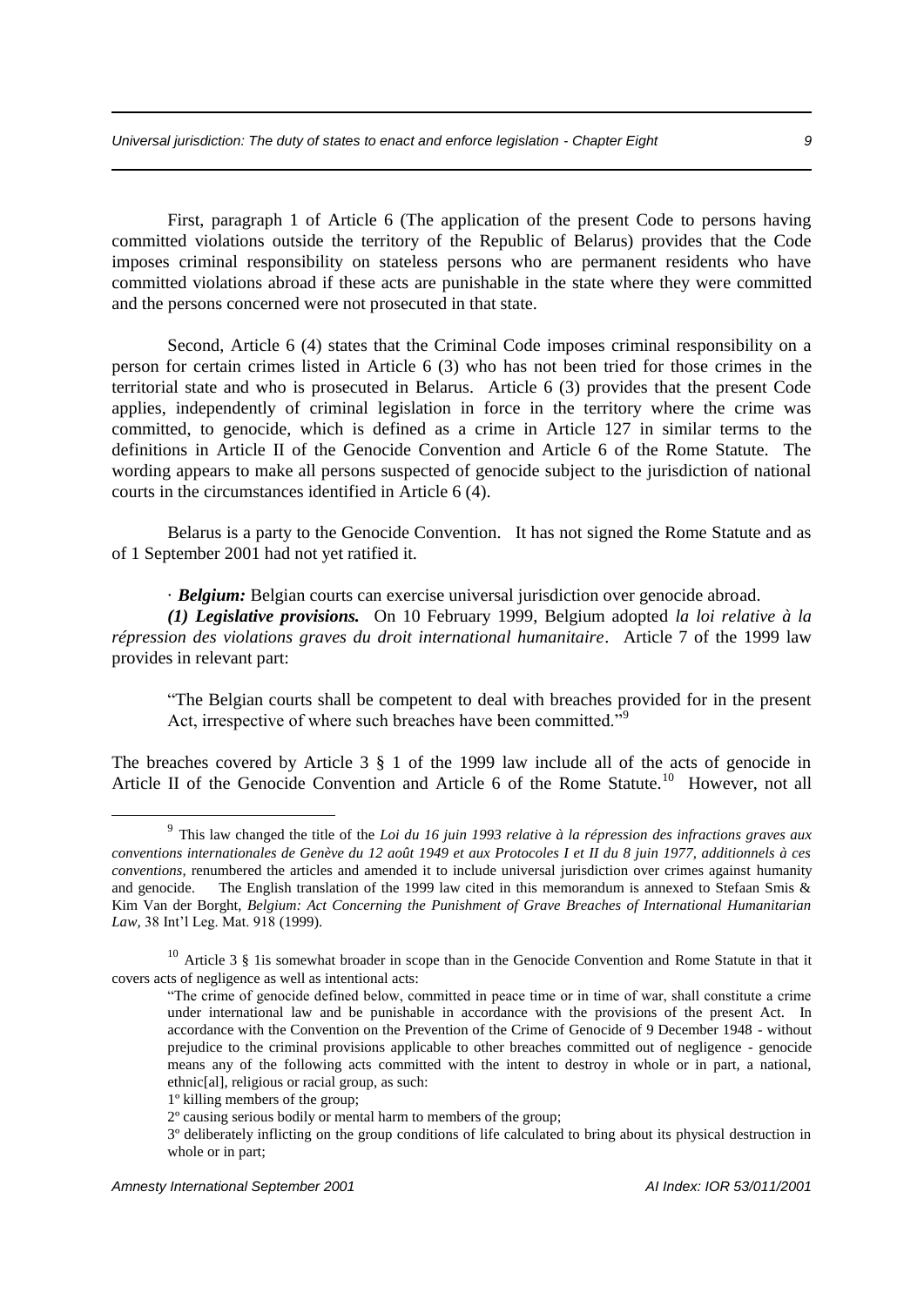First, paragraph 1 of Article 6 (The application of the present Code to persons having committed violations outside the territory of the Republic of Belarus) provides that the Code imposes criminal responsibility on stateless persons who are permanent residents who have committed violations abroad if these acts are punishable in the state where they were committed and the persons concerned were not prosecuted in that state.

Second, Article 6 (4) states that the Criminal Code imposes criminal responsibility on a person for certain crimes listed in Article 6 (3) who has not been tried for those crimes in the territorial state and who is prosecuted in Belarus. Article 6 (3) provides that the present Code applies, independently of criminal legislation in force in the territory where the crime was committed, to genocide, which is defined as a crime in Article 127 in similar terms to the definitions in Article II of the Genocide Convention and Article 6 of the Rome Statute. The wording appears to make all persons suspected of genocide subject to the jurisdiction of national courts in the circumstances identified in Article 6 (4).

Belarus is a party to the Genocide Convention. It has not signed the Rome Statute and as of 1 September 2001 had not yet ratified it.

· ***Belgium:*** Belgian courts can exercise universal jurisdiction over genocide abroad.

***(1) Legislative provisions.*** On 10 February 1999, Belgium adopted *la loi relative à la répression des violations graves du droit international humanitaire*. Article 7 of the 1999 law provides in relevant part:

> "The Belgian courts shall be competent to deal with breaches provided for in the present Act, irrespective of where such breaches have been committed."[9]

The breaches covered by Article 3 § 1 of the 1999 law include all of the acts of genocide in Article II of the Genocide Convention and Article 6 of the Rome Statute.[10] However, not all

---

[9] This law changed the title of the *Loi du 16 juin 1993 relative à la répression des infractions graves aux conventions internationales de Genève du 12 août 1949 et aux Protocoles I et II du 8 juin 1977, additionnels à ces conventions*, renumbered the articles and amended it to include universal jurisdiction over crimes against humanity and genocide. The English translation of the 1999 law cited in this memorandum is annexed to Stefaan Smis & Kim Van der Borght, *Belgium: Act Concerning the Punishment of Grave Breaches of International Humanitarian Law*, 38 Int'l Leg. Mat. 918 (1999).

[10] Article 3 § 1is somewhat broader in scope than in the Genocide Convention and Rome Statute in that it covers acts of negligence as well as intentional acts:

> "The crime of genocide defined below, committed in peace time or in time of war, shall constitute a crime under international law and be punishable in accordance with the provisions of the present Act. In accordance with the Convention on the Prevention of the Crime of Genocide of 9 December 1948 - without prejudice to the criminal provisions applicable to other breaches committed out of negligence - genocide means any of the following acts committed with the intent to destroy in whole or in part, a national, ethnic[al], religious or racial group, as such:
>
> 1º killing members of the group;
>
> 2º causing serious bodily or mental harm to members of the group;
>
> 3º deliberately inflicting on the group conditions of life calculated to bring about its physical destruction in whole or in part;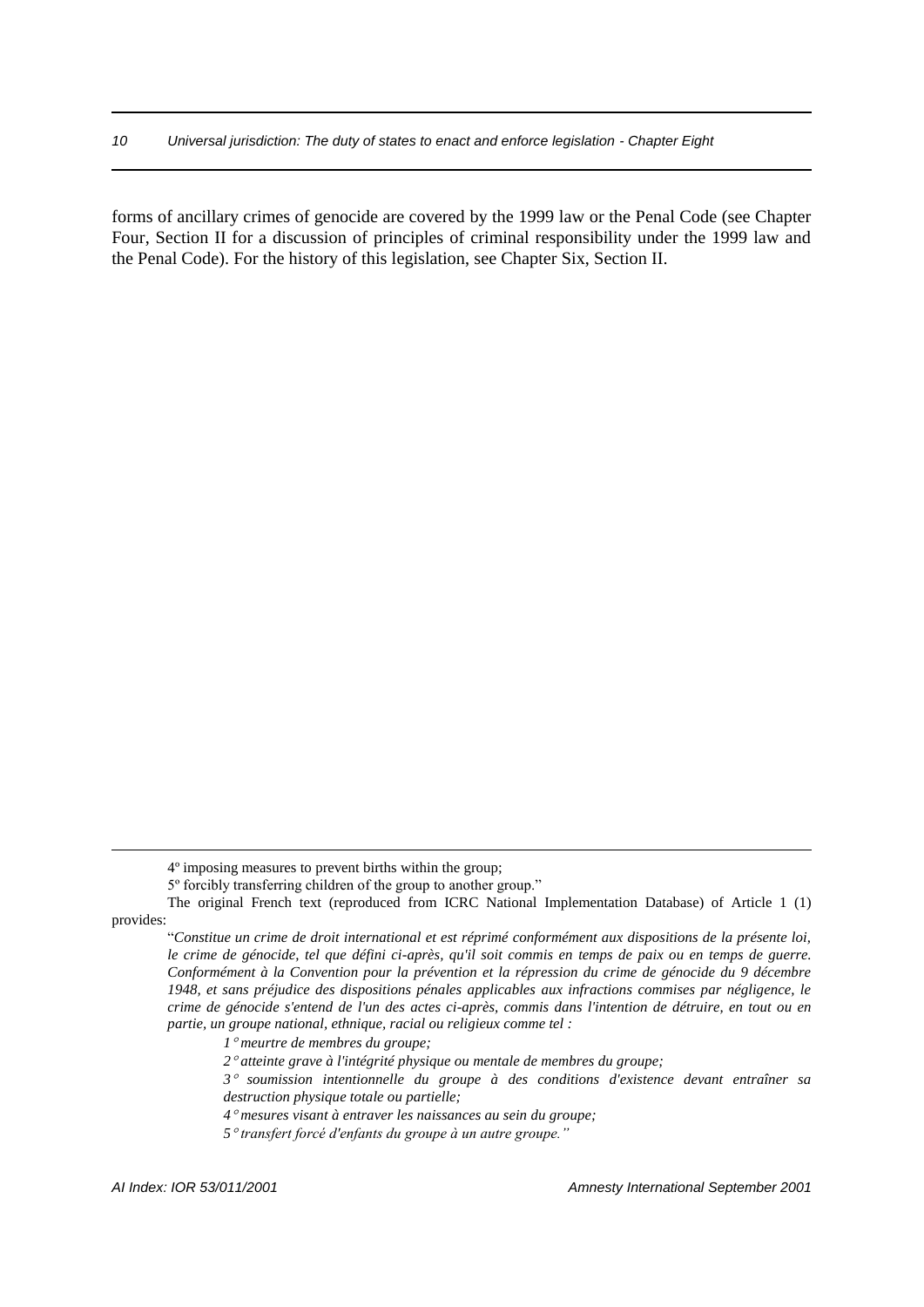forms of ancillary crimes of genocide are covered by the 1999 law or the Penal Code (see Chapter Four, Section II for a discussion of principles of criminal responsibility under the 1999 law and the Penal Code). For the history of this legislation, see Chapter Six, Section II.

---

4º imposing measures to prevent births within the group;

5º forcibly transferring children of the group to another group."

The original French text (reproduced from ICRC National Implementation Database) of Article 1 (1) provides:

> "*Constitue un crime de droit international et est réprimé conformément aux dispositions de la présente loi, le crime de génocide, tel que défini ci-après, qu'il soit commis en temps de paix ou en temps de guerre. Conformément à la Convention pour la prévention et la répression du crime de génocide du 9 décembre 1948, et sans préjudice des dispositions pénales applicables aux infractions commises par négligence, le crime de génocide s'entend de l'un des actes ci-après, commis dans l'intention de détruire, en tout ou en partie, un groupe national, ethnique, racial ou religieux comme tel :*
>
> *1° meurtre de membres du groupe;*
>
> *2° atteinte grave à l'intégrité physique ou mentale de membres du groupe;*
>
> *3° soumission intentionnelle du groupe à des conditions d'existence devant entraîner sa destruction physique totale ou partielle;*
>
> *4° mesures visant à entraver les naissances au sein du groupe;*
>
> *5° transfert forcé d'enfants du groupe à un autre groupe."*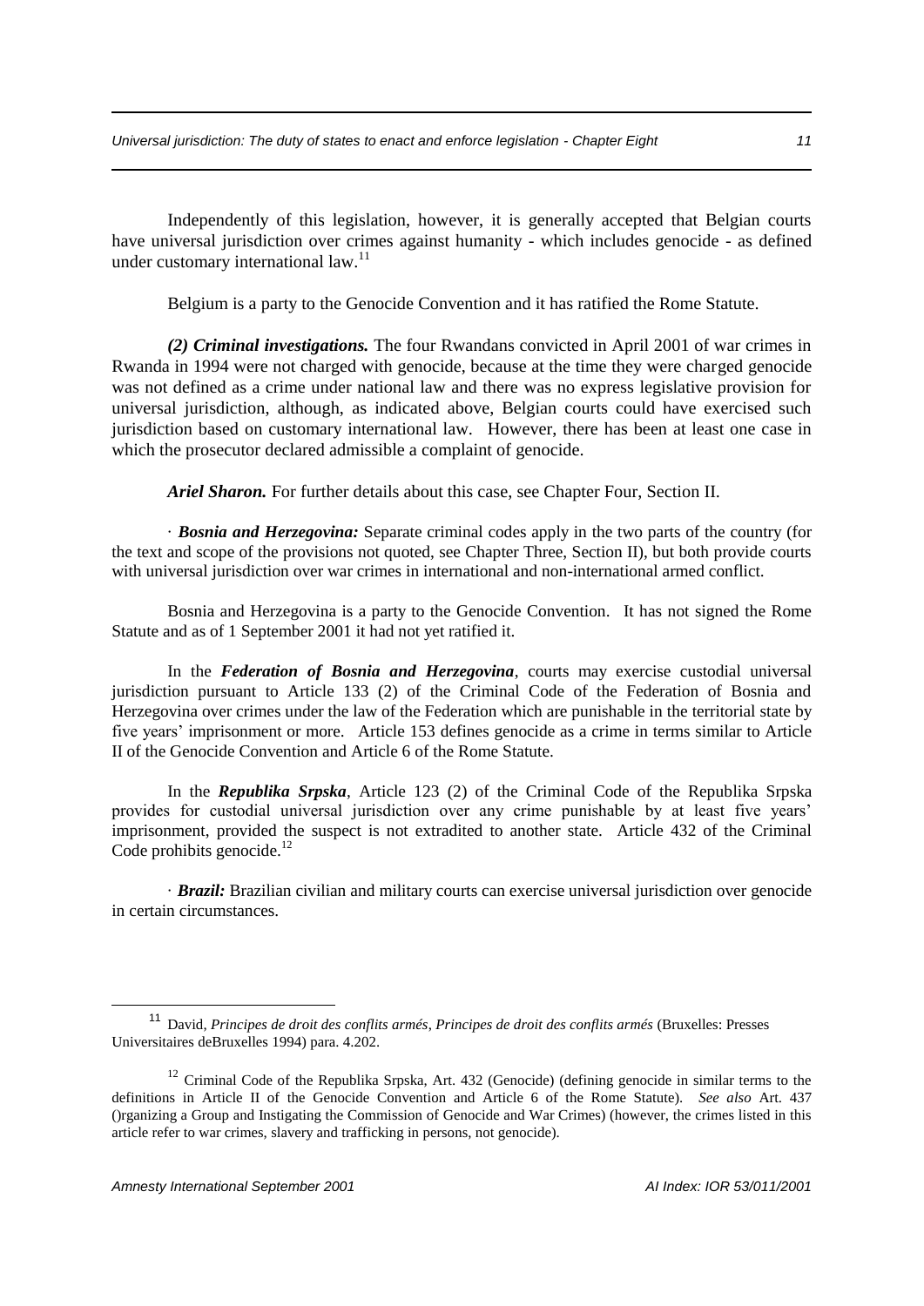Independently of this legislation, however, it is generally accepted that Belgian courts have universal jurisdiction over crimes against humanity - which includes genocide - as defined under customary international law.[11]

Belgium is a party to the Genocide Convention and it has ratified the Rome Statute.

***(2) Criminal investigations.*** The four Rwandans convicted in April 2001 of war crimes in Rwanda in 1994 were not charged with genocide, because at the time they were charged genocide was not defined as a crime under national law and there was no express legislative provision for universal jurisdiction, although, as indicated above, Belgian courts could have exercised such jurisdiction based on customary international law. However, there has been at least one case in which the prosecutor declared admissible a complaint of genocide.

***Ariel Sharon.*** For further details about this case, see Chapter Four, Section II.

· ***Bosnia and Herzegovina:*** Separate criminal codes apply in the two parts of the country (for the text and scope of the provisions not quoted, see Chapter Three, Section II), but both provide courts with universal jurisdiction over war crimes in international and non-international armed conflict.

Bosnia and Herzegovina is a party to the Genocide Convention. It has not signed the Rome Statute and as of 1 September 2001 it had not yet ratified it.

In the ***Federation of Bosnia and Herzegovina***, courts may exercise custodial universal jurisdiction pursuant to Article 133 (2) of the Criminal Code of the Federation of Bosnia and Herzegovina over crimes under the law of the Federation which are punishable in the territorial state by five years' imprisonment or more. Article 153 defines genocide as a crime in terms similar to Article II of the Genocide Convention and Article 6 of the Rome Statute.

In the ***Republika Srpska***, Article 123 (2) of the Criminal Code of the Republika Srpska provides for custodial universal jurisdiction over any crime punishable by at least five years' imprisonment, provided the suspect is not extradited to another state. Article 432 of the Criminal Code prohibits genocide.[12]

· ***Brazil:*** Brazilian civilian and military courts can exercise universal jurisdiction over genocide in certain circumstances.

---

[11] David, *Principes de droit des conflits armés*, *Principes de droit des conflits armés* (Bruxelles: Presses Universitaires deBruxelles 1994) para. 4.202.

[12] Criminal Code of the Republika Srpska, Art. 432 (Genocide) (defining genocide in similar terms to the definitions in Article II of the Genocide Convention and Article 6 of the Rome Statute). *See also* Art. 437 ()rganizing a Group and Instigating the Commission of Genocide and War Crimes) (however, the crimes listed in this article refer to war crimes, slavery and trafficking in persons, not genocide).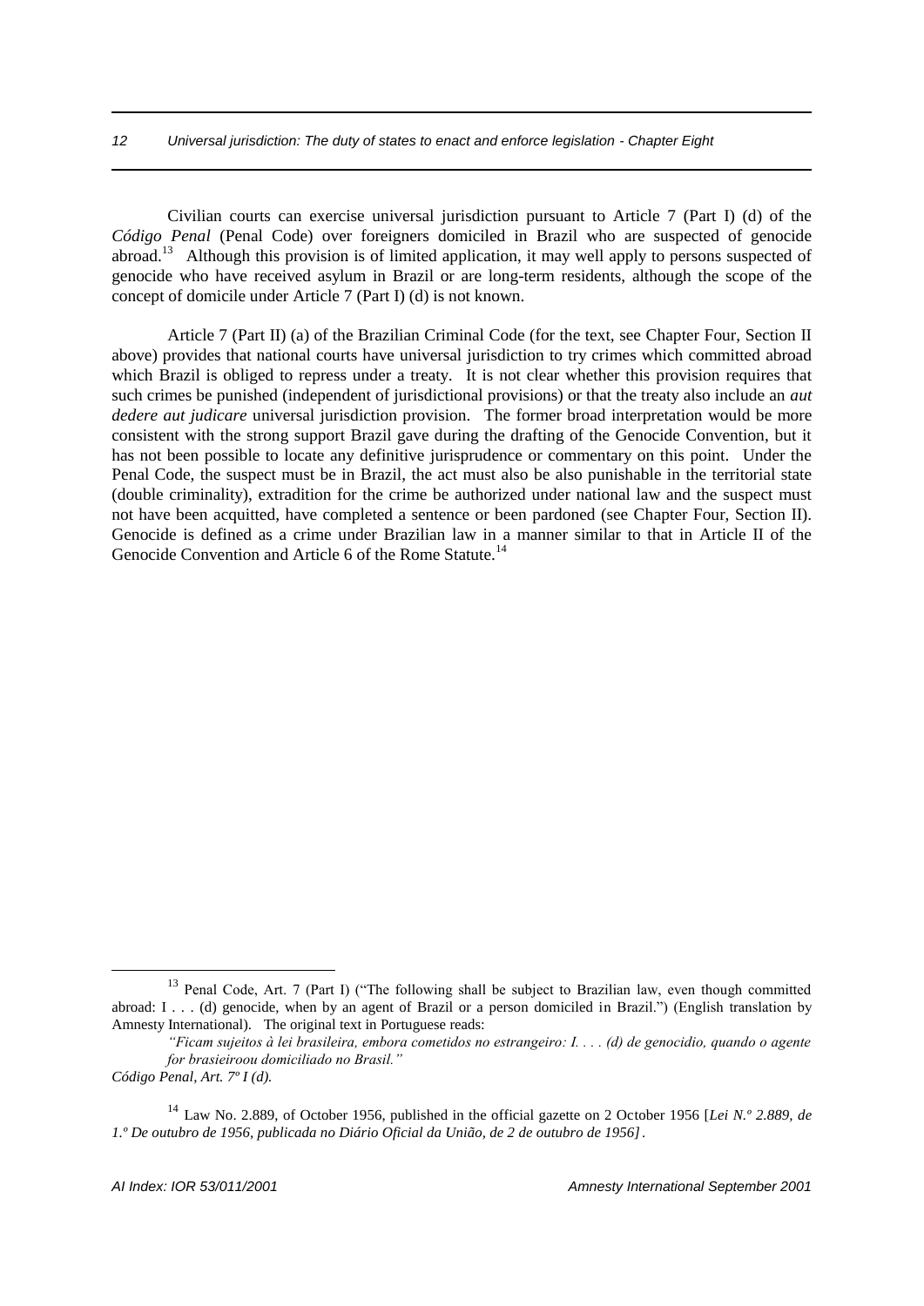Civilian courts can exercise universal jurisdiction pursuant to Article 7 (Part I) (d) of the *Código Penal* (Penal Code) over foreigners domiciled in Brazil who are suspected of genocide abroad.[13] Although this provision is of limited application, it may well apply to persons suspected of genocide who have received asylum in Brazil or are long-term residents, although the scope of the concept of domicile under Article 7 (Part I) (d) is not known.

Article 7 (Part II) (a) of the Brazilian Criminal Code (for the text, see Chapter Four, Section II above) provides that national courts have universal jurisdiction to try crimes which committed abroad which Brazil is obliged to repress under a treaty. It is not clear whether this provision requires that such crimes be punished (independent of jurisdictional provisions) or that the treaty also include an *aut dedere aut judicare* universal jurisdiction provision. The former broad interpretation would be more consistent with the strong support Brazil gave during the drafting of the Genocide Convention, but it has not been possible to locate any definitive jurisprudence or commentary on this point. Under the Penal Code, the suspect must be in Brazil, the act must also be also punishable in the territorial state (double criminality), extradition for the crime be authorized under national law and the suspect must not have been acquitted, have completed a sentence or been pardoned (see Chapter Four, Section II). Genocide is defined as a crime under Brazilian law in a manner similar to that in Article II of the Genocide Convention and Article 6 of the Rome Statute.[14]

---

[13] Penal Code, Art. 7 (Part I) ("The following shall be subject to Brazilian law, even though committed abroad: I . . . (d) genocide, when by an agent of Brazil or a person domiciled in Brazil.") (English translation by Amnesty International). The original text in Portuguese reads:

> *"Ficam sujeitos à lei brasileira, embora cometidos no estrangeiro: I. . . . (d) de genocidio, quando o agente for brasieiroou domiciliado no Brasil."*

*Código Penal, Art. 7º I (d).*

[14] Law No. 2.889, of October 1956, published in the official gazette on 2 October 1956 [*Lei N.º 2.889, de 1.º De outubro de 1956, publicada no Diário Oficial da União, de 2 de outubro de 1956]*.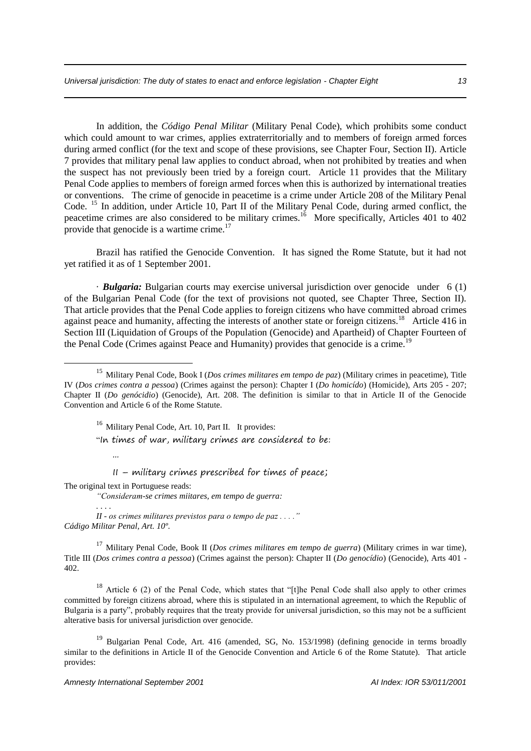In addition, the *Código Penal Militar* (Military Penal Code), which prohibits some conduct which could amount to war crimes, applies extraterritorially and to members of foreign armed forces during armed conflict (for the text and scope of these provisions, see Chapter Four, Section II). Article 7 provides that military penal law applies to conduct abroad, when not prohibited by treaties and when the suspect has not previously been tried by a foreign court. Article 11 provides that the Military Penal Code applies to members of foreign armed forces when this is authorized by international treaties or conventions. The crime of genocide in peacetime is a crime under Article 208 of the Military Penal Code. [15] In addition, under Article 10, Part II of the Military Penal Code, during armed conflict, the peacetime crimes are also considered to be military crimes.[16] More specifically, Articles 401 to 402 provide that genocide is a wartime crime.[17]

Brazil has ratified the Genocide Convention. It has signed the Rome Statute, but it had not yet ratified it as of 1 September 2001.

· ***Bulgaria:*** Bulgarian courts may exercise universal jurisdiction over genocide under 6 (1) of the Bulgarian Penal Code (for the text of provisions not quoted, see Chapter Three, Section II). That article provides that the Penal Code applies to foreign citizens who have committed abroad crimes against peace and humanity, affecting the interests of another state or foreign citizens.[18] Article 416 in Section III (Liquidation of Groups of the Population (Genocide) and Apartheid) of Chapter Fourteen of the Penal Code (Crimes against Peace and Humanity) provides that genocide is a crime.[19]

---

[15] Military Penal Code, Book I (*Dos crimes militares em tempo de paz*) (Military crimes in peacetime), Title IV (*Dos crimes contra a pessoa*) (Crimes against the person): Chapter I (*Do homicído*) (Homicide), Arts 205 - 207; Chapter II (*Do genócidio*) (Genocide), Art. 208. The definition is similar to that in Article II of the Genocide Convention and Article 6 of the Rome Statute.

[16] Military Penal Code, Art. 10, Part II. It provides:

"In times of war, military crimes are considered to be:

...

II – military crimes prescribed for times of peace;

The original text in Portuguese reads:

*"Consideram-se crimes miitares, em tempo de guerra:*

*. . . .*

*II - os crimes militares previstos para o tempo de paz . . . ."*

*Cádigo Militar Penal, Art. 10º.*

[17] Military Penal Code, Book II (*Dos crimes militares em tempo de guerra*) (Military crimes in war time), Title III (*Dos crimes contra a pessoa*) (Crimes against the person): Chapter II (*Do genocídio*) (Genocide), Arts 401 - 402.

[18] Article 6 (2) of the Penal Code, which states that "[t]he Penal Code shall also apply to other crimes committed by foreign citizens abroad, where this is stipulated in an international agreement, to which the Republic of Bulgaria is a party", probably requires that the treaty provide for universal jurisdiction, so this may not be a sufficient alterative basis for universal jurisdiction over genocide.

[19] Bulgarian Penal Code, Art. 416 (amended, SG, No. 153/1998) (defining genocide in terms broadly similar to the definitions in Article II of the Genocide Convention and Article 6 of the Rome Statute). That article provides: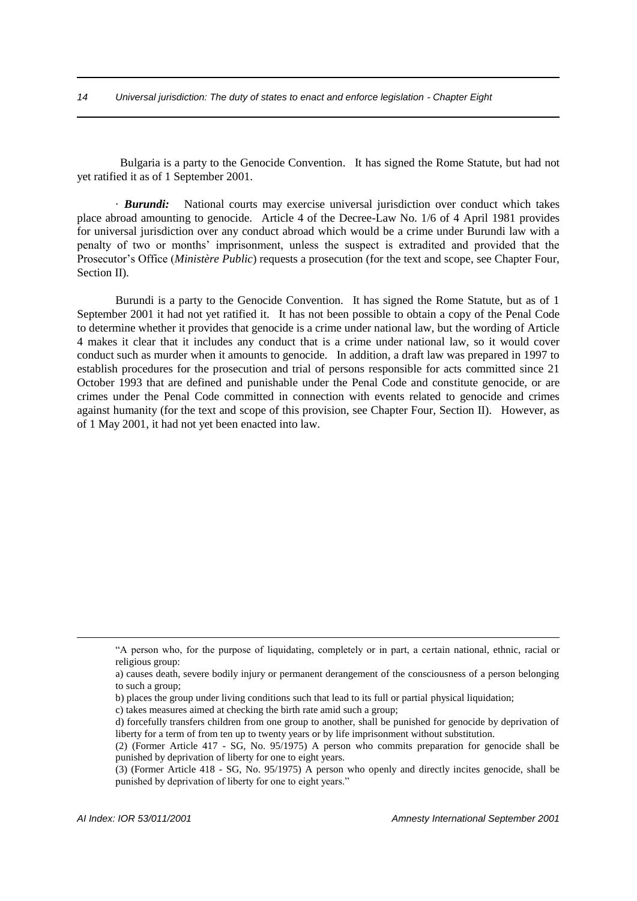Bulgaria is a party to the Genocide Convention. It has signed the Rome Statute, but had not yet ratified it as of 1 September 2001.

· ***Burundi:*** National courts may exercise universal jurisdiction over conduct which takes place abroad amounting to genocide. Article 4 of the Decree-Law No. 1/6 of 4 April 1981 provides for universal jurisdiction over any conduct abroad which would be a crime under Burundi law with a penalty of two or months' imprisonment, unless the suspect is extradited and provided that the Prosecutor's Office (*Ministère Public*) requests a prosecution (for the text and scope, see Chapter Four, Section II).

Burundi is a party to the Genocide Convention. It has signed the Rome Statute, but as of 1 September 2001 it had not yet ratified it. It has not been possible to obtain a copy of the Penal Code to determine whether it provides that genocide is a crime under national law, but the wording of Article 4 makes it clear that it includes any conduct that is a crime under national law, so it would cover conduct such as murder when it amounts to genocide. In addition, a draft law was prepared in 1997 to establish procedures for the prosecution and trial of persons responsible for acts committed since 21 October 1993 that are defined and punishable under the Penal Code and constitute genocide, or are crimes under the Penal Code committed in connection with events related to genocide and crimes against humanity (for the text and scope of this provision, see Chapter Four, Section II). However, as of 1 May 2001, it had not yet been enacted into law.

---

"A person who, for the purpose of liquidating, completely or in part, a certain national, ethnic, racial or religious group:

a) causes death, severe bodily injury or permanent derangement of the consciousness of a person belonging to such a group;

b) places the group under living conditions such that lead to its full or partial physical liquidation;

c) takes measures aimed at checking the birth rate amid such a group;

d) forcefully transfers children from one group to another, shall be punished for genocide by deprivation of liberty for a term of from ten up to twenty years or by life imprisonment without substitution.

(2) (Former Article 417 - SG, No. 95/1975) A person who commits preparation for genocide shall be punished by deprivation of liberty for one to eight years.

(3) (Former Article 418 - SG, No. 95/1975) A person who openly and directly incites genocide, shall be punished by deprivation of liberty for one to eight years."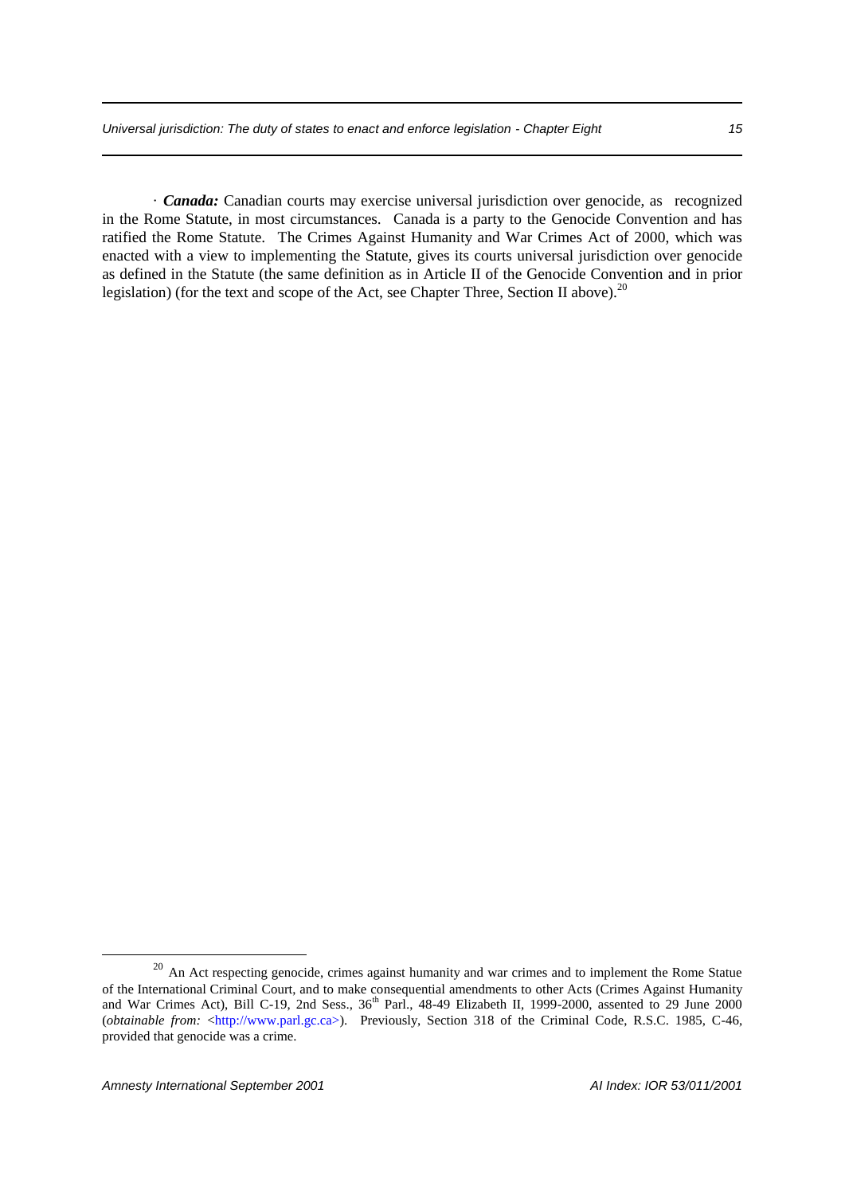· ***Canada:*** Canadian courts may exercise universal jurisdiction over genocide, as recognized in the Rome Statute, in most circumstances. Canada is a party to the Genocide Convention and has ratified the Rome Statute. The Crimes Against Humanity and War Crimes Act of 2000, which was enacted with a view to implementing the Statute, gives its courts universal jurisdiction over genocide as defined in the Statute (the same definition as in Article II of the Genocide Convention and in prior legislation) (for the text and scope of the Act, see Chapter Three, Section II above).[20]

---

[20] An Act respecting genocide, crimes against humanity and war crimes and to implement the Rome Statue of the International Criminal Court, and to make consequential amendments to other Acts (Crimes Against Humanity and War Crimes Act), Bill C-19, 2nd Sess., 36th Parl., 48-49 Elizabeth II, 1999-2000, assented to 29 June 2000 (*obtainable from:* <http://www.parl.gc.ca>). Previously, Section 318 of the Criminal Code, R.S.C. 1985, C-46, provided that genocide was a crime.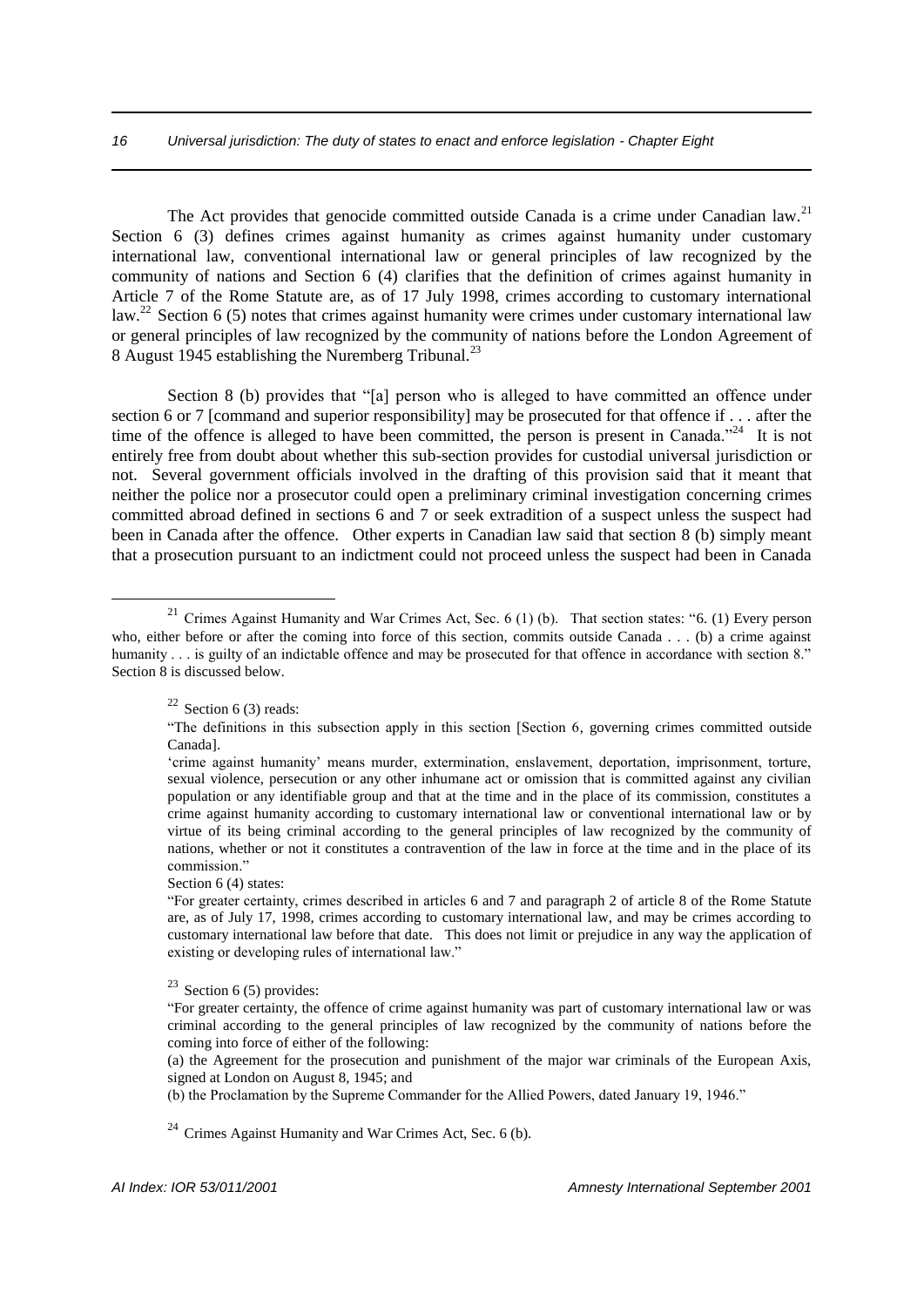The Act provides that genocide committed outside Canada is a crime under Canadian law.[21] Section 6 (3) defines crimes against humanity as crimes against humanity under customary international law, conventional international law or general principles of law recognized by the community of nations and Section 6 (4) clarifies that the definition of crimes against humanity in Article 7 of the Rome Statute are, as of 17 July 1998, crimes according to customary international law.[22] Section 6 (5) notes that crimes against humanity were crimes under customary international law or general principles of law recognized by the community of nations before the London Agreement of 8 August 1945 establishing the Nuremberg Tribunal.[23]

Section 8 (b) provides that "[a] person who is alleged to have committed an offence under section 6 or 7 [command and superior responsibility] may be prosecuted for that offence if . . . after the time of the offence is alleged to have been committed, the person is present in Canada."[24] It is not entirely free from doubt about whether this sub-section provides for custodial universal jurisdiction or not. Several government officials involved in the drafting of this provision said that it meant that neither the police nor a prosecutor could open a preliminary criminal investigation concerning crimes committed abroad defined in sections 6 and 7 or seek extradition of a suspect unless the suspect had been in Canada after the offence. Other experts in Canadian law said that section 8 (b) simply meant that a prosecution pursuant to an indictment could not proceed unless the suspect had been in Canada

---

[21] Crimes Against Humanity and War Crimes Act, Sec. 6 (1) (b). That section states: "6. (1) Every person who, either before or after the coming into force of this section, commits outside Canada . . . (b) a crime against humanity . . . is guilty of an indictable offence and may be prosecuted for that offence in accordance with section 8." Section 8 is discussed below.

[22] Section 6 (3) reads:

"The definitions in this subsection apply in this section [Section 6, governing crimes committed outside Canada].

'crime against humanity' means murder, extermination, enslavement, deportation, imprisonment, torture, sexual violence, persecution or any other inhumane act or omission that is committed against any civilian population or any identifiable group and that at the time and in the place of its commission, constitutes a crime against humanity according to customary international law or conventional international law or by virtue of its being criminal according to the general principles of law recognized by the community of nations, whether or not it constitutes a contravention of the law in force at the time and in the place of its commission."

Section 6 (4) states:

"For greater certainty, crimes described in articles 6 and 7 and paragraph 2 of article 8 of the Rome Statute are, as of July 17, 1998, crimes according to customary international law, and may be crimes according to customary international law before that date. This does not limit or prejudice in any way the application of existing or developing rules of international law."

[23] Section 6 (5) provides:

"For greater certainty, the offence of crime against humanity was part of customary international law or was criminal according to the general principles of law recognized by the community of nations before the coming into force of either of the following:

(a) the Agreement for the prosecution and punishment of the major war criminals of the European Axis, signed at London on August 8, 1945; and

(b) the Proclamation by the Supreme Commander for the Allied Powers, dated January 19, 1946."

[24] Crimes Against Humanity and War Crimes Act, Sec. 6 (b).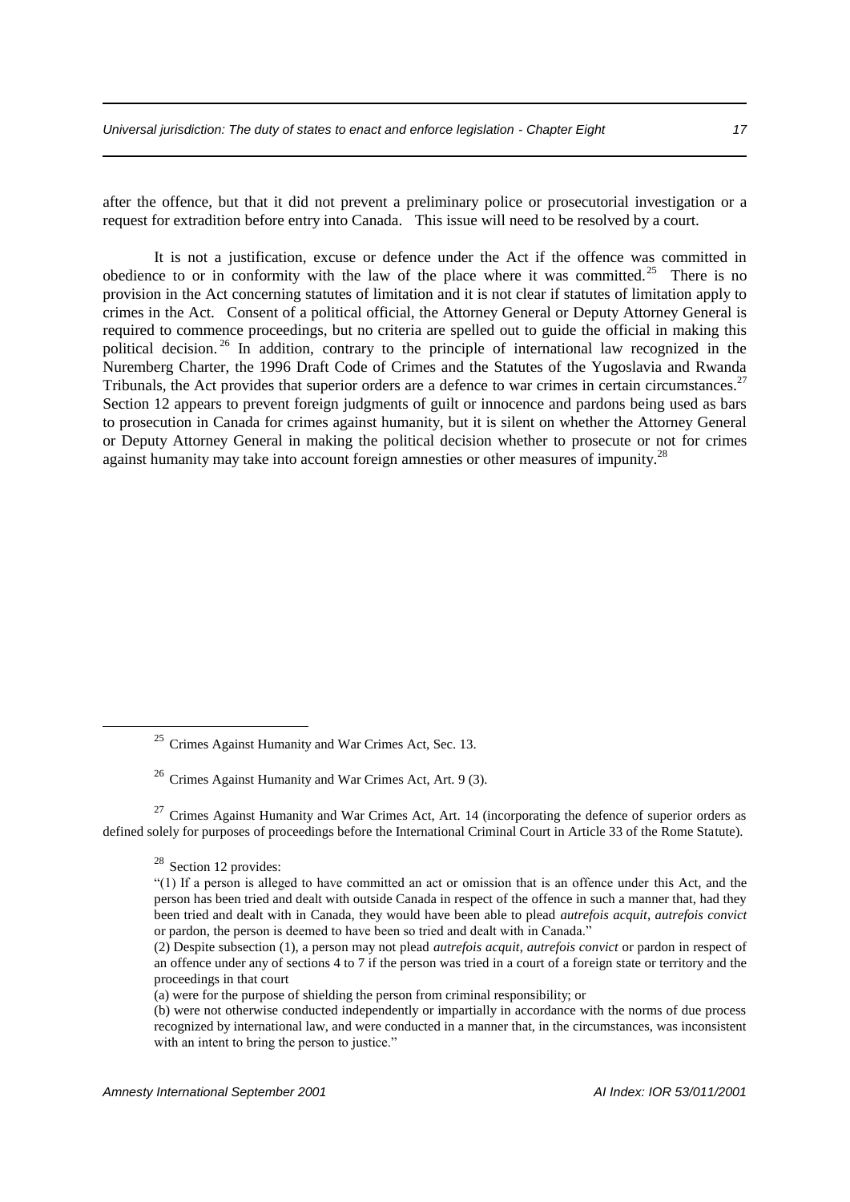after the offence, but that it did not prevent a preliminary police or prosecutorial investigation or a request for extradition before entry into Canada. This issue will need to be resolved by a court.

It is not a justification, excuse or defence under the Act if the offence was committed in obedience to or in conformity with the law of the place where it was committed.[25] There is no provision in the Act concerning statutes of limitation and it is not clear if statutes of limitation apply to crimes in the Act. Consent of a political official, the Attorney General or Deputy Attorney General is required to commence proceedings, but no criteria are spelled out to guide the official in making this political decision.[26] In addition, contrary to the principle of international law recognized in the Nuremberg Charter, the 1996 Draft Code of Crimes and the Statutes of the Yugoslavia and Rwanda Tribunals, the Act provides that superior orders are a defence to war crimes in certain circumstances.[27] Section 12 appears to prevent foreign judgments of guilt or innocence and pardons being used as bars to prosecution in Canada for crimes against humanity, but it is silent on whether the Attorney General or Deputy Attorney General in making the political decision whether to prosecute or not for crimes against humanity may take into account foreign amnesties or other measures of impunity.[28]

---

[25] Crimes Against Humanity and War Crimes Act, Sec. 13.

[26] Crimes Against Humanity and War Crimes Act, Art. 9 (3).

[27] Crimes Against Humanity and War Crimes Act, Art. 14 (incorporating the defence of superior orders as defined solely for purposes of proceedings before the International Criminal Court in Article 33 of the Rome Statute).

[28] Section 12 provides:

"(1) If a person is alleged to have committed an act or omission that is an offence under this Act, and the person has been tried and dealt with outside Canada in respect of the offence in such a manner that, had they been tried and dealt with in Canada, they would have been able to plead *autrefois acquit*, *autrefois convict* or pardon, the person is deemed to have been so tried and dealt with in Canada."

(2) Despite subsection (1), a person may not plead *autrefois acquit, autrefois convict* or pardon in respect of an offence under any of sections 4 to 7 if the person was tried in a court of a foreign state or territory and the proceedings in that court

(a) were for the purpose of shielding the person from criminal responsibility; or

(b) were not otherwise conducted independently or impartially in accordance with the norms of due process recognized by international law, and were conducted in a manner that, in the circumstances, was inconsistent with an intent to bring the person to justice."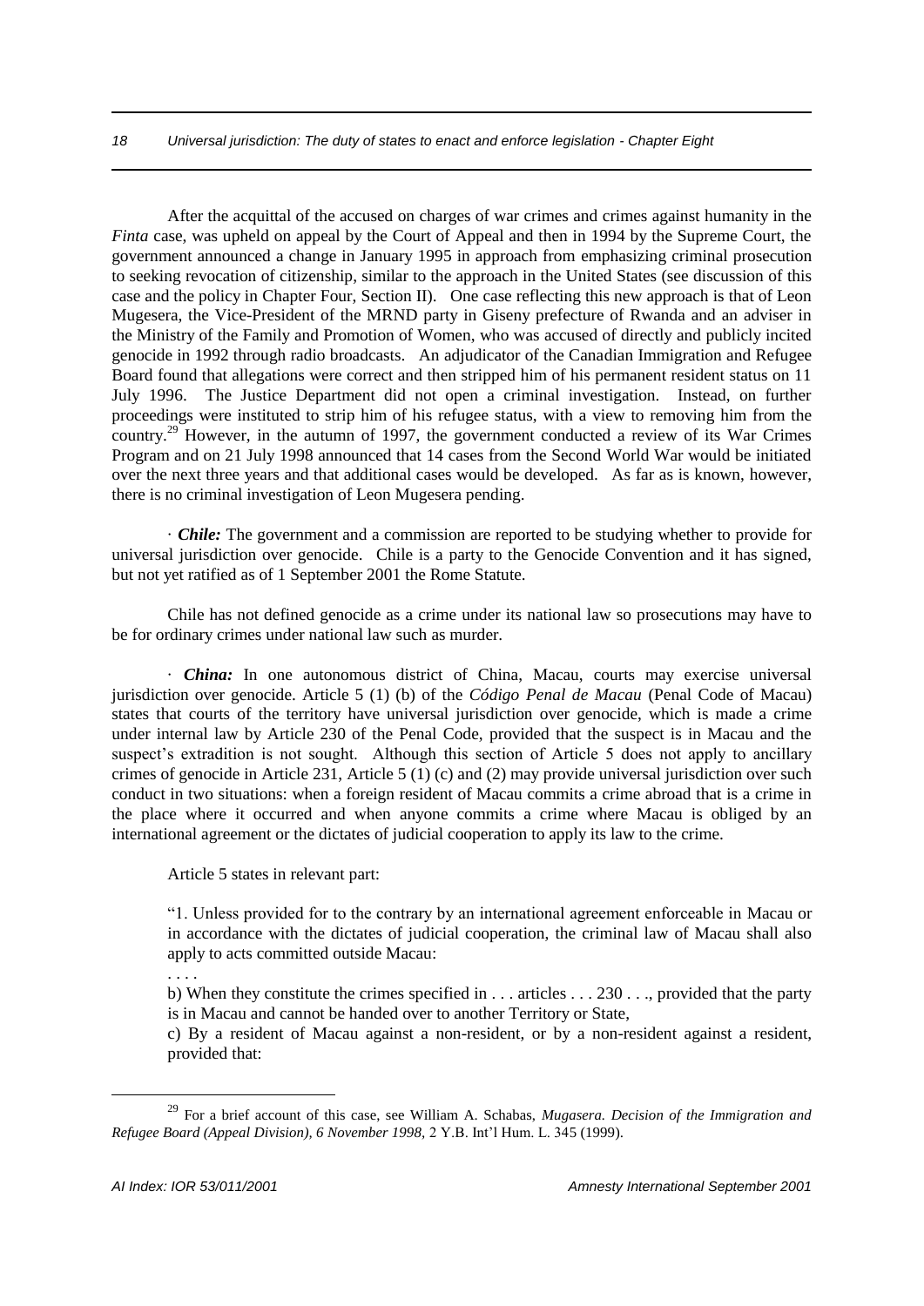After the acquittal of the accused on charges of war crimes and crimes against humanity in the *Finta* case, was upheld on appeal by the Court of Appeal and then in 1994 by the Supreme Court, the government announced a change in January 1995 in approach from emphasizing criminal prosecution to seeking revocation of citizenship, similar to the approach in the United States (see discussion of this case and the policy in Chapter Four, Section II). One case reflecting this new approach is that of Leon Mugesera, the Vice-President of the MRND party in Giseny prefecture of Rwanda and an adviser in the Ministry of the Family and Promotion of Women, who was accused of directly and publicly incited genocide in 1992 through radio broadcasts. An adjudicator of the Canadian Immigration and Refugee Board found that allegations were correct and then stripped him of his permanent resident status on 11 July 1996. The Justice Department did not open a criminal investigation. Instead, on further proceedings were instituted to strip him of his refugee status, with a view to removing him from the country.[29] However, in the autumn of 1997, the government conducted a review of its War Crimes Program and on 21 July 1998 announced that 14 cases from the Second World War would be initiated over the next three years and that additional cases would be developed. As far as is known, however, there is no criminal investigation of Leon Mugesera pending.

· ***Chile:*** The government and a commission are reported to be studying whether to provide for universal jurisdiction over genocide. Chile is a party to the Genocide Convention and it has signed, but not yet ratified as of 1 September 2001 the Rome Statute.

Chile has not defined genocide as a crime under its national law so prosecutions may have to be for ordinary crimes under national law such as murder.

· ***China:*** In one autonomous district of China, Macau, courts may exercise universal jurisdiction over genocide. Article 5 (1) (b) of the *Código Penal de Macau* (Penal Code of Macau) states that courts of the territory have universal jurisdiction over genocide, which is made a crime under internal law by Article 230 of the Penal Code, provided that the suspect is in Macau and the suspect's extradition is not sought. Although this section of Article 5 does not apply to ancillary crimes of genocide in Article 231, Article 5 (1) (c) and (2) may provide universal jurisdiction over such conduct in two situations: when a foreign resident of Macau commits a crime abroad that is a crime in the place where it occurred and when anyone commits a crime where Macau is obliged by an international agreement or the dictates of judicial cooperation to apply its law to the crime.

Article 5 states in relevant part:

> "1. Unless provided for to the contrary by an international agreement enforceable in Macau or in accordance with the dictates of judicial cooperation, the criminal law of Macau shall also apply to acts committed outside Macau:
>
> . . . .
>
> b) When they constitute the crimes specified in . . . articles . . . 230 . . ., provided that the party is in Macau and cannot be handed over to another Territory or State,
>
> c) By a resident of Macau against a non-resident, or by a non-resident against a resident, provided that:

---

[29] For a brief account of this case, see William A. Schabas, *Mugasera. Decision of the Immigration and Refugee Board (Appeal Division), 6 November 1998*, 2 Y.B. Int'l Hum. L. 345 (1999).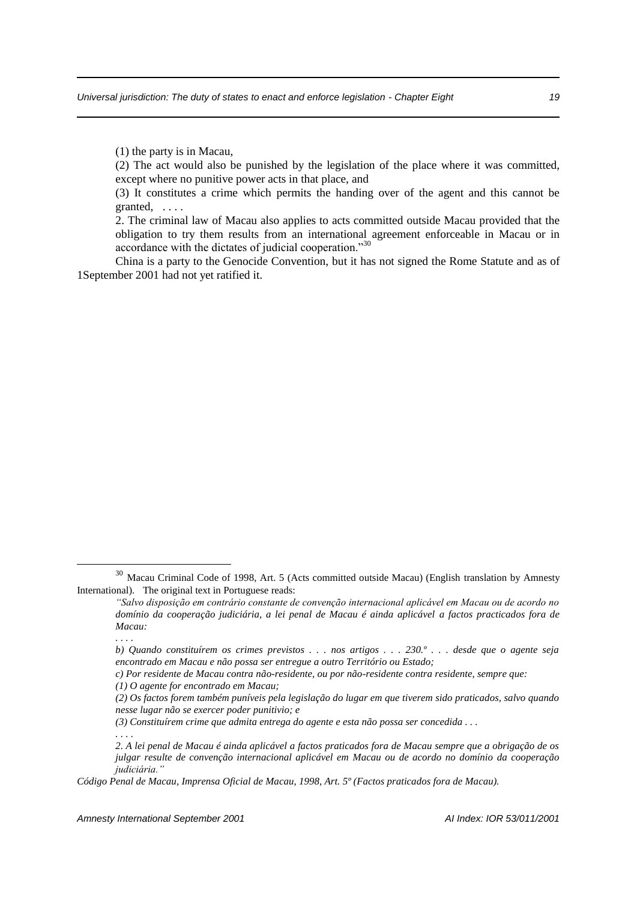(1) the party is in Macau,

(2) The act would also be punished by the legislation of the place where it was committed, except where no punitive power acts in that place, and

(3) It constitutes a crime which permits the handing over of the agent and this cannot be granted, . . . .

2. The criminal law of Macau also applies to acts committed outside Macau provided that the obligation to try them results from an international agreement enforceable in Macau or in accordance with the dictates of judicial cooperation."[30]

China is a party to the Genocide Convention, but it has not signed the Rome Statute and as of 1September 2001 had not yet ratified it.

---

[30] Macau Criminal Code of 1998, Art. 5 (Acts committed outside Macau) (English translation by Amnesty International). The original text in Portuguese reads:

*"Salvo disposição em contrário constante de convenção internacional aplicável em Macau ou de acordo no domínio da cooperação judiciária, a lei penal de Macau é ainda aplicável a factos practicados fora de Macau:*

*. . . .*

*b) Quando constituírem os crimes previstos . . . nos artigos . . . 230.º . . . desde que o agente seja encontrado em Macau e não possa ser entregue a outro Território ou Estado;*

*c) Por residente de Macau contra não-residente, ou por não-residente contra residente, sempre que:*

*(1) O agente for encontrado em Macau;*

*(2) Os factos forem também puníveis pela legislação do lugar em que tiverem sido praticados, salvo quando nesse lugar não se exercer poder punitivio; e*

*(3) Constituírem crime que admita entrega do agente e esta não possa ser concedida . . .*

*. . . .*

*2. A lei penal de Macau é ainda aplicável a factos praticados fora de Macau sempre que a obrigação de os julgar resulte de convenção internacional aplicável em Macau ou de acordo no domínio da cooperação judiciária."*

*Código Penal de Macau, Imprensa Oficial de Macau, 1998, Art. 5º (Factos praticados fora de Macau).*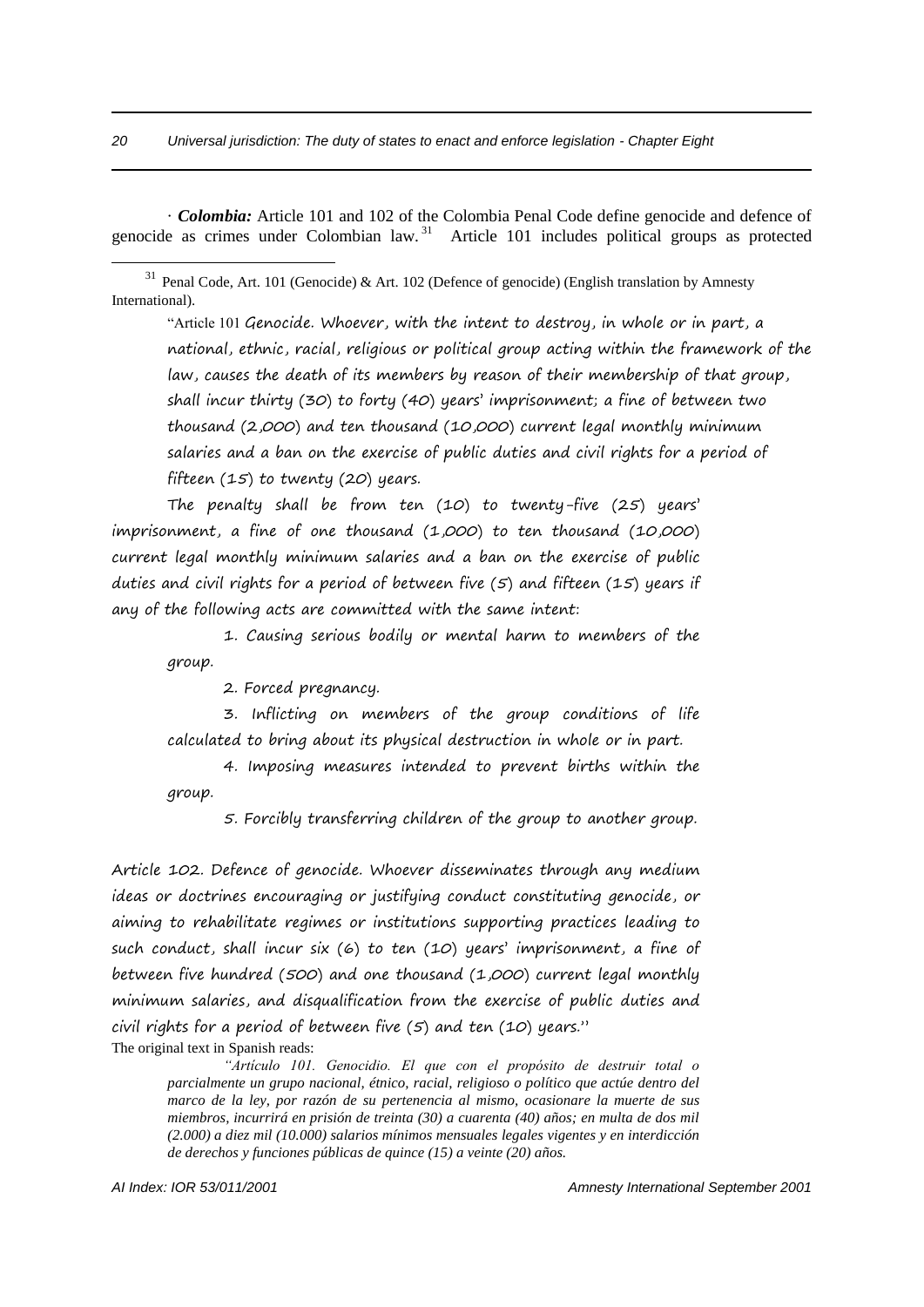· ***Colombia:*** Article 101 and 102 of the Colombia Penal Code define genocide and defence of genocide as crimes under Colombian law.[31] Article 101 includes political groups as protected

---

[31] Penal Code, Art. 101 (Genocide) & Art. 102 (Defence of genocide) (English translation by Amnesty International).

> "Article 101 Genocide. Whoever, with the intent to destroy, in whole or in part, a national, ethnic, racial, religious or political group acting within the framework of the law, causes the death of its members by reason of their membership of that group, shall incur thirty (30) to forty (40) years' imprisonment; a fine of between two thousand (2,000) and ten thousand (10,000) current legal monthly minimum salaries and a ban on the exercise of public duties and civil rights for a period of fifteen (15) to twenty (20) years.
>
> The penalty shall be from ten (10) to twenty-five (25) years' imprisonment, a fine of one thousand (1,000) to ten thousand (10,000) current legal monthly minimum salaries and a ban on the exercise of public duties and civil rights for a period of between five (5) and fifteen (15) years if any of the following acts are committed with the same intent:
>
> 1. Causing serious bodily or mental harm to members of the group.
> 2. Forced pregnancy.
> 3. Inflicting on members of the group conditions of life calculated to bring about its physical destruction in whole or in part.
> 4. Imposing measures intended to prevent births within the group.
> 5. Forcibly transferring children of the group to another group.
>
> Article 102. Defence of genocide. Whoever disseminates through any medium ideas or doctrines encouraging or justifying conduct constituting genocide, or aiming to rehabilitate regimes or institutions supporting practices leading to such conduct, shall incur six (6) to ten (10) years' imprisonment, a fine of between five hundred (500) and one thousand (1,000) current legal monthly minimum salaries, and disqualification from the exercise of public duties and civil rights for a period of between five (5) and ten (10) years."

The original text in Spanish reads:

> *"Artículo 101. Genocidio. El que con el propósito de destruir total o parcialmente un grupo nacional, étnico, racial, religioso o político que actúe dentro del marco de la ley, por razón de su pertenencia al mismo, ocasionare la muerte de sus miembros, incurrirá en prisión de treinta (30) a cuarenta (40) años; en multa de dos mil (2.000) a diez mil (10.000) salarios mínimos mensuales legales vigentes y en interdicción de derechos y funciones públicas de quince (15) a veinte (20) años.*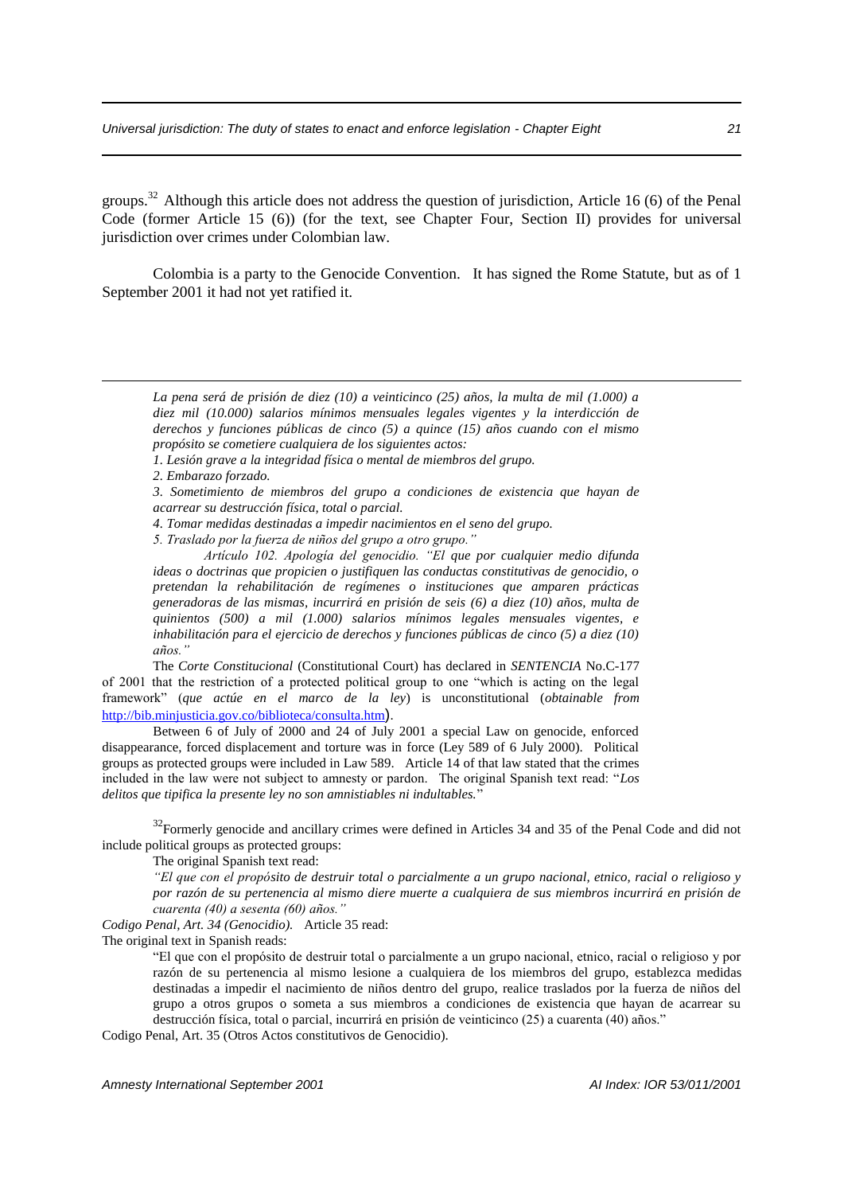groups.[32] Although this article does not address the question of jurisdiction, Article 16 (6) of the Penal Code (former Article 15 (6)) (for the text, see Chapter Four, Section II) provides for universal jurisdiction over crimes under Colombian law.

Colombia is a party to the Genocide Convention. It has signed the Rome Statute, but as of 1 September 2001 it had not yet ratified it.

---

> *La pena será de prisión de diez (10) a veinticinco (25) años, la multa de mil (1.000) a diez mil (10.000) salarios mínimos mensuales legales vigentes y la interdicción de derechos y funciones públicas de cinco (5) a quince (15) años cuando con el mismo propósito se cometiere cualquiera de los siguientes actos:*
>
> *1. Lesión grave a la integridad física o mental de miembros del grupo.*
>
> *2. Embarazo forzado.*
>
> *3. Sometimiento de miembros del grupo a condiciones de existencia que hayan de acarrear su destrucción física, total o parcial.*
>
> *4. Tomar medidas destinadas a impedir nacimientos en el seno del grupo.*
>
> *5. Traslado por la fuerza de niños del grupo a otro grupo."*
>
> *Artículo 102. Apología del genocidio. "El que por cualquier medio difunda ideas o doctrinas que propicien o justifiquen las conductas constitutivas de genocidio, o pretendan la rehabilitación de regímenes o instituciones que amparen prácticas generadoras de las mismas, incurrirá en prisión de seis (6) a diez (10) años, multa de quinientos (500) a mil (1.000) salarios mínimos legales mensuales vigentes, e inhabilitación para el ejercicio de derechos y funciones públicas de cinco (5) a diez (10) años."*

The *Corte Constitucional* (Constitutional Court) has declared in *SENTENCIA* No.C-177 of 2001 that the restriction of a protected political group to one "which is acting on the legal framework" (*que actúe en el marco de la ley*) is unconstitutional (*obtainable from* http://bib.minjusticia.gov.co/biblioteca/consulta.htm).

Between 6 of July of 2000 and 24 of July 2001 a special Law on genocide, enforced disappearance, forced displacement and torture was in force (Ley 589 of 6 July 2000). Political groups as protected groups were included in Law 589. Article 14 of that law stated that the crimes included in the law were not subject to amnesty or pardon. The original Spanish text read: "*Los delitos que tipifica la presente ley no son amnistiables ni indultables.*"

[32] Formerly genocide and ancillary crimes were defined in Articles 34 and 35 of the Penal Code and did not include political groups as protected groups:

The original Spanish text read:

> *"El que con el propósito de destruir total o parcialmente a un grupo nacional, etnico, racial o religioso y por razón de su pertenencia al mismo diere muerte a cualquiera de sus miembros incurrirá en prisión de cuarenta (40) a sesenta (60) años."*

*Codigo Penal, Art. 34 (Genocidio).* Article 35 read:

The original text in Spanish reads:

> "El que con el propósito de destruir total o parcialmente a un grupo nacional, etnico, racial o religioso y por razón de su pertenencia al mismo lesione a cualquiera de los miembros del grupo, establezca medidas destinadas a impedir el nacimiento de niños dentro del grupo, realice traslados por la fuerza de niños del grupo a otros grupos o someta a sus miembros a condiciones de existencia que hayan de acarrear su destrucción física, total o parcial, incurrirá en prisión de veinticinco (25) a cuarenta (40) años."

Codigo Penal, Art. 35 (Otros Actos constitutivos de Genocidio).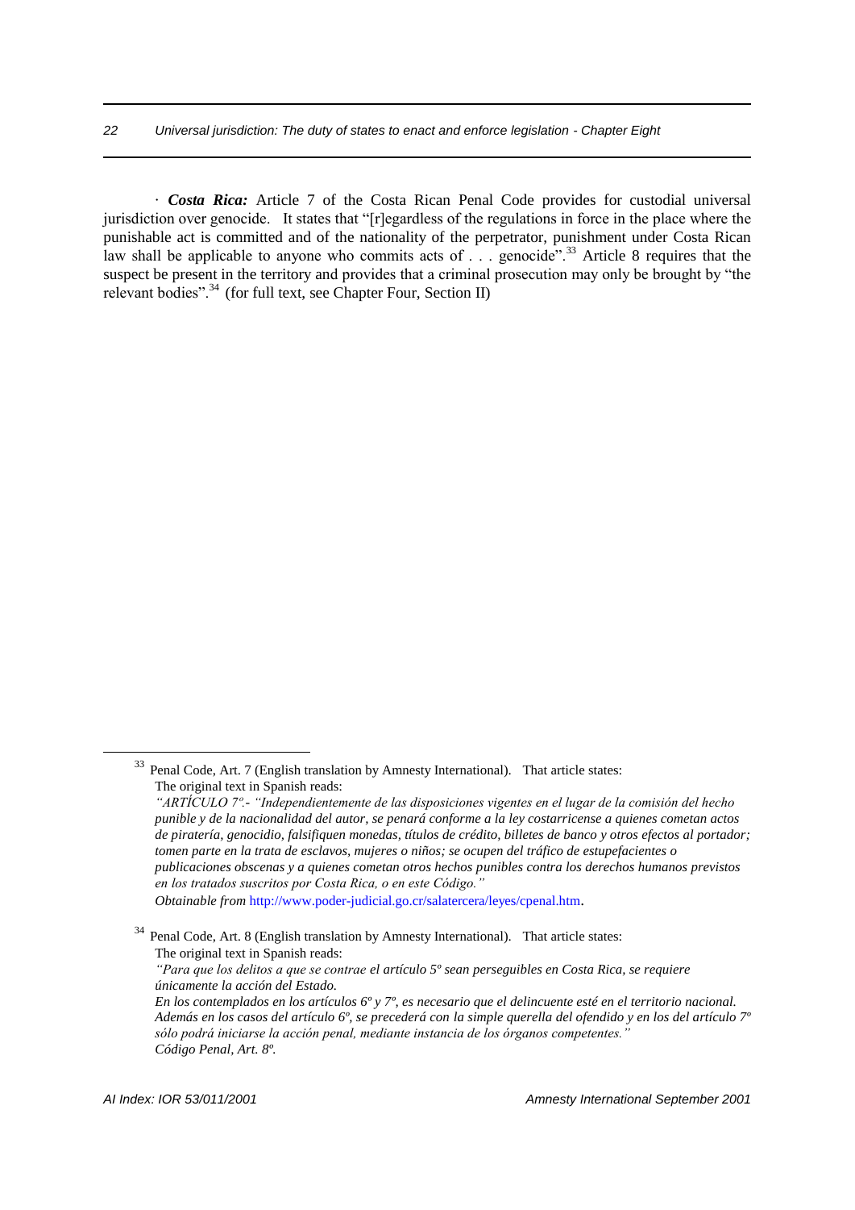· ***Costa Rica:*** Article 7 of the Costa Rican Penal Code provides for custodial universal jurisdiction over genocide. It states that "[r]egardless of the regulations in force in the place where the punishable act is committed and of the nationality of the perpetrator, punishment under Costa Rican law shall be applicable to anyone who commits acts of . . . genocide".[33] Article 8 requires that the suspect be present in the territory and provides that a criminal prosecution may only be brought by "the relevant bodies".[34] (for full text, see Chapter Four, Section II)

---

[33] Penal Code, Art. 7 (English translation by Amnesty International). That article states:
The original text in Spanish reads:
*"ARTÍCULO 7º.- "Independientemente de las disposiciones vigentes en el lugar de la comisión del hecho punible y de la nacionalidad del autor, se penará conforme a la ley costarricense a quienes cometan actos de piratería, genocidio, falsifiquen monedas, títulos de crédito, billetes de banco y otros efectos al portador; tomen parte en la trata de esclavos, mujeres o niños; se ocupen del tráfico de estupefacientes o publicaciones obscenas y a quienes cometan otros hechos punibles contra los derechos humanos previstos en los tratados suscritos por Costa Rica, o en este Código."*
*Obtainable from* http://www.poder-judicial.go.cr/salatercera/leyes/cpenal.htm.

[34] Penal Code, Art. 8 (English translation by Amnesty International). That article states:
The original text in Spanish reads:
*"Para que los delitos a que se contrae el artículo 5º sean perseguibles en Costa Rica, se requiere únicamente la acción del Estado.*
*En los contemplados en los artículos 6º y 7º, es necesario que el delincuente esté en el territorio nacional. Además en los casos del artículo 6º, se precederá con la simple querella del ofendido y en los del artículo 7º sólo podrá iniciarse la acción penal, mediante instancia de los órganos competentes."*
*Código Penal, Art. 8º.*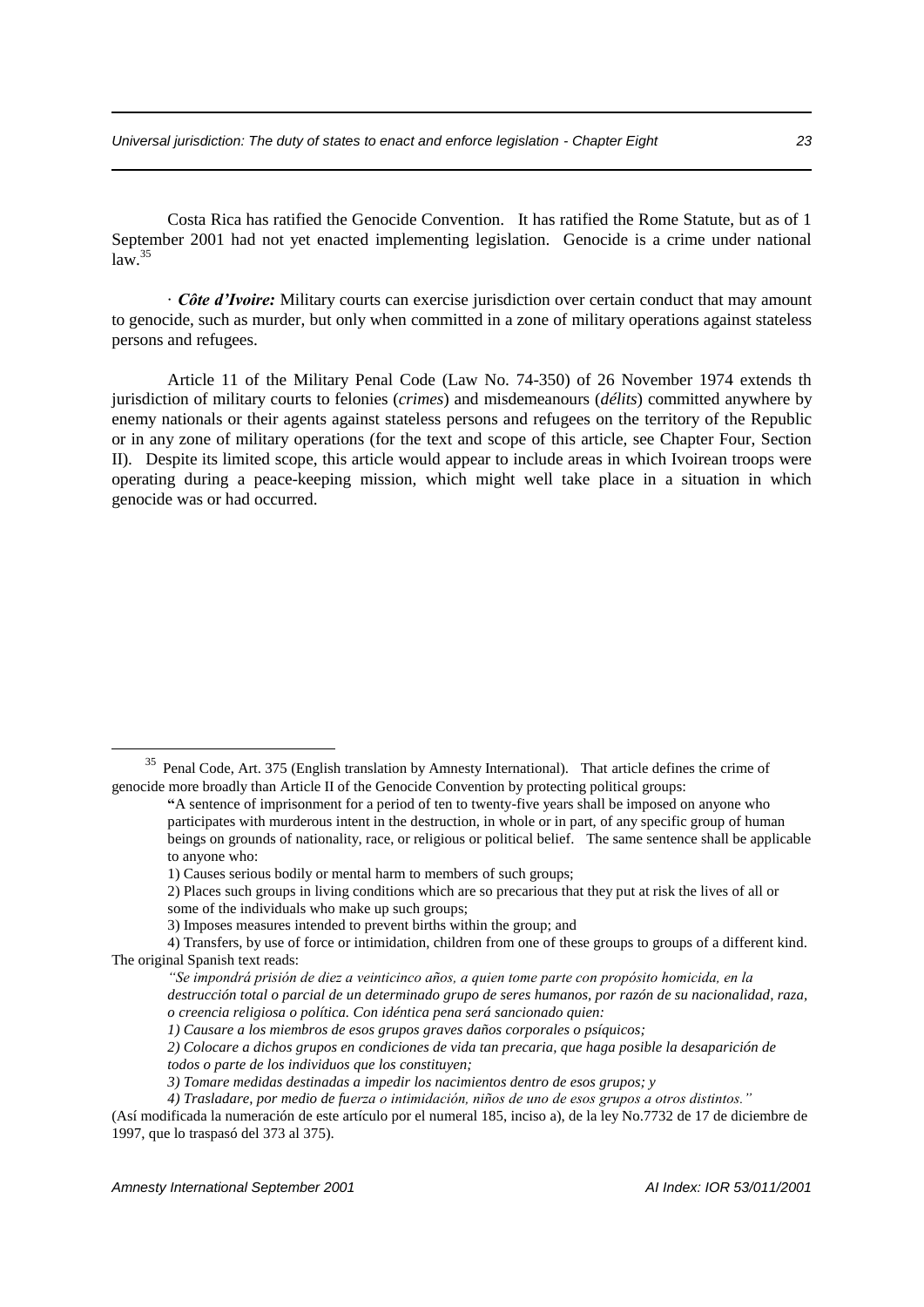Costa Rica has ratified the Genocide Convention. It has ratified the Rome Statute, but as of 1 September 2001 had not yet enacted implementing legislation. Genocide is a crime under national law.[35]

· ***Côte d'Ivoire:*** Military courts can exercise jurisdiction over certain conduct that may amount to genocide, such as murder, but only when committed in a zone of military operations against stateless persons and refugees.

Article 11 of the Military Penal Code (Law No. 74-350) of 26 November 1974 extends th jurisdiction of military courts to felonies (*crimes*) and misdemeanours (*délits*) committed anywhere by enemy nationals or their agents against stateless persons and refugees on the territory of the Republic or in any zone of military operations (for the text and scope of this article, see Chapter Four, Section II). Despite its limited scope, this article would appear to include areas in which Ivoirean troops were operating during a peace-keeping mission, which might well take place in a situation in which genocide was or had occurred.

---

[35] Penal Code, Art. 375 (English translation by Amnesty International). That article defines the crime of genocide more broadly than Article II of the Genocide Convention by protecting political groups:

> "A sentence of imprisonment for a period of ten to twenty-five years shall be imposed on anyone who participates with murderous intent in the destruction, in whole or in part, of any specific group of human beings on grounds of nationality, race, or religious or political belief. The same sentence shall be applicable to anyone who:
>
> 1) Causes serious bodily or mental harm to members of such groups;
>
> 2) Places such groups in living conditions which are so precarious that they put at risk the lives of all or some of the individuals who make up such groups;
>
> 3) Imposes measures intended to prevent births within the group; and
>
> 4) Transfers, by use of force or intimidation, children from one of these groups to groups of a different kind.

The original Spanish text reads:

> *"Se impondrá prisión de diez a veinticinco años, a quien tome parte con propósito homicida, en la destrucción total o parcial de un determinado grupo de seres humanos, por razón de su nacionalidad, raza, o creencia religiosa o política. Con idéntica pena será sancionado quien:*
>
> *1) Causare a los miembros de esos grupos graves daños corporales o psíquicos;*
>
> *2) Colocare a dichos grupos en condiciones de vida tan precaria, que haga posible la desaparición de todos o parte de los individuos que los constituyen;*
>
> *3) Tomare medidas destinadas a impedir los nacimientos dentro de esos grupos; y*
>
> *4) Trasladare, por medio de fuerza o intimidación, niños de uno de esos grupos a otros distintos."*

(Así modificada la numeración de este artículo por el numeral 185, inciso a), de la ley No.7732 de 17 de diciembre de 1997, que lo traspasó del 373 al 375).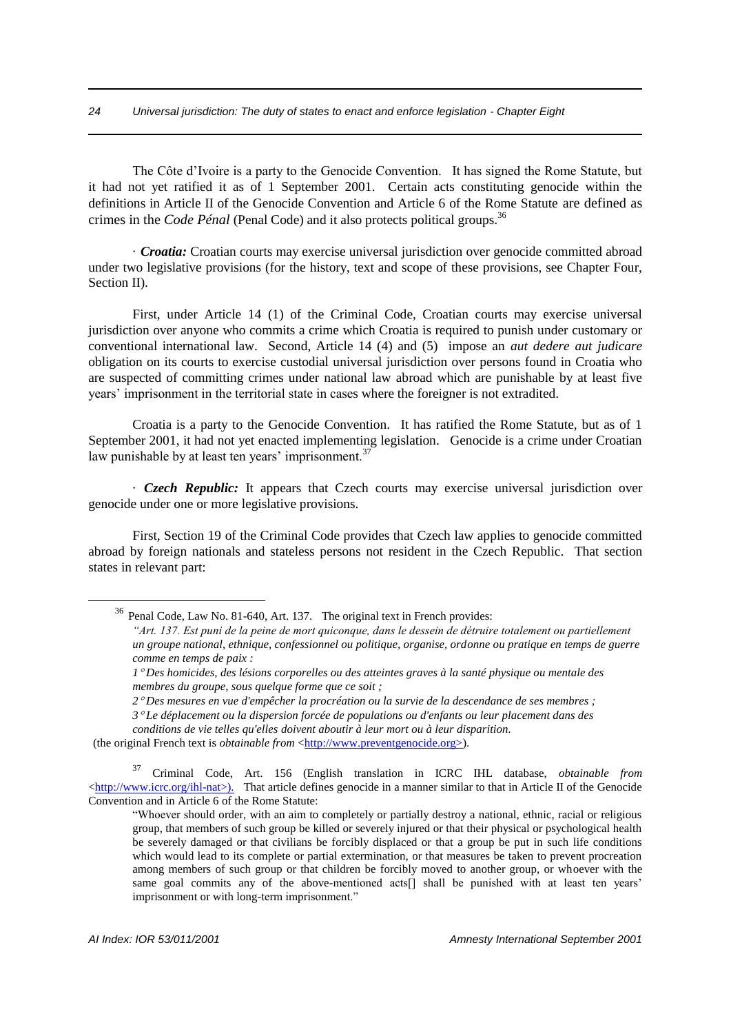The Côte d'Ivoire is a party to the Genocide Convention. It has signed the Rome Statute, but it had not yet ratified it as of 1 September 2001. Certain acts constituting genocide within the definitions in Article II of the Genocide Convention and Article 6 of the Rome Statute are defined as crimes in the *Code Pénal* (Penal Code) and it also protects political groups.[36]

· ***Croatia:*** Croatian courts may exercise universal jurisdiction over genocide committed abroad under two legislative provisions (for the history, text and scope of these provisions, see Chapter Four, Section II).

First, under Article 14 (1) of the Criminal Code, Croatian courts may exercise universal jurisdiction over anyone who commits a crime which Croatia is required to punish under customary or conventional international law. Second, Article 14 (4) and (5) impose an *aut dedere aut judicare* obligation on its courts to exercise custodial universal jurisdiction over persons found in Croatia who are suspected of committing crimes under national law abroad which are punishable by at least five years' imprisonment in the territorial state in cases where the foreigner is not extradited.

Croatia is a party to the Genocide Convention. It has ratified the Rome Statute, but as of 1 September 2001, it had not yet enacted implementing legislation. Genocide is a crime under Croatian law punishable by at least ten years' imprisonment.[37]

· ***Czech Republic:*** It appears that Czech courts may exercise universal jurisdiction over genocide under one or more legislative provisions.

First, Section 19 of the Criminal Code provides that Czech law applies to genocide committed abroad by foreign nationals and stateless persons not resident in the Czech Republic. That section states in relevant part:

---

[36] Penal Code, Law No. 81-640, Art. 137. The original text in French provides:

> *"Art. 137. Est puni de la peine de mort quiconque, dans le dessein de détruire totalement ou partiellement un groupe national, ethnique, confessionnel ou politique, organise, ordonne ou pratique en temps de guerre comme en temps de paix :*
>
> *1° Des homicides, des lésions corporelles ou des atteintes graves à la santé physique ou mentale des membres du groupe, sous quelque forme que ce soit ;*
>
> *2° Des mesures en vue d'empêcher la procréation ou la survie de la descendance de ses membres ;*
>
> *3° Le déplacement ou la dispersion forcée de populations ou d'enfants ou leur placement dans des conditions de vie telles qu'elles doivent aboutir à leur mort ou à leur disparition.*

(the original French text is *obtainable from* <http://www.preventgenocide.org>).

[37] Criminal Code, Art. 156 (English translation in ICRC IHL database, *obtainable from* <http://www.icrc.org/ihl-nat>). That article defines genocide in a manner similar to that in Article II of the Genocide Convention and in Article 6 of the Rome Statute:

> "Whoever should order, with an aim to completely or partially destroy a national, ethnic, racial or religious group, that members of such group be killed or severely injured or that their physical or psychological health be severely damaged or that civilians be forcibly displaced or that a group be put in such life conditions which would lead to its complete or partial extermination, or that measures be taken to prevent procreation among members of such group or that children be forcibly moved to another group, or whoever with the same goal commits any of the above-mentioned acts[] shall be punished with at least ten years' imprisonment or with long-term imprisonment."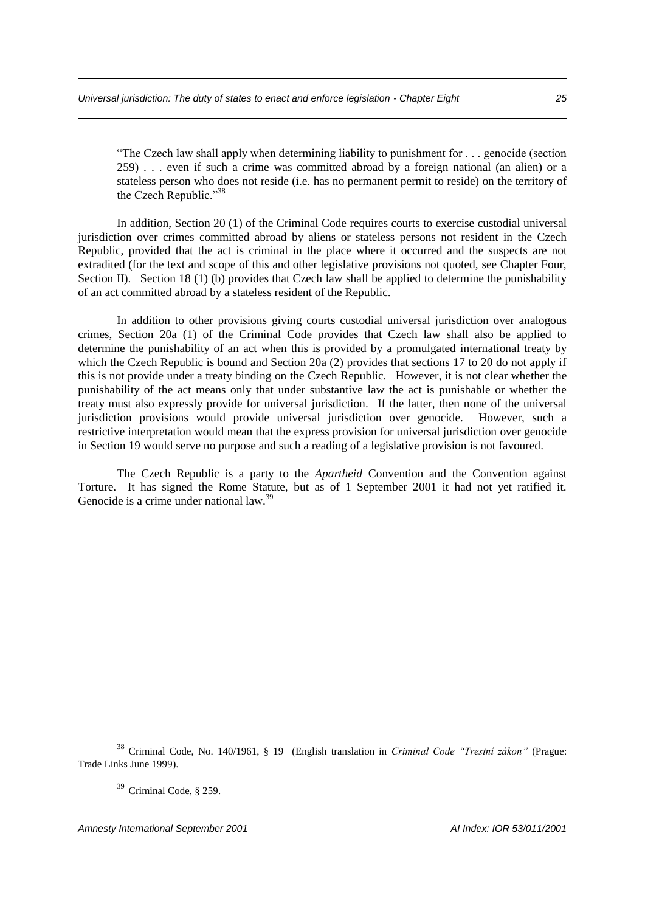> "The Czech law shall apply when determining liability to punishment for . . . genocide (section 259) . . . even if such a crime was committed abroad by a foreign national (an alien) or a stateless person who does not reside (i.e. has no permanent permit to reside) on the territory of the Czech Republic."[38]

In addition, Section 20 (1) of the Criminal Code requires courts to exercise custodial universal jurisdiction over crimes committed abroad by aliens or stateless persons not resident in the Czech Republic, provided that the act is criminal in the place where it occurred and the suspects are not extradited (for the text and scope of this and other legislative provisions not quoted, see Chapter Four, Section II). Section 18 (1) (b) provides that Czech law shall be applied to determine the punishability of an act committed abroad by a stateless resident of the Republic.

In addition to other provisions giving courts custodial universal jurisdiction over analogous crimes, Section 20a (1) of the Criminal Code provides that Czech law shall also be applied to determine the punishability of an act when this is provided by a promulgated international treaty by which the Czech Republic is bound and Section 20a (2) provides that sections 17 to 20 do not apply if this is not provide under a treaty binding on the Czech Republic. However, it is not clear whether the punishability of the act means only that under substantive law the act is punishable or whether the treaty must also expressly provide for universal jurisdiction. If the latter, then none of the universal jurisdiction provisions would provide universal jurisdiction over genocide. However, such a restrictive interpretation would mean that the express provision for universal jurisdiction over genocide in Section 19 would serve no purpose and such a reading of a legislative provision is not favoured.

The Czech Republic is a party to the *Apartheid* Convention and the Convention against Torture. It has signed the Rome Statute, but as of 1 September 2001 it had not yet ratified it. Genocide is a crime under national law.[39]

---

[38] Criminal Code, No. 140/1961, § 19 (English translation in *Criminal Code "Trestní zákon"* (Prague: Trade Links June 1999).

[39] Criminal Code, § 259.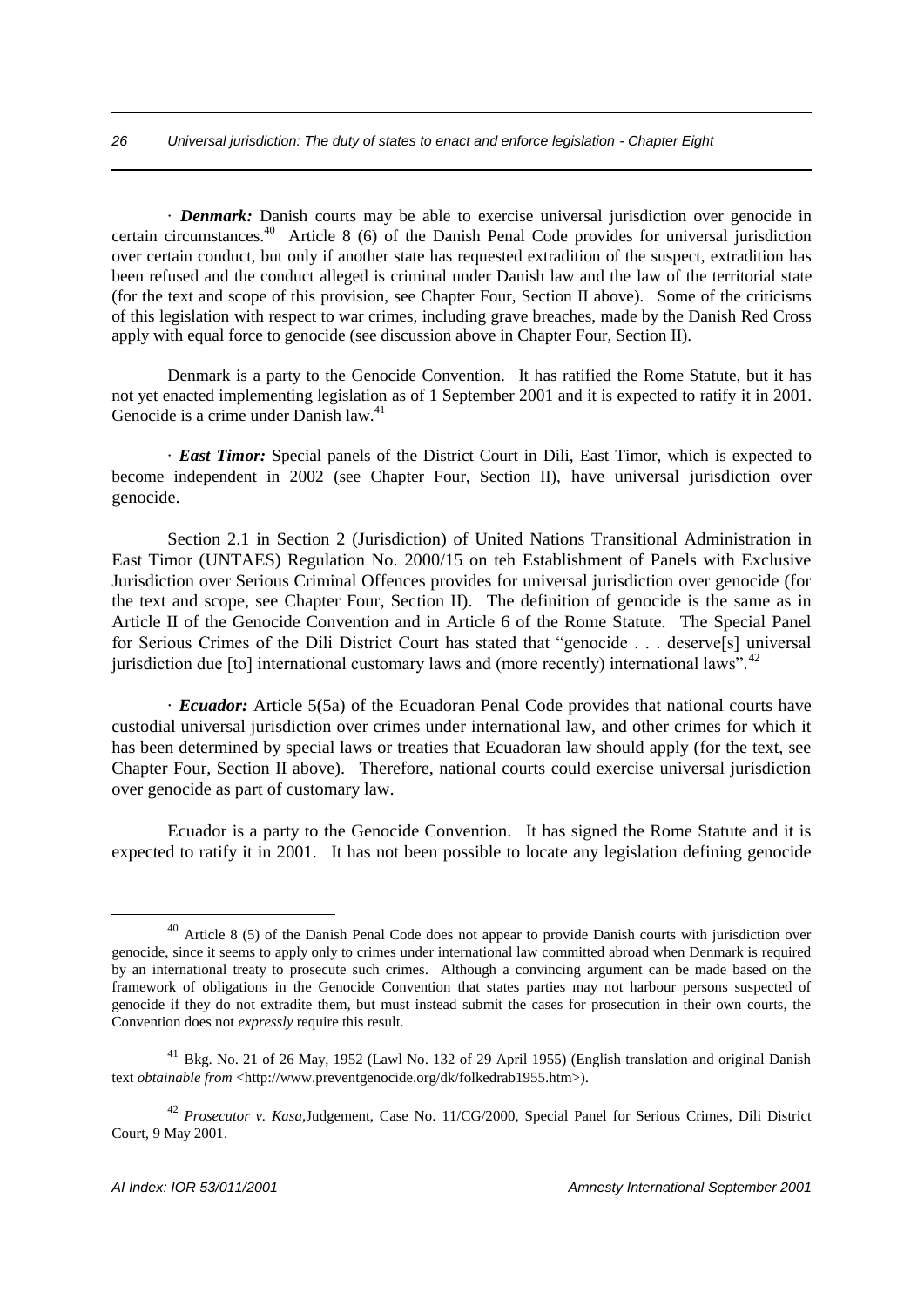· ***Denmark:*** Danish courts may be able to exercise universal jurisdiction over genocide in certain circumstances.[40] Article 8 (6) of the Danish Penal Code provides for universal jurisdiction over certain conduct, but only if another state has requested extradition of the suspect, extradition has been refused and the conduct alleged is criminal under Danish law and the law of the territorial state (for the text and scope of this provision, see Chapter Four, Section II above). Some of the criticisms of this legislation with respect to war crimes, including grave breaches, made by the Danish Red Cross apply with equal force to genocide (see discussion above in Chapter Four, Section II).

Denmark is a party to the Genocide Convention. It has ratified the Rome Statute, but it has not yet enacted implementing legislation as of 1 September 2001 and it is expected to ratify it in 2001. Genocide is a crime under Danish law.[41]

· ***East Timor:*** Special panels of the District Court in Dili, East Timor, which is expected to become independent in 2002 (see Chapter Four, Section II), have universal jurisdiction over genocide.

Section 2.1 in Section 2 (Jurisdiction) of United Nations Transitional Administration in East Timor (UNTAES) Regulation No. 2000/15 on teh Establishment of Panels with Exclusive Jurisdiction over Serious Criminal Offences provides for universal jurisdiction over genocide (for the text and scope, see Chapter Four, Section II). The definition of genocide is the same as in Article II of the Genocide Convention and in Article 6 of the Rome Statute. The Special Panel for Serious Crimes of the Dili District Court has stated that "genocide . . . deserve[s] universal jurisdiction due [to] international customary laws and (more recently) international laws".[42]

· ***Ecuador:*** Article 5(5a) of the Ecuadoran Penal Code provides that national courts have custodial universal jurisdiction over crimes under international law, and other crimes for which it has been determined by special laws or treaties that Ecuadoran law should apply (for the text, see Chapter Four, Section II above). Therefore, national courts could exercise universal jurisdiction over genocide as part of customary law.

Ecuador is a party to the Genocide Convention. It has signed the Rome Statute and it is expected to ratify it in 2001. It has not been possible to locate any legislation defining genocide

---

[40] Article 8 (5) of the Danish Penal Code does not appear to provide Danish courts with jurisdiction over genocide, since it seems to apply only to crimes under international law committed abroad when Denmark is required by an international treaty to prosecute such crimes. Although a convincing argument can be made based on the framework of obligations in the Genocide Convention that states parties may not harbour persons suspected of genocide if they do not extradite them, but must instead submit the cases for prosecution in their own courts, the Convention does not *expressly* require this result.

[41] Bkg. No. 21 of 26 May, 1952 (Lawl No. 132 of 29 April 1955) (English translation and original Danish text *obtainable from* <http://www.preventgenocide.org/dk/folkedrab1955.htm>).

[42] *Prosecutor v. Kasa*,Judgement, Case No. 11/CG/2000, Special Panel for Serious Crimes, Dili District Court, 9 May 2001.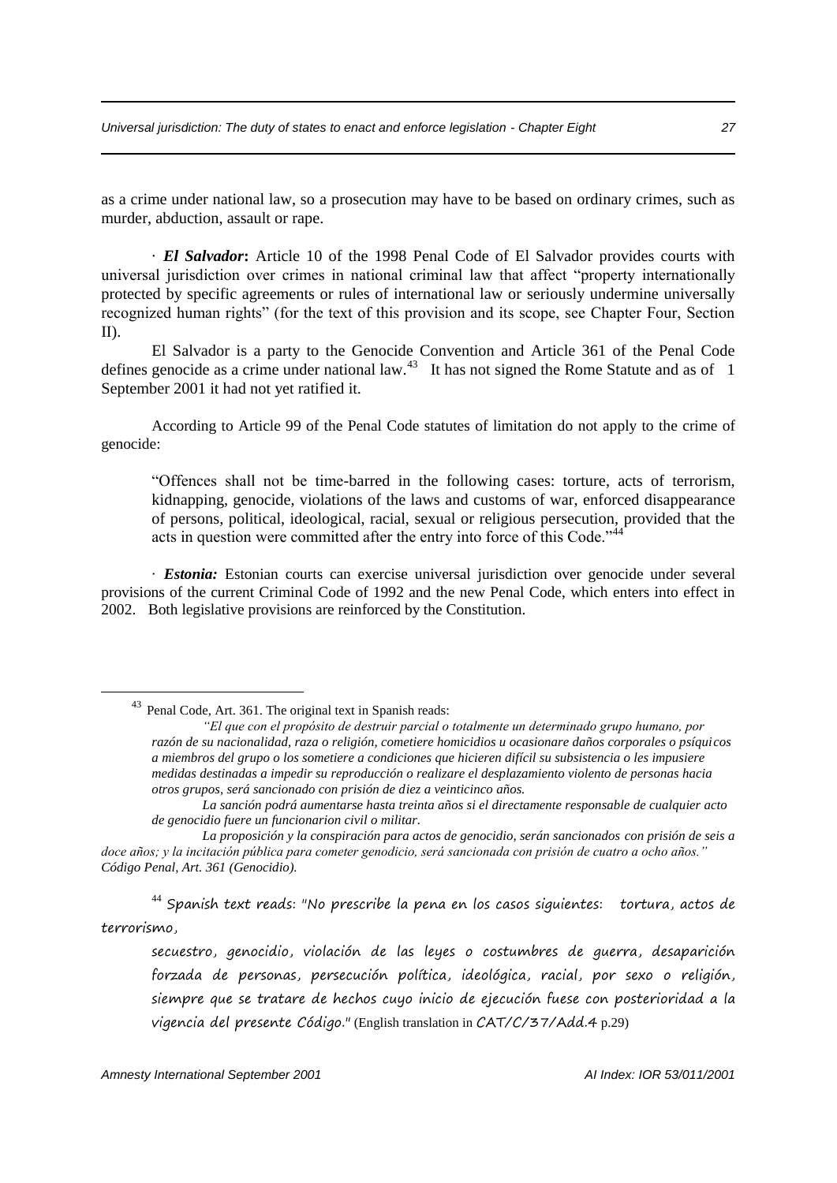as a crime under national law, so a prosecution may have to be based on ordinary crimes, such as murder, abduction, assault or rape.

· ***El Salvador*****:** Article 10 of the 1998 Penal Code of El Salvador provides courts with universal jurisdiction over crimes in national criminal law that affect "property internationally protected by specific agreements or rules of international law or seriously undermine universally recognized human rights" (for the text of this provision and its scope, see Chapter Four, Section II).

El Salvador is a party to the Genocide Convention and Article 361 of the Penal Code defines genocide as a crime under national law.[43] It has not signed the Rome Statute and as of 1 September 2001 it had not yet ratified it.

According to Article 99 of the Penal Code statutes of limitation do not apply to the crime of genocide:

> "Offences shall not be time-barred in the following cases: torture, acts of terrorism, kidnapping, genocide, violations of the laws and customs of war, enforced disappearance of persons, political, ideological, racial, sexual or religious persecution, provided that the acts in question were committed after the entry into force of this Code."[44]

· ***Estonia:*** Estonian courts can exercise universal jurisdiction over genocide under several provisions of the current Criminal Code of 1992 and the new Penal Code, which enters into effect in 2002. Both legislative provisions are reinforced by the Constitution.

---

[43] Penal Code, Art. 361. The original text in Spanish reads:

> *"El que con el propósito de destruir parcial o totalmente un determinado grupo humano, por razón de su nacionalidad, raza o religión, cometiere homicidios u ocasionare daños corporales o psíquicos a miembros del grupo o los sometiere a condiciones que hicieren difícil su subsistencia o les impusiere medidas destinadas a impedir su reproducción o realizare el desplazamiento violento de personas hacia otros grupos, será sancionado con prisión de diez a veinticinco años.*
>
> *La sanción podrá aumentarse hasta treinta años si el directamente responsable de cualquier acto de genocidio fuere un funcionario civil o militar.*
>
> *La proposición y la conspiración para actos de genocidio, serán sancionados con prisión de seis a doce años; y la incitación pública para cometer genodicio, será sancionada con prisión de cuatro a ocho años." Código Penal, Art. 361 (Genocidio).*

[44] Spanish text reads: "No prescribe la pena en los casos siguientes: tortura, actos de terrorismo,

> secuestro, genocidio, violación de las leyes o costumbres de guerra, desaparición forzada de personas, persecución política, ideológica, racial, por sexo o religión, siempre que se tratare de hechos cuyo inicio de ejecución fuese con posterioridad a la vigencia del presente Código." (English translation in CAT/C/37/Add.4 p.29)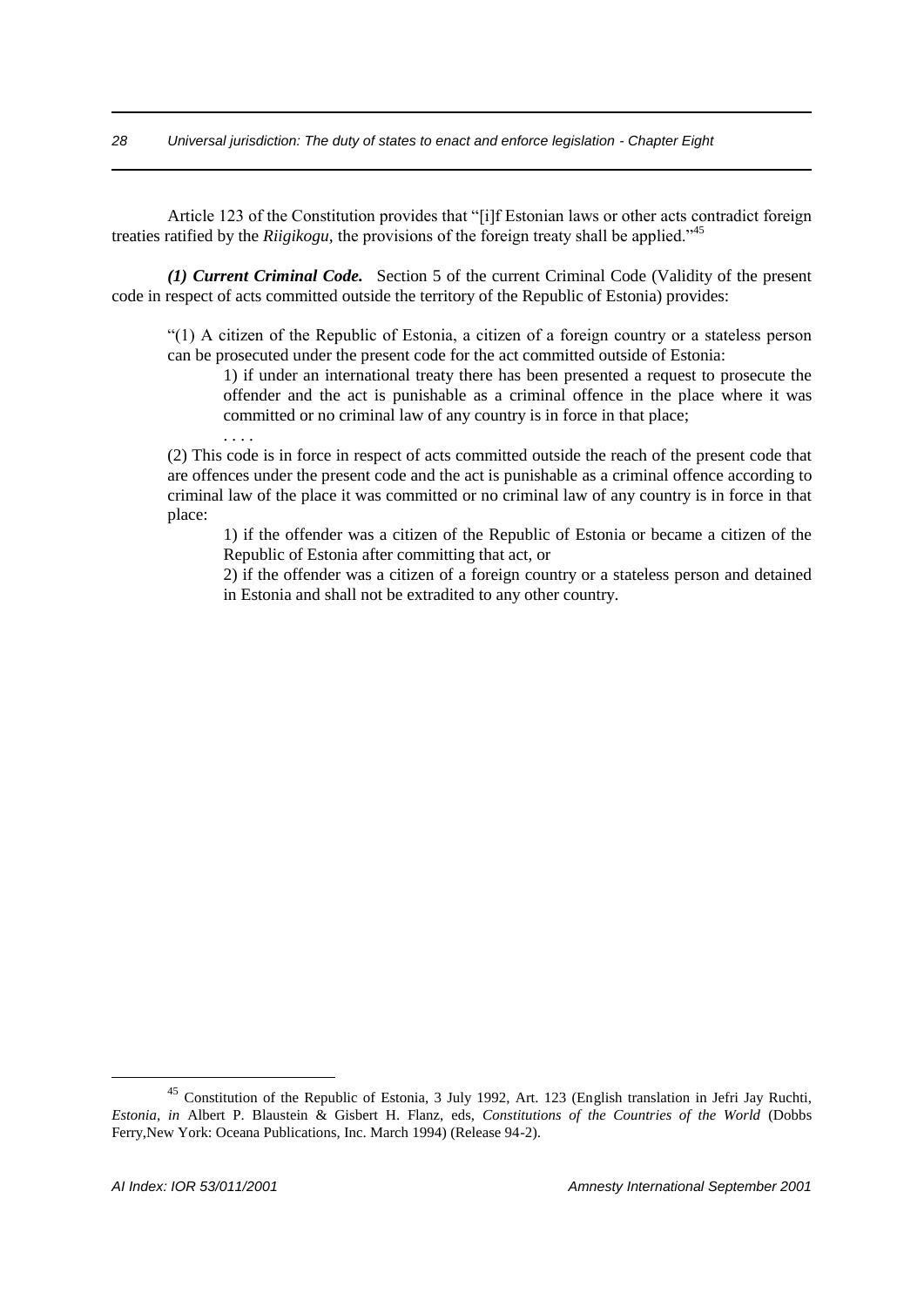Article 123 of the Constitution provides that "[i]f Estonian laws or other acts contradict foreign treaties ratified by the *Riigikogu*, the provisions of the foreign treaty shall be applied."[45]

***(1) Current Criminal Code.*** Section 5 of the current Criminal Code (Validity of the present code in respect of acts committed outside the territory of the Republic of Estonia) provides:

> "(1) A citizen of the Republic of Estonia, a citizen of a foreign country or a stateless person can be prosecuted under the present code for the act committed outside of Estonia:
>
> > 1) if under an international treaty there has been presented a request to prosecute the offender and the act is punishable as a criminal offence in the place where it was committed or no criminal law of any country is in force in that place;
> >
> > . . . .
>
> (2) This code is in force in respect of acts committed outside the reach of the present code that are offences under the present code and the act is punishable as a criminal offence according to criminal law of the place it was committed or no criminal law of any country is in force in that place:
>
> > 1) if the offender was a citizen of the Republic of Estonia or became a citizen of the Republic of Estonia after committing that act, or
> >
> > 2) if the offender was a citizen of a foreign country or a stateless person and detained in Estonia and shall not be extradited to any other country.

---

[45] Constitution of the Republic of Estonia, 3 July 1992, Art. 123 (English translation in Jefri Jay Ruchti, *Estonia*, *in* Albert P. Blaustein & Gisbert H. Flanz, eds, *Constitutions of the Countries of the World* (Dobbs Ferry,New York: Oceana Publications, Inc. March 1994) (Release 94-2).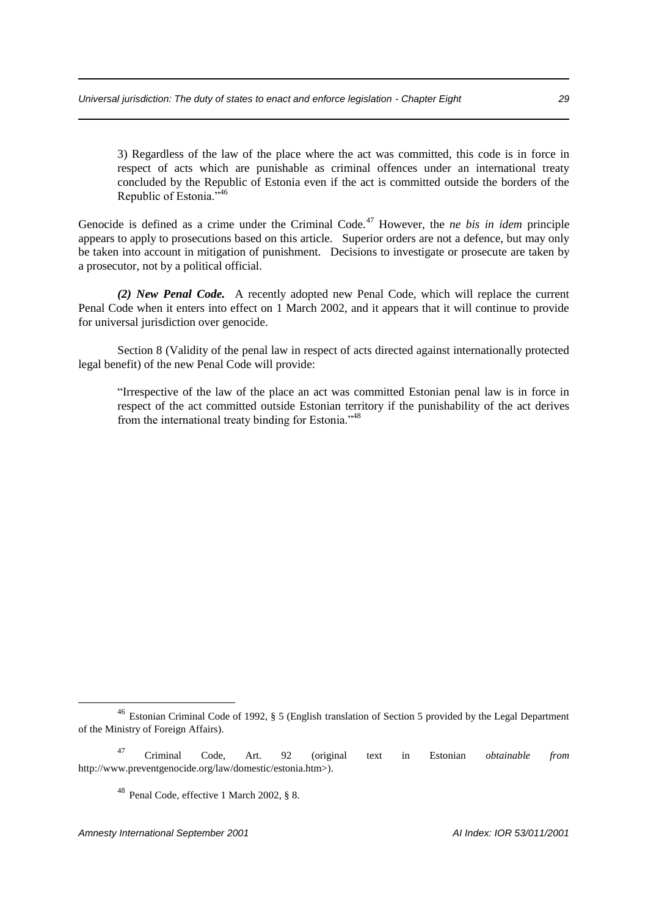> 3) Regardless of the law of the place where the act was committed, this code is in force in respect of acts which are punishable as criminal offences under an international treaty concluded by the Republic of Estonia even if the act is committed outside the borders of the Republic of Estonia."[46]

Genocide is defined as a crime under the Criminal Code.[47] However, the *ne bis in idem* principle appears to apply to prosecutions based on this article. Superior orders are not a defence, but may only be taken into account in mitigation of punishment. Decisions to investigate or prosecute are taken by a prosecutor, not by a political official.

***(2) New Penal Code.*** A recently adopted new Penal Code, which will replace the current Penal Code when it enters into effect on 1 March 2002, and it appears that it will continue to provide for universal jurisdiction over genocide.

Section 8 (Validity of the penal law in respect of acts directed against internationally protected legal benefit) of the new Penal Code will provide:

> "Irrespective of the law of the place an act was committed Estonian penal law is in force in respect of the act committed outside Estonian territory if the punishability of the act derives from the international treaty binding for Estonia."[48]

---

[46] Estonian Criminal Code of 1992, § 5 (English translation of Section 5 provided by the Legal Department of the Ministry of Foreign Affairs).

[47] Criminal Code, Art. 92 (original text in Estonian *obtainable from* http://www.preventgenocide.org/law/domestic/estonia.htm>).

[48] Penal Code, effective 1 March 2002, § 8.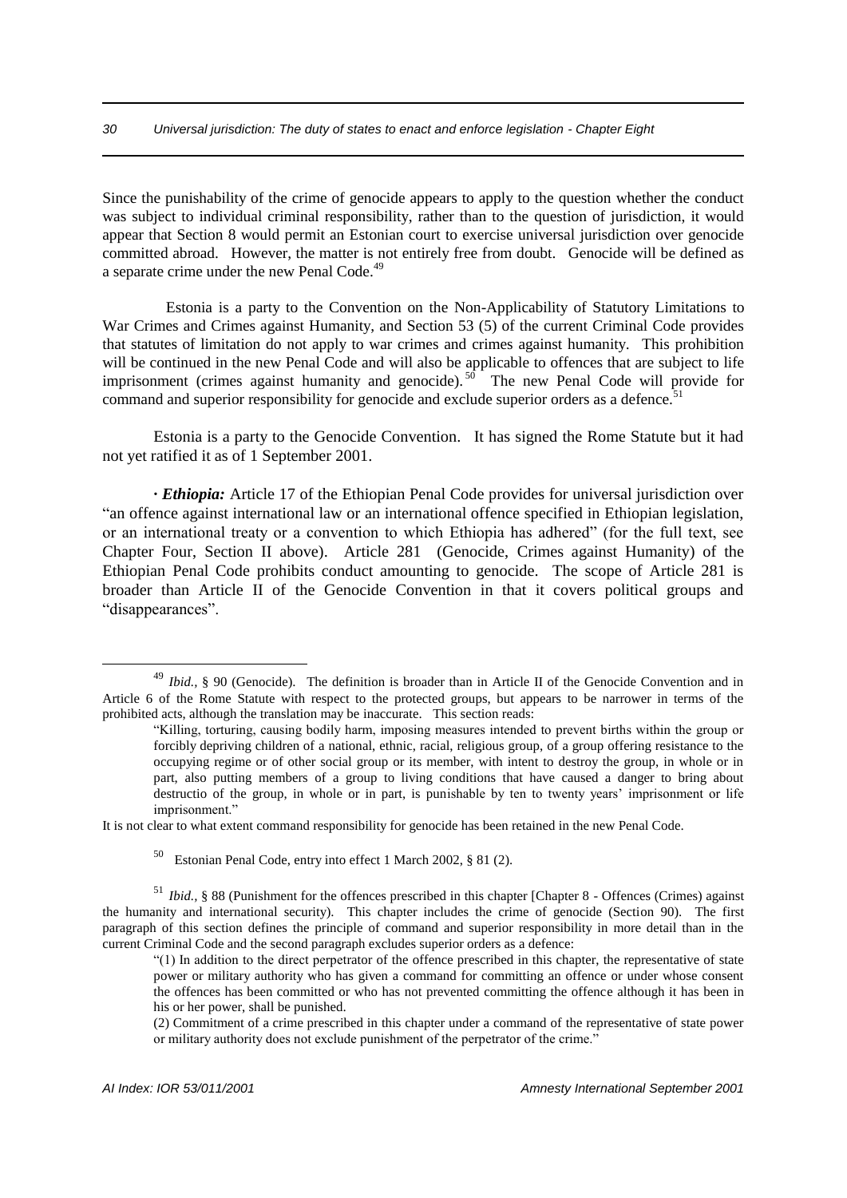Since the punishability of the crime of genocide appears to apply to the question whether the conduct was subject to individual criminal responsibility, rather than to the question of jurisdiction, it would appear that Section 8 would permit an Estonian court to exercise universal jurisdiction over genocide committed abroad. However, the matter is not entirely free from doubt. Genocide will be defined as a separate crime under the new Penal Code.[49]

Estonia is a party to the Convention on the Non-Applicability of Statutory Limitations to War Crimes and Crimes against Humanity, and Section 53 (5) of the current Criminal Code provides that statutes of limitation do not apply to war crimes and crimes against humanity. This prohibition will be continued in the new Penal Code and will also be applicable to offences that are subject to life imprisonment (crimes against humanity and genocide).[50] The new Penal Code will provide for command and superior responsibility for genocide and exclude superior orders as a defence.[51]

Estonia is a party to the Genocide Convention. It has signed the Rome Statute but it had not yet ratified it as of 1 September 2001.

· ***Ethiopia:*** Article 17 of the Ethiopian Penal Code provides for universal jurisdiction over "an offence against international law or an international offence specified in Ethiopian legislation, or an international treaty or a convention to which Ethiopia has adhered" (for the full text, see Chapter Four, Section II above). Article 281 (Genocide, Crimes against Humanity) of the Ethiopian Penal Code prohibits conduct amounting to genocide. The scope of Article 281 is broader than Article II of the Genocide Convention in that it covers political groups and "disappearances".

---

[49] *Ibid.*, § 90 (Genocide). The definition is broader than in Article II of the Genocide Convention and in Article 6 of the Rome Statute with respect to the protected groups, but appears to be narrower in terms of the prohibited acts, although the translation may be inaccurate. This section reads:

> "Killing, torturing, causing bodily harm, imposing measures intended to prevent births within the group or forcibly depriving children of a national, ethnic, racial, religious group, of a group offering resistance to the occupying regime or of other social group or its member, with intent to destroy the group, in whole or in part, also putting members of a group to living conditions that have caused a danger to bring about destructio of the group, in whole or in part, is punishable by ten to twenty years' imprisonment or life imprisonment."

It is not clear to what extent command responsibility for genocide has been retained in the new Penal Code.

[50] Estonian Penal Code, entry into effect 1 March 2002, § 81 (2).

[51] *Ibid.*, § 88 (Punishment for the offences prescribed in this chapter [Chapter 8 - Offences (Crimes) against the humanity and international security). This chapter includes the crime of genocide (Section 90). The first paragraph of this section defines the principle of command and superior responsibility in more detail than in the current Criminal Code and the second paragraph excludes superior orders as a defence:

> "(1) In addition to the direct perpetrator of the offence prescribed in this chapter, the representative of state power or military authority who has given a command for committing an offence or under whose consent the offences has been committed or who has not prevented committing the offence although it has been in his or her power, shall be punished.
>
> (2) Commitment of a crime prescribed in this chapter under a command of the representative of state power or military authority does not exclude punishment of the perpetrator of the crime."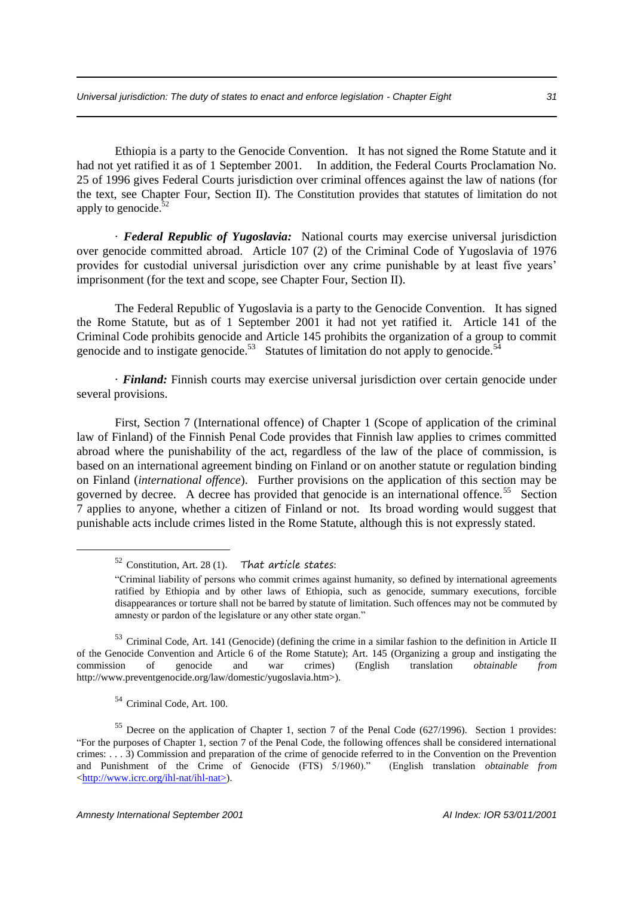Ethiopia is a party to the Genocide Convention. It has not signed the Rome Statute and it had not yet ratified it as of 1 September 2001. In addition, the Federal Courts Proclamation No. 25 of 1996 gives Federal Courts jurisdiction over criminal offences against the law of nations (for the text, see Chapter Four, Section II). The Constitution provides that statutes of limitation do not apply to genocide.[52]

· ***Federal Republic of Yugoslavia:*** National courts may exercise universal jurisdiction over genocide committed abroad. Article 107 (2) of the Criminal Code of Yugoslavia of 1976 provides for custodial universal jurisdiction over any crime punishable by at least five years' imprisonment (for the text and scope, see Chapter Four, Section II).

The Federal Republic of Yugoslavia is a party to the Genocide Convention. It has signed the Rome Statute, but as of 1 September 2001 it had not yet ratified it. Article 141 of the Criminal Code prohibits genocide and Article 145 prohibits the organization of a group to commit genocide and to instigate genocide.[53] Statutes of limitation do not apply to genocide.[54]

· ***Finland:*** Finnish courts may exercise universal jurisdiction over certain genocide under several provisions.

First, Section 7 (International offence) of Chapter 1 (Scope of application of the criminal law of Finland) of the Finnish Penal Code provides that Finnish law applies to crimes committed abroad where the punishability of the act, regardless of the law of the place of commission, is based on an international agreement binding on Finland or on another statute or regulation binding on Finland (*international offence*). Further provisions on the application of this section may be governed by decree. A decree has provided that genocide is an international offence.[55] Section 7 applies to anyone, whether a citizen of Finland or not. Its broad wording would suggest that punishable acts include crimes listed in the Rome Statute, although this is not expressly stated.

---

[52] Constitution, Art. 28 (1). That article states:

"Criminal liability of persons who commit crimes against humanity, so defined by international agreements ratified by Ethiopia and by other laws of Ethiopia, such as genocide, summary executions, forcible disappearances or torture shall not be barred by statute of limitation. Such offences may not be commuted by amnesty or pardon of the legislature or any other state organ."

[53] Criminal Code, Art. 141 (Genocide) (defining the crime in a similar fashion to the definition in Article II of the Genocide Convention and Article 6 of the Rome Statute); Art. 145 (Organizing a group and instigating the commission of genocide and war crimes) (English translation *obtainable from* http://www.preventgenocide.org/law/domestic/yugoslavia.htm>).

[54] Criminal Code, Art. 100.

[55] Decree on the application of Chapter 1, section 7 of the Penal Code (627/1996). Section 1 provides: "For the purposes of Chapter 1, section 7 of the Penal Code, the following offences shall be considered international crimes: . . . 3) Commission and preparation of the crime of genocide referred to in the Convention on the Prevention and Punishment of the Crime of Genocide (FTS) 5/1960)." (English translation *obtainable from* <http://www.icrc.org/ihl-nat/ihl-nat>).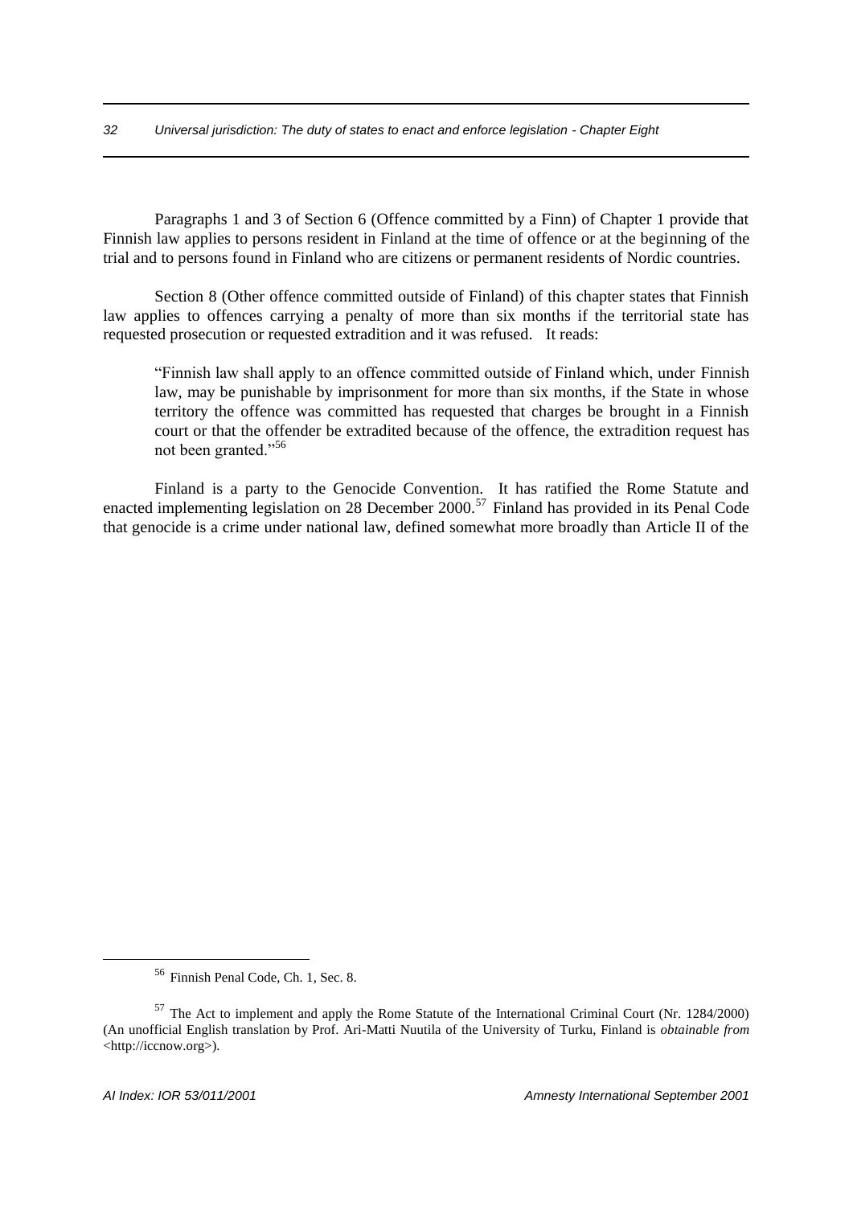Paragraphs 1 and 3 of Section 6 (Offence committed by a Finn) of Chapter 1 provide that Finnish law applies to persons resident in Finland at the time of offence or at the beginning of the trial and to persons found in Finland who are citizens or permanent residents of Nordic countries.

Section 8 (Other offence committed outside of Finland) of this chapter states that Finnish law applies to offences carrying a penalty of more than six months if the territorial state has requested prosecution or requested extradition and it was refused. It reads:

> "Finnish law shall apply to an offence committed outside of Finland which, under Finnish law, may be punishable by imprisonment for more than six months, if the State in whose territory the offence was committed has requested that charges be brought in a Finnish court or that the offender be extradited because of the offence, the extradition request has not been granted."[56]

Finland is a party to the Genocide Convention. It has ratified the Rome Statute and enacted implementing legislation on 28 December 2000.[57] Finland has provided in its Penal Code that genocide is a crime under national law, defined somewhat more broadly than Article II of the

---

[56] Finnish Penal Code, Ch. 1, Sec. 8.

[57] The Act to implement and apply the Rome Statute of the International Criminal Court (Nr. 1284/2000) (An unofficial English translation by Prof. Ari-Matti Nuutila of the University of Turku, Finland is *obtainable from* <http://iccnow.org>).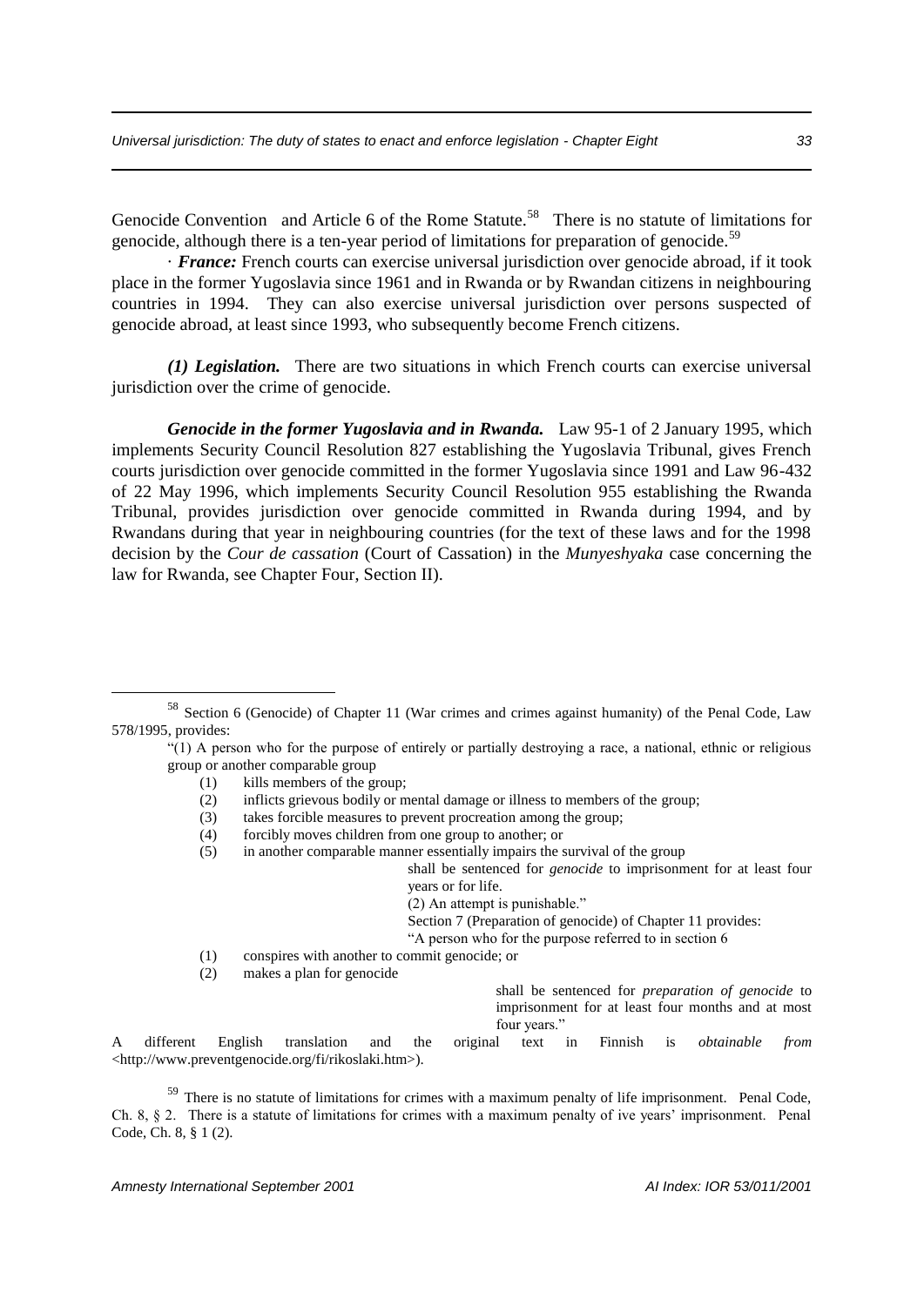Genocide Convention and Article 6 of the Rome Statute.[58] There is no statute of limitations for genocide, although there is a ten-year period of limitations for preparation of genocide.[59]

· ***France:*** French courts can exercise universal jurisdiction over genocide abroad, if it took place in the former Yugoslavia since 1961 and in Rwanda or by Rwandan citizens in neighbouring countries in 1994. They can also exercise universal jurisdiction over persons suspected of genocide abroad, at least since 1993, who subsequently become French citizens.

***(1) Legislation.*** There are two situations in which French courts can exercise universal jurisdiction over the crime of genocide.

***Genocide in the former Yugoslavia and in Rwanda.*** Law 95-1 of 2 January 1995, which implements Security Council Resolution 827 establishing the Yugoslavia Tribunal, gives French courts jurisdiction over genocide committed in the former Yugoslavia since 1991 and Law 96-432 of 22 May 1996, which implements Security Council Resolution 955 establishing the Rwanda Tribunal, provides jurisdiction over genocide committed in Rwanda during 1994, and by Rwandans during that year in neighbouring countries (for the text of these laws and for the 1998 decision by the *Cour de cassation* (Court of Cassation) in the *Munyeshyaka* case concerning the law for Rwanda, see Chapter Four, Section II).

---

[58] Section 6 (Genocide) of Chapter 11 (War crimes and crimes against humanity) of the Penal Code, Law 578/1995, provides:

"(1) A person who for the purpose of entirely or partially destroying a race, a national, ethnic or religious group or another comparable group

(1) kills members of the group;
(2) inflicts grievous bodily or mental damage or illness to members of the group;
(3) takes forcible measures to prevent procreation among the group;
(4) forcibly moves children from one group to another; or
(5) in another comparable manner essentially impairs the survival of the group

shall be sentenced for *genocide* to imprisonment for at least four years or for life.

(2) An attempt is punishable."

Section 7 (Preparation of genocide) of Chapter 11 provides:

"A person who for the purpose referred to in section 6

(1) conspires with another to commit genocide; or
(2) makes a plan for genocide

shall be sentenced for *preparation of genocide* to imprisonment for at least four months and at most four years."

A different English translation and the original text in Finnish is *obtainable from* <http://www.preventgenocide.org/fi/rikoslaki.htm>).

[59] There is no statute of limitations for crimes with a maximum penalty of life imprisonment. Penal Code, Ch. 8, § 2. There is a statute of limitations for crimes with a maximum penalty of ive years' imprisonment. Penal Code, Ch. 8, § 1 (2).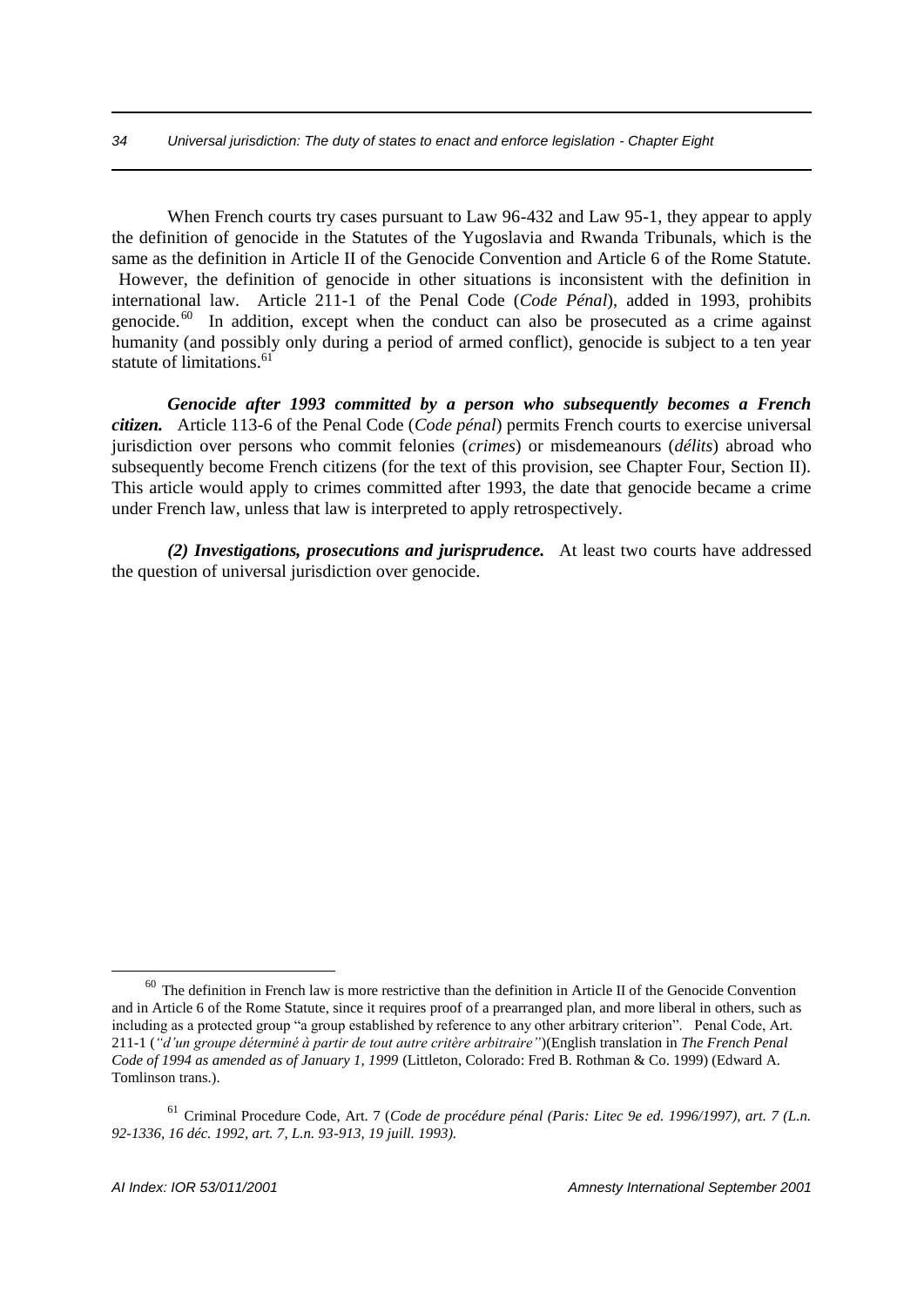When French courts try cases pursuant to Law 96-432 and Law 95-1, they appear to apply the definition of genocide in the Statutes of the Yugoslavia and Rwanda Tribunals, which is the same as the definition in Article II of the Genocide Convention and Article 6 of the Rome Statute. However, the definition of genocide in other situations is inconsistent with the definition in international law. Article 211-1 of the Penal Code (*Code Pénal*), added in 1993, prohibits genocide.[60] In addition, except when the conduct can also be prosecuted as a crime against humanity (and possibly only during a period of armed conflict), genocide is subject to a ten year statute of limitations.[61]

***Genocide after 1993 committed by a person who subsequently becomes a French citizen.*** Article 113-6 of the Penal Code (*Code pénal*) permits French courts to exercise universal jurisdiction over persons who commit felonies (*crimes*) or misdemeanours (*délits*) abroad who subsequently become French citizens (for the text of this provision, see Chapter Four, Section II). This article would apply to crimes committed after 1993, the date that genocide became a crime under French law, unless that law is interpreted to apply retrospectively.

***(2) Investigations, prosecutions and jurisprudence.*** At least two courts have addressed the question of universal jurisdiction over genocide.

---

[60] The definition in French law is more restrictive than the definition in Article II of the Genocide Convention and in Article 6 of the Rome Statute, since it requires proof of a prearranged plan, and more liberal in others, such as including as a protected group "a group established by reference to any other arbitrary criterion". Penal Code, Art. 211-1 (*"d'un groupe déterminé à partir de tout autre critère arbitraire"*)(English translation in *The French Penal Code of 1994 as amended as of January 1, 1999* (Littleton, Colorado: Fred B. Rothman & Co. 1999) (Edward A. Tomlinson trans.).

[61] Criminal Procedure Code, Art. 7 (*Code de procédure pénal (Paris: Litec 9e ed. 1996/1997), art. 7 (L.n. 92-1336, 16 déc. 1992, art. 7, L.n. 93-913, 19 juill. 1993).*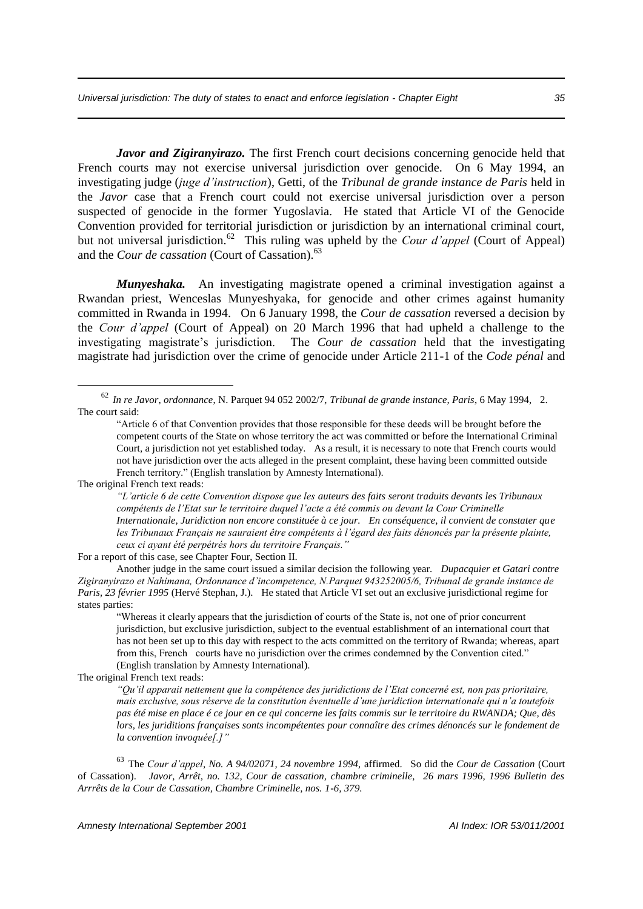***Javor and Zigiranyirazo.*** The first French court decisions concerning genocide held that French courts may not exercise universal jurisdiction over genocide. On 6 May 1994, an investigating judge (*juge d'instruction*), Getti, of the *Tribunal de grande instance de Paris* held in the *Javor* case that a French court could not exercise universal jurisdiction over a person suspected of genocide in the former Yugoslavia. He stated that Article VI of the Genocide Convention provided for territorial jurisdiction or jurisdiction by an international criminal court, but not universal jurisdiction.[62] This ruling was upheld by the *Cour d'appel* (Court of Appeal) and the *Cour de cassation* (Court of Cassation).[63]

***Munyeshaka.*** An investigating magistrate opened a criminal investigation against a Rwandan priest, Wenceslas Munyeshyaka, for genocide and other crimes against humanity committed in Rwanda in 1994. On 6 January 1998, the *Cour de cassation* reversed a decision by the *Cour d'appel* (Court of Appeal) on 20 March 1996 that had upheld a challenge to the investigating magistrate's jurisdiction. The *Cour de cassation* held that the investigating magistrate had jurisdiction over the crime of genocide under Article 211-1 of the *Code pénal* and

---

[62] *In re Javor, ordonnance,* N. Parquet 94 052 2002/7, *Tribunal de grande instance, Paris*, 6 May 1994, 2. The court said:

> "Article 6 of that Convention provides that those responsible for these deeds will be brought before the competent courts of the State on whose territory the act was committed or before the International Criminal Court, a jurisdiction not yet established today. As a result, it is necessary to note that French courts would not have jurisdiction over the acts alleged in the present complaint, these having been committed outside French territory." (English translation by Amnesty International).

The original French text reads:

> *"L'article 6 de cette Convention dispose que les auteurs des faits seront traduits devants les Tribunaux compétents de l'Etat sur le territoire duquel l'acte a été commis ou devant la Cour Criminelle Internationale, Juridiction non encore constituée à ce jour. En conséquence, il convient de constater que les Tribunaux Français ne sauraient être compétents à l'égard des faits dénoncés par la présente plainte, ceux ci ayant été perpétrés hors du territoire Français."*

For a report of this case, see Chapter Four, Section II.

Another judge in the same court issued a similar decision the following year. *Dupacquier et Gatari contre Zigiranyirazo et Nahimana, Ordonnance d'incompetence, N.Parquet 943252005/6, Tribunal de grande instance de Paris, 23 février 1995* (Hervé Stephan, J.). He stated that Article VI set out an exclusive jurisdictional regime for states parties:

> "Whereas it clearly appears that the jurisdiction of courts of the State is, not one of prior concurrent jurisdiction, but exclusive jurisdiction, subject to the eventual establishment of an international court that has not been set up to this day with respect to the acts committed on the territory of Rwanda; whereas, apart from this, French courts have no jurisdiction over the crimes condemned by the Convention cited." (English translation by Amnesty International).

The original French text reads:

> *"Qu'il apparait nettement que la compétence des juridictions de l'Etat concerné est, non pas prioritaire, mais exclusive, sous réserve de la constitution éventuelle d'une juridiction internationale qui n'a toutefois pas été mise en place é ce jour en ce qui concerne les faits commis sur le territoire du RWANDA; Que, dès lors, les juriditions françaises sonts incompétentes pour connaître des crimes dénoncés sur le fondement de la convention invoquée[.]"*

[63] The *Cour d'appel, No. A 94/02071, 24 novembre 1994,* affirmed. So did the *Cour de Cassation* (Court of Cassation). *Javor, Arrêt, no. 132, Cour de cassation, chambre criminelle, 26 mars 1996, 1996 Bulletin des Arrrêts de la Cour de Cassation, Chambre Criminelle, nos. 1-6, 379.*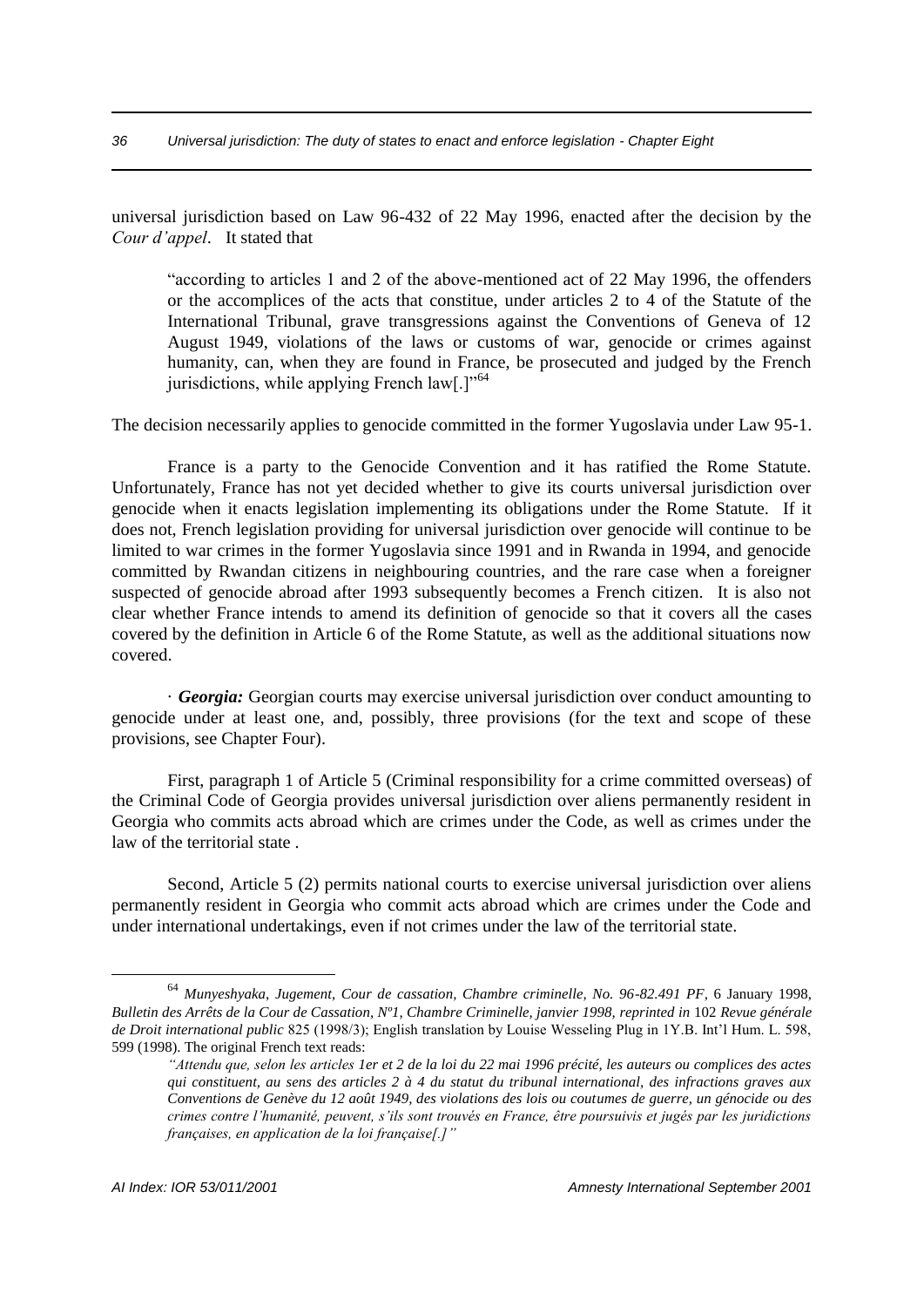universal jurisdiction based on Law 96-432 of 22 May 1996, enacted after the decision by the *Cour d'appel*. It stated that

> "according to articles 1 and 2 of the above-mentioned act of 22 May 1996, the offenders or the accomplices of the acts that constitue, under articles 2 to 4 of the Statute of the International Tribunal, grave transgressions against the Conventions of Geneva of 12 August 1949, violations of the laws or customs of war, genocide or crimes against humanity, can, when they are found in France, be prosecuted and judged by the French jurisdictions, while applying French law[.]"[64]

The decision necessarily applies to genocide committed in the former Yugoslavia under Law 95-1.

France is a party to the Genocide Convention and it has ratified the Rome Statute. Unfortunately, France has not yet decided whether to give its courts universal jurisdiction over genocide when it enacts legislation implementing its obligations under the Rome Statute. If it does not, French legislation providing for universal jurisdiction over genocide will continue to be limited to war crimes in the former Yugoslavia since 1991 and in Rwanda in 1994, and genocide committed by Rwandan citizens in neighbouring countries, and the rare case when a foreigner suspected of genocide abroad after 1993 subsequently becomes a French citizen. It is also not clear whether France intends to amend its definition of genocide so that it covers all the cases covered by the definition in Article 6 of the Rome Statute, as well as the additional situations now covered.

· ***Georgia:*** Georgian courts may exercise universal jurisdiction over conduct amounting to genocide under at least one, and, possibly, three provisions (for the text and scope of these provisions, see Chapter Four).

First, paragraph 1 of Article 5 (Criminal responsibility for a crime committed overseas) of the Criminal Code of Georgia provides universal jurisdiction over aliens permanently resident in Georgia who commits acts abroad which are crimes under the Code, as well as crimes under the law of the territorial state .

Second, Article 5 (2) permits national courts to exercise universal jurisdiction over aliens permanently resident in Georgia who commit acts abroad which are crimes under the Code and under international undertakings, even if not crimes under the law of the territorial state.

---

[64] *Munyeshyaka, Jugement, Cour de cassation, Chambre criminelle, No. 96-82.491 PF*, 6 January 1998, *Bulletin des Arrêts de la Cour de Cassation, Nº1, Chambre Criminelle, janvier 1998, reprinted in* 102 *Revue générale de Droit international public* 825 (1998/3); English translation by Louise Wesseling Plug in 1Y.B. Int'l Hum. L. 598, 599 (1998). The original French text reads:

*"Attendu que, selon les articles 1er et 2 de la loi du 22 mai 1996 précité, les auteurs ou complices des actes qui constituent, au sens des articles 2 à 4 du statut du tribunal international, des infractions graves aux Conventions de Genève du 12 août 1949, des violations des lois ou coutumes de guerre, un génocide ou des crimes contre l'humanité, peuvent, s'ils sont trouvés en France, être poursuivis et jugés par les juridictions françaises, en application de la loi française[.]"*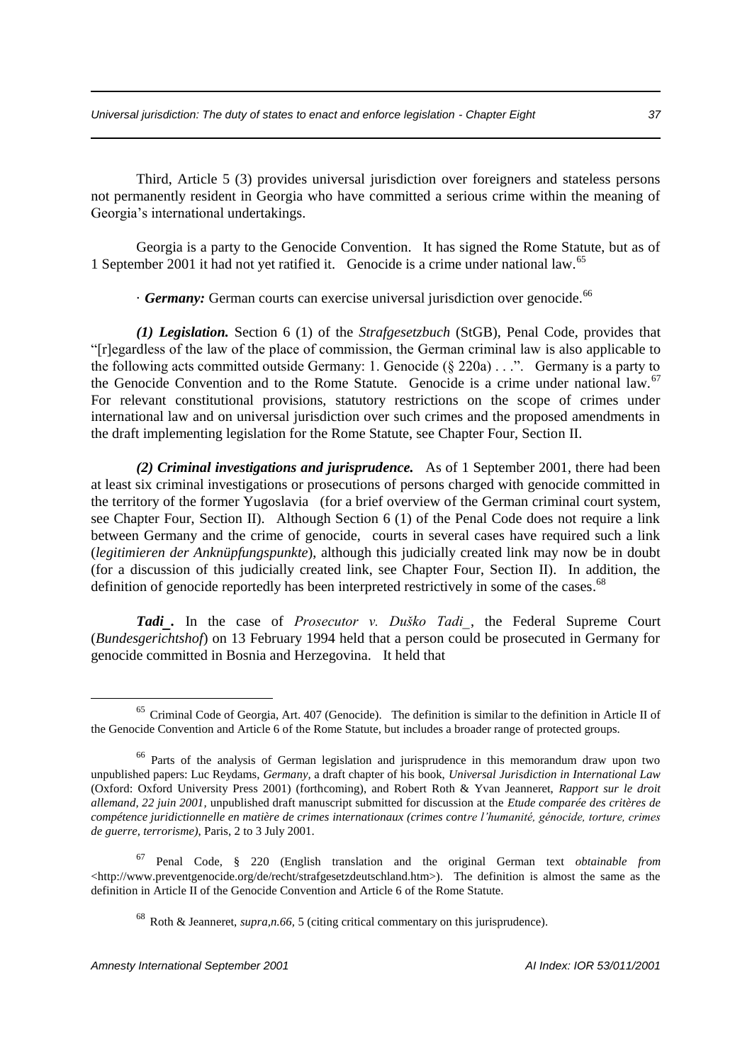Third, Article 5 (3) provides universal jurisdiction over foreigners and stateless persons not permanently resident in Georgia who have committed a serious crime within the meaning of Georgia's international undertakings.

Georgia is a party to the Genocide Convention. It has signed the Rome Statute, but as of 1 September 2001 it had not yet ratified it. Genocide is a crime under national law.[65]

· ***Germany:*** German courts can exercise universal jurisdiction over genocide.[66]

***(1) Legislation.*** Section 6 (1) of the *Strafgesetzbuch* (StGB), Penal Code, provides that "[r]egardless of the law of the place of commission, the German criminal law is also applicable to the following acts committed outside Germany: 1. Genocide (§ 220a) . . .". Germany is a party to the Genocide Convention and to the Rome Statute. Genocide is a crime under national law.[67] For relevant constitutional provisions, statutory restrictions on the scope of crimes under international law and on universal jurisdiction over such crimes and the proposed amendments in the draft implementing legislation for the Rome Statute, see Chapter Four, Section II.

***(2) Criminal investigations and jurisprudence.*** As of 1 September 2001, there had been at least six criminal investigations or prosecutions of persons charged with genocide committed in the territory of the former Yugoslavia (for a brief overview of the German criminal court system, see Chapter Four, Section II). Although Section 6 (1) of the Penal Code does not require a link between Germany and the crime of genocide, courts in several cases have required such a link (*legitimieren der Anknüpfungspunkte*), although this judicially created link may now be in doubt (for a discussion of this judicially created link, see Chapter Four, Section II). In addition, the definition of genocide reportedly has been interpreted restrictively in some of the cases.[68]

***Tadi_.*** In the case of *Prosecutor v. Duško Tadi_*, the Federal Supreme Court (*Bundesgerichtshof*) on 13 February 1994 held that a person could be prosecuted in Germany for genocide committed in Bosnia and Herzegovina. It held that

---

[65] Criminal Code of Georgia, Art. 407 (Genocide). The definition is similar to the definition in Article II of the Genocide Convention and Article 6 of the Rome Statute, but includes a broader range of protected groups.

[66] Parts of the analysis of German legislation and jurisprudence in this memorandum draw upon two unpublished papers: Luc Reydams, *Germany*, a draft chapter of his book, *Universal Jurisdiction in International Law* (Oxford: Oxford University Press 2001) (forthcoming), and Robert Roth & Yvan Jeanneret, *Rapport sur le droit allemand, 22 juin 2001*, unpublished draft manuscript submitted for discussion at the *Etude comparée des critères de compétence juridictionnelle en matière de crimes internationaux (crimes contre l'humanité, génocide, torture, crimes de guerre, terrorisme)*, Paris, 2 to 3 July 2001.

[67] Penal Code, § 220 (English translation and the original German text *obtainable from* <http://www.preventgenocide.org/de/recht/strafgesetzdeutschland.htm>). The definition is almost the same as the definition in Article II of the Genocide Convention and Article 6 of the Rome Statute.

[68] Roth & Jeanneret, *supra,n.66*, 5 (citing critical commentary on this jurisprudence).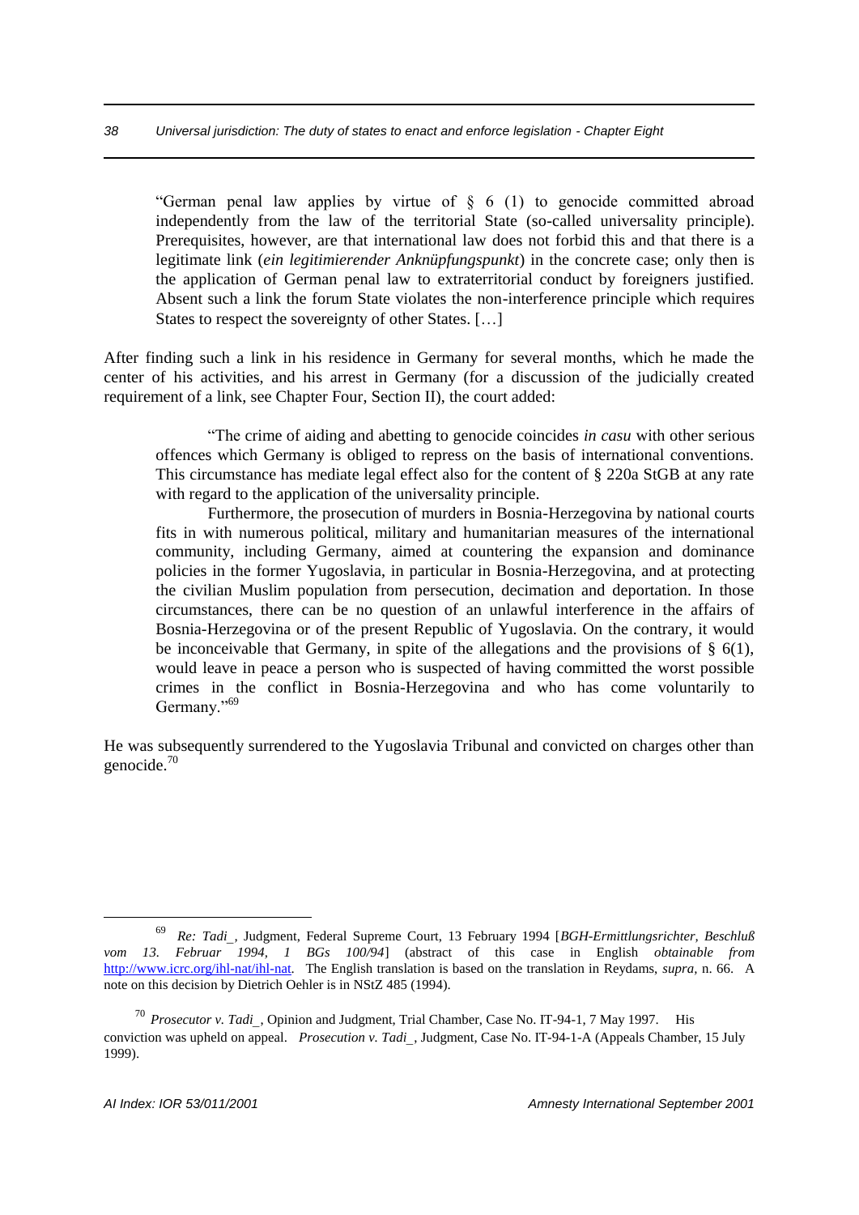> "German penal law applies by virtue of § 6 (1) to genocide committed abroad independently from the law of the territorial State (so-called universality principle). Prerequisites, however, are that international law does not forbid this and that there is a legitimate link (*ein legitimierender Anknüpfungspunkt*) in the concrete case; only then is the application of German penal law to extraterritorial conduct by foreigners justified. Absent such a link the forum State violates the non-interference principle which requires States to respect the sovereignty of other States. […]

After finding such a link in his residence in Germany for several months, which he made the center of his activities, and his arrest in Germany (for a discussion of the judicially created requirement of a link, see Chapter Four, Section II), the court added:

> "The crime of aiding and abetting to genocide coincides *in casu* with other serious offences which Germany is obliged to repress on the basis of international conventions. This circumstance has mediate legal effect also for the content of § 220a StGB at any rate with regard to the application of the universality principle.
>
> Furthermore, the prosecution of murders in Bosnia-Herzegovina by national courts fits in with numerous political, military and humanitarian measures of the international community, including Germany, aimed at countering the expansion and dominance policies in the former Yugoslavia, in particular in Bosnia-Herzegovina, and at protecting the civilian Muslim population from persecution, decimation and deportation. In those circumstances, there can be no question of an unlawful interference in the affairs of Bosnia-Herzegovina or of the present Republic of Yugoslavia. On the contrary, it would be inconceivable that Germany, in spite of the allegations and the provisions of § 6(1), would leave in peace a person who is suspected of having committed the worst possible crimes in the conflict in Bosnia-Herzegovina and who has come voluntarily to Germany."[69]

He was subsequently surrendered to the Yugoslavia Tribunal and convicted on charges other than genocide.[70]

---

[69] *Re: Tadi_*, Judgment, Federal Supreme Court, 13 February 1994 [*BGH-Ermittlungsrichter, Beschluß vom 13. Februar 1994, 1 BGs 100/94*] (abstract of this case in English *obtainable from* http://www.icrc.org/ihl-nat/ihl-nat. The English translation is based on the translation in Reydams, *supra*, n. 66. A note on this decision by Dietrich Oehler is in NStZ 485 (1994).

[70] *Prosecutor v. Tadi_*, Opinion and Judgment, Trial Chamber, Case No. IT-94-1, 7 May 1997. His conviction was upheld on appeal. *Prosecution v. Tadi_*, Judgment, Case No. IT-94-1-A (Appeals Chamber, 15 July 1999).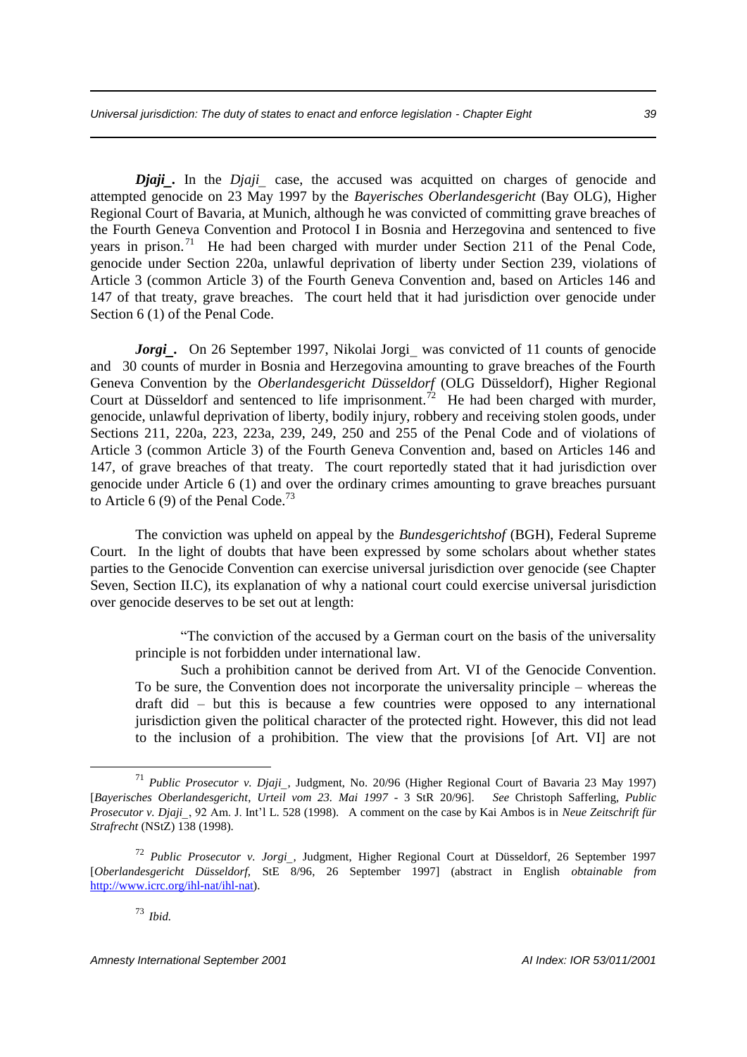***Djaji_*.** In the *Djaji_* case, the accused was acquitted on charges of genocide and attempted genocide on 23 May 1997 by the *Bayerisches Oberlandesgericht* (Bay OLG), Higher Regional Court of Bavaria, at Munich, although he was convicted of committing grave breaches of the Fourth Geneva Convention and Protocol I in Bosnia and Herzegovina and sentenced to five years in prison.[71] He had been charged with murder under Section 211 of the Penal Code, genocide under Section 220a, unlawful deprivation of liberty under Section 239, violations of Article 3 (common Article 3) of the Fourth Geneva Convention and, based on Articles 146 and 147 of that treaty, grave breaches. The court held that it had jurisdiction over genocide under Section 6 (1) of the Penal Code.

***Jorgi_*.** On 26 September 1997, Nikolai Jorgi_ was convicted of 11 counts of genocide and 30 counts of murder in Bosnia and Herzegovina amounting to grave breaches of the Fourth Geneva Convention by the *Oberlandesgericht Düsseldorf* (OLG Düsseldorf), Higher Regional Court at Düsseldorf and sentenced to life imprisonment.[72] He had been charged with murder, genocide, unlawful deprivation of liberty, bodily injury, robbery and receiving stolen goods, under Sections 211, 220a, 223, 223a, 239, 249, 250 and 255 of the Penal Code and of violations of Article 3 (common Article 3) of the Fourth Geneva Convention and, based on Articles 146 and 147, of grave breaches of that treaty. The court reportedly stated that it had jurisdiction over genocide under Article 6 (1) and over the ordinary crimes amounting to grave breaches pursuant to Article 6 (9) of the Penal Code.[73]

The conviction was upheld on appeal by the *Bundesgerichtshof* (BGH), Federal Supreme Court. In the light of doubts that have been expressed by some scholars about whether states parties to the Genocide Convention can exercise universal jurisdiction over genocide (see Chapter Seven, Section II.C), its explanation of why a national court could exercise universal jurisdiction over genocide deserves to be set out at length:

> "The conviction of the accused by a German court on the basis of the universality principle is not forbidden under international law.
>
> Such a prohibition cannot be derived from Art. VI of the Genocide Convention. To be sure, the Convention does not incorporate the universality principle – whereas the draft did – but this is because a few countries were opposed to any international jurisdiction given the political character of the protected right. However, this did not lead to the inclusion of a prohibition. The view that the provisions [of Art. VI] are not

---

[71] *Public Prosecutor v. Djaji_*, Judgment, No. 20/96 (Higher Regional Court of Bavaria 23 May 1997) [*Bayerisches Oberlandesgericht*, *Urteil vom 23. Mai 1997* - 3 StR 20/96]. *See* Christoph Safferling, *Public Prosecutor v. Djaji_*, 92 Am. J. Int'l L. 528 (1998). A comment on the case by Kai Ambos is in *Neue Zeitschrift für Strafrecht* (NStZ) 138 (1998).

[72] *Public Prosecutor v. Jorgi_*, Judgment, Higher Regional Court at Düsseldorf, 26 September 1997 [*Oberlandesgericht Düsseldorf*, StE 8/96, 26 September 1997] (abstract in English *obtainable from* http://www.icrc.org/ihl-nat/ihl-nat).

[73] *Ibid.*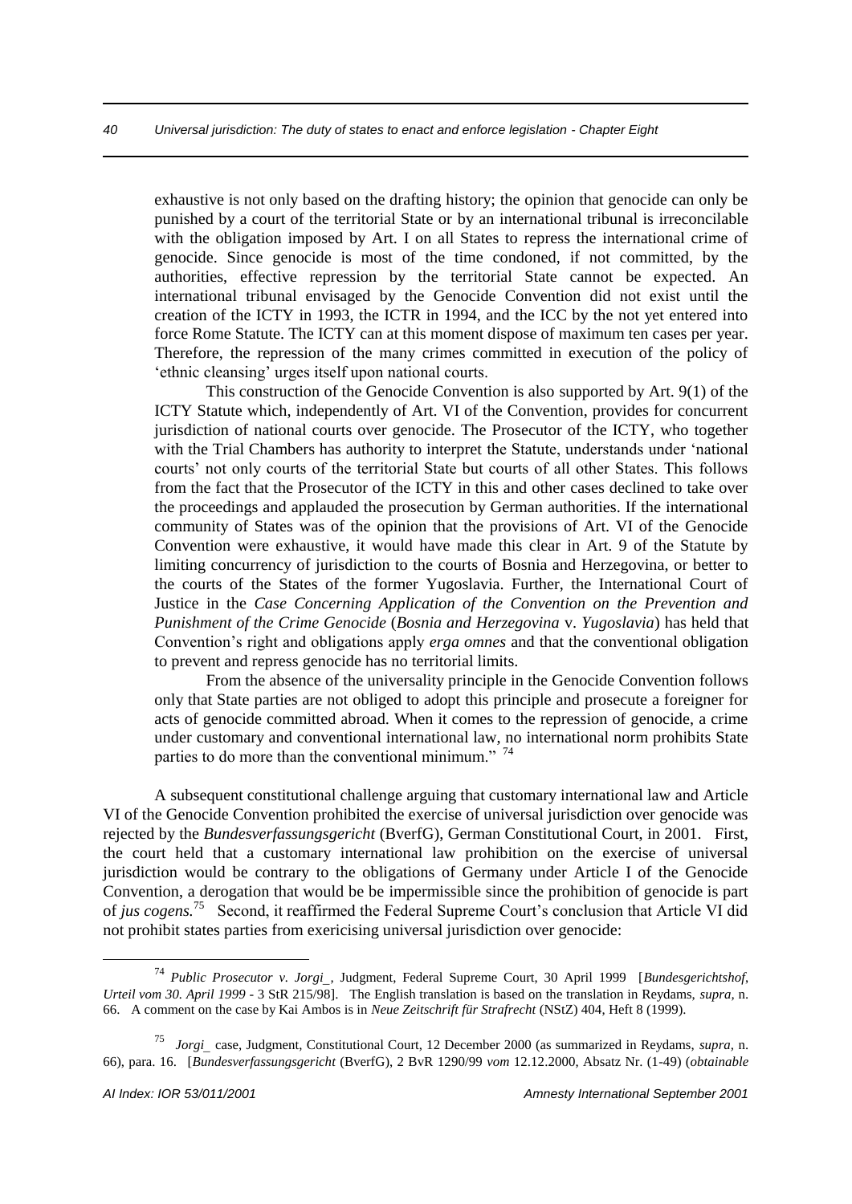exhaustive is not only based on the drafting history; the opinion that genocide can only be punished by a court of the territorial State or by an international tribunal is irreconcilable with the obligation imposed by Art. I on all States to repress the international crime of genocide. Since genocide is most of the time condoned, if not committed, by the authorities, effective repression by the territorial State cannot be expected. An international tribunal envisaged by the Genocide Convention did not exist until the creation of the ICTY in 1993, the ICTR in 1994, and the ICC by the not yet entered into force Rome Statute. The ICTY can at this moment dispose of maximum ten cases per year. Therefore, the repression of the many crimes committed in execution of the policy of 'ethnic cleansing' urges itself upon national courts.

This construction of the Genocide Convention is also supported by Art. 9(1) of the ICTY Statute which, independently of Art. VI of the Convention, provides for concurrent jurisdiction of national courts over genocide. The Prosecutor of the ICTY, who together with the Trial Chambers has authority to interpret the Statute, understands under 'national courts' not only courts of the territorial State but courts of all other States. This follows from the fact that the Prosecutor of the ICTY in this and other cases declined to take over the proceedings and applauded the prosecution by German authorities. If the international community of States was of the opinion that the provisions of Art. VI of the Genocide Convention were exhaustive, it would have made this clear in Art. 9 of the Statute by limiting concurrency of jurisdiction to the courts of Bosnia and Herzegovina, or better to the courts of the States of the former Yugoslavia. Further, the International Court of Justice in the *Case Concerning Application of the Convention on the Prevention and Punishment of the Crime Genocide* (*Bosnia and Herzegovina* v. *Yugoslavia*) has held that Convention's right and obligations apply *erga omnes* and that the conventional obligation to prevent and repress genocide has no territorial limits.

From the absence of the universality principle in the Genocide Convention follows only that State parties are not obliged to adopt this principle and prosecute a foreigner for acts of genocide committed abroad. When it comes to the repression of genocide, a crime under customary and conventional international law, no international norm prohibits State parties to do more than the conventional minimum." [74]

A subsequent constitutional challenge arguing that customary international law and Article VI of the Genocide Convention prohibited the exercise of universal jurisdiction over genocide was rejected by the *Bundesverfassungsgericht* (BverfG), German Constitutional Court, in 2001. First, the court held that a customary international law prohibition on the exercise of universal jurisdiction would be contrary to the obligations of Germany under Article I of the Genocide Convention, a derogation that would be be impermissible since the prohibition of genocide is part of *jus cogens.*[75] Second, it reaffirmed the Federal Supreme Court's conclusion that Article VI did not prohibit states parties from exericising universal jurisdiction over genocide:

---

[74] *Public Prosecutor v. Jorgi_*, Judgment, Federal Supreme Court, 30 April 1999 [*Bundesgerichtshof*, *Urteil vom 30. April 1999* - 3 StR 215/98]. The English translation is based on the translation in Reydams, *supra,* n. 66. A comment on the case by Kai Ambos is in *Neue Zeitschrift für Strafrecht* (NStZ) 404, Heft 8 (1999).

[75] *Jorgi_* case, Judgment, Constitutional Court, 12 December 2000 (as summarized in Reydams, *supra,* n. 66), para. 16. [*Bundesverfassungsgericht* (BverfG), 2 BvR 1290/99 *vom* 12.12.2000, Absatz Nr. (1-49) (*obtainable*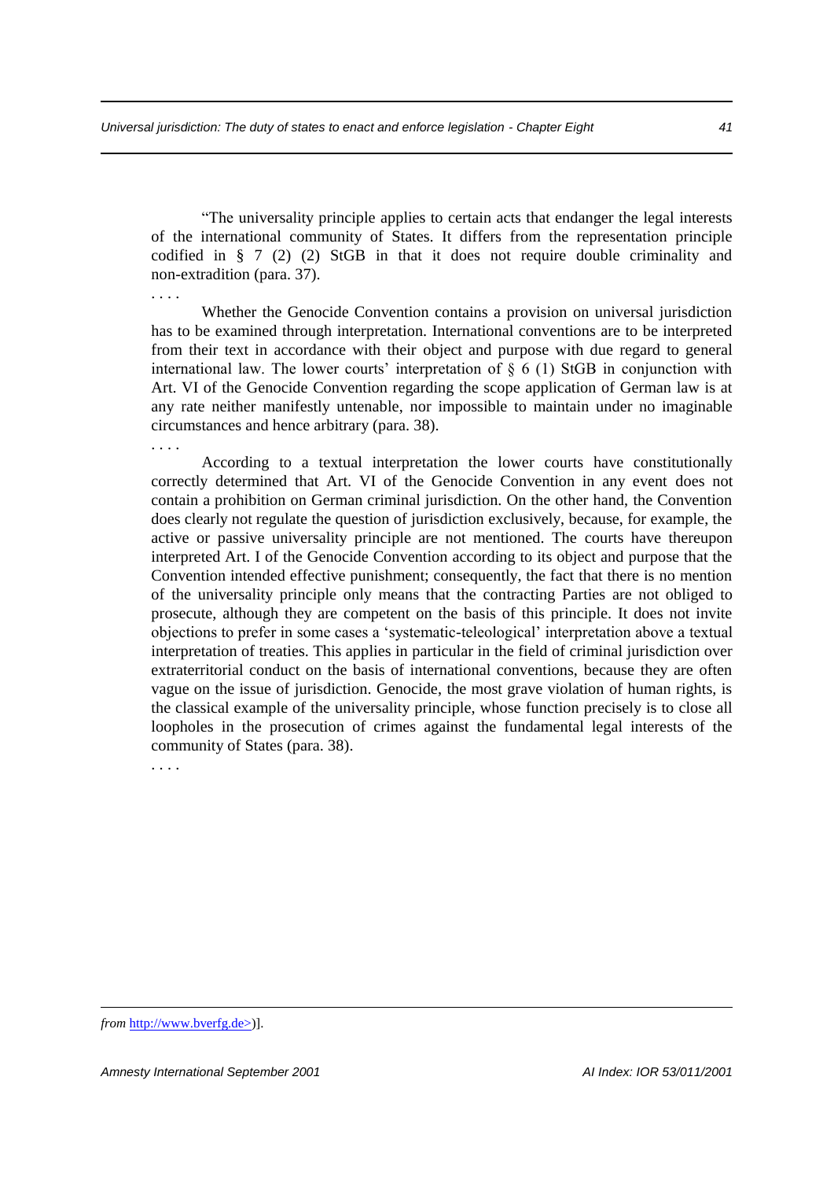"The universality principle applies to certain acts that endanger the legal interests of the international community of States. It differs from the representation principle codified in § 7 (2) (2) StGB in that it does not require double criminality and non-extradition (para. 37).

. . . .

Whether the Genocide Convention contains a provision on universal jurisdiction has to be examined through interpretation. International conventions are to be interpreted from their text in accordance with their object and purpose with due regard to general international law. The lower courts' interpretation of § 6 (1) StGB in conjunction with Art. VI of the Genocide Convention regarding the scope application of German law is at any rate neither manifestly untenable, nor impossible to maintain under no imaginable circumstances and hence arbitrary (para. 38).

. . . .

According to a textual interpretation the lower courts have constitutionally correctly determined that Art. VI of the Genocide Convention in any event does not contain a prohibition on German criminal jurisdiction. On the other hand, the Convention does clearly not regulate the question of jurisdiction exclusively, because, for example, the active or passive universality principle are not mentioned. The courts have thereupon interpreted Art. I of the Genocide Convention according to its object and purpose that the Convention intended effective punishment; consequently, the fact that there is no mention of the universality principle only means that the contracting Parties are not obliged to prosecute, although they are competent on the basis of this principle. It does not invite objections to prefer in some cases a 'systematic-teleological' interpretation above a textual interpretation of treaties. This applies in particular in the field of criminal jurisdiction over extraterritorial conduct on the basis of international conventions, because they are often vague on the issue of jurisdiction. Genocide, the most grave violation of human rights, is the classical example of the universality principle, whose function precisely is to close all loopholes in the prosecution of crimes against the fundamental legal interests of the community of States (para. 38).

. . . .

---

*from* http://www.bverfg.de>)].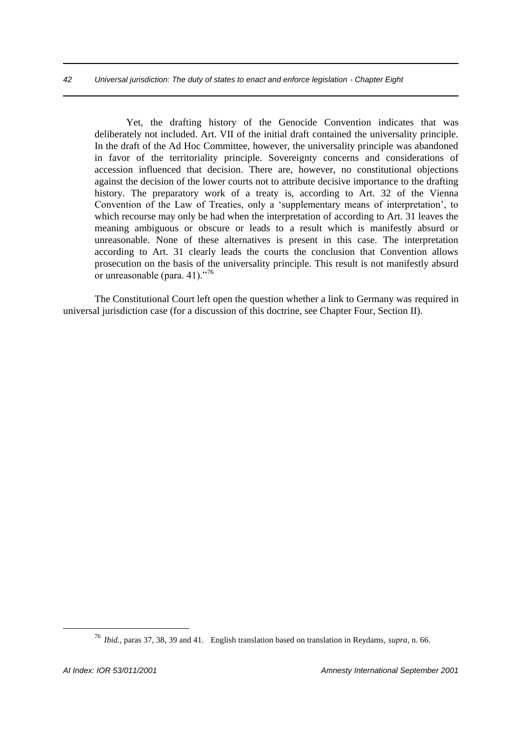Yet, the drafting history of the Genocide Convention indicates that was deliberately not included. Art. VII of the initial draft contained the universality principle. In the draft of the Ad Hoc Committee, however, the universality principle was abandoned in favor of the territoriality principle. Sovereignty concerns and considerations of accession influenced that decision. There are, however, no constitutional objections against the decision of the lower courts not to attribute decisive importance to the drafting history. The preparatory work of a treaty is, according to Art. 32 of the Vienna Convention of the Law of Treaties, only a 'supplementary means of interpretation', to which recourse may only be had when the interpretation of according to Art. 31 leaves the meaning ambiguous or obscure or leads to a result which is manifestly absurd or unreasonable. None of these alternatives is present in this case. The interpretation according to Art. 31 clearly leads the courts the conclusion that Convention allows prosecution on the basis of the universality principle. This result is not manifestly absurd or unreasonable (para. 41)."[76]

The Constitutional Court left open the question whether a link to Germany was required in universal jurisdiction case (for a discussion of this doctrine, see Chapter Four, Section II).

---

[76] *Ibid.*, paras 37, 38, 39 and 41. English translation based on translation in Reydams, *supra*, n. 66.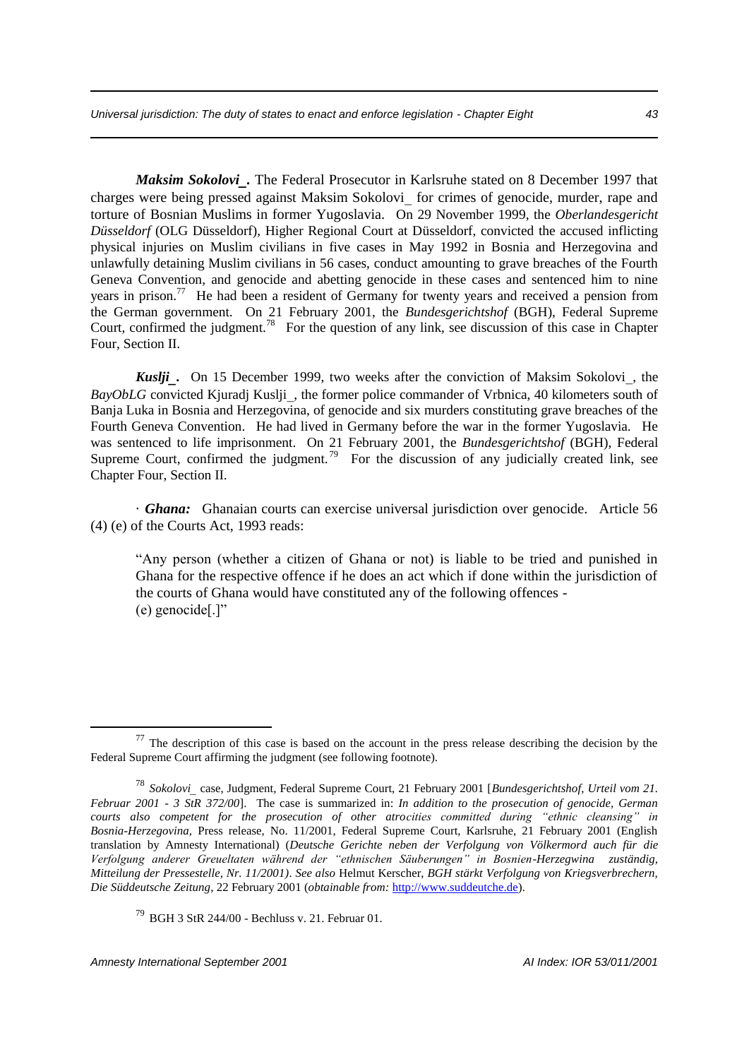***Maksim Sokolovi_.*** The Federal Prosecutor in Karlsruhe stated on 8 December 1997 that charges were being pressed against Maksim Sokolovi_ for crimes of genocide, murder, rape and torture of Bosnian Muslims in former Yugoslavia. On 29 November 1999, the *Oberlandesgericht Düsseldorf* (OLG Düsseldorf), Higher Regional Court at Düsseldorf, convicted the accused inflicting physical injuries on Muslim civilians in five cases in May 1992 in Bosnia and Herzegovina and unlawfully detaining Muslim civilians in 56 cases, conduct amounting to grave breaches of the Fourth Geneva Convention, and genocide and abetting genocide in these cases and sentenced him to nine years in prison.[77] He had been a resident of Germany for twenty years and received a pension from the German government. On 21 February 2001, the *Bundesgerichtshof* (BGH), Federal Supreme Court, confirmed the judgment.[78] For the question of any link, see discussion of this case in Chapter Four, Section II.

***Kuslji_.*** On 15 December 1999, two weeks after the conviction of Maksim Sokolovi_, the *BayObLG* convicted Kjuradj Kuslji_, the former police commander of Vrbnica, 40 kilometers south of Banja Luka in Bosnia and Herzegovina, of genocide and six murders constituting grave breaches of the Fourth Geneva Convention. He had lived in Germany before the war in the former Yugoslavia. He was sentenced to life imprisonment. On 21 February 2001, the *Bundesgerichtshof* (BGH), Federal Supreme Court, confirmed the judgment.[79] For the discussion of any judicially created link, see Chapter Four, Section II.

· ***Ghana:*** Ghanaian courts can exercise universal jurisdiction over genocide. Article 56 (4) (e) of the Courts Act, 1993 reads:

> "Any person (whether a citizen of Ghana or not) is liable to be tried and punished in Ghana for the respective offence if he does an act which if done within the jurisdiction of the courts of Ghana would have constituted any of the following offences -
> (e) genocide[.]"

---

[77] The description of this case is based on the account in the press release describing the decision by the Federal Supreme Court affirming the judgment (see following footnote).

[78] *Sokolovi_* case, Judgment, Federal Supreme Court, 21 February 2001 [*Bundesgerichtshof, Urteil vom 21. Februar 2001 - 3 StR 372/00*]. The case is summarized in: *In addition to the prosecution of genocide, German courts also competent for the prosecution of other atrocities committed during "ethnic cleansing" in Bosnia-Herzegovina,* Press release, No. 11/2001, Federal Supreme Court, Karlsruhe, 21 February 2001 (English translation by Amnesty International) (*Deutsche Gerichte neben der Verfolgung von Völkermord auch für die Verfolgung anderer Greueltaten während der "ethnischen Säuberungen" in Bosnien-Herzegwina zuständig, Mitteilung der Pressestelle, Nr. 11/2001*). *See also* Helmut Kerscher, *BGH stärkt Verfolgung von Kriegsverbrechern, Die Süddeutsche Zeitung*, 22 February 2001 (*obtainable from:* http://www.suddeutche.de).

[79] BGH 3 StR 244/00 - Bechluss v. 21. Februar 01.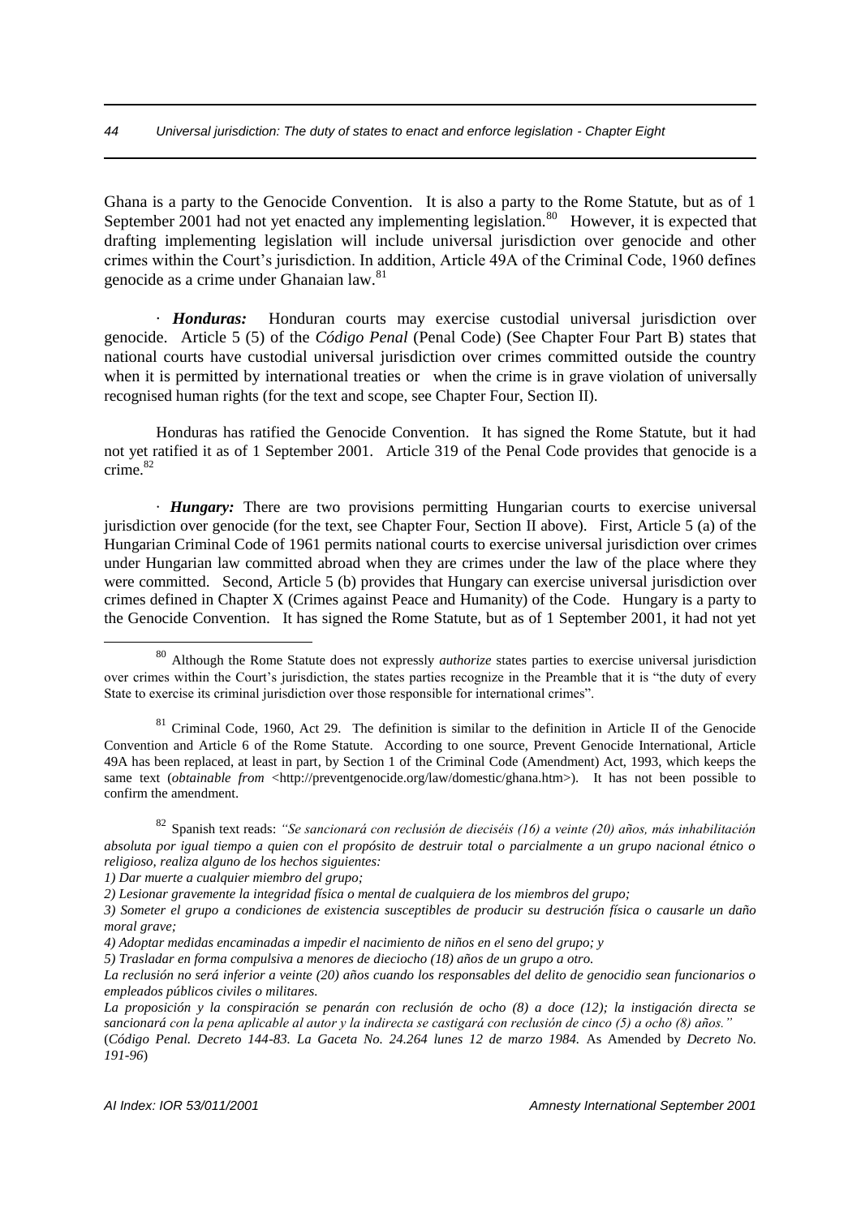Ghana is a party to the Genocide Convention. It is also a party to the Rome Statute, but as of 1 September 2001 had not yet enacted any implementing legislation.[80] However, it is expected that drafting implementing legislation will include universal jurisdiction over genocide and other crimes within the Court's jurisdiction. In addition, Article 49A of the Criminal Code, 1960 defines genocide as a crime under Ghanaian law.[81]

· ***Honduras:*** Honduran courts may exercise custodial universal jurisdiction over genocide. Article 5 (5) of the *Código Penal* (Penal Code) (See Chapter Four Part B) states that national courts have custodial universal jurisdiction over crimes committed outside the country when it is permitted by international treaties or when the crime is in grave violation of universally recognised human rights (for the text and scope, see Chapter Four, Section II).

Honduras has ratified the Genocide Convention. It has signed the Rome Statute, but it had not yet ratified it as of 1 September 2001. Article 319 of the Penal Code provides that genocide is a crime.[82]

· ***Hungary:*** There are two provisions permitting Hungarian courts to exercise universal jurisdiction over genocide (for the text, see Chapter Four, Section II above). First, Article 5 (a) of the Hungarian Criminal Code of 1961 permits national courts to exercise universal jurisdiction over crimes under Hungarian law committed abroad when they are crimes under the law of the place where they were committed. Second, Article 5 (b) provides that Hungary can exercise universal jurisdiction over crimes defined in Chapter X (Crimes against Peace and Humanity) of the Code. Hungary is a party to the Genocide Convention. It has signed the Rome Statute, but as of 1 September 2001, it had not yet

---

[80] Although the Rome Statute does not expressly *authorize* states parties to exercise universal jurisdiction over crimes within the Court's jurisdiction, the states parties recognize in the Preamble that it is "the duty of every State to exercise its criminal jurisdiction over those responsible for international crimes".

[81] Criminal Code, 1960, Act 29. The definition is similar to the definition in Article II of the Genocide Convention and Article 6 of the Rome Statute. According to one source, Prevent Genocide International, Article 49A has been replaced, at least in part, by Section 1 of the Criminal Code (Amendment) Act, 1993, which keeps the same text (*obtainable from* <http://preventgenocide.org/law/domestic/ghana.htm>). It has not been possible to confirm the amendment.

[82] Spanish text reads: *"Se sancionará con reclusión de dieciséis (16) a veinte (20) años, más inhabilitación absoluta por igual tiempo a quien con el propósito de destruir total o parcialmente a un grupo nacional étnico o religioso, realiza alguno de los hechos siguientes:*
*1) Dar muerte a cualquier miembro del grupo;*
*2) Lesionar gravemente la integridad física o mental de cualquiera de los miembros del grupo;*
*3) Someter el grupo a condiciones de existencia susceptibles de producir su destrución física o causarle un daño moral grave;*
*4) Adoptar medidas encaminadas a impedir el nacimiento de niños en el seno del grupo; y*
*5) Trasladar en forma compulsiva a menores de dieciocho (18) años de un grupo a otro.*
*La reclusión no será inferior a veinte (20) años cuando los responsables del delito de genocidio sean funcionarios o empleados públicos civiles o militares.*
*La proposición y la conspiración se penarán con reclusión de ocho (8) a doce (12); la instigación directa se sancionará con la pena aplicable al autor y la indirecta se castigará con reclusión de cinco (5) a ocho (8) años."*
(*Código Penal. Decreto 144-83. La Gaceta No. 24.264 lunes 12 de marzo 1984.* As Amended by *Decreto No. 191-96*)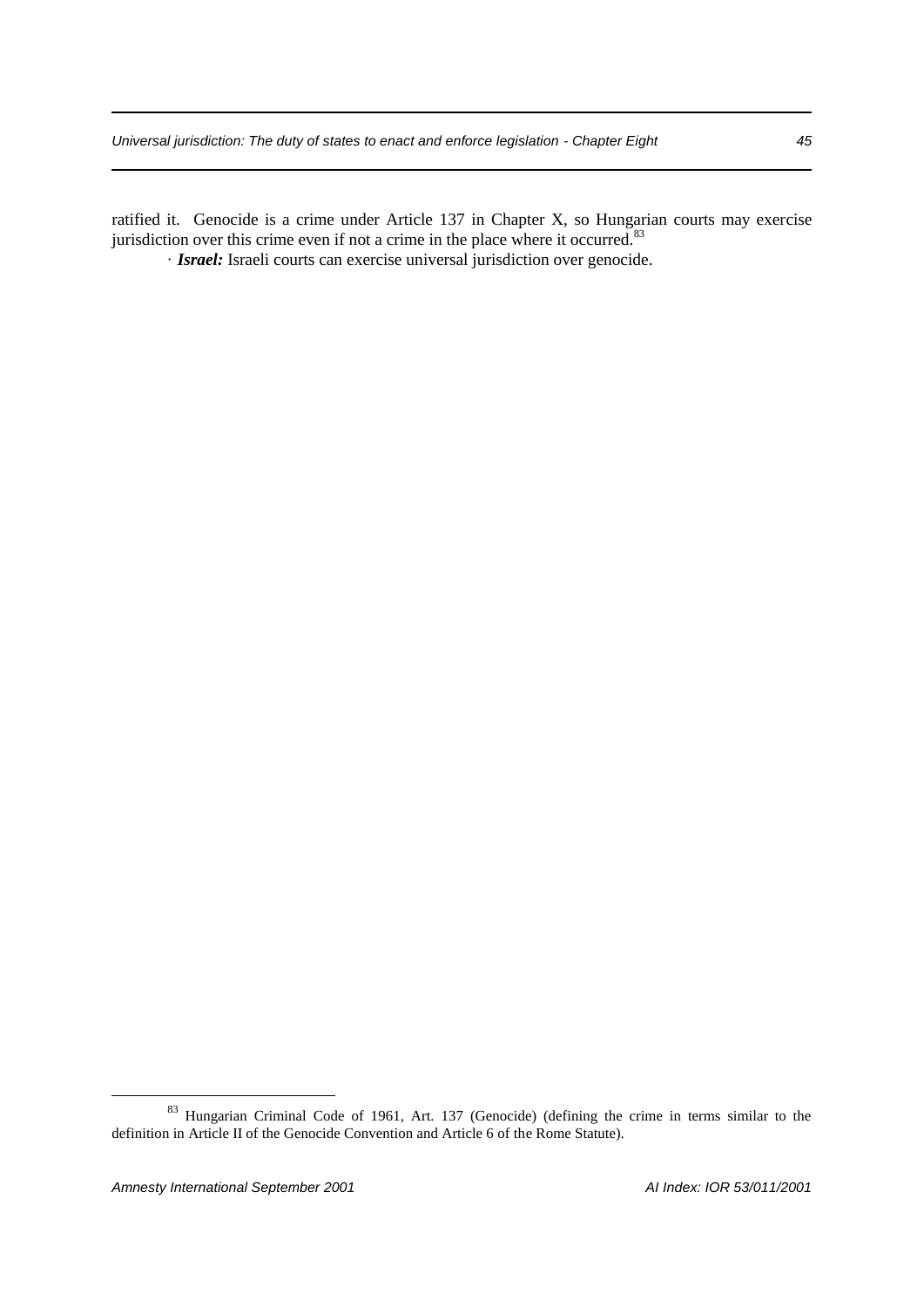ratified it. Genocide is a crime under Article 137 in Chapter X, so Hungarian courts may exercise jurisdiction over this crime even if not a crime in the place where it occurred.[83]

· ***Israel:*** Israeli courts can exercise universal jurisdiction over genocide.

---

[83] Hungarian Criminal Code of 1961, Art. 137 (Genocide) (defining the crime in terms similar to the definition in Article II of the Genocide Convention and Article 6 of the Rome Statute).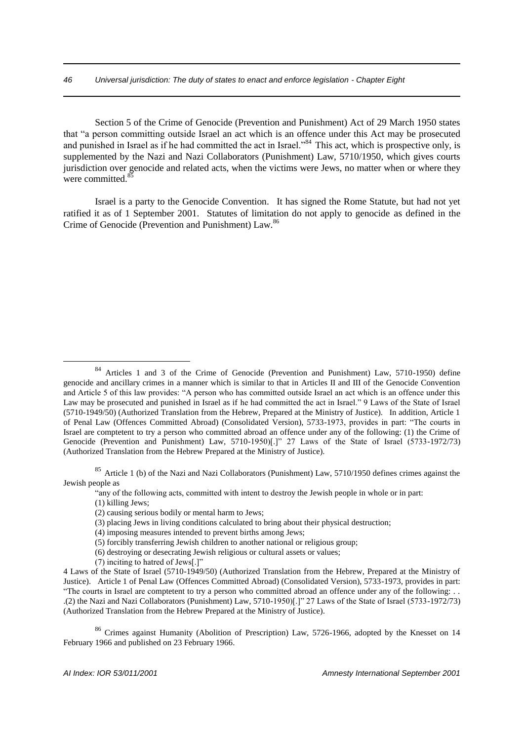Section 5 of the Crime of Genocide (Prevention and Punishment) Act of 29 March 1950 states that "a person committing outside Israel an act which is an offence under this Act may be prosecuted and punished in Israel as if he had committed the act in Israel."[84] This act, which is prospective only, is supplemented by the Nazi and Nazi Collaborators (Punishment) Law, 5710/1950, which gives courts jurisdiction over genocide and related acts, when the victims were Jews, no matter when or where they were committed.[85]

Israel is a party to the Genocide Convention. It has signed the Rome Statute, but had not yet ratified it as of 1 September 2001. Statutes of limitation do not apply to genocide as defined in the Crime of Genocide (Prevention and Punishment) Law.[86]

---

[84] Articles 1 and 3 of the Crime of Genocide (Prevention and Punishment) Law, 5710-1950) define genocide and ancillary crimes in a manner which is similar to that in Articles II and III of the Genocide Convention and Article 5 of this law provides: "A person who has committed outside Israel an act which is an offence under this Law may be prosecuted and punished in Israel as if he had committed the act in Israel." 9 Laws of the State of Israel (5710-1949/50) (Authorized Translation from the Hebrew, Prepared at the Ministry of Justice). In addition, Article 1 of Penal Law (Offences Committed Abroad) (Consolidated Version), 5733-1973, provides in part: "The courts in Israel are comptetent to try a person who committed abroad an offence under any of the following: (1) the Crime of Genocide (Prevention and Punishment) Law, 5710-1950)[.]" 27 Laws of the State of Israel (5733-1972/73) (Authorized Translation from the Hebrew Prepared at the Ministry of Justice).

[85] Article 1 (b) of the Nazi and Nazi Collaborators (Punishment) Law, 5710/1950 defines crimes against the Jewish people as

> "any of the following acts, committed with intent to destroy the Jewish people in whole or in part:
> (1) killing Jews;
> (2) causing serious bodily or mental harm to Jews;
> (3) placing Jews in living conditions calculated to bring about their physical destruction;
> (4) imposing measures intended to prevent births among Jews;
> (5) forcibly transferring Jewish children to another national or religious group;
> (6) destroying or desecrating Jewish religious or cultural assets or values;
> (7) inciting to hatred of Jews[.]"

4 Laws of the State of Israel (5710-1949/50) (Authorized Translation from the Hebrew, Prepared at the Ministry of Justice). Article 1 of Penal Law (Offences Committed Abroad) (Consolidated Version), 5733-1973, provides in part: "The courts in Israel are comptetent to try a person who committed abroad an offence under any of the following: . . .(2) the Nazi and Nazi Collaborators (Punishment) Law, 5710-1950)[.]" 27 Laws of the State of Israel (5733-1972/73) (Authorized Translation from the Hebrew Prepared at the Ministry of Justice).

[86] Crimes against Humanity (Abolition of Prescription) Law, 5726-1966, adopted by the Knesset on 14 February 1966 and published on 23 February 1966.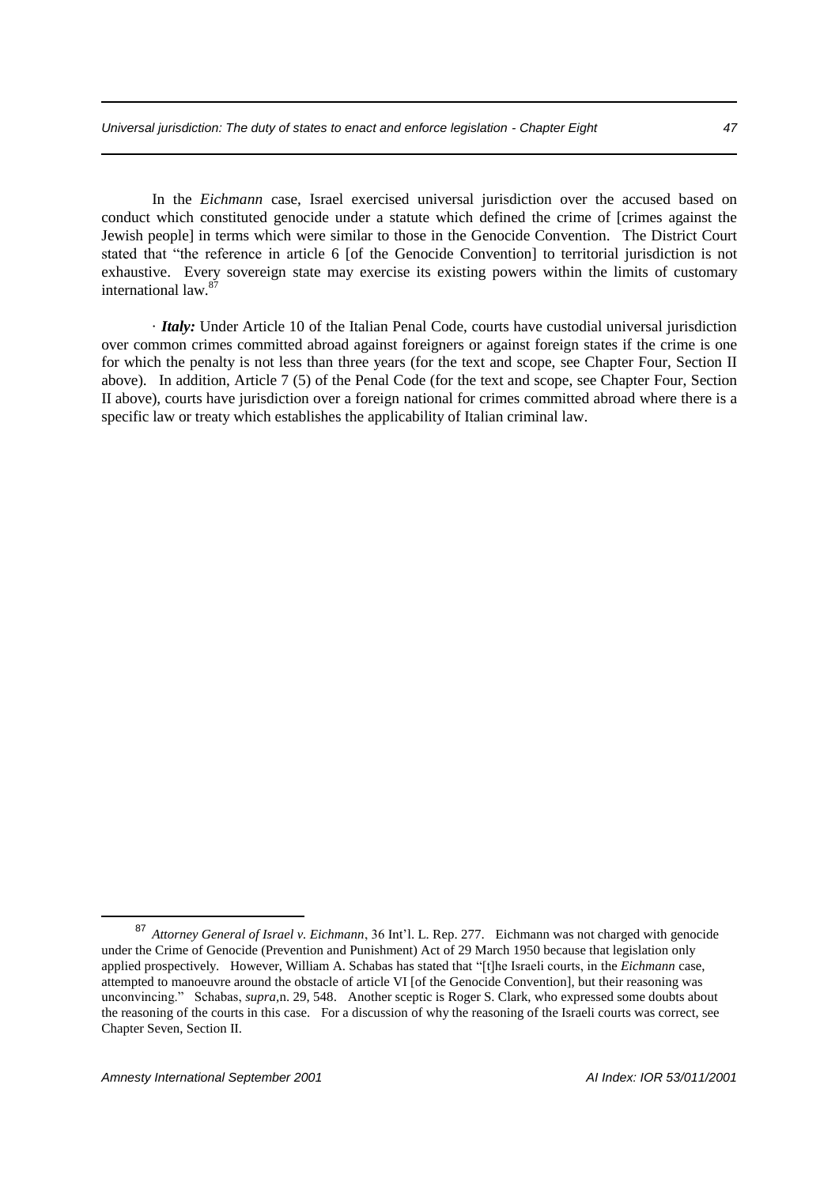In the *Eichmann* case, Israel exercised universal jurisdiction over the accused based on conduct which constituted genocide under a statute which defined the crime of [crimes against the Jewish people] in terms which were similar to those in the Genocide Convention. The District Court stated that "the reference in article 6 [of the Genocide Convention] to territorial jurisdiction is not exhaustive. Every sovereign state may exercise its existing powers within the limits of customary international law.[87]

· ***Italy:*** Under Article 10 of the Italian Penal Code, courts have custodial universal jurisdiction over common crimes committed abroad against foreigners or against foreign states if the crime is one for which the penalty is not less than three years (for the text and scope, see Chapter Four, Section II above). In addition, Article 7 (5) of the Penal Code (for the text and scope, see Chapter Four, Section II above), courts have jurisdiction over a foreign national for crimes committed abroad where there is a specific law or treaty which establishes the applicability of Italian criminal law.

---

[87] *Attorney General of Israel v. Eichmann*, 36 Int'l. L. Rep. 277. Eichmann was not charged with genocide under the Crime of Genocide (Prevention and Punishment) Act of 29 March 1950 because that legislation only applied prospectively. However, William A. Schabas has stated that "[t]he Israeli courts, in the *Eichmann* case, attempted to manoeuvre around the obstacle of article VI [of the Genocide Convention], but their reasoning was unconvincing." Schabas, *supra*,n. 29, 548. Another sceptic is Roger S. Clark, who expressed some doubts about the reasoning of the courts in this case. For a discussion of why the reasoning of the Israeli courts was correct, see Chapter Seven, Section II.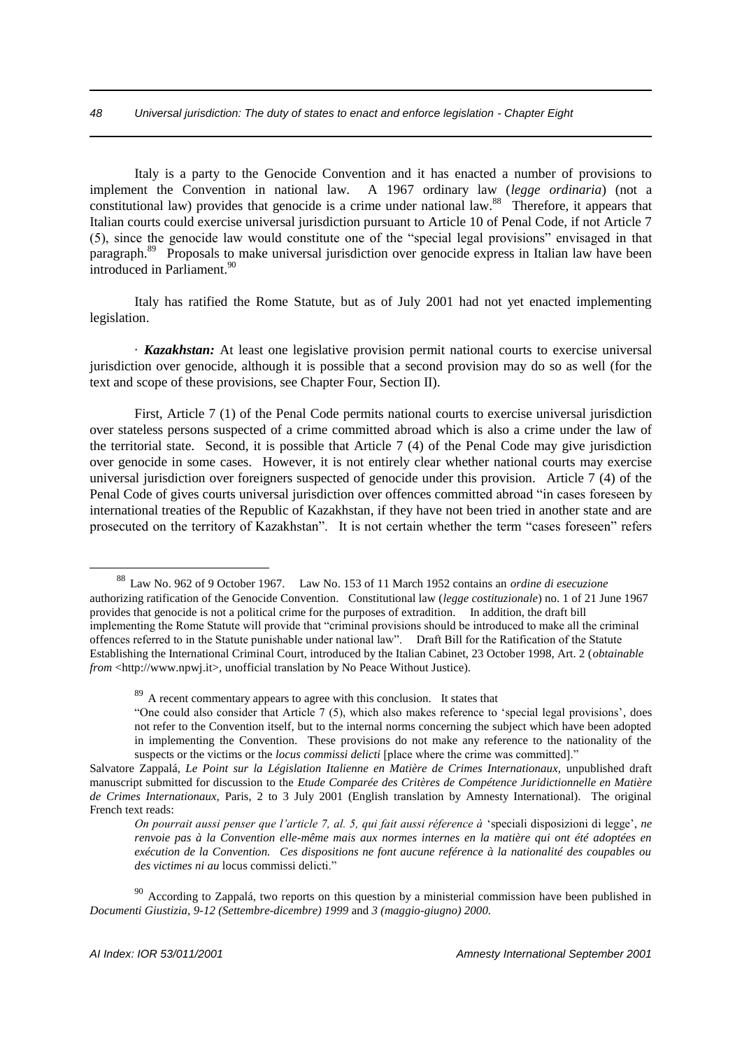Italy is a party to the Genocide Convention and it has enacted a number of provisions to implement the Convention in national law. A 1967 ordinary law (*legge ordinaria*) (not a constitutional law) provides that genocide is a crime under national law.[88] Therefore, it appears that Italian courts could exercise universal jurisdiction pursuant to Article 10 of Penal Code, if not Article 7 (5), since the genocide law would constitute one of the "special legal provisions" envisaged in that paragraph.[89] Proposals to make universal jurisdiction over genocide express in Italian law have been introduced in Parliament.[90]

Italy has ratified the Rome Statute, but as of July 2001 had not yet enacted implementing legislation.

· ***Kazakhstan:*** At least one legislative provision permit national courts to exercise universal jurisdiction over genocide, although it is possible that a second provision may do so as well (for the text and scope of these provisions, see Chapter Four, Section II).

First, Article 7 (1) of the Penal Code permits national courts to exercise universal jurisdiction over stateless persons suspected of a crime committed abroad which is also a crime under the law of the territorial state. Second, it is possible that Article 7 (4) of the Penal Code may give jurisdiction over genocide in some cases. However, it is not entirely clear whether national courts may exercise universal jurisdiction over foreigners suspected of genocide under this provision. Article 7 (4) of the Penal Code of gives courts universal jurisdiction over offences committed abroad "in cases foreseen by international treaties of the Republic of Kazakhstan, if they have not been tried in another state and are prosecuted on the territory of Kazakhstan". It is not certain whether the term "cases foreseen" refers

---

[88] Law No. 962 of 9 October 1967. Law No. 153 of 11 March 1952 contains an *ordine di esecuzione* authorizing ratification of the Genocide Convention. Constitutional law (*legge costituzionale*) no. 1 of 21 June 1967 provides that genocide is not a political crime for the purposes of extradition. In addition, the draft bill implementing the Rome Statute will provide that "criminal provisions should be introduced to make all the criminal offences referred to in the Statute punishable under national law". Draft Bill for the Ratification of the Statute Establishing the International Criminal Court, introduced by the Italian Cabinet, 23 October 1998, Art. 2 (*obtainable from* <http://www.npwj.it>, unofficial translation by No Peace Without Justice).

[89] A recent commentary appears to agree with this conclusion. It states that

> "One could also consider that Article 7 (5), which also makes reference to 'special legal provisions', does not refer to the Convention itself, but to the internal norms concerning the subject which have been adopted in implementing the Convention. These provisions do not make any reference to the nationality of the suspects or the victims or the *locus commissi delicti* [place where the crime was committed]."

Salvatore Zappalá, *Le Point sur la Législation Italienne en Matière de Crimes Internationaux,* unpublished draft manuscript submitted for discussion to the *Etude Comparée des Critères de Compétence Juridictionnelle en Matière de Crimes Internationaux,* Paris, 2 to 3 July 2001 (English translation by Amnesty International). The original French text reads:

> *On pourrait aussi penser que l'article 7, al. 5, qui fait aussi réference à* 'speciali disposizioni di legge', *ne renvoie pas à la Convention elle-même mais aux normes internes en la matière qui ont été adoptées en exécution de la Convention. Ces dispositions ne font aucune reférence à la nationalité des coupables ou des victimes ni au* locus commissi delicti."

[90] According to Zappalá, two reports on this question by a ministerial commission have been published in *Documenti Giustizia*, *9-12 (Settembre-dicembre) 1999* and *3 (maggio-giugno) 2000.*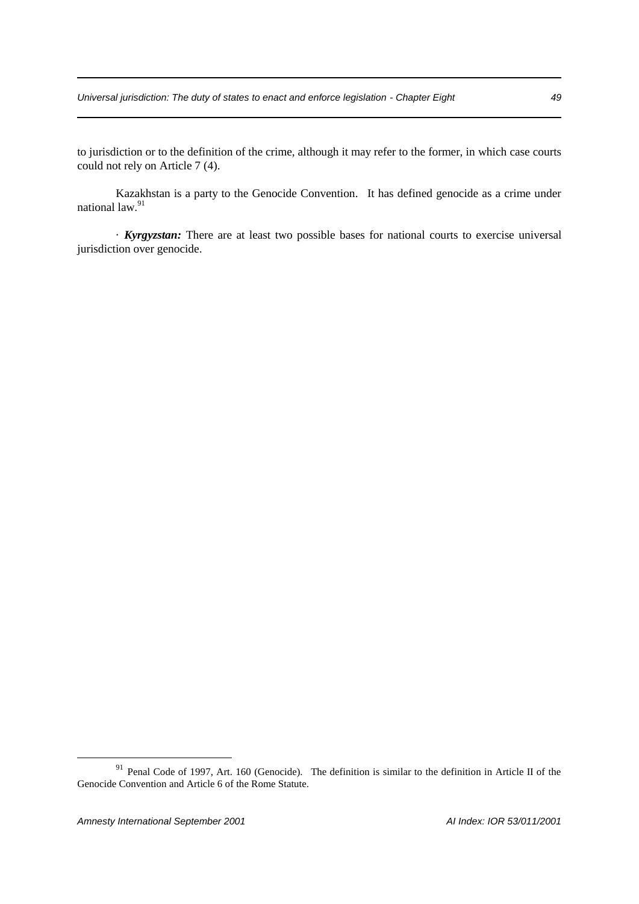to jurisdiction or to the definition of the crime, although it may refer to the former, in which case courts could not rely on Article 7 (4).

Kazakhstan is a party to the Genocide Convention. It has defined genocide as a crime under national law.[91]

· ***Kyrgyzstan:*** There are at least two possible bases for national courts to exercise universal jurisdiction over genocide.

---

[91] Penal Code of 1997, Art. 160 (Genocide). The definition is similar to the definition in Article II of the Genocide Convention and Article 6 of the Rome Statute.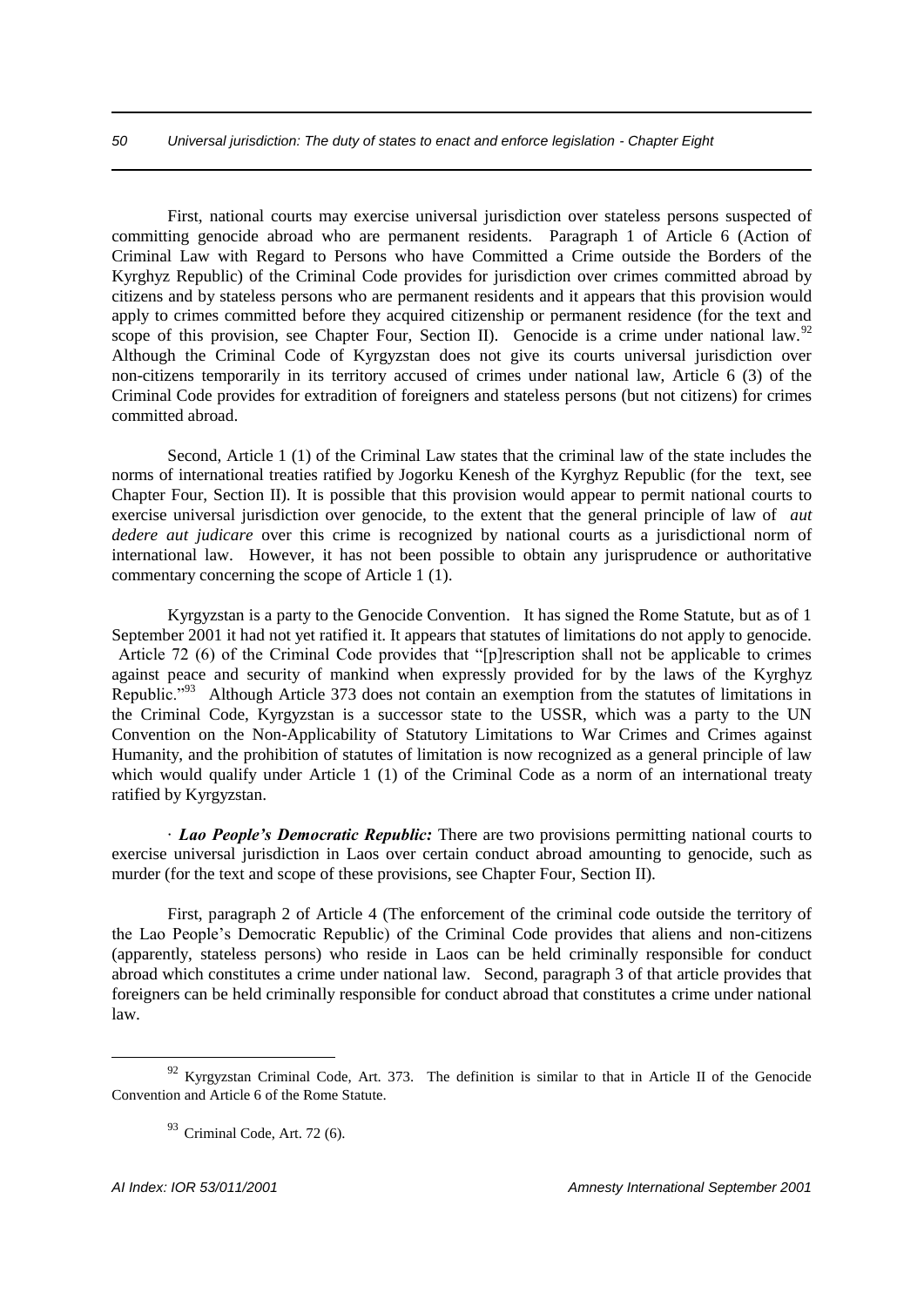First, national courts may exercise universal jurisdiction over stateless persons suspected of committing genocide abroad who are permanent residents. Paragraph 1 of Article 6 (Action of Criminal Law with Regard to Persons who have Committed a Crime outside the Borders of the Kyrghyz Republic) of the Criminal Code provides for jurisdiction over crimes committed abroad by citizens and by stateless persons who are permanent residents and it appears that this provision would apply to crimes committed before they acquired citizenship or permanent residence (for the text and scope of this provision, see Chapter Four, Section II). Genocide is a crime under national law.[92] Although the Criminal Code of Kyrgyzstan does not give its courts universal jurisdiction over non-citizens temporarily in its territory accused of crimes under national law, Article 6 (3) of the Criminal Code provides for extradition of foreigners and stateless persons (but not citizens) for crimes committed abroad.

Second, Article 1 (1) of the Criminal Law states that the criminal law of the state includes the norms of international treaties ratified by Jogorku Kenesh of the Kyrghyz Republic (for the text, see Chapter Four, Section II). It is possible that this provision would appear to permit national courts to exercise universal jurisdiction over genocide, to the extent that the general principle of law of *aut dedere aut judicare* over this crime is recognized by national courts as a jurisdictional norm of international law. However, it has not been possible to obtain any jurisprudence or authoritative commentary concerning the scope of Article 1 (1).

Kyrgyzstan is a party to the Genocide Convention. It has signed the Rome Statute, but as of 1 September 2001 it had not yet ratified it. It appears that statutes of limitations do not apply to genocide. Article 72 (6) of the Criminal Code provides that "[p]rescription shall not be applicable to crimes against peace and security of mankind when expressly provided for by the laws of the Kyrghyz Republic."[93] Although Article 373 does not contain an exemption from the statutes of limitations in the Criminal Code, Kyrgyzstan is a successor state to the USSR, which was a party to the UN Convention on the Non-Applicability of Statutory Limitations to War Crimes and Crimes against Humanity, and the prohibition of statutes of limitation is now recognized as a general principle of law which would qualify under Article 1 (1) of the Criminal Code as a norm of an international treaty ratified by Kyrgyzstan.

· ***Lao People's Democratic Republic:*** There are two provisions permitting national courts to exercise universal jurisdiction in Laos over certain conduct abroad amounting to genocide, such as murder (for the text and scope of these provisions, see Chapter Four, Section II).

First, paragraph 2 of Article 4 (The enforcement of the criminal code outside the territory of the Lao People's Democratic Republic) of the Criminal Code provides that aliens and non-citizens (apparently, stateless persons) who reside in Laos can be held criminally responsible for conduct abroad which constitutes a crime under national law. Second, paragraph 3 of that article provides that foreigners can be held criminally responsible for conduct abroad that constitutes a crime under national law.

---

[92] Kyrgyzstan Criminal Code, Art. 373. The definition is similar to that in Article II of the Genocide Convention and Article 6 of the Rome Statute.

[93] Criminal Code, Art. 72 (6).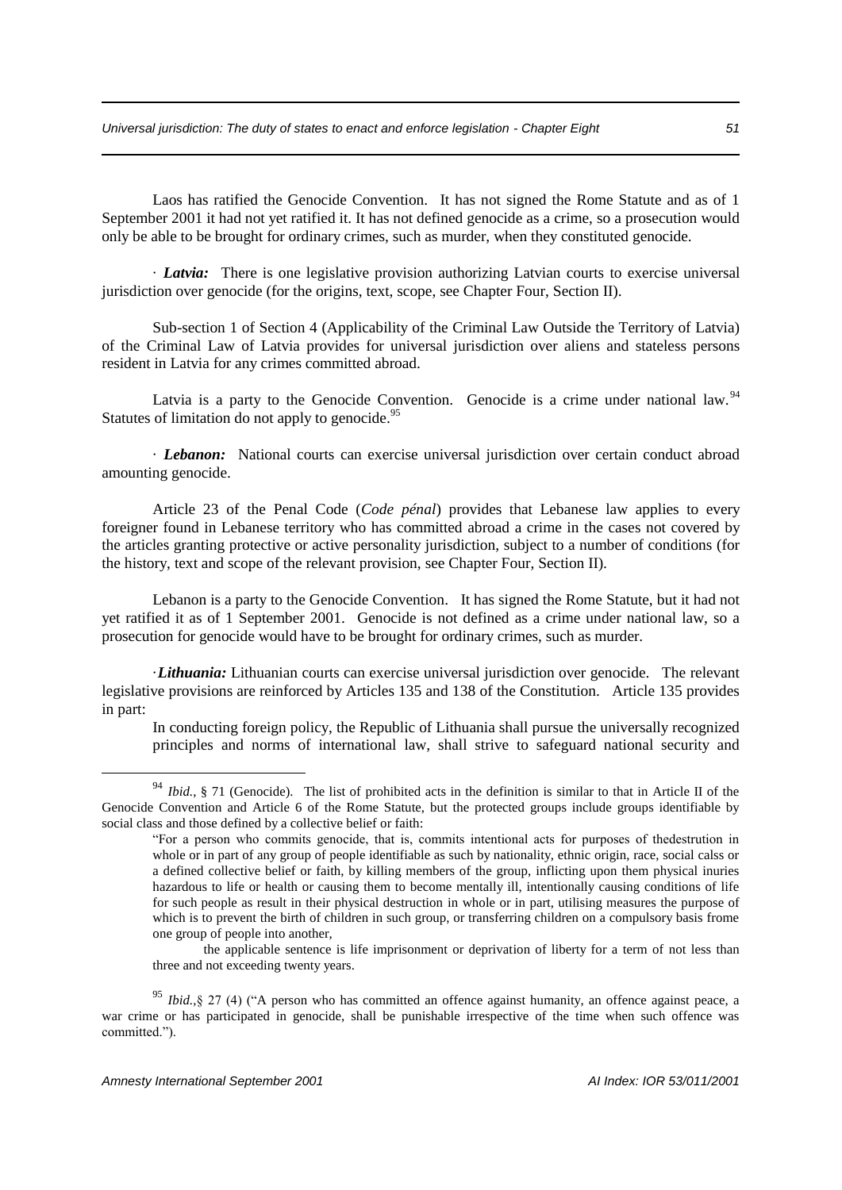Laos has ratified the Genocide Convention. It has not signed the Rome Statute and as of 1 September 2001 it had not yet ratified it. It has not defined genocide as a crime, so a prosecution would only be able to be brought for ordinary crimes, such as murder, when they constituted genocide.

· ***Latvia:*** There is one legislative provision authorizing Latvian courts to exercise universal jurisdiction over genocide (for the origins, text, scope, see Chapter Four, Section II).

Sub-section 1 of Section 4 (Applicability of the Criminal Law Outside the Territory of Latvia) of the Criminal Law of Latvia provides for universal jurisdiction over aliens and stateless persons resident in Latvia for any crimes committed abroad.

Latvia is a party to the Genocide Convention. Genocide is a crime under national law.[94] Statutes of limitation do not apply to genocide.[95]

· ***Lebanon:*** National courts can exercise universal jurisdiction over certain conduct abroad amounting genocide.

Article 23 of the Penal Code (*Code pénal*) provides that Lebanese law applies to every foreigner found in Lebanese territory who has committed abroad a crime in the cases not covered by the articles granting protective or active personality jurisdiction, subject to a number of conditions (for the history, text and scope of the relevant provision, see Chapter Four, Section II).

Lebanon is a party to the Genocide Convention. It has signed the Rome Statute, but it had not yet ratified it as of 1 September 2001. Genocide is not defined as a crime under national law, so a prosecution for genocide would have to be brought for ordinary crimes, such as murder.

·***Lithuania:*** Lithuanian courts can exercise universal jurisdiction over genocide. The relevant legislative provisions are reinforced by Articles 135 and 138 of the Constitution. Article 135 provides in part:

> In conducting foreign policy, the Republic of Lithuania shall pursue the universally recognized principles and norms of international law, shall strive to safeguard national security and

---

[94] *Ibid.*, § 71 (Genocide). The list of prohibited acts in the definition is similar to that in Article II of the Genocide Convention and Article 6 of the Rome Statute, but the protected groups include groups identifiable by social class and those defined by a collective belief or faith:

> "For a person who commits genocide, that is, commits intentional acts for purposes of thedestrution in whole or in part of any group of people identifiable as such by nationality, ethnic origin, race, social calss or a defined collective belief or faith, by killing members of the group, inflicting upon them physical inuries hazardous to life or health or causing them to become mentally ill, intentionally causing conditions of life for such people as result in their physical destruction in whole or in part, utilising measures the purpose of which is to prevent the birth of children in such group, or transferring children on a compulsory basis frome one group of people into another,
>
> the applicable sentence is life imprisonment or deprivation of liberty for a term of not less than three and not exceeding twenty years.

[95] *Ibid.*,§ 27 (4) ("A person who has committed an offence against humanity, an offence against peace, a war crime or has participated in genocide, shall be punishable irrespective of the time when such offence was committed.").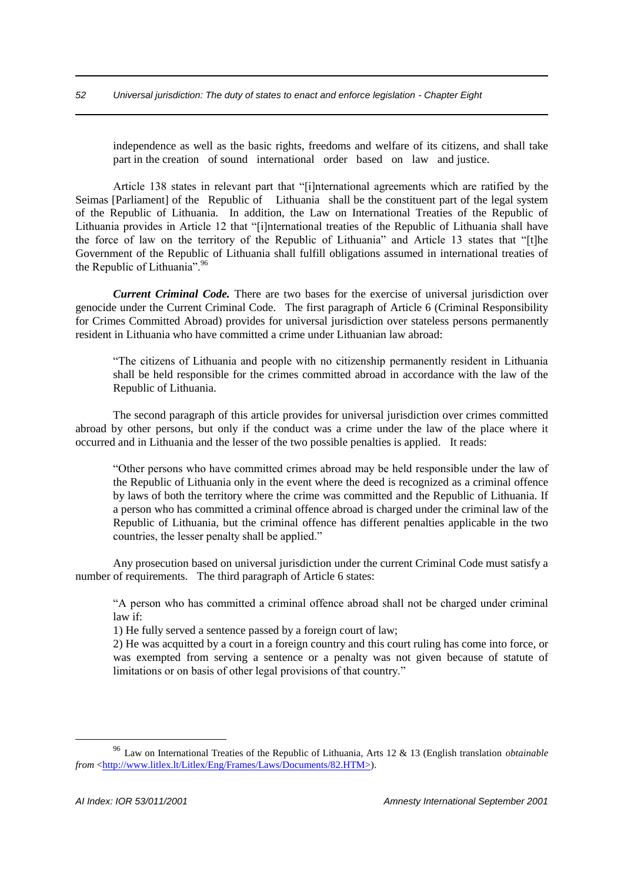independence as well as the basic rights, freedoms and welfare of its citizens, and shall take part in the creation of sound international order based on law and justice.

Article 138 states in relevant part that "[i]nternational agreements which are ratified by the Seimas [Parliament] of the Republic of Lithuania shall be the constituent part of the legal system of the Republic of Lithuania. In addition, the Law on International Treaties of the Republic of Lithuania provides in Article 12 that "[i]nternational treaties of the Republic of Lithuania shall have the force of law on the territory of the Republic of Lithuania" and Article 13 states that "[t]he Government of the Republic of Lithuania shall fulfill obligations assumed in international treaties of the Republic of Lithuania".[96]

***Current Criminal Code.*** There are two bases for the exercise of universal jurisdiction over genocide under the Current Criminal Code. The first paragraph of Article 6 (Criminal Responsibility for Crimes Committed Abroad) provides for universal jurisdiction over stateless persons permanently resident in Lithuania who have committed a crime under Lithuanian law abroad:

> "The citizens of Lithuania and people with no citizenship permanently resident in Lithuania shall be held responsible for the crimes committed abroad in accordance with the law of the Republic of Lithuania.

The second paragraph of this article provides for universal jurisdiction over crimes committed abroad by other persons, but only if the conduct was a crime under the law of the place where it occurred and in Lithuania and the lesser of the two possible penalties is applied. It reads:

> "Other persons who have committed crimes abroad may be held responsible under the law of the Republic of Lithuania only in the event where the deed is recognized as a criminal offence by laws of both the territory where the crime was committed and the Republic of Lithuania. If a person who has committed a criminal offence abroad is charged under the criminal law of the Republic of Lithuania, but the criminal offence has different penalties applicable in the two countries, the lesser penalty shall be applied."

Any prosecution based on universal jurisdiction under the current Criminal Code must satisfy a number of requirements. The third paragraph of Article 6 states:

> "A person who has committed a criminal offence abroad shall not be charged under criminal law if:
>
> 1) He fully served a sentence passed by a foreign court of law;
>
> 2) He was acquitted by a court in a foreign country and this court ruling has come into force, or was exempted from serving a sentence or a penalty was not given because of statute of limitations or on basis of other legal provisions of that country."

---

[96] Law on International Treaties of the Republic of Lithuania, Arts 12 & 13 (English translation *obtainable from* <http://www.litlex.lt/Litlex/Eng/Frames/Laws/Documents/82.HTM>).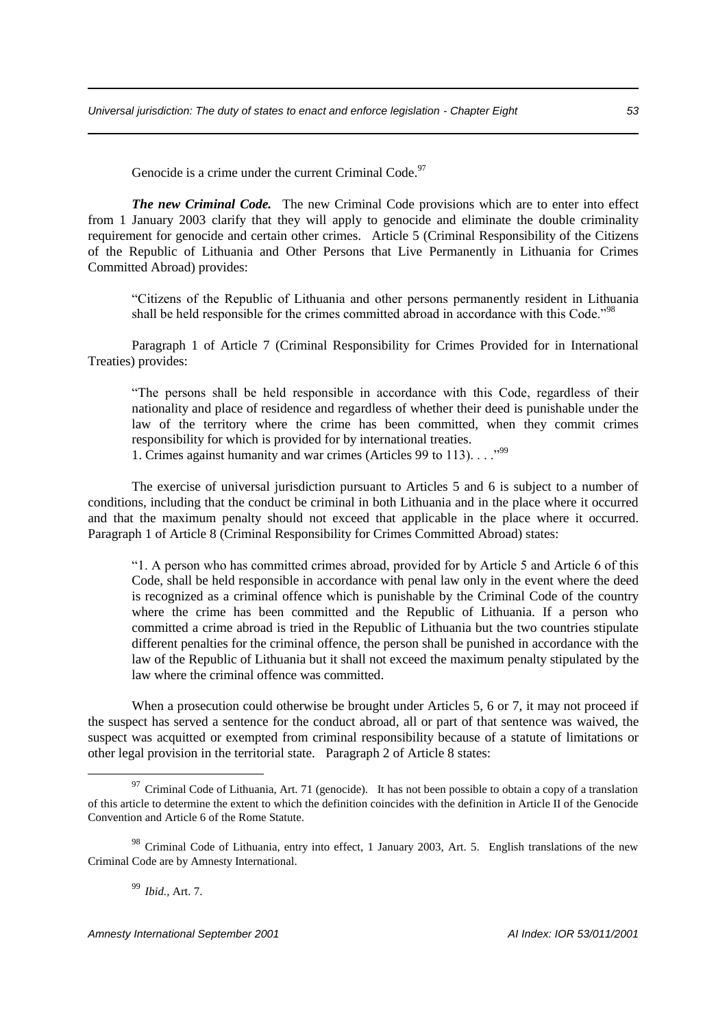Genocide is a crime under the current Criminal Code.[97]

***The new Criminal Code.*** The new Criminal Code provisions which are to enter into effect from 1 January 2003 clarify that they will apply to genocide and eliminate the double criminality requirement for genocide and certain other crimes. Article 5 (Criminal Responsibility of the Citizens of the Republic of Lithuania and Other Persons that Live Permanently in Lithuania for Crimes Committed Abroad) provides:

> "Citizens of the Republic of Lithuania and other persons permanently resident in Lithuania shall be held responsible for the crimes committed abroad in accordance with this Code."[98]

Paragraph 1 of Article 7 (Criminal Responsibility for Crimes Provided for in International Treaties) provides:

> "The persons shall be held responsible in accordance with this Code, regardless of their nationality and place of residence and regardless of whether their deed is punishable under the law of the territory where the crime has been committed, when they commit crimes responsibility for which is provided for by international treaties.
> 1. Crimes against humanity and war crimes (Articles 99 to 113). . . ."[99]

The exercise of universal jurisdiction pursuant to Articles 5 and 6 is subject to a number of conditions, including that the conduct be criminal in both Lithuania and in the place where it occurred and that the maximum penalty should not exceed that applicable in the place where it occurred. Paragraph 1 of Article 8 (Criminal Responsibility for Crimes Committed Abroad) states:

> "1. A person who has committed crimes abroad, provided for by Article 5 and Article 6 of this Code, shall be held responsible in accordance with penal law only in the event where the deed is recognized as a criminal offence which is punishable by the Criminal Code of the country where the crime has been committed and the Republic of Lithuania. If a person who committed a crime abroad is tried in the Republic of Lithuania but the two countries stipulate different penalties for the criminal offence, the person shall be punished in accordance with the law of the Republic of Lithuania but it shall not exceed the maximum penalty stipulated by the law where the criminal offence was committed.

When a prosecution could otherwise be brought under Articles 5, 6 or 7, it may not proceed if the suspect has served a sentence for the conduct abroad, all or part of that sentence was waived, the suspect was acquitted or exempted from criminal responsibility because of a statute of limitations or other legal provision in the territorial state. Paragraph 2 of Article 8 states:

---

[97] Criminal Code of Lithuania, Art. 71 (genocide). It has not been possible to obtain a copy of a translation of this article to determine the extent to which the definition coincides with the definition in Article II of the Genocide Convention and Article 6 of the Rome Statute.

[98] Criminal Code of Lithuania, entry into effect, 1 January 2003, Art. 5. English translations of the new Criminal Code are by Amnesty International.

[99] *Ibid.*, Art. 7.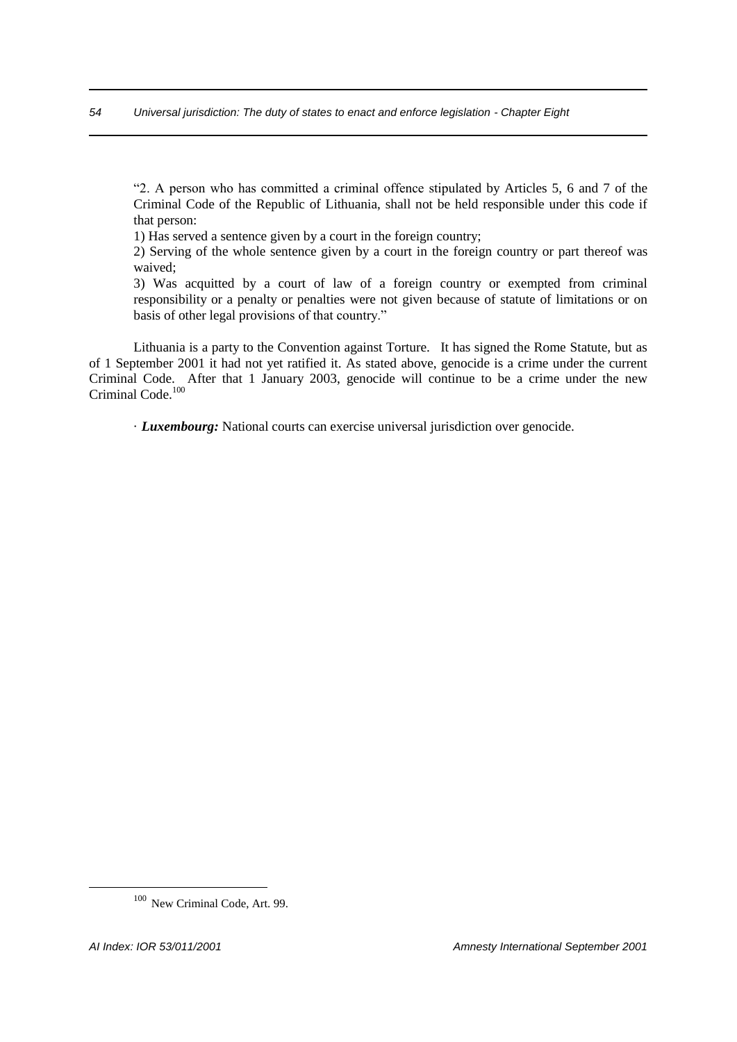> "2. A person who has committed a criminal offence stipulated by Articles 5, 6 and 7 of the Criminal Code of the Republic of Lithuania, shall not be held responsible under this code if that person:
>
> 1) Has served a sentence given by a court in the foreign country;
>
> 2) Serving of the whole sentence given by a court in the foreign country or part thereof was waived;
>
> 3) Was acquitted by a court of law of a foreign country or exempted from criminal responsibility or a penalty or penalties were not given because of statute of limitations or on basis of other legal provisions of that country."

Lithuania is a party to the Convention against Torture. It has signed the Rome Statute, but as of 1 September 2001 it had not yet ratified it. As stated above, genocide is a crime under the current Criminal Code. After that 1 January 2003, genocide will continue to be a crime under the new Criminal Code.[100]

· ***Luxembourg:*** National courts can exercise universal jurisdiction over genocide.

---

[100] New Criminal Code, Art. 99.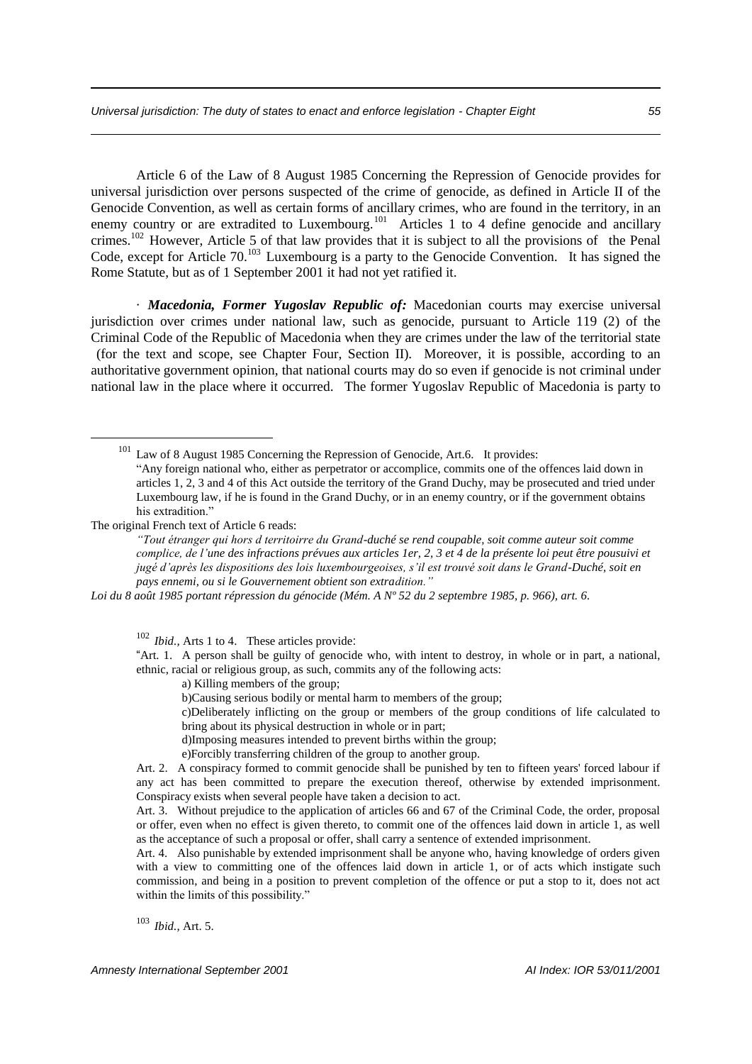Article 6 of the Law of 8 August 1985 Concerning the Repression of Genocide provides for universal jurisdiction over persons suspected of the crime of genocide, as defined in Article II of the Genocide Convention, as well as certain forms of ancillary crimes, who are found in the territory, in an enemy country or are extradited to Luxembourg.[101] Articles 1 to 4 define genocide and ancillary crimes.[102] However, Article 5 of that law provides that it is subject to all the provisions of the Penal Code, except for Article 70.[103] Luxembourg is a party to the Genocide Convention. It has signed the Rome Statute, but as of 1 September 2001 it had not yet ratified it.

· ***Macedonia, Former Yugoslav Republic of:*** Macedonian courts may exercise universal jurisdiction over crimes under national law, such as genocide, pursuant to Article 119 (2) of the Criminal Code of the Republic of Macedonia when they are crimes under the law of the territorial state (for the text and scope, see Chapter Four, Section II). Moreover, it is possible, according to an authoritative government opinion, that national courts may do so even if genocide is not criminal under national law in the place where it occurred. The former Yugoslav Republic of Macedonia is party to

---

[101] Law of 8 August 1985 Concerning the Repression of Genocide, Art.6. It provides:

"Any foreign national who, either as perpetrator or accomplice, commits one of the offences laid down in articles 1, 2, 3 and 4 of this Act outside the territory of the Grand Duchy, may be prosecuted and tried under Luxembourg law, if he is found in the Grand Duchy, or in an enemy country, or if the government obtains his extradition."

The original French text of Article 6 reads:

*"Tout étranger qui hors d territoirre du Grand-duché se rend coupable, soit comme auteur soit comme complice, de l'une des infractions prévues aux articles 1er, 2, 3 et 4 de la présente loi peut être pousuivi et jugé d'après les dispositions des lois luxembourgeoises, s'il est trouvé soit dans le Grand-Duché, soit en pays ennemi, ou si le Gouvernement obtient son extradition."*

*Loi du 8 août 1985 portant répression du génocide (Mém. A Nº 52 du 2 septembre 1985, p. 966), art. 6.*

[102] *Ibid.*, Arts 1 to 4. These articles provide:

"Art. 1. A person shall be guilty of genocide who, with intent to destroy, in whole or in part, a national, ethnic, racial or religious group, as such, commits any of the following acts:

a) Killing members of the group;

b)Causing serious bodily or mental harm to members of the group;

c)Deliberately inflicting on the group or members of the group conditions of life calculated to bring about its physical destruction in whole or in part;

d)Imposing measures intended to prevent births within the group;

e)Forcibly transferring children of the group to another group.

Art. 2. A conspiracy formed to commit genocide shall be punished by ten to fifteen years' forced labour if any act has been committed to prepare the execution thereof, otherwise by extended imprisonment. Conspiracy exists when several people have taken a decision to act.

Art. 3. Without prejudice to the application of articles 66 and 67 of the Criminal Code, the order, proposal or offer, even when no effect is given thereto, to commit one of the offences laid down in article 1, as well as the acceptance of such a proposal or offer, shall carry a sentence of extended imprisonment.

Art. 4. Also punishable by extended imprisonment shall be anyone who, having knowledge of orders given with a view to committing one of the offences laid down in article 1, or of acts which instigate such commission, and being in a position to prevent completion of the offence or put a stop to it, does not act within the limits of this possibility."

[103] *Ibid.*, Art. 5.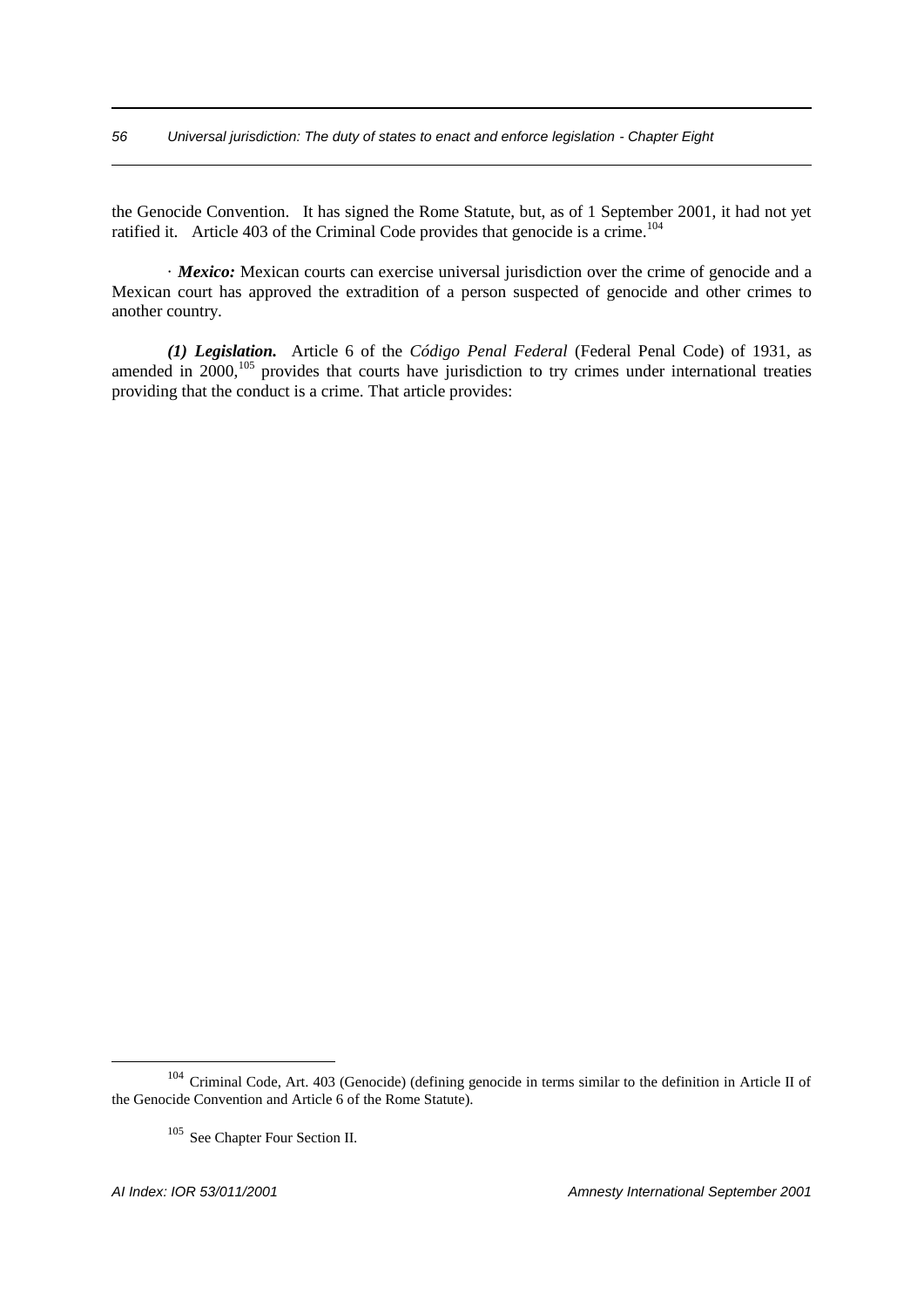the Genocide Convention. It has signed the Rome Statute, but, as of 1 September 2001, it had not yet ratified it. Article 403 of the Criminal Code provides that genocide is a crime.[104]

· ***Mexico:*** Mexican courts can exercise universal jurisdiction over the crime of genocide and a Mexican court has approved the extradition of a person suspected of genocide and other crimes to another country.

***(1) Legislation.*** Article 6 of the *Código Penal Federal* (Federal Penal Code) of 1931, as amended in 2000,[105] provides that courts have jurisdiction to try crimes under international treaties providing that the conduct is a crime. That article provides:

---

[104] Criminal Code, Art. 403 (Genocide) (defining genocide in terms similar to the definition in Article II of the Genocide Convention and Article 6 of the Rome Statute).

[105] See Chapter Four Section II.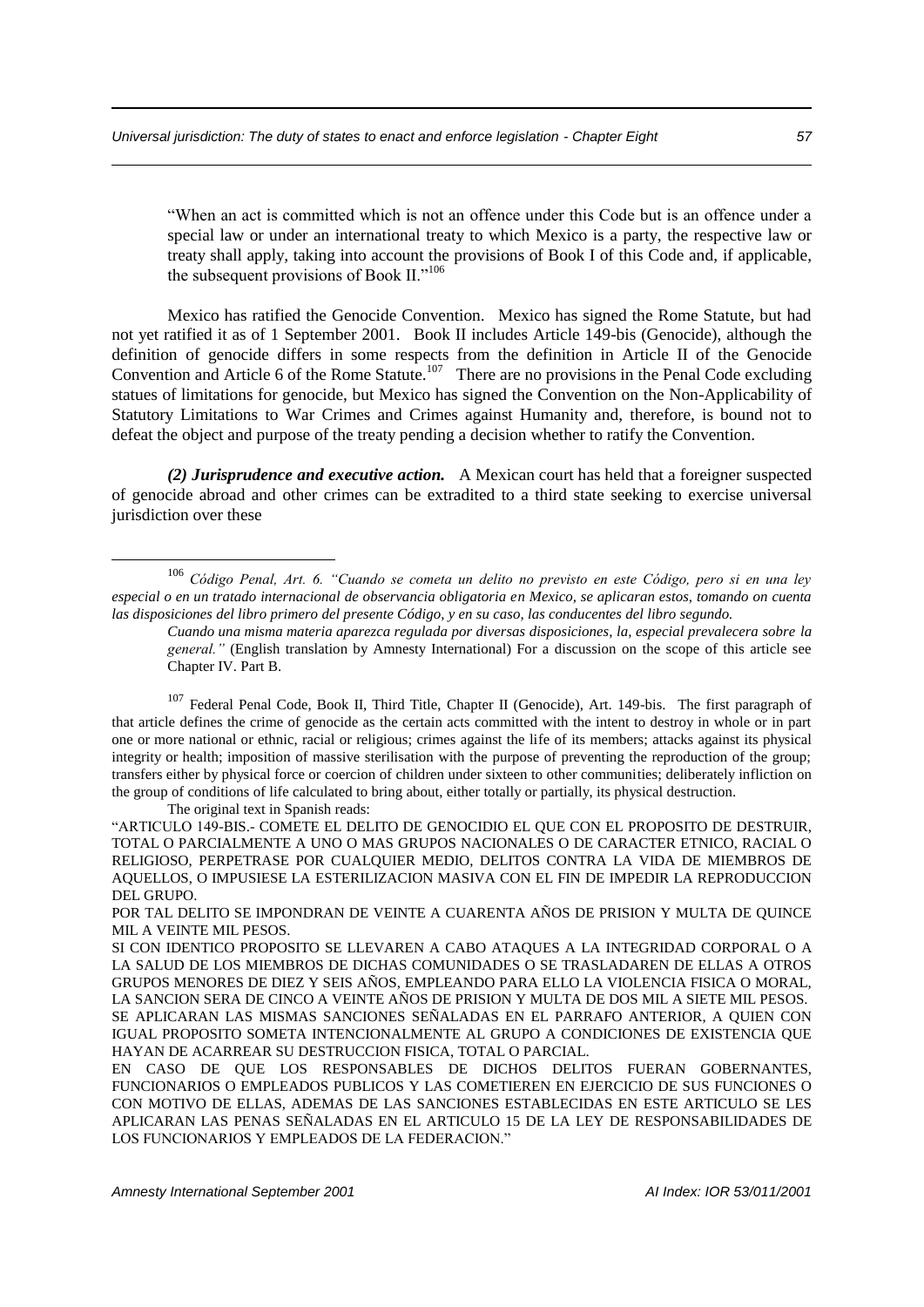> "When an act is committed which is not an offence under this Code but is an offence under a special law or under an international treaty to which Mexico is a party, the respective law or treaty shall apply, taking into account the provisions of Book I of this Code and, if applicable, the subsequent provisions of Book II."[106]

Mexico has ratified the Genocide Convention. Mexico has signed the Rome Statute, but had not yet ratified it as of 1 September 2001. Book II includes Article 149-bis (Genocide), although the definition of genocide differs in some respects from the definition in Article II of the Genocide Convention and Article 6 of the Rome Statute.[107] There are no provisions in the Penal Code excluding statues of limitations for genocide, but Mexico has signed the Convention on the Non-Applicability of Statutory Limitations to War Crimes and Crimes against Humanity and, therefore, is bound not to defeat the object and purpose of the treaty pending a decision whether to ratify the Convention.

***(2) Jurisprudence and executive action.*** A Mexican court has held that a foreigner suspected of genocide abroad and other crimes can be extradited to a third state seeking to exercise universal jurisdiction over these

---

[106] *Código Penal, Art. 6. "Cuando se cometa un delito no previsto en este Código, pero si en una ley especial o en un tratado internacional de observancia obligatoria en Mexico, se aplicaran estos, tomando on cuenta las disposiciones del libro primero del presente Código, y en su caso, las conducentes del libro segundo.*

*Cuando una misma materia aparezca regulada por diversas disposiciones, la, especial prevalecera sobre la general."* (English translation by Amnesty International) For a discussion on the scope of this article see Chapter IV. Part B.

[107] Federal Penal Code, Book II, Third Title, Chapter II (Genocide), Art. 149-bis. The first paragraph of that article defines the crime of genocide as the certain acts committed with the intent to destroy in whole or in part one or more national or ethnic, racial or religious; crimes against the life of its members; attacks against its physical integrity or health; imposition of massive sterilisation with the purpose of preventing the reproduction of the group; transfers either by physical force or coercion of children under sixteen to other communities; deliberately infliction on the group of conditions of life calculated to bring about, either totally or partially, its physical destruction.

The original text in Spanish reads:

"ARTICULO 149-BIS.- COMETE EL DELITO DE GENOCIDIO EL QUE CON EL PROPOSITO DE DESTRUIR, TOTAL O PARCIALMENTE A UNO O MAS GRUPOS NACIONALES O DE CARACTER ETNICO, RACIAL O RELIGIOSO, PERPETRASE POR CUALQUIER MEDIO, DELITOS CONTRA LA VIDA DE MIEMBROS DE AQUELLOS, O IMPUSIESE LA ESTERILIZACION MASIVA CON EL FIN DE IMPEDIR LA REPRODUCCION DEL GRUPO.

POR TAL DELITO SE IMPONDRAN DE VEINTE A CUARENTA AÑOS DE PRISION Y MULTA DE QUINCE MIL A VEINTE MIL PESOS.

SI CON IDENTICO PROPOSITO SE LLEVAREN A CABO ATAQUES A LA INTEGRIDAD CORPORAL O A LA SALUD DE LOS MIEMBROS DE DICHAS COMUNIDADES O SE TRASLADAREN DE ELLAS A OTROS GRUPOS MENORES DE DIEZ Y SEIS AÑOS, EMPLEANDO PARA ELLO LA VIOLENCIA FISICA O MORAL, LA SANCION SERA DE CINCO A VEINTE AÑOS DE PRISION Y MULTA DE DOS MIL A SIETE MIL PESOS.

SE APLICARAN LAS MISMAS SANCIONES SEÑALADAS EN EL PARRAFO ANTERIOR, A QUIEN CON IGUAL PROPOSITO SOMETA INTENCIONALMENTE AL GRUPO A CONDICIONES DE EXISTENCIA QUE HAYAN DE ACARREAR SU DESTRUCCION FISICA, TOTAL O PARCIAL.

EN CASO DE QUE LOS RESPONSABLES DE DICHOS DELITOS FUERAN GOBERNANTES, FUNCIONARIOS O EMPLEADOS PUBLICOS Y LAS COMETIEREN EN EJERCICIO DE SUS FUNCIONES O CON MOTIVO DE ELLAS, ADEMAS DE LAS SANCIONES ESTABLECIDAS EN ESTE ARTICULO SE LES APLICARAN LAS PENAS SEÑALADAS EN EL ARTICULO 15 DE LA LEY DE RESPONSABILIDADES DE LOS FUNCIONARIOS Y EMPLEADOS DE LA FEDERACION."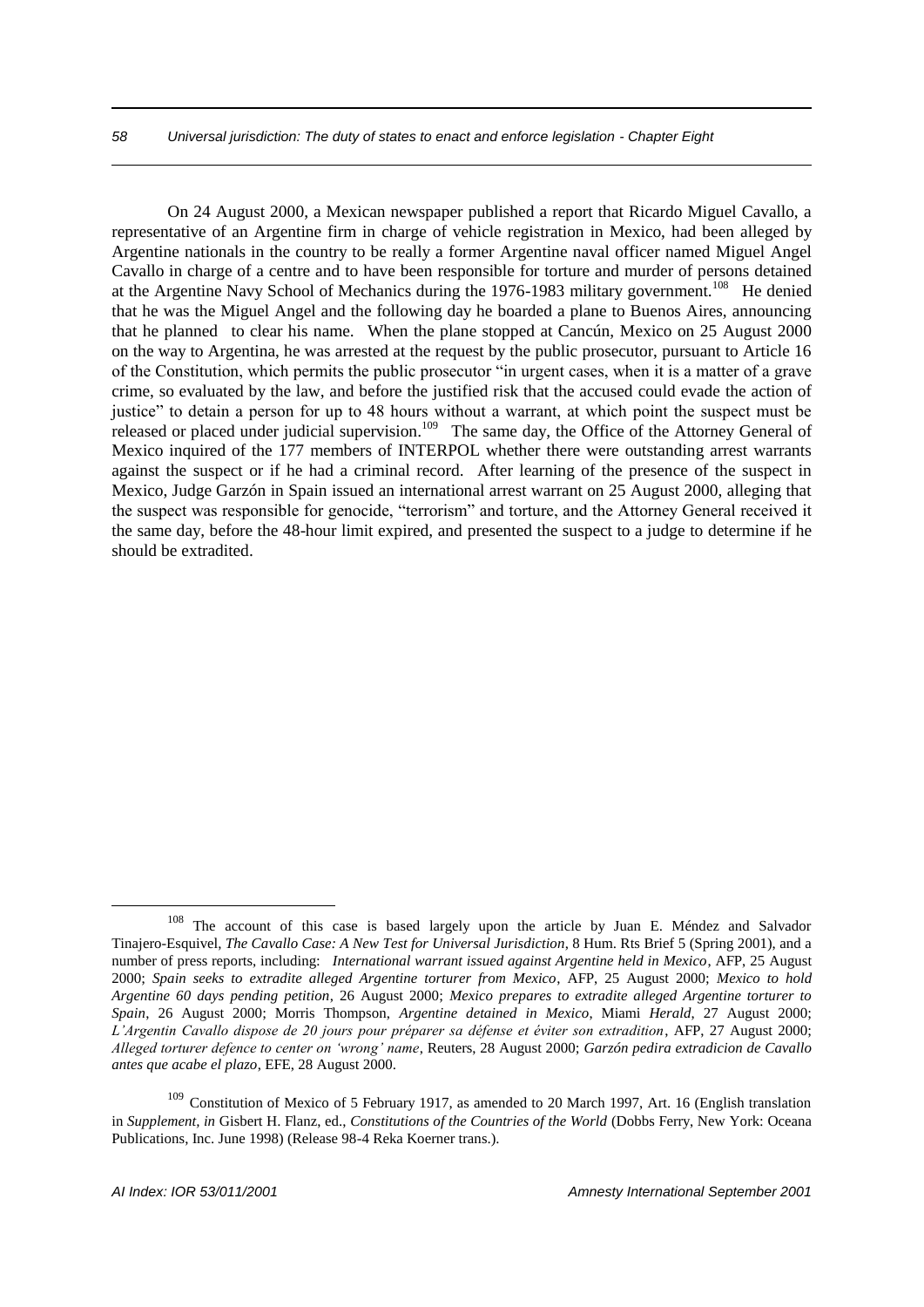On 24 August 2000, a Mexican newspaper published a report that Ricardo Miguel Cavallo, a representative of an Argentine firm in charge of vehicle registration in Mexico, had been alleged by Argentine nationals in the country to be really a former Argentine naval officer named Miguel Angel Cavallo in charge of a centre and to have been responsible for torture and murder of persons detained at the Argentine Navy School of Mechanics during the 1976-1983 military government.[108] He denied that he was the Miguel Angel and the following day he boarded a plane to Buenos Aires, announcing that he planned to clear his name. When the plane stopped at Cancún, Mexico on 25 August 2000 on the way to Argentina, he was arrested at the request by the public prosecutor, pursuant to Article 16 of the Constitution, which permits the public prosecutor "in urgent cases, when it is a matter of a grave crime, so evaluated by the law, and before the justified risk that the accused could evade the action of justice" to detain a person for up to 48 hours without a warrant, at which point the suspect must be released or placed under judicial supervision.[109] The same day, the Office of the Attorney General of Mexico inquired of the 177 members of INTERPOL whether there were outstanding arrest warrants against the suspect or if he had a criminal record. After learning of the presence of the suspect in Mexico, Judge Garzón in Spain issued an international arrest warrant on 25 August 2000, alleging that the suspect was responsible for genocide, "terrorism" and torture, and the Attorney General received it the same day, before the 48-hour limit expired, and presented the suspect to a judge to determine if he should be extradited.

---

[108] The account of this case is based largely upon the article by Juan E. Méndez and Salvador Tinajero-Esquivel, *The Cavallo Case: A New Test for Universal Jurisdiction*, 8 Hum. Rts Brief 5 (Spring 2001), and a number of press reports, including: *International warrant issued against Argentine held in Mexico*, AFP, 25 August 2000; *Spain seeks to extradite alleged Argentine torturer from Mexico*, AFP, 25 August 2000; *Mexico to hold Argentine 60 days pending petition*, 26 August 2000; *Mexico prepares to extradite alleged Argentine torturer to Spain*, 26 August 2000; Morris Thompson, *Argentine detained in Mexico*, Miami *Herald*, 27 August 2000; *L'Argentin Cavallo dispose de 20 jours pour préparer sa défense et éviter son extradition*, AFP, 27 August 2000; *Alleged torturer defence to center on 'wrong' name*, Reuters, 28 August 2000; *Garzón pedira extradicion de Cavallo antes que acabe el plazo*, EFE, 28 August 2000.

[109] Constitution of Mexico of 5 February 1917, as amended to 20 March 1997, Art. 16 (English translation in *Supplement, in* Gisbert H. Flanz, ed., *Constitutions of the Countries of the World* (Dobbs Ferry, New York: Oceana Publications, Inc. June 1998) (Release 98-4 Reka Koerner trans.).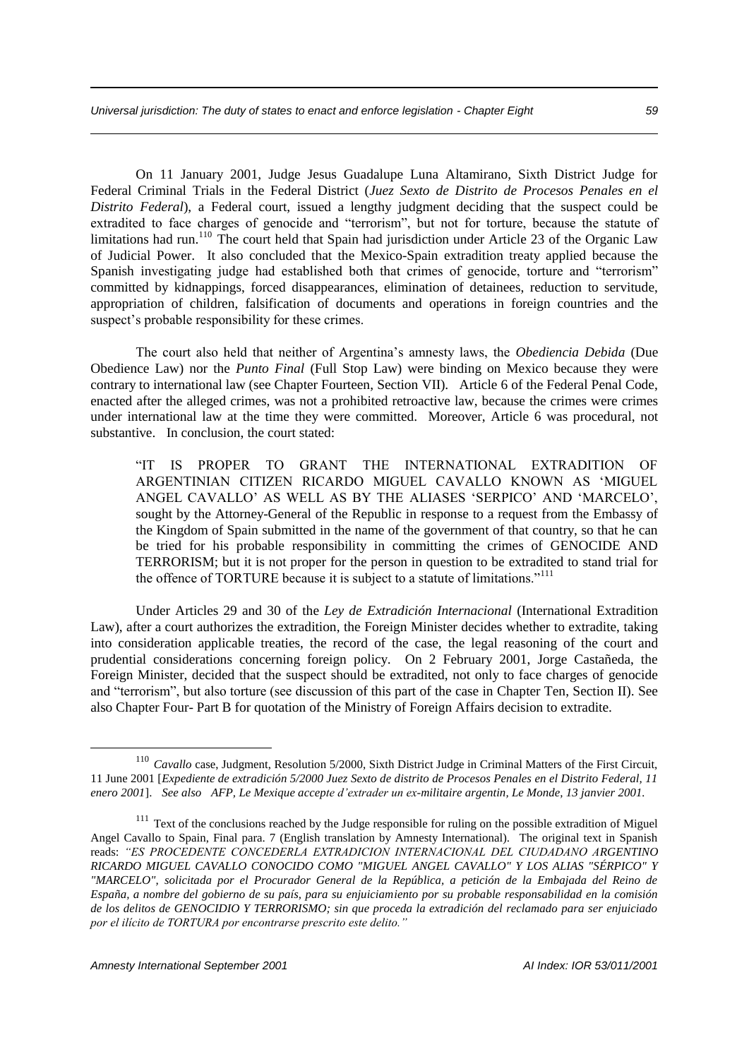On 11 January 2001, Judge Jesus Guadalupe Luna Altamirano, Sixth District Judge for Federal Criminal Trials in the Federal District (*Juez Sexto de Distrito de Procesos Penales en el Distrito Federal*), a Federal court, issued a lengthy judgment deciding that the suspect could be extradited to face charges of genocide and "terrorism", but not for torture, because the statute of limitations had run.[110] The court held that Spain had jurisdiction under Article 23 of the Organic Law of Judicial Power. It also concluded that the Mexico-Spain extradition treaty applied because the Spanish investigating judge had established both that crimes of genocide, torture and "terrorism" committed by kidnappings, forced disappearances, elimination of detainees, reduction to servitude, appropriation of children, falsification of documents and operations in foreign countries and the suspect's probable responsibility for these crimes.

The court also held that neither of Argentina's amnesty laws, the *Obediencia Debida* (Due Obedience Law) nor the *Punto Final* (Full Stop Law) were binding on Mexico because they were contrary to international law (see Chapter Fourteen, Section VII). Article 6 of the Federal Penal Code, enacted after the alleged crimes, was not a prohibited retroactive law, because the crimes were crimes under international law at the time they were committed. Moreover, Article 6 was procedural, not substantive. In conclusion, the court stated:

> "IT IS PROPER TO GRANT THE INTERNATIONAL EXTRADITION OF ARGENTINIAN CITIZEN RICARDO MIGUEL CAVALLO KNOWN AS 'MIGUEL ANGEL CAVALLO' AS WELL AS BY THE ALIASES 'SERPICO' AND 'MARCELO', sought by the Attorney-General of the Republic in response to a request from the Embassy of the Kingdom of Spain submitted in the name of the government of that country, so that he can be tried for his probable responsibility in committing the crimes of GENOCIDE AND TERRORISM; but it is not proper for the person in question to be extradited to stand trial for the offence of TORTURE because it is subject to a statute of limitations."[111]

Under Articles 29 and 30 of the *Ley de Extradición Internacional* (International Extradition Law), after a court authorizes the extradition, the Foreign Minister decides whether to extradite, taking into consideration applicable treaties, the record of the case, the legal reasoning of the court and prudential considerations concerning foreign policy. On 2 February 2001, Jorge Castañeda, the Foreign Minister, decided that the suspect should be extradited, not only to face charges of genocide and "terrorism", but also torture (see discussion of this part of the case in Chapter Ten, Section II). See also Chapter Four- Part B for quotation of the Ministry of Foreign Affairs decision to extradite.

---

[110] *Cavallo* case, Judgment, Resolution 5/2000, Sixth District Judge in Criminal Matters of the First Circuit, 11 June 2001 [*Expediente de extradición 5/2000 Juez Sexto de distrito de Procesos Penales en el Distrito Federal, 11 enero 2001*]. *See also AFP, Le Mexique accepte d'extrader un ex-militaire argentin, Le Monde, 13 janvier 2001.*

[111] Text of the conclusions reached by the Judge responsible for ruling on the possible extradition of Miguel Angel Cavallo to Spain, Final para. 7 (English translation by Amnesty International). The original text in Spanish reads: *"ES PROCEDENTE CONCEDERLA EXTRADICION INTERNACIONAL DEL CIUDADANO ARGENTINO RICARDO MIGUEL CAVALLO CONOCIDO COMO "MIGUEL ANGEL CAVALLO" Y LOS ALIAS "SÉRPICO" Y "MARCELO", solicitada por el Procurador General de la República, a petición de la Embajada del Reino de España, a nombre del gobierno de su país, para su enjuiciamiento por su probable responsabilidad en la comisión de los delitos de GENOCIDIO Y TERRORISMO; sin que proceda la extradición del reclamado para ser enjuiciado por el ilícito de TORTURA por encontrarse prescrito este delito."*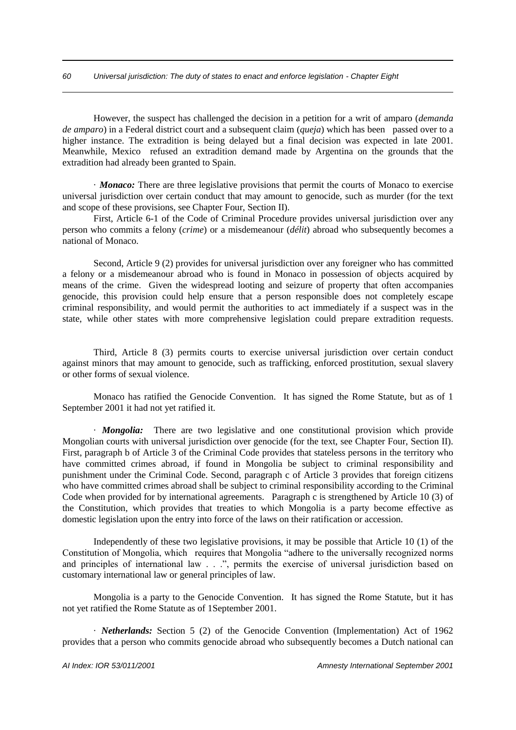However, the suspect has challenged the decision in a petition for a writ of amparo (*demanda de amparo*) in a Federal district court and a subsequent claim (*queja*) which has been passed over to a higher instance. The extradition is being delayed but a final decision was expected in late 2001. Meanwhile, Mexico refused an extradition demand made by Argentina on the grounds that the extradition had already been granted to Spain.

· ***Monaco:*** There are three legislative provisions that permit the courts of Monaco to exercise universal jurisdiction over certain conduct that may amount to genocide, such as murder (for the text and scope of these provisions, see Chapter Four, Section II).

First, Article 6-1 of the Code of Criminal Procedure provides universal jurisdiction over any person who commits a felony (*crime*) or a misdemeanour (*délit*) abroad who subsequently becomes a national of Monaco.

Second, Article 9 (2) provides for universal jurisdiction over any foreigner who has committed a felony or a misdemeanour abroad who is found in Monaco in possession of objects acquired by means of the crime. Given the widespread looting and seizure of property that often accompanies genocide, this provision could help ensure that a person responsible does not completely escape criminal responsibility, and would permit the authorities to act immediately if a suspect was in the state, while other states with more comprehensive legislation could prepare extradition requests.

Third, Article 8 (3) permits courts to exercise universal jurisdiction over certain conduct against minors that may amount to genocide, such as trafficking, enforced prostitution, sexual slavery or other forms of sexual violence.

Monaco has ratified the Genocide Convention. It has signed the Rome Statute, but as of 1 September 2001 it had not yet ratified it.

· ***Mongolia:*** There are two legislative and one constitutional provision which provide Mongolian courts with universal jurisdiction over genocide (for the text, see Chapter Four, Section II). First, paragraph b of Article 3 of the Criminal Code provides that stateless persons in the territory who have committed crimes abroad, if found in Mongolia be subject to criminal responsibility and punishment under the Criminal Code. Second, paragraph c of Article 3 provides that foreign citizens who have committed crimes abroad shall be subject to criminal responsibility according to the Criminal Code when provided for by international agreements. Paragraph c is strengthened by Article 10 (3) of the Constitution, which provides that treaties to which Mongolia is a party become effective as domestic legislation upon the entry into force of the laws on their ratification or accession.

Independently of these two legislative provisions, it may be possible that Article 10 (1) of the Constitution of Mongolia, which requires that Mongolia "adhere to the universally recognized norms and principles of international law . . .", permits the exercise of universal jurisdiction based on customary international law or general principles of law.

Mongolia is a party to the Genocide Convention. It has signed the Rome Statute, but it has not yet ratified the Rome Statute as of 1September 2001.

· ***Netherlands:*** Section 5 (2) of the Genocide Convention (Implementation) Act of 1962 provides that a person who commits genocide abroad who subsequently becomes a Dutch national can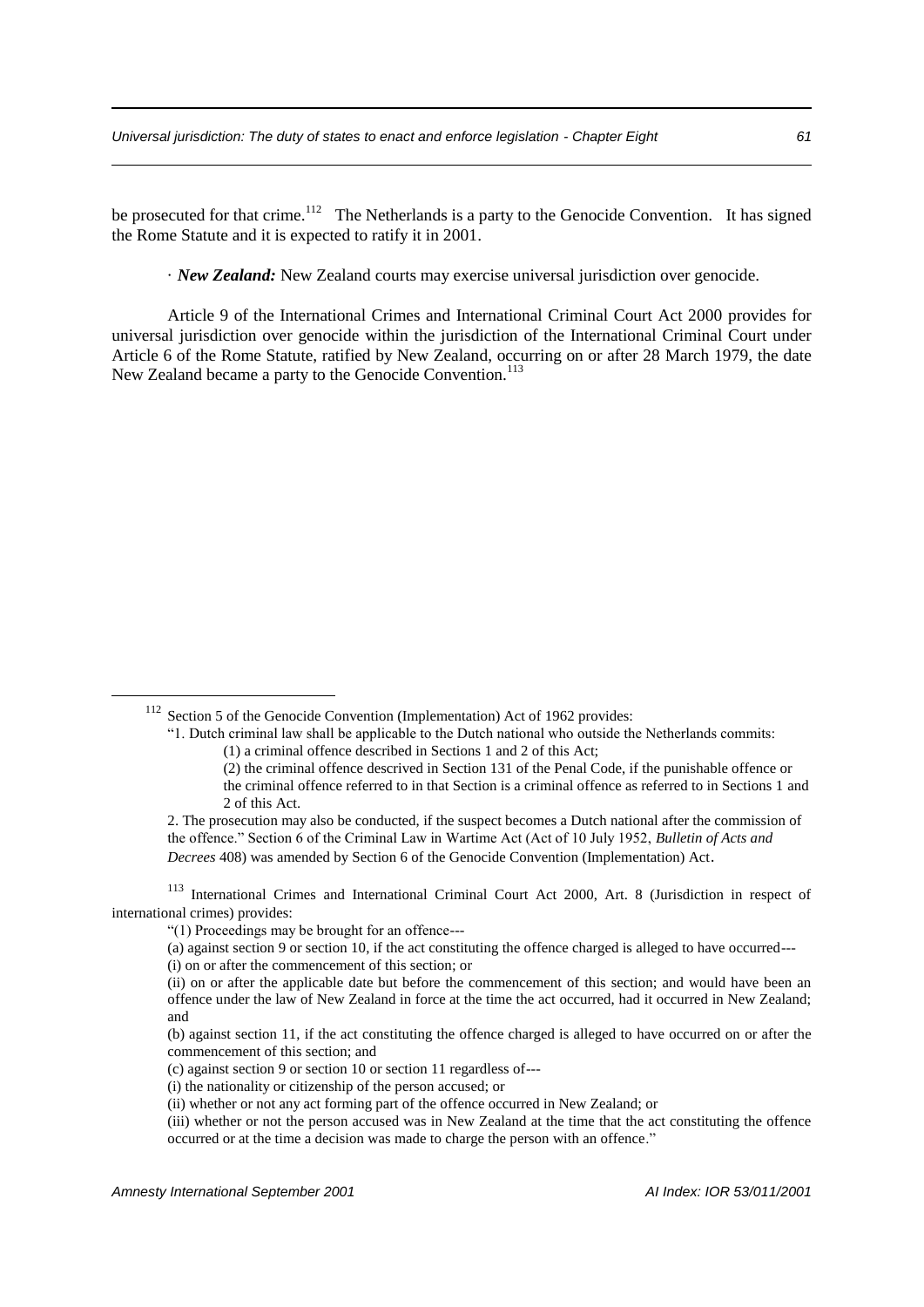be prosecuted for that crime.[112] The Netherlands is a party to the Genocide Convention. It has signed the Rome Statute and it is expected to ratify it in 2001.

· ***New Zealand:*** New Zealand courts may exercise universal jurisdiction over genocide.

Article 9 of the International Crimes and International Criminal Court Act 2000 provides for universal jurisdiction over genocide within the jurisdiction of the International Criminal Court under Article 6 of the Rome Statute, ratified by New Zealand, occurring on or after 28 March 1979, the date New Zealand became a party to the Genocide Convention.[113]

---

[112] Section 5 of the Genocide Convention (Implementation) Act of 1962 provides:

"1. Dutch criminal law shall be applicable to the Dutch national who outside the Netherlands commits:

(1) a criminal offence described in Sections 1 and 2 of this Act;

(2) the criminal offence descrived in Section 131 of the Penal Code, if the punishable offence or the criminal offence referred to in that Section is a criminal offence as referred to in Sections 1 and 2 of this Act.

2. The prosecution may also be conducted, if the suspect becomes a Dutch national after the commission of the offence." Section 6 of the Criminal Law in Wartime Act (Act of 10 July 1952, *Bulletin of Acts and Decrees* 408) was amended by Section 6 of the Genocide Convention (Implementation) Act.

[113] International Crimes and International Criminal Court Act 2000, Art. 8 (Jurisdiction in respect of international crimes) provides:

"(1) Proceedings may be brought for an offence---

(a) against section 9 or section 10, if the act constituting the offence charged is alleged to have occurred---

(i) on or after the commencement of this section; or

(ii) on or after the applicable date but before the commencement of this section; and would have been an offence under the law of New Zealand in force at the time the act occurred, had it occurred in New Zealand; and

(b) against section 11, if the act constituting the offence charged is alleged to have occurred on or after the commencement of this section; and

(c) against section 9 or section 10 or section 11 regardless of---

(i) the nationality or citizenship of the person accused; or

(ii) whether or not any act forming part of the offence occurred in New Zealand; or

(iii) whether or not the person accused was in New Zealand at the time that the act constituting the offence occurred or at the time a decision was made to charge the person with an offence."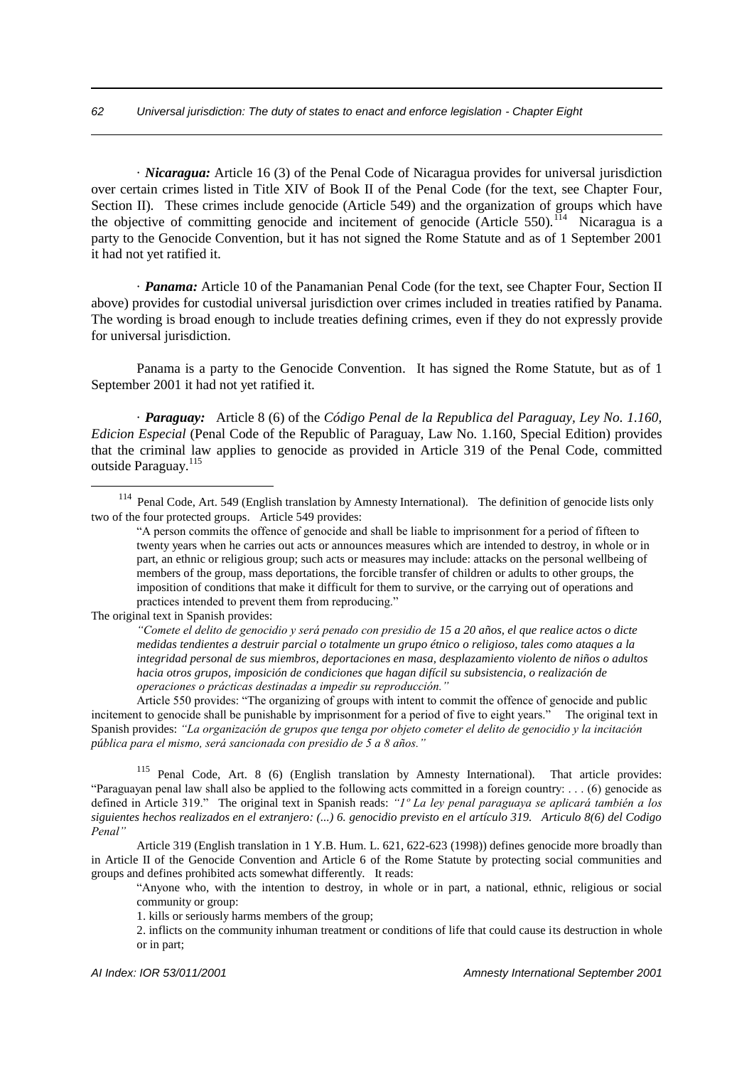· ***Nicaragua:*** Article 16 (3) of the Penal Code of Nicaragua provides for universal jurisdiction over certain crimes listed in Title XIV of Book II of the Penal Code (for the text, see Chapter Four, Section II). These crimes include genocide (Article 549) and the organization of groups which have the objective of committing genocide and incitement of genocide (Article 550).[114] Nicaragua is a party to the Genocide Convention, but it has not signed the Rome Statute and as of 1 September 2001 it had not yet ratified it.

· ***Panama:*** Article 10 of the Panamanian Penal Code (for the text, see Chapter Four, Section II above) provides for custodial universal jurisdiction over crimes included in treaties ratified by Panama. The wording is broad enough to include treaties defining crimes, even if they do not expressly provide for universal jurisdiction.

Panama is a party to the Genocide Convention. It has signed the Rome Statute, but as of 1 September 2001 it had not yet ratified it.

· ***Paraguay:*** Article 8 (6) of the *Código Penal de la Republica del Paraguay, Ley No. 1.160, Edicion Especial* (Penal Code of the Republic of Paraguay, Law No. 1.160, Special Edition) provides that the criminal law applies to genocide as provided in Article 319 of the Penal Code, committed outside Paraguay.[115]

---

[114] Penal Code, Art. 549 (English translation by Amnesty International). The definition of genocide lists only two of the four protected groups. Article 549 provides:

> "A person commits the offence of genocide and shall be liable to imprisonment for a period of fifteen to twenty years when he carries out acts or announces measures which are intended to destroy, in whole or in part, an ethnic or religious group; such acts or measures may include: attacks on the personal wellbeing of members of the group, mass deportations, the forcible transfer of children or adults to other groups, the imposition of conditions that make it difficult for them to survive, or the carrying out of operations and practices intended to prevent them from reproducing."

The original text in Spanish provides:

> *"Comete el delito de genocidio y será penado con presidio de 15 a 20 años, el que realice actos o dicte medidas tendientes a destruir parcial o totalmente un grupo étnico o religioso, tales como ataques a la integridad personal de sus miembros, deportaciones en masa, desplazamiento violento de niños o adultos hacia otros grupos, imposición de condiciones que hagan difícil su subsistencia, o realización de operaciones o prácticas destinadas a impedir su reproducción."*

Article 550 provides: "The organizing of groups with intent to commit the offence of genocide and public incitement to genocide shall be punishable by imprisonment for a period of five to eight years." The original text in Spanish provides: *"La organización de grupos que tenga por objeto cometer el delito de genocidio y la incitación pública para el mismo, será sancionada con presidio de 5 a 8 años."*

[115] Penal Code, Art. 8 (6) (English translation by Amnesty International). That article provides: "Paraguayan penal law shall also be applied to the following acts committed in a foreign country: . . . (6) genocide as defined in Article 319." The original text in Spanish reads: *"1º La ley penal paraguaya se aplicará también a los siguientes hechos realizados en el extranjero: (...) 6. genocidio previsto en el artículo 319. Articulo 8(6) del Codigo Penal"*

Article 319 (English translation in 1 Y.B. Hum. L. 621, 622-623 (1998)) defines genocide more broadly than in Article II of the Genocide Convention and Article 6 of the Rome Statute by protecting social communities and groups and defines prohibited acts somewhat differently. It reads:

> "Anyone who, with the intention to destroy, in whole or in part, a national, ethnic, religious or social community or group:
>
> 1. kills or seriously harms members of the group;
>
> 2. inflicts on the community inhuman treatment or conditions of life that could cause its destruction in whole or in part;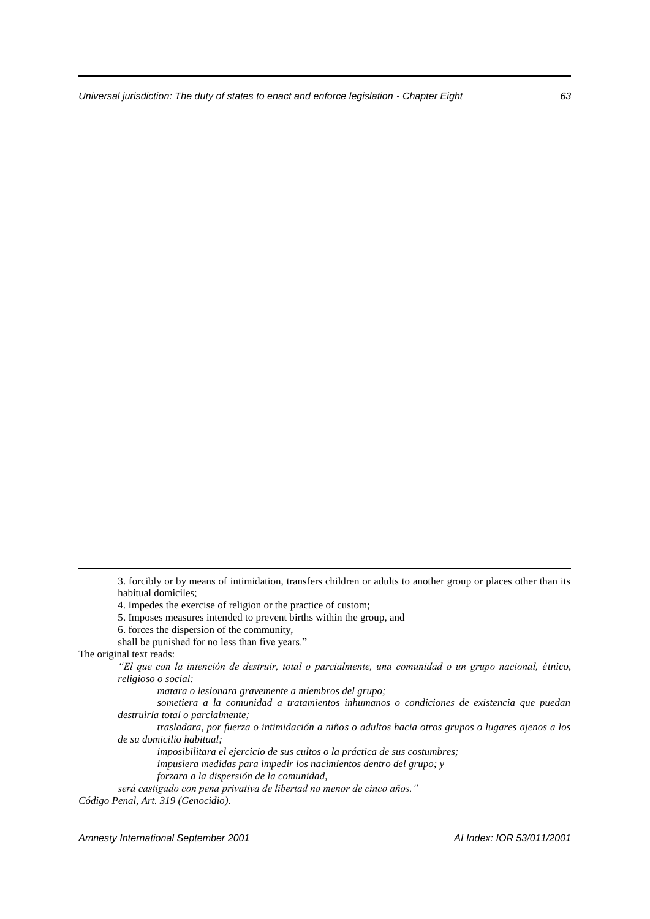3. forcibly or by means of intimidation, transfers children or adults to another group or places other than its habitual domiciles;

4. Impedes the exercise of religion or the practice of custom;

5. Imposes measures intended to prevent births within the group, and

6. forces the dispersion of the community,

shall be punished for no less than five years."

The original text reads:

*"El que con la intención de destruir, total o parcialmente, una comunidad o un grupo nacional, étnico, religioso o social:*

*matara o lesionara gravemente a miembros del grupo;*

*sometiera a la comunidad a tratamientos inhumanos o condiciones de existencia que puedan destruirla total o parcialmente;*

*trasladara, por fuerza o intimidación a niños o adultos hacia otros grupos o lugares ajenos a los de su domicilio habitual;*

*imposibilitara el ejercicio de sus cultos o la práctica de sus costumbres;*

*impusiera medidas para impedir los nacimientos dentro del grupo; y*

*forzara a la dispersión de la comunidad,*

*será castigado con pena privativa de libertad no menor de cinco años."*

*Código Penal, Art. 319 (Genocidio).*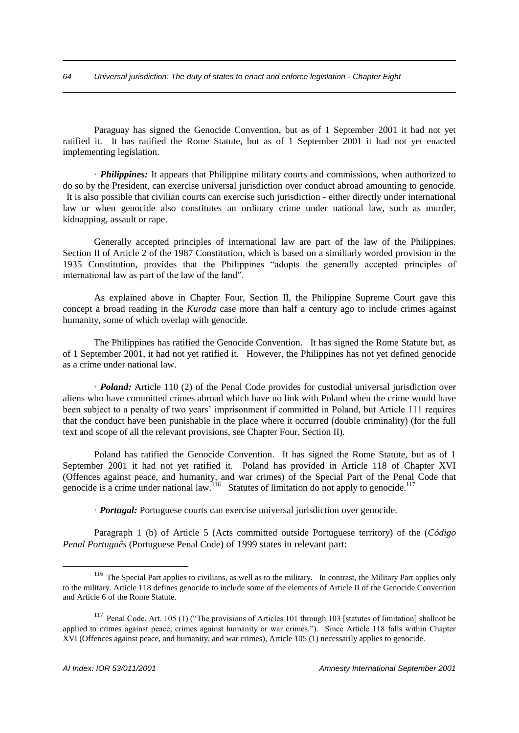Paraguay has signed the Genocide Convention, but as of 1 September 2001 it had not yet ratified it. It has ratified the Rome Statute, but as of 1 September 2001 it had not yet enacted implementing legislation.

· ***Philippines:*** It appears that Philippine military courts and commissions, when authorized to do so by the President, can exercise universal jurisdiction over conduct abroad amounting to genocide. It is also possible that civilian courts can exercise such jurisdiction - either directly under international law or when genocide also constitutes an ordinary crime under national law, such as murder, kidnapping, assault or rape.

Generally accepted principles of international law are part of the law of the Philippines. Section II of Article 2 of the 1987 Constitution, which is based on a similiarly worded provision in the 1935 Constitution, provides that the Philippines "adopts the generally accepted principles of international law as part of the law of the land".

As explained above in Chapter Four, Section II, the Philippine Supreme Court gave this concept a broad reading in the *Kuroda* case more than half a century ago to include crimes against humanity, some of which overlap with genocide.

The Philippines has ratified the Genocide Convention. It has signed the Rome Statute but, as of 1 September 2001, it had not yet ratified it. However, the Philippines has not yet defined genocide as a crime under national law.

· ***Poland:*** Article 110 (2) of the Penal Code provides for custodial universal jurisdiction over aliens who have committed crimes abroad which have no link with Poland when the crime would have been subject to a penalty of two years' imprisonment if committed in Poland, but Article 111 requires that the conduct have been punishable in the place where it occurred (double criminality) (for the full text and scope of all the relevant provisions, see Chapter Four, Section II).

Poland has ratified the Genocide Convention. It has signed the Rome Statute, but as of 1 September 2001 it had not yet ratified it. Poland has provided in Article 118 of Chapter XVI (Offences against peace, and humanity, and war crimes) of the Special Part of the Penal Code that genocide is a crime under national law.[116] Statutes of limitation do not apply to genocide.[117]

· ***Portugal:*** Portuguese courts can exercise universal jurisdiction over genocide.

Paragraph 1 (b) of Article 5 (Acts committed outside Portuguese territory) of the (*Código Penal Português* (Portuguese Penal Code) of 1999 states in relevant part:

---

[116] The Special Part applies to civilians, as well as to the military. In contrast, the Military Part applies only to the military. Article 118 defines genocide to include some of the elements of Article II of the Genocide Convention and Article 6 of the Rome Statute.

[117] Penal Code, Art. 105 (1) ("The provisions of Articles 101 through 103 [statutes of limitation] shallnot be applied to crimes against peace, crimes against humanity or war crimes."). Since Article 118 falls within Chapter XVI (Offences against peace, and humanity, and war crimes), Article 105 (1) necessarily applies to genocide.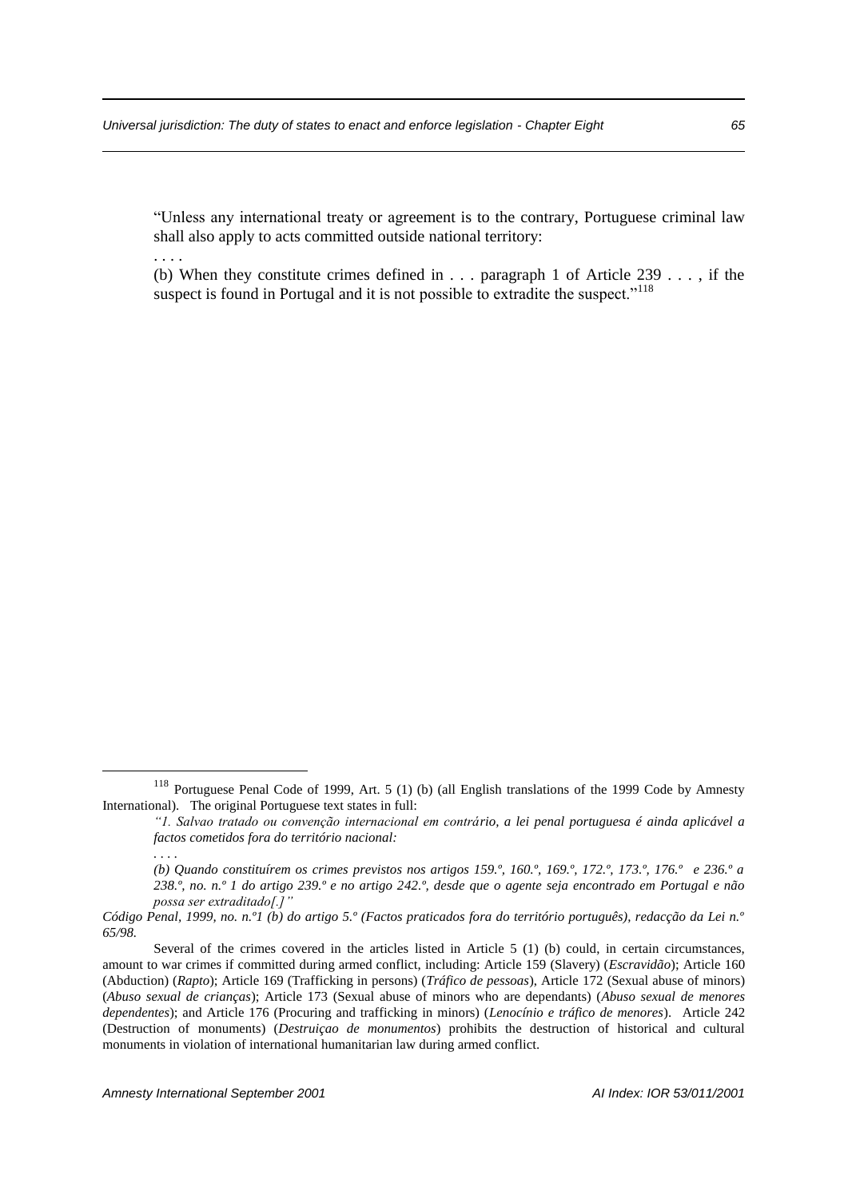> "Unless any international treaty or agreement is to the contrary, Portuguese criminal law shall also apply to acts committed outside national territory:
>
> . . . .
>
> (b) When they constitute crimes defined in . . . paragraph 1 of Article 239 . . . , if the suspect is found in Portugal and it is not possible to extradite the suspect."[118]

---

[118] Portuguese Penal Code of 1999, Art. 5 (1) (b) (all English translations of the 1999 Code by Amnesty International). The original Portuguese text states in full:

> *"1. Salvao tratado ou convenção internacional em contrário, a lei penal portuguesa é ainda aplicável a factos cometidos fora do território nacional:*
>
> *. . . .*
>
> *(b) Quando constituírem os crimes previstos nos artigos 159.º, 160.º, 169.º, 172.º, 173.º, 176.º e 236.º a 238.º, no. n.º 1 do artigo 239.º e no artigo 242.º, desde que o agente seja encontrado em Portugal e não possa ser extraditado[.]"*

*Código Penal, 1999, no. n.º1 (b) do artigo 5.º (Factos praticados fora do território português), redacção da Lei n.º 65/98.*

Several of the crimes covered in the articles listed in Article 5 (1) (b) could, in certain circumstances, amount to war crimes if committed during armed conflict, including: Article 159 (Slavery) (*Escravidão*); Article 160 (Abduction) (*Rapto*); Article 169 (Trafficking in persons) (*Tráfico de pessoas*), Article 172 (Sexual abuse of minors) (*Abuso sexual de crianças*); Article 173 (Sexual abuse of minors who are dependants) (*Abuso sexual de menores dependentes*); and Article 176 (Procuring and trafficking in minors) (*Lenocínio e tráfico de menores*). Article 242 (Destruction of monuments) (*Destruiçao de monumentos*) prohibits the destruction of historical and cultural monuments in violation of international humanitarian law during armed conflict.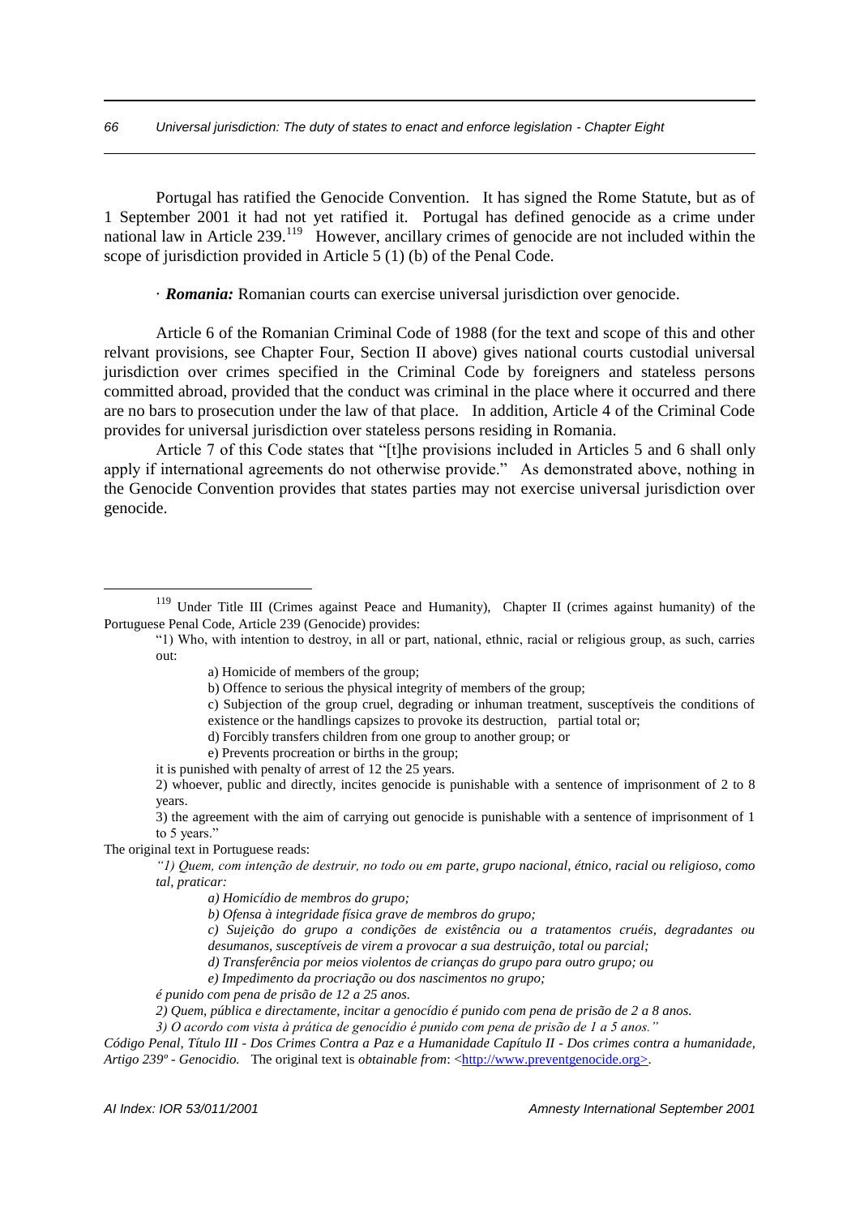Portugal has ratified the Genocide Convention. It has signed the Rome Statute, but as of 1 September 2001 it had not yet ratified it. Portugal has defined genocide as a crime under national law in Article 239.[119] However, ancillary crimes of genocide are not included within the scope of jurisdiction provided in Article 5 (1) (b) of the Penal Code.

· ***Romania:*** Romanian courts can exercise universal jurisdiction over genocide.

Article 6 of the Romanian Criminal Code of 1988 (for the text and scope of this and other relvant provisions, see Chapter Four, Section II above) gives national courts custodial universal jurisdiction over crimes specified in the Criminal Code by foreigners and stateless persons committed abroad, provided that the conduct was criminal in the place where it occurred and there are no bars to prosecution under the law of that place. In addition, Article 4 of the Criminal Code provides for universal jurisdiction over stateless persons residing in Romania.

Article 7 of this Code states that "[t]he provisions included in Articles 5 and 6 shall only apply if international agreements do not otherwise provide." As demonstrated above, nothing in the Genocide Convention provides that states parties may not exercise universal jurisdiction over genocide.

---

[119] Under Title III (Crimes against Peace and Humanity), Chapter II (crimes against humanity) of the Portuguese Penal Code, Article 239 (Genocide) provides:

> "1) Who, with intention to destroy, in all or part, national, ethnic, racial or religious group, as such, carries out:
>
> a) Homicide of members of the group;
>
> b) Offence to serious the physical integrity of members of the group;
>
> c) Subjection of the group cruel, degrading or inhuman treatment, susceptíveis the conditions of existence or the handlings capsizes to provoke its destruction, partial total or;
>
> d) Forcibly transfers children from one group to another group; or
>
> e) Prevents procreation or births in the group;
>
> it is punished with penalty of arrest of 12 the 25 years.
>
> 2) whoever, public and directly, incites genocide is punishable with a sentence of imprisonment of 2 to 8 years.
>
> 3) the agreement with the aim of carrying out genocide is punishable with a sentence of imprisonment of 1 to 5 years."

The original text in Portuguese reads:

> *"1) Quem, com intenção de destruir, no todo ou em parte, grupo nacional, étnico, racial ou religioso, como tal, praticar:*
>
> *a) Homicídio de membros do grupo;*
>
> *b) Ofensa à integridade física grave de membros do grupo;*
>
> *c) Sujeição do grupo a condições de existência ou a tratamentos cruéis, degradantes ou desumanos, susceptíveis de virem a provocar a sua destruição, total ou parcial;*
>
> *d) Transferência por meios violentos de crianças do grupo para outro grupo; ou*
>
> *e) Impedimento da procriação ou dos nascimentos no grupo;*
>
> *é punido com pena de prisão de 12 a 25 anos.*
>
> *2) Quem, pública e directamente, incitar a genocídio é punido com pena de prisão de 2 a 8 anos.*
>
> *3) O acordo com vista à prática de genocídio é punido com pena de prisão de 1 a 5 anos."*

*Código Penal, Título III - Dos Crimes Contra a Paz e a Humanidade Capítulo II - Dos crimes contra a humanidade, Artigo 239º - Genocidio.* The original text is *obtainable from*: <http://www.preventgenocide.org>.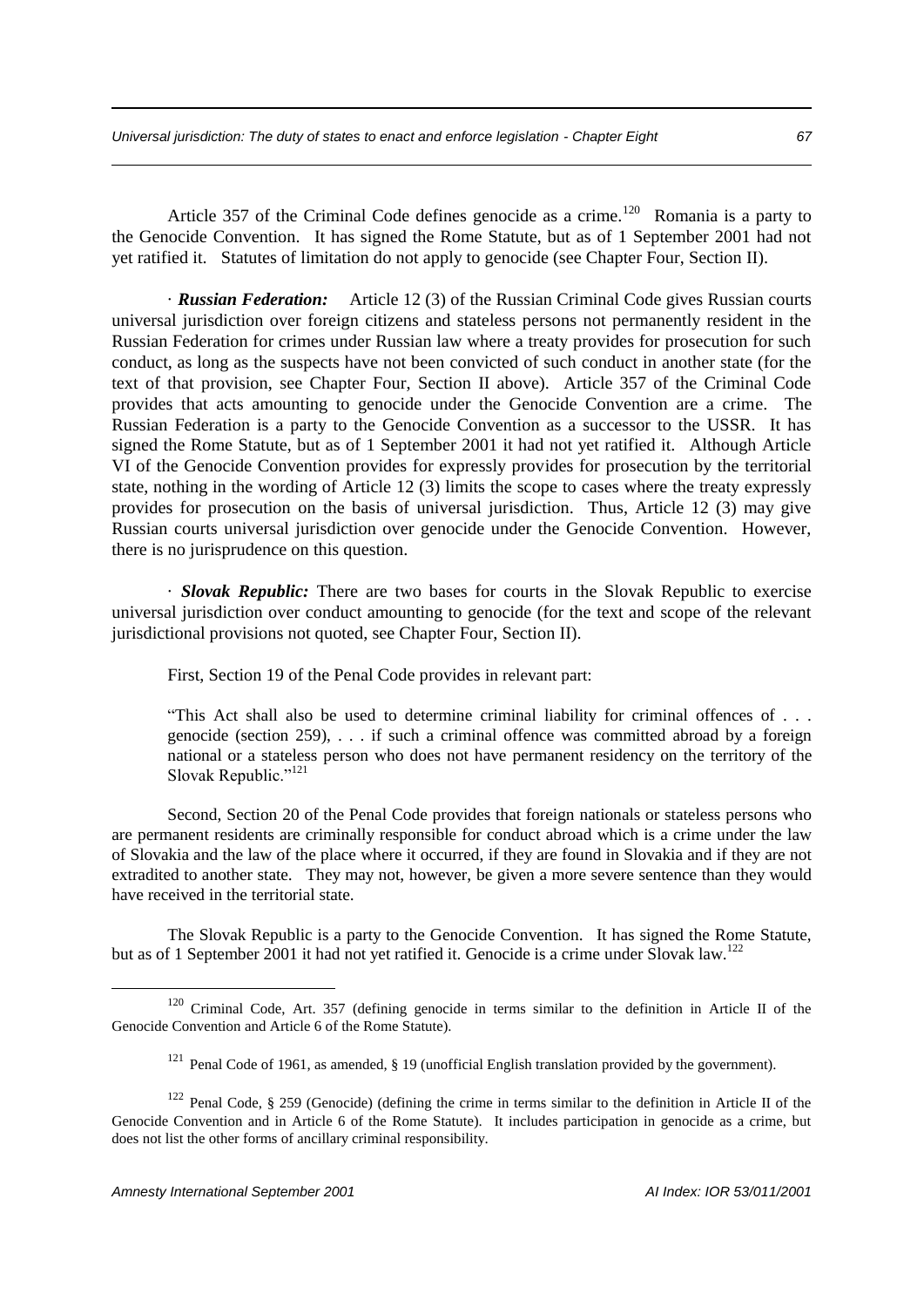Article 357 of the Criminal Code defines genocide as a crime.[120] Romania is a party to the Genocide Convention. It has signed the Rome Statute, but as of 1 September 2001 had not yet ratified it. Statutes of limitation do not apply to genocide (see Chapter Four, Section II).

· ***Russian Federation:*** Article 12 (3) of the Russian Criminal Code gives Russian courts universal jurisdiction over foreign citizens and stateless persons not permanently resident in the Russian Federation for crimes under Russian law where a treaty provides for prosecution for such conduct, as long as the suspects have not been convicted of such conduct in another state (for the text of that provision, see Chapter Four, Section II above). Article 357 of the Criminal Code provides that acts amounting to genocide under the Genocide Convention are a crime. The Russian Federation is a party to the Genocide Convention as a successor to the USSR. It has signed the Rome Statute, but as of 1 September 2001 it had not yet ratified it. Although Article VI of the Genocide Convention provides for expressly provides for prosecution by the territorial state, nothing in the wording of Article 12 (3) limits the scope to cases where the treaty expressly provides for prosecution on the basis of universal jurisdiction. Thus, Article 12 (3) may give Russian courts universal jurisdiction over genocide under the Genocide Convention. However, there is no jurisprudence on this question.

· ***Slovak Republic:*** There are two bases for courts in the Slovak Republic to exercise universal jurisdiction over conduct amounting to genocide (for the text and scope of the relevant jurisdictional provisions not quoted, see Chapter Four, Section II).

First, Section 19 of the Penal Code provides in relevant part:

> "This Act shall also be used to determine criminal liability for criminal offences of . . . genocide (section 259), . . . if such a criminal offence was committed abroad by a foreign national or a stateless person who does not have permanent residency on the territory of the Slovak Republic."[121]

Second, Section 20 of the Penal Code provides that foreign nationals or stateless persons who are permanent residents are criminally responsible for conduct abroad which is a crime under the law of Slovakia and the law of the place where it occurred, if they are found in Slovakia and if they are not extradited to another state. They may not, however, be given a more severe sentence than they would have received in the territorial state.

The Slovak Republic is a party to the Genocide Convention. It has signed the Rome Statute, but as of 1 September 2001 it had not yet ratified it. Genocide is a crime under Slovak law.[122]

---

[120] Criminal Code, Art. 357 (defining genocide in terms similar to the definition in Article II of the Genocide Convention and Article 6 of the Rome Statute).

[121] Penal Code of 1961, as amended, § 19 (unofficial English translation provided by the government).

[122] Penal Code, § 259 (Genocide) (defining the crime in terms similar to the definition in Article II of the Genocide Convention and in Article 6 of the Rome Statute). It includes participation in genocide as a crime, but does not list the other forms of ancillary criminal responsibility.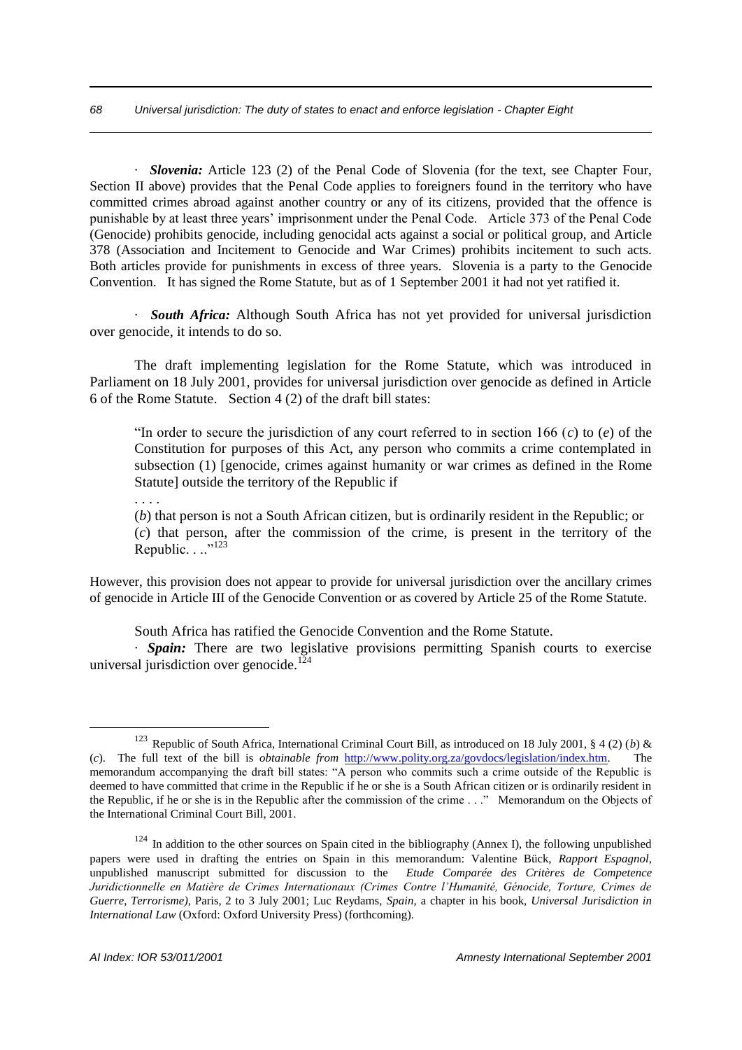· ***Slovenia:*** Article 123 (2) of the Penal Code of Slovenia (for the text, see Chapter Four, Section II above) provides that the Penal Code applies to foreigners found in the territory who have committed crimes abroad against another country or any of its citizens, provided that the offence is punishable by at least three years' imprisonment under the Penal Code. Article 373 of the Penal Code (Genocide) prohibits genocide, including genocidal acts against a social or political group, and Article 378 (Association and Incitement to Genocide and War Crimes) prohibits incitement to such acts. Both articles provide for punishments in excess of three years. Slovenia is a party to the Genocide Convention. It has signed the Rome Statute, but as of 1 September 2001 it had not yet ratified it.

· ***South Africa:*** Although South Africa has not yet provided for universal jurisdiction over genocide, it intends to do so.

The draft implementing legislation for the Rome Statute, which was introduced in Parliament on 18 July 2001, provides for universal jurisdiction over genocide as defined in Article 6 of the Rome Statute. Section 4 (2) of the draft bill states:

> "In order to secure the jurisdiction of any court referred to in section 166 (*c*) to (*e*) of the Constitution for purposes of this Act, any person who commits a crime contemplated in subsection (1) [genocide, crimes against humanity or war crimes as defined in the Rome Statute] outside the territory of the Republic if
>
> . . . .
>
> (*b*) that person is not a South African citizen, but is ordinarily resident in the Republic; or
>
> (*c*) that person, after the commission of the crime, is present in the territory of the Republic. . .."[123]

However, this provision does not appear to provide for universal jurisdiction over the ancillary crimes of genocide in Article III of the Genocide Convention or as covered by Article 25 of the Rome Statute.

South Africa has ratified the Genocide Convention and the Rome Statute.

· ***Spain:*** There are two legislative provisions permitting Spanish courts to exercise universal jurisdiction over genocide.[124]

---

[123] Republic of South Africa, International Criminal Court Bill, as introduced on 18 July 2001, § 4 (2) (*b*) & (*c*). The full text of the bill is *obtainable from* http://www.polity.org.za/govdocs/legislation/index.htm. The memorandum accompanying the draft bill states: "A person who commits such a crime outside of the Republic is deemed to have committed that crime in the Republic if he or she is a South African citizen or is ordinarily resident in the Republic, if he or she is in the Republic after the commission of the crime . . ." Memorandum on the Objects of the International Criminal Court Bill, 2001.

[124] In addition to the other sources on Spain cited in the bibliography (Annex I), the following unpublished papers were used in drafting the entries on Spain in this memorandum: Valentine Bück, *Rapport Espagnol*, unpublished manuscript submitted for discussion to the *Etude Comparée des Critères de Competence Juridictionnelle en Matière de Crimes Internationaux (Crimes Contre l'Humanité, Génocide, Torture, Crimes de Guerre, Terrorisme),* Paris, 2 to 3 July 2001; Luc Reydams, *Spain,* a chapter in his book, *Universal Jurisdiction in International Law* (Oxford: Oxford University Press) (forthcoming).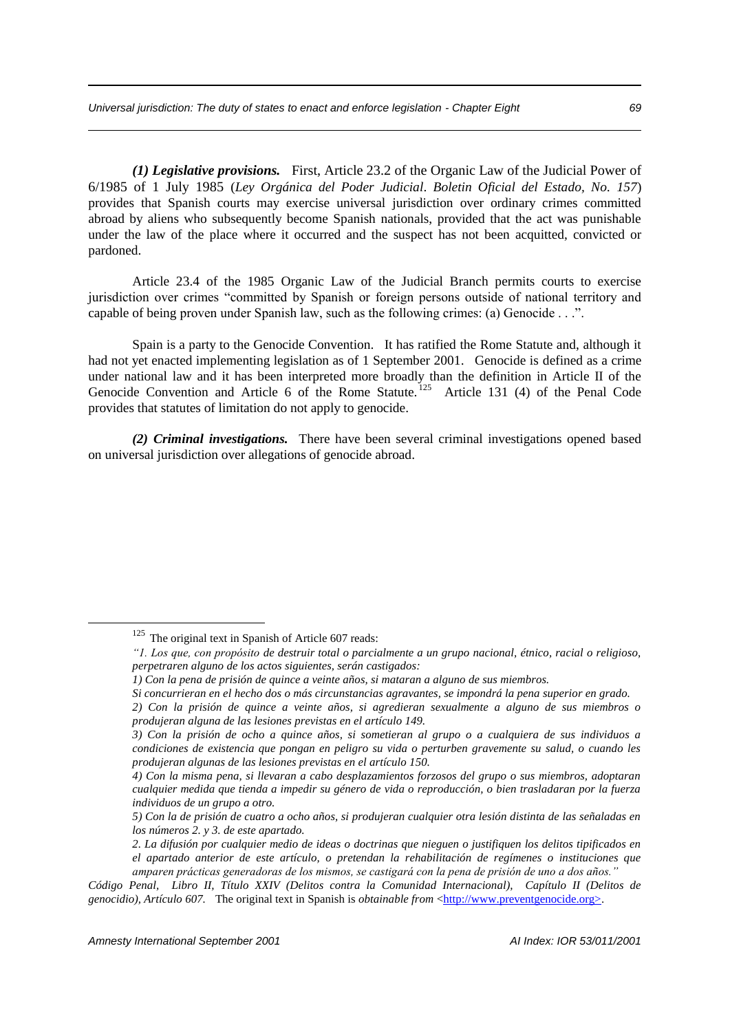***(1) Legislative provisions.*** First, Article 23.2 of the Organic Law of the Judicial Power of 6/1985 of 1 July 1985 (*Ley Orgánica del Poder Judicial*. *Boletin Oficial del Estado, No. 157*) provides that Spanish courts may exercise universal jurisdiction over ordinary crimes committed abroad by aliens who subsequently become Spanish nationals, provided that the act was punishable under the law of the place where it occurred and the suspect has not been acquitted, convicted or pardoned.

Article 23.4 of the 1985 Organic Law of the Judicial Branch permits courts to exercise jurisdiction over crimes "committed by Spanish or foreign persons outside of national territory and capable of being proven under Spanish law, such as the following crimes: (a) Genocide . . .".

Spain is a party to the Genocide Convention. It has ratified the Rome Statute and, although it had not yet enacted implementing legislation as of 1 September 2001. Genocide is defined as a crime under national law and it has been interpreted more broadly than the definition in Article II of the Genocide Convention and Article 6 of the Rome Statute.[125] Article 131 (4) of the Penal Code provides that statutes of limitation do not apply to genocide.

***(2) Criminal investigations.*** There have been several criminal investigations opened based on universal jurisdiction over allegations of genocide abroad.

---

[125] The original text in Spanish of Article 607 reads:

*"1. Los que, con propósito de destruir total o parcialmente a un grupo nacional, étnico, racial o religioso, perpetraren alguno de los actos siguientes, serán castigados:*

*1) Con la pena de prisión de quince a veinte años, si mataran a alguno de sus miembros.*

*Si concurrieran en el hecho dos o más circunstancias agravantes, se impondrá la pena superior en grado.*

*2) Con la prisión de quince a veinte años, si agredieran sexualmente a alguno de sus miembros o produjeran alguna de las lesiones previstas en el artículo 149.*

*3) Con la prisión de ocho a quince años, si sometieran al grupo o a cualquiera de sus individuos a condiciones de existencia que pongan en peligro su vida o perturben gravemente su salud, o cuando les produjeran algunas de las lesiones previstas en el artículo 150.*

*4) Con la misma pena, si llevaran a cabo desplazamientos forzosos del grupo o sus miembros, adoptaran cualquier medida que tienda a impedir su género de vida o reproducción, o bien trasladaran por la fuerza individuos de un grupo a otro.*

*5) Con la de prisión de cuatro a ocho años, si produjeran cualquier otra lesión distinta de las señaladas en los números 2. y 3. de este apartado.*

*2. La difusión por cualquier medio de ideas o doctrinas que nieguen o justifiquen los delitos tipificados en el apartado anterior de este artículo, o pretendan la rehabilitación de regímenes o instituciones que amparen prácticas generadoras de los mismos, se castigará con la pena de prisión de uno a dos años."*

*Código Penal, Libro II, Título XXIV (Delitos contra la Comunidad Internacional), Capítulo II (Delitos de genocidio), Artículo 607.* The original text in Spanish is *obtainable from* <http://www.preventgenocide.org>.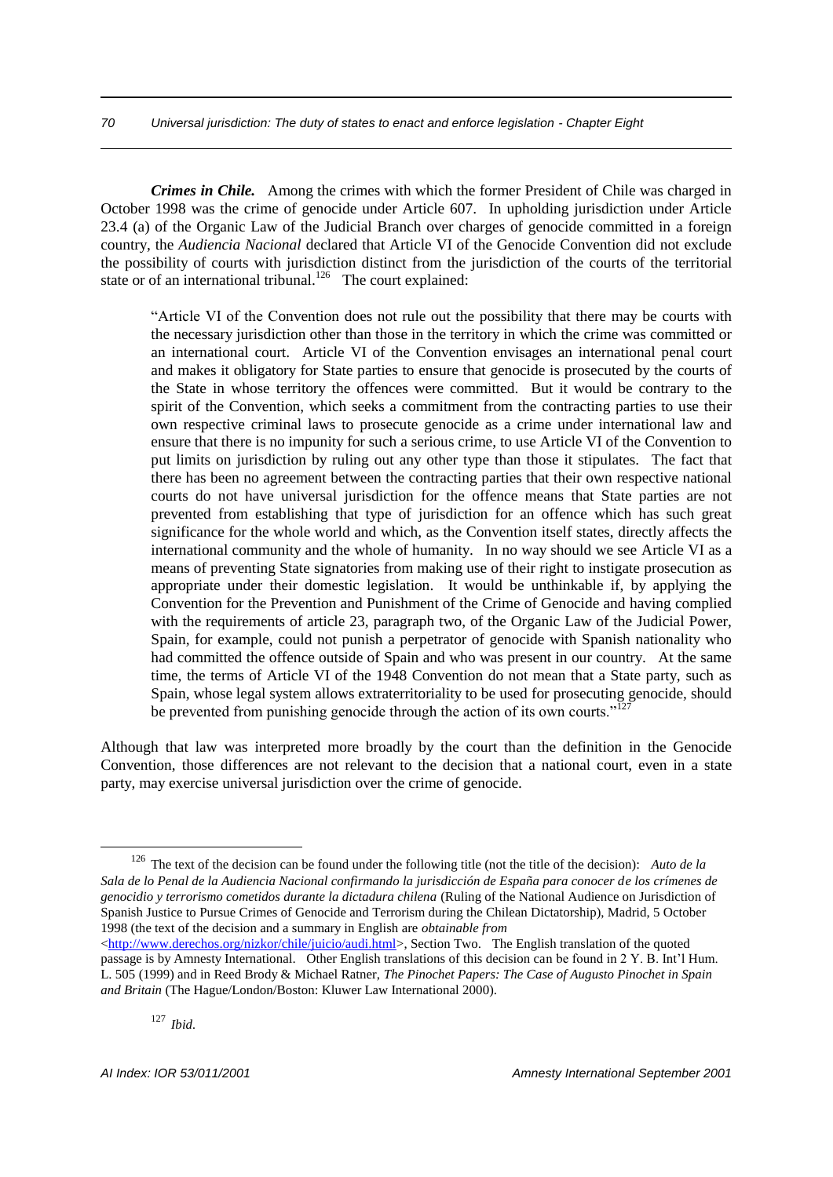***Crimes in Chile.*** Among the crimes with which the former President of Chile was charged in October 1998 was the crime of genocide under Article 607. In upholding jurisdiction under Article 23.4 (a) of the Organic Law of the Judicial Branch over charges of genocide committed in a foreign country, the *Audiencia Nacional* declared that Article VI of the Genocide Convention did not exclude the possibility of courts with jurisdiction distinct from the jurisdiction of the courts of the territorial state or of an international tribunal.[126] The court explained:

> "Article VI of the Convention does not rule out the possibility that there may be courts with the necessary jurisdiction other than those in the territory in which the crime was committed or an international court. Article VI of the Convention envisages an international penal court and makes it obligatory for State parties to ensure that genocide is prosecuted by the courts of the State in whose territory the offences were committed. But it would be contrary to the spirit of the Convention, which seeks a commitment from the contracting parties to use their own respective criminal laws to prosecute genocide as a crime under international law and ensure that there is no impunity for such a serious crime, to use Article VI of the Convention to put limits on jurisdiction by ruling out any other type than those it stipulates. The fact that there has been no agreement between the contracting parties that their own respective national courts do not have universal jurisdiction for the offence means that State parties are not prevented from establishing that type of jurisdiction for an offence which has such great significance for the whole world and which, as the Convention itself states, directly affects the international community and the whole of humanity. In no way should we see Article VI as a means of preventing State signatories from making use of their right to instigate prosecution as appropriate under their domestic legislation. It would be unthinkable if, by applying the Convention for the Prevention and Punishment of the Crime of Genocide and having complied with the requirements of article 23, paragraph two, of the Organic Law of the Judicial Power, Spain, for example, could not punish a perpetrator of genocide with Spanish nationality who had committed the offence outside of Spain and who was present in our country. At the same time, the terms of Article VI of the 1948 Convention do not mean that a State party, such as Spain, whose legal system allows extraterritoriality to be used for prosecuting genocide, should be prevented from punishing genocide through the action of its own courts."[127]

Although that law was interpreted more broadly by the court than the definition in the Genocide Convention, those differences are not relevant to the decision that a national court, even in a state party, may exercise universal jurisdiction over the crime of genocide.

---

[126] The text of the decision can be found under the following title (not the title of the decision): *Auto de la Sala de lo Penal de la Audiencia Nacional confirmando la jurisdicción de España para conocer de los crímenes de genocidio y terrorismo cometidos durante la dictadura chilena* (Ruling of the National Audience on Jurisdiction of Spanish Justice to Pursue Crimes of Genocide and Terrorism during the Chilean Dictatorship), Madrid, 5 October 1998 (the text of the decision and a summary in English are *obtainable from* <http://www.derechos.org/nizkor/chile/juicio/audi.html>, Section Two. The English translation of the quoted passage is by Amnesty International. Other English translations of this decision can be found in 2 Y. B. Int'l Hum. L. 505 (1999) and in Reed Brody & Michael Ratner, *The Pinochet Papers: The Case of Augusto Pinochet in Spain and Britain* (The Hague/London/Boston: Kluwer Law International 2000).

[127] *Ibid.*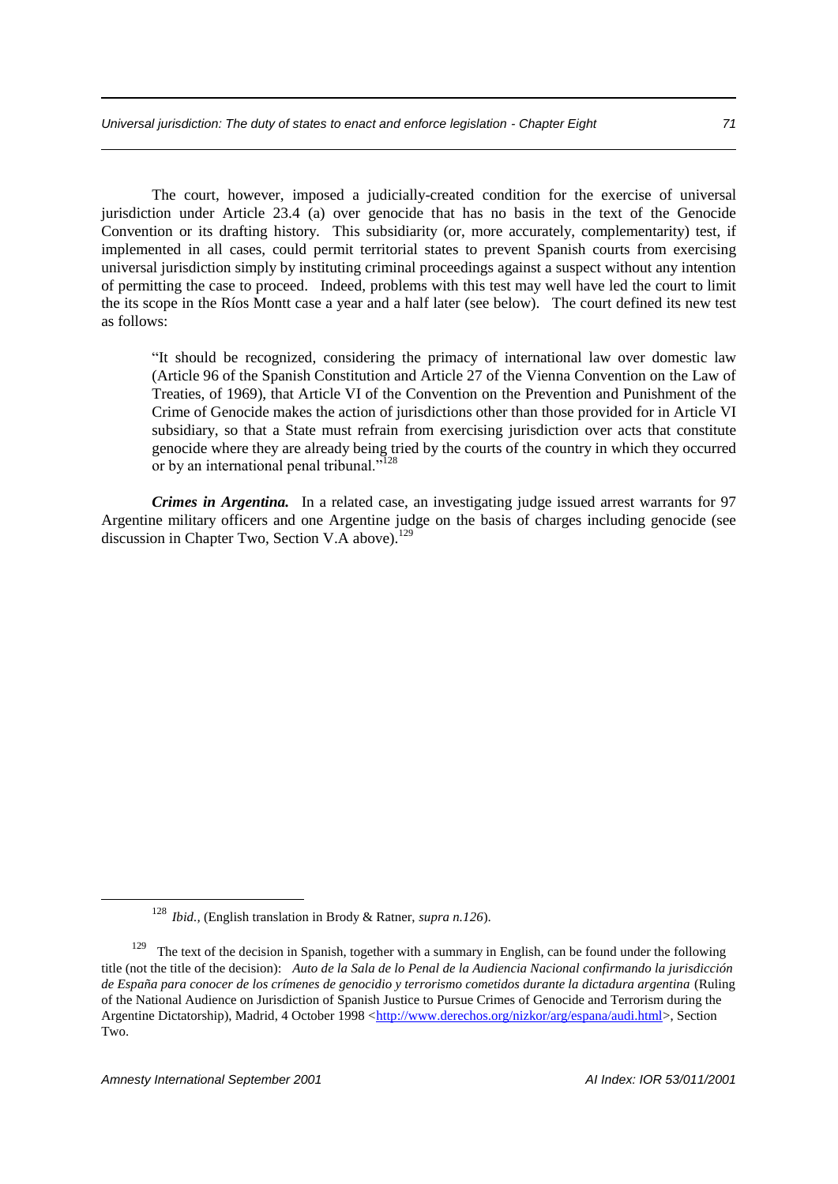The court, however, imposed a judicially-created condition for the exercise of universal jurisdiction under Article 23.4 (a) over genocide that has no basis in the text of the Genocide Convention or its drafting history. This subsidiarity (or, more accurately, complementarity) test, if implemented in all cases, could permit territorial states to prevent Spanish courts from exercising universal jurisdiction simply by instituting criminal proceedings against a suspect without any intention of permitting the case to proceed. Indeed, problems with this test may well have led the court to limit the its scope in the Ríos Montt case a year and a half later (see below). The court defined its new test as follows:

> "It should be recognized, considering the primacy of international law over domestic law (Article 96 of the Spanish Constitution and Article 27 of the Vienna Convention on the Law of Treaties, of 1969), that Article VI of the Convention on the Prevention and Punishment of the Crime of Genocide makes the action of jurisdictions other than those provided for in Article VI subsidiary, so that a State must refrain from exercising jurisdiction over acts that constitute genocide where they are already being tried by the courts of the country in which they occurred or by an international penal tribunal."[128]

***Crimes in Argentina.*** In a related case, an investigating judge issued arrest warrants for 97 Argentine military officers and one Argentine judge on the basis of charges including genocide (see discussion in Chapter Two, Section V.A above).[129]

---

[128] *Ibid.*, (English translation in Brody & Ratner, *supra n.126*).

[129] The text of the decision in Spanish, together with a summary in English, can be found under the following title (not the title of the decision): *Auto de la Sala de lo Penal de la Audiencia Nacional confirmando la jurisdicción de España para conocer de los crímenes de genocidio y terrorismo cometidos durante la dictadura argentina* (Ruling of the National Audience on Jurisdiction of Spanish Justice to Pursue Crimes of Genocide and Terrorism during the Argentine Dictatorship), Madrid, 4 October 1998 <http://www.derechos.org/nizkor/arg/espana/audi.html>, Section Two.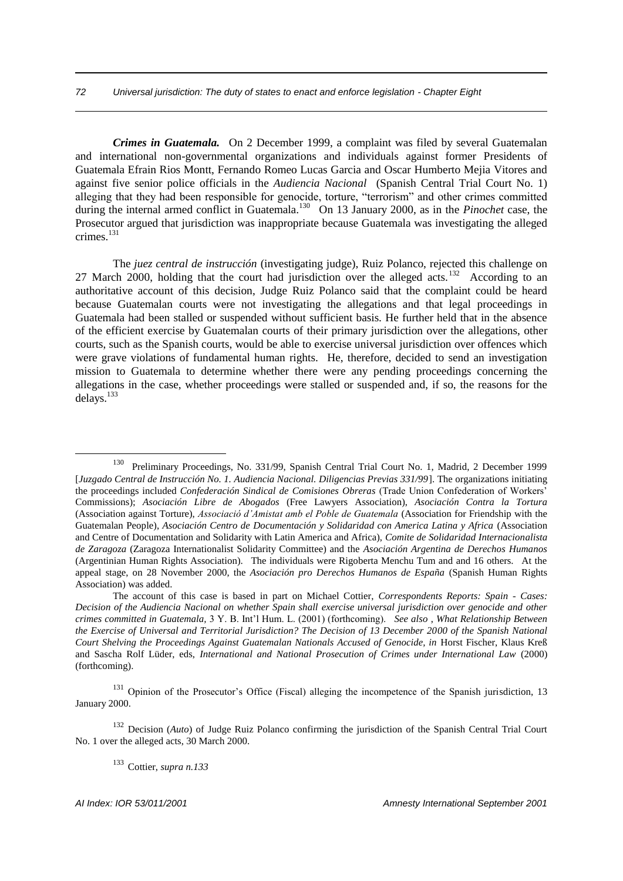***Crimes in Guatemala.*** On 2 December 1999, a complaint was filed by several Guatemalan and international non-governmental organizations and individuals against former Presidents of Guatemala Efrain Rios Montt, Fernando Romeo Lucas Garcia and Oscar Humberto Mejia Vitores and against five senior police officials in the *Audiencia Nacional* (Spanish Central Trial Court No. 1) alleging that they had been responsible for genocide, torture, "terrorism" and other crimes committed during the internal armed conflict in Guatemala.[130] On 13 January 2000, as in the *Pinochet* case, the Prosecutor argued that jurisdiction was inappropriate because Guatemala was investigating the alleged crimes.[131]

The *juez central de instrucción* (investigating judge), Ruiz Polanco, rejected this challenge on 27 March 2000, holding that the court had jurisdiction over the alleged acts.[132] According to an authoritative account of this decision, Judge Ruiz Polanco said that the complaint could be heard because Guatemalan courts were not investigating the allegations and that legal proceedings in Guatemala had been stalled or suspended without sufficient basis. He further held that in the absence of the efficient exercise by Guatemalan courts of their primary jurisdiction over the allegations, other courts, such as the Spanish courts, would be able to exercise universal jurisdiction over offences which were grave violations of fundamental human rights. He, therefore, decided to send an investigation mission to Guatemala to determine whether there were any pending proceedings concerning the allegations in the case, whether proceedings were stalled or suspended and, if so, the reasons for the delays.[133]

---

[130] Preliminary Proceedings, No. 331/99, Spanish Central Trial Court No. 1, Madrid, 2 December 1999 [*Juzgado Central de Instrucción No. 1. Audiencia Nacional. Diligencias Previas 331/99*]. The organizations initiating the proceedings included *Confederación Sindical de Comisiones Obreras* (Trade Union Confederation of Workers' Commissions); *Asociación Libre de Abogados* (Free Lawyers Association), *Asociación Contra la Tortura* (Association against Torture), *Associació d'Amistat amb el Poble de Guatemala* (Association for Friendship with the Guatemalan People), *Asociación Centro de Documentación y Solidaridad con America Latina y Africa* (Association and Centre of Documentation and Solidarity with Latin America and Africa), *Comite de Solidaridad Internacionalista de Zaragoza* (Zaragoza Internationalist Solidarity Committee) and the *Asociación Argentina de Derechos Humanos* (Argentinian Human Rights Association). The individuals were Rigoberta Menchu Tum and and 16 others. At the appeal stage, on 28 November 2000, the *Asociación pro Derechos Humanos de España* (Spanish Human Rights Association) was added.

The account of this case is based in part on Michael Cottier, *Correspondents Reports: Spain - Cases: Decision of the Audiencia Nacional on whether Spain shall exercise universal jurisdiction over genocide and other crimes committed in Guatemala*, 3 Y. B. Int'l Hum. L. (2001) (forthcoming). *See also , What Relationship Between the Exercise of Universal and Territorial Jurisdiction? The Decision of 13 December 2000 of the Spanish National Court Shelving the Proceedings Against Guatemalan Nationals Accused of Genocide, in* Horst Fischer, Klaus Kreß and Sascha Rolf Lüder, eds, *International and National Prosecution of Crimes under International Law* (2000) (forthcoming).

[131] Opinion of the Prosecutor's Office (Fiscal) alleging the incompetence of the Spanish jurisdiction, 13 January 2000.

[132] Decision (*Auto*) of Judge Ruiz Polanco confirming the jurisdiction of the Spanish Central Trial Court No. 1 over the alleged acts, 30 March 2000.

[133] Cottier, *supra n.133*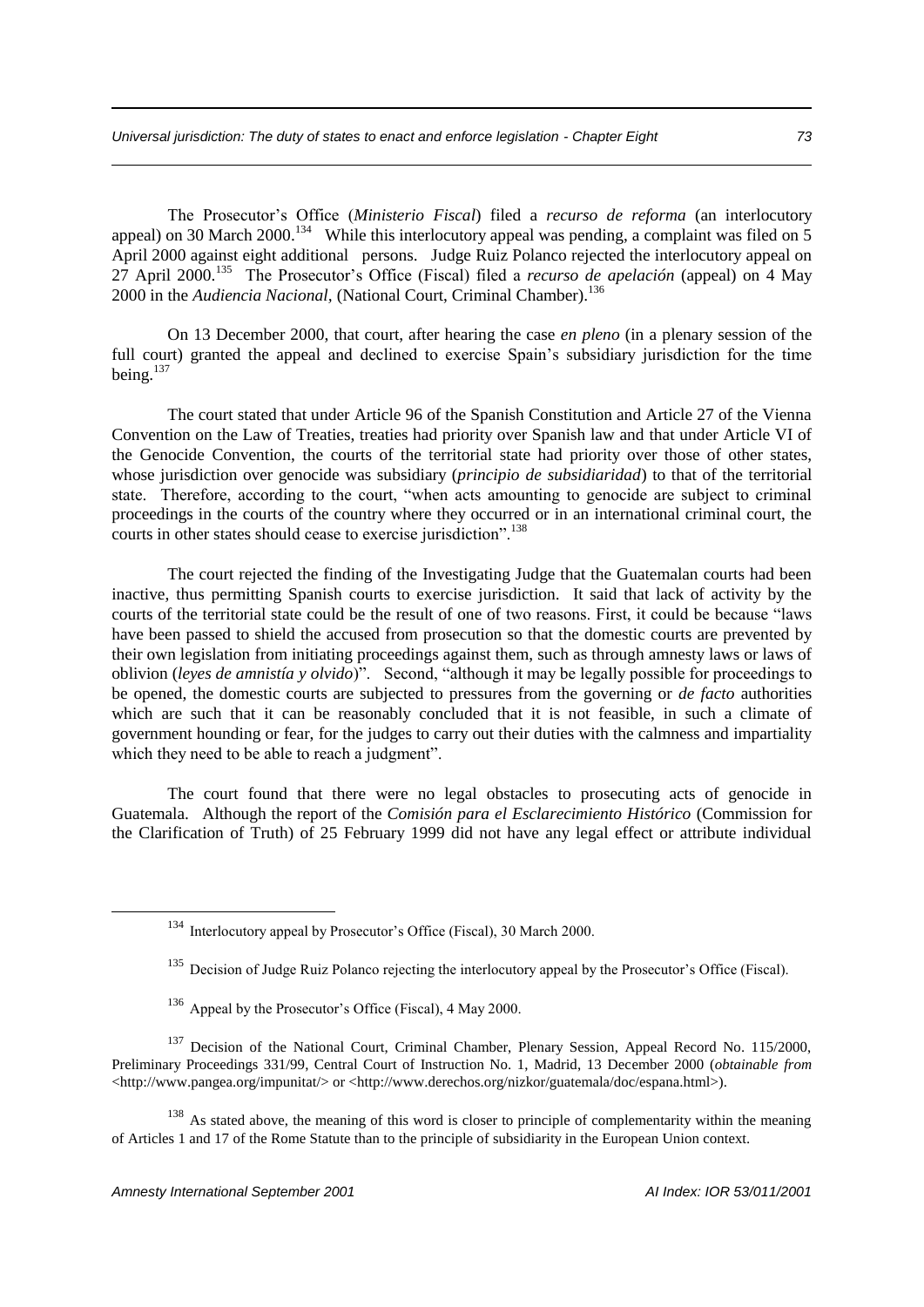The Prosecutor's Office (*Ministerio Fiscal*) filed a *recurso de reforma* (an interlocutory appeal) on 30 March 2000.[134] While this interlocutory appeal was pending, a complaint was filed on 5 April 2000 against eight additional persons. Judge Ruiz Polanco rejected the interlocutory appeal on 27 April 2000.[135] The Prosecutor's Office (Fiscal) filed a *recurso de apelación* (appeal) on 4 May 2000 in the *Audiencia Nacional*, (National Court, Criminal Chamber).[136]

On 13 December 2000, that court, after hearing the case *en pleno* (in a plenary session of the full court) granted the appeal and declined to exercise Spain's subsidiary jurisdiction for the time being.[137]

The court stated that under Article 96 of the Spanish Constitution and Article 27 of the Vienna Convention on the Law of Treaties, treaties had priority over Spanish law and that under Article VI of the Genocide Convention, the courts of the territorial state had priority over those of other states, whose jurisdiction over genocide was subsidiary (*principio de subsidiaridad*) to that of the territorial state. Therefore, according to the court, "when acts amounting to genocide are subject to criminal proceedings in the courts of the country where they occurred or in an international criminal court, the courts in other states should cease to exercise jurisdiction".[138]

The court rejected the finding of the Investigating Judge that the Guatemalan courts had been inactive, thus permitting Spanish courts to exercise jurisdiction. It said that lack of activity by the courts of the territorial state could be the result of one of two reasons. First, it could be because "laws have been passed to shield the accused from prosecution so that the domestic courts are prevented by their own legislation from initiating proceedings against them, such as through amnesty laws or laws of oblivion (*leyes de amnistía y olvido*)". Second, "although it may be legally possible for proceedings to be opened, the domestic courts are subjected to pressures from the governing or *de facto* authorities which are such that it can be reasonably concluded that it is not feasible, in such a climate of government hounding or fear, for the judges to carry out their duties with the calmness and impartiality which they need to be able to reach a judgment".

The court found that there were no legal obstacles to prosecuting acts of genocide in Guatemala. Although the report of the *Comisión para el Esclarecimiento Histórico* (Commission for the Clarification of Truth) of 25 February 1999 did not have any legal effect or attribute individual

---

[134] Interlocutory appeal by Prosecutor's Office (Fiscal), 30 March 2000.

[135] Decision of Judge Ruiz Polanco rejecting the interlocutory appeal by the Prosecutor's Office (Fiscal).

[136] Appeal by the Prosecutor's Office (Fiscal), 4 May 2000.

[137] Decision of the National Court, Criminal Chamber, Plenary Session, Appeal Record No. 115/2000, Preliminary Proceedings 331/99, Central Court of Instruction No. 1, Madrid, 13 December 2000 (*obtainable from* <http://www.pangea.org/impunitat/> or <http://www.derechos.org/nizkor/guatemala/doc/espana.html>).

[138] As stated above, the meaning of this word is closer to principle of complementarity within the meaning of Articles 1 and 17 of the Rome Statute than to the principle of subsidiarity in the European Union context.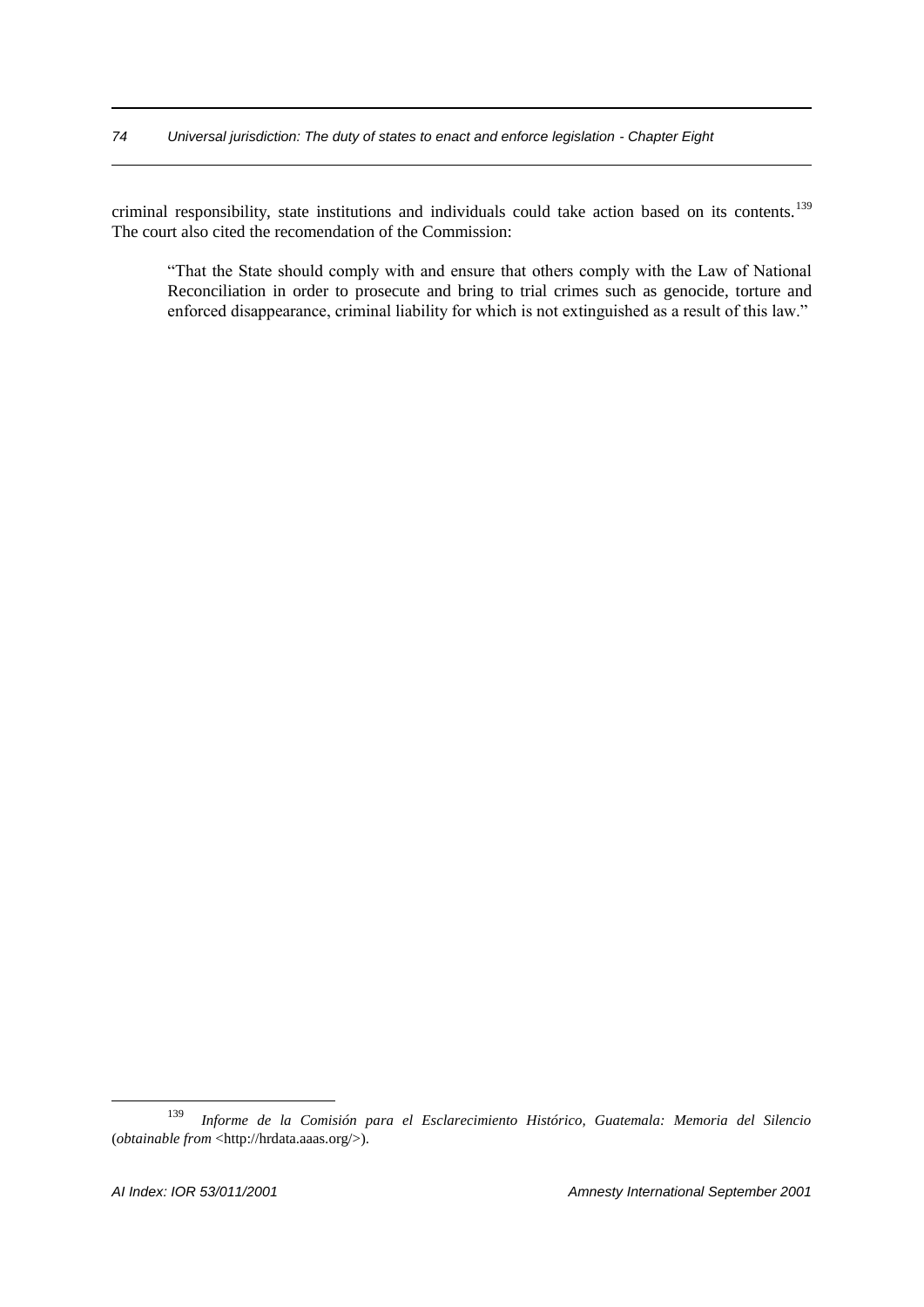criminal responsibility, state institutions and individuals could take action based on its contents.[139] The court also cited the recomendation of the Commission:

> "That the State should comply with and ensure that others comply with the Law of National Reconciliation in order to prosecute and bring to trial crimes such as genocide, torture and enforced disappearance, criminal liability for which is not extinguished as a result of this law."

---

[139] *Informe de la Comisión para el Esclarecimiento Histórico, Guatemala: Memoria del Silencio* (*obtainable from* <http://hrdata.aaas.org/>).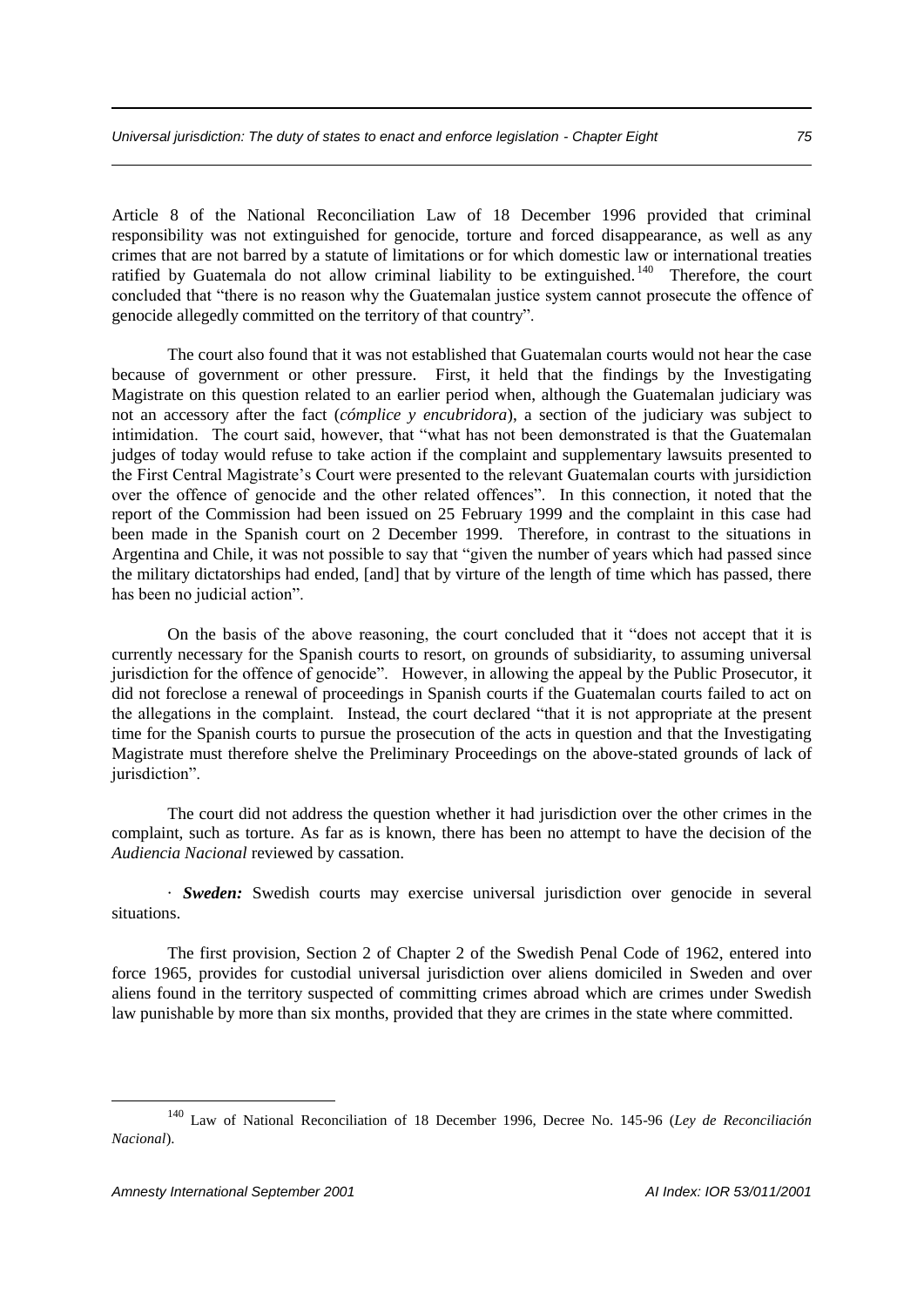Article 8 of the National Reconciliation Law of 18 December 1996 provided that criminal responsibility was not extinguished for genocide, torture and forced disappearance, as well as any crimes that are not barred by a statute of limitations or for which domestic law or international treaties ratified by Guatemala do not allow criminal liability to be extinguished.[140] Therefore, the court concluded that "there is no reason why the Guatemalan justice system cannot prosecute the offence of genocide allegedly committed on the territory of that country".

The court also found that it was not established that Guatemalan courts would not hear the case because of government or other pressure. First, it held that the findings by the Investigating Magistrate on this question related to an earlier period when, although the Guatemalan judiciary was not an accessory after the fact (*cómplice y encubridora*), a section of the judiciary was subject to intimidation. The court said, however, that "what has not been demonstrated is that the Guatemalan judges of today would refuse to take action if the complaint and supplementary lawsuits presented to the First Central Magistrate's Court were presented to the relevant Guatemalan courts with jursidiction over the offence of genocide and the other related offences". In this connection, it noted that the report of the Commission had been issued on 25 February 1999 and the complaint in this case had been made in the Spanish court on 2 December 1999. Therefore, in contrast to the situations in Argentina and Chile, it was not possible to say that "given the number of years which had passed since the military dictatorships had ended, [and] that by virture of the length of time which has passed, there has been no judicial action".

On the basis of the above reasoning, the court concluded that it "does not accept that it is currently necessary for the Spanish courts to resort, on grounds of subsidiarity, to assuming universal jurisdiction for the offence of genocide". However, in allowing the appeal by the Public Prosecutor, it did not foreclose a renewal of proceedings in Spanish courts if the Guatemalan courts failed to act on the allegations in the complaint. Instead, the court declared "that it is not appropriate at the present time for the Spanish courts to pursue the prosecution of the acts in question and that the Investigating Magistrate must therefore shelve the Preliminary Proceedings on the above-stated grounds of lack of jurisdiction".

The court did not address the question whether it had jurisdiction over the other crimes in the complaint, such as torture. As far as is known, there has been no attempt to have the decision of the *Audiencia Nacional* reviewed by cassation.

· ***Sweden:*** Swedish courts may exercise universal jurisdiction over genocide in several situations.

The first provision, Section 2 of Chapter 2 of the Swedish Penal Code of 1962, entered into force 1965, provides for custodial universal jurisdiction over aliens domiciled in Sweden and over aliens found in the territory suspected of committing crimes abroad which are crimes under Swedish law punishable by more than six months, provided that they are crimes in the state where committed.

[140] Law of National Reconciliation of 18 December 1996, Decree No. 145-96 (*Ley de Reconciliación Nacional*).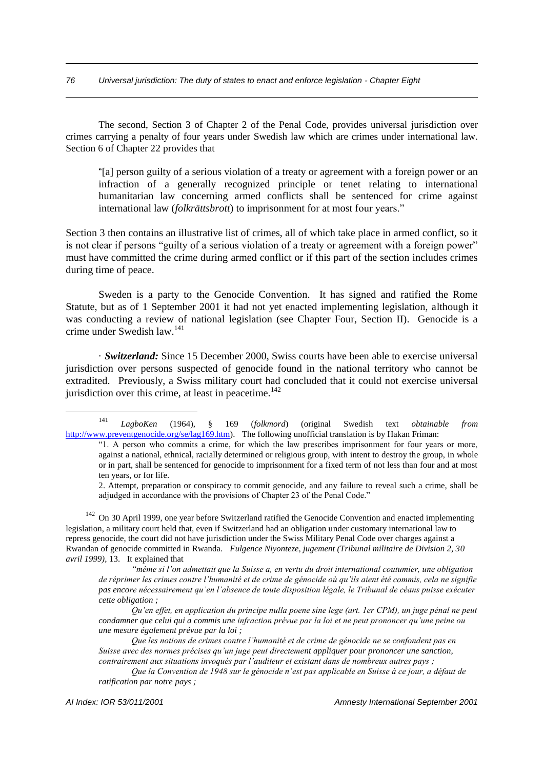The second, Section 3 of Chapter 2 of the Penal Code, provides universal jurisdiction over crimes carrying a penalty of four years under Swedish law which are crimes under international law. Section 6 of Chapter 22 provides that

> "[a] person guilty of a serious violation of a treaty or agreement with a foreign power or an infraction of a generally recognized principle or tenet relating to international humanitarian law concerning armed conflicts shall be sentenced for crime against international law (*folkrättsbrott*) to imprisonment for at most four years."

Section 3 then contains an illustrative list of crimes, all of which take place in armed conflict, so it is not clear if persons "guilty of a serious violation of a treaty or agreement with a foreign power" must have committed the crime during armed conflict or if this part of the section includes crimes during time of peace.

Sweden is a party to the Genocide Convention. It has signed and ratified the Rome Statute, but as of 1 September 2001 it had not yet enacted implementing legislation, although it was conducting a review of national legislation (see Chapter Four, Section II). Genocide is a crime under Swedish law.[141]

· ***Switzerland:*** Since 15 December 2000, Swiss courts have been able to exercise universal jurisdiction over persons suspected of genocide found in the national territory who cannot be extradited. Previously, a Swiss military court had concluded that it could not exercise universal jurisdiction over this crime, at least in peacetime.[142]

---

[141] *LagboKen* (1964), § 169 (*folkmord*) (original Swedish text *obtainable from* http://www.preventgenocide.org/se/lag169.htm). The following unofficial translation is by Hakan Friman:

> "1. A person who commits a crime, for which the law prescribes imprisonment for four years or more, against a national, ethnical, racially determined or religious group, with intent to destroy the group, in whole or in part, shall be sentenced for genocide to imprisonment for a fixed term of not less than four and at most ten years, or for life.
>
> 2. Attempt, preparation or conspiracy to commit genocide, and any failure to reveal such a crime, shall be adjudged in accordance with the provisions of Chapter 23 of the Penal Code."

[142] On 30 April 1999, one year before Switzerland ratified the Genocide Convention and enacted implementing legislation, a military court held that, even if Switzerland had an obligation under customary international law to repress genocide, the court did not have jurisdiction under the Swiss Military Penal Code over charges against a Rwandan of genocide committed in Rwanda. *Fulgence Niyonteze, jugement (Tribunal militaire de Division 2, 30 avril 1999)*, 13. It explained that

> *"même si l'on admettait que la Suisse a, en vertu du droit international coutumier, une obligation de réprimer les crimes contre l'humanité et de crime de génocide où qu'ils aient été commis, cela ne signifie pas encore nécessairement qu'en l'absence de toute disposition légale, le Tribunal de céans puisse exécuter cette obligation ;*
>
> *Qu'en effet, en application du principe nulla poene sine lege (art. 1er CPM), un juge pénal ne peut condamner que celui qui a commis une infraction prévue par la loi et ne peut prononcer qu'une peine ou une mesure également prévue par la loi ;*
>
> *Que les notions de crimes contre l'humanité et de crime de génocide ne se confondent pas en Suisse avec des normes précises qu'un juge peut directement appliquer pour prononcer une sanction, contrairement aux situations invoqués par l'auditeur et existant dans de nombreux autres pays ;*
>
> *Que la Convention de 1948 sur le génocide n'est pas applicable en Suisse à ce jour, a défaut de ratification par notre pays ;*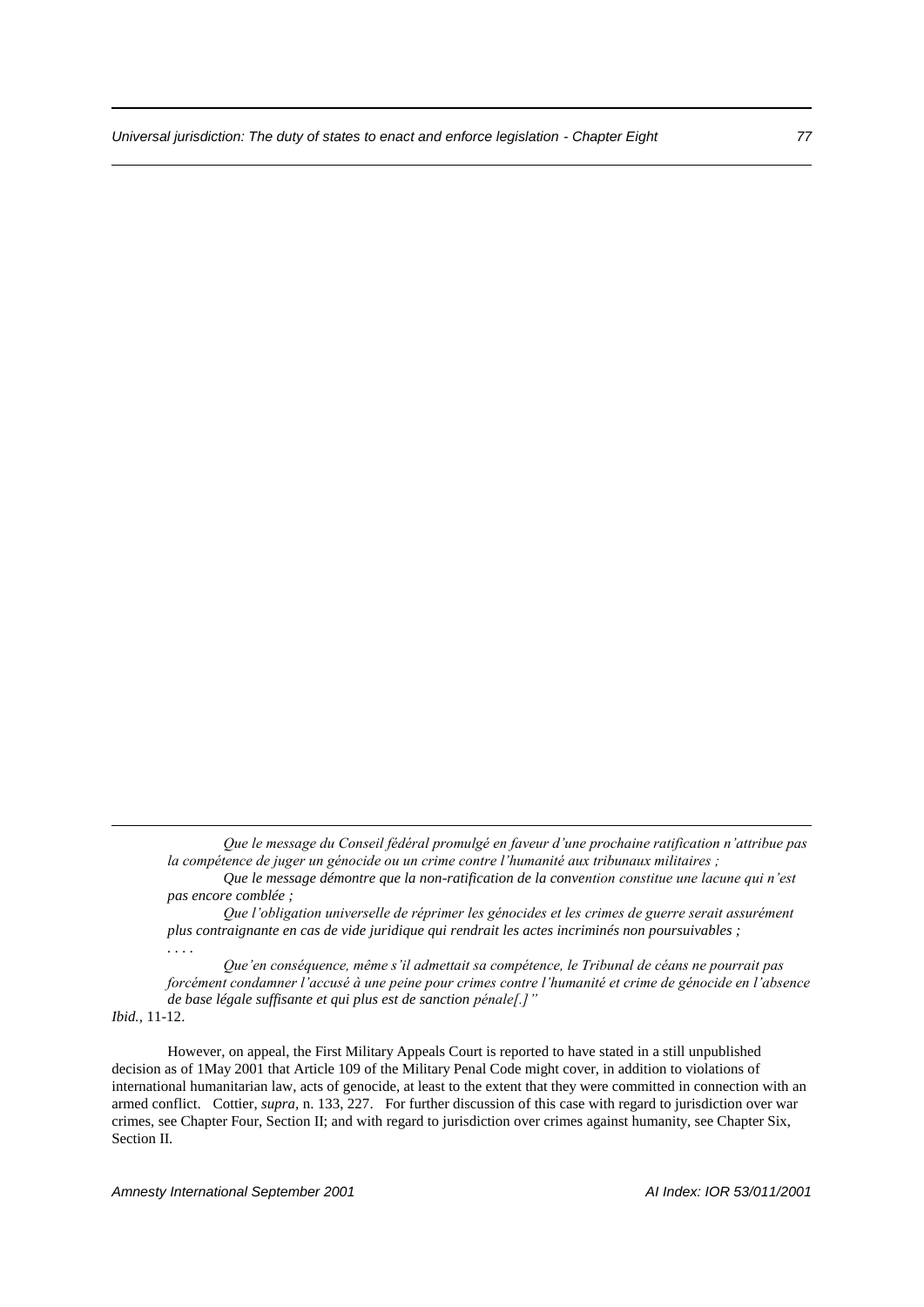*Que le message du Conseil fédéral promulgé en faveur d'une prochaine ratification n'attribue pas la compétence de juger un génocide ou un crime contre l'humanité aux tribunaux militaires ;*

*Que le message démontre que la non-ratification de la convention constitue une lacune qui n'est pas encore comblée ;*

*Que l'obligation universelle de réprimer les génocides et les crimes de guerre serait assurément plus contraignante en cas de vide juridique qui rendrait les actes incriminés non poursuivables ;*

. . . .

*Que'en conséquence, même s'il admettait sa compétence, le Tribunal de céans ne pourrait pas forcément condamner l'accusé à une peine pour crimes contre l'humanité et crime de génocide en l'absence de base légale suffisante et qui plus est de sanction pénale[.]"*

*Ibid.,* 11-12.

However, on appeal, the First Military Appeals Court is reported to have stated in a still unpublished decision as of 1May 2001 that Article 109 of the Military Penal Code might cover, in addition to violations of international humanitarian law, acts of genocide, at least to the extent that they were committed in connection with an armed conflict. Cottier, *supra,* n. 133, 227. For further discussion of this case with regard to jurisdiction over war crimes, see Chapter Four, Section II; and with regard to jurisdiction over crimes against humanity, see Chapter Six, Section II.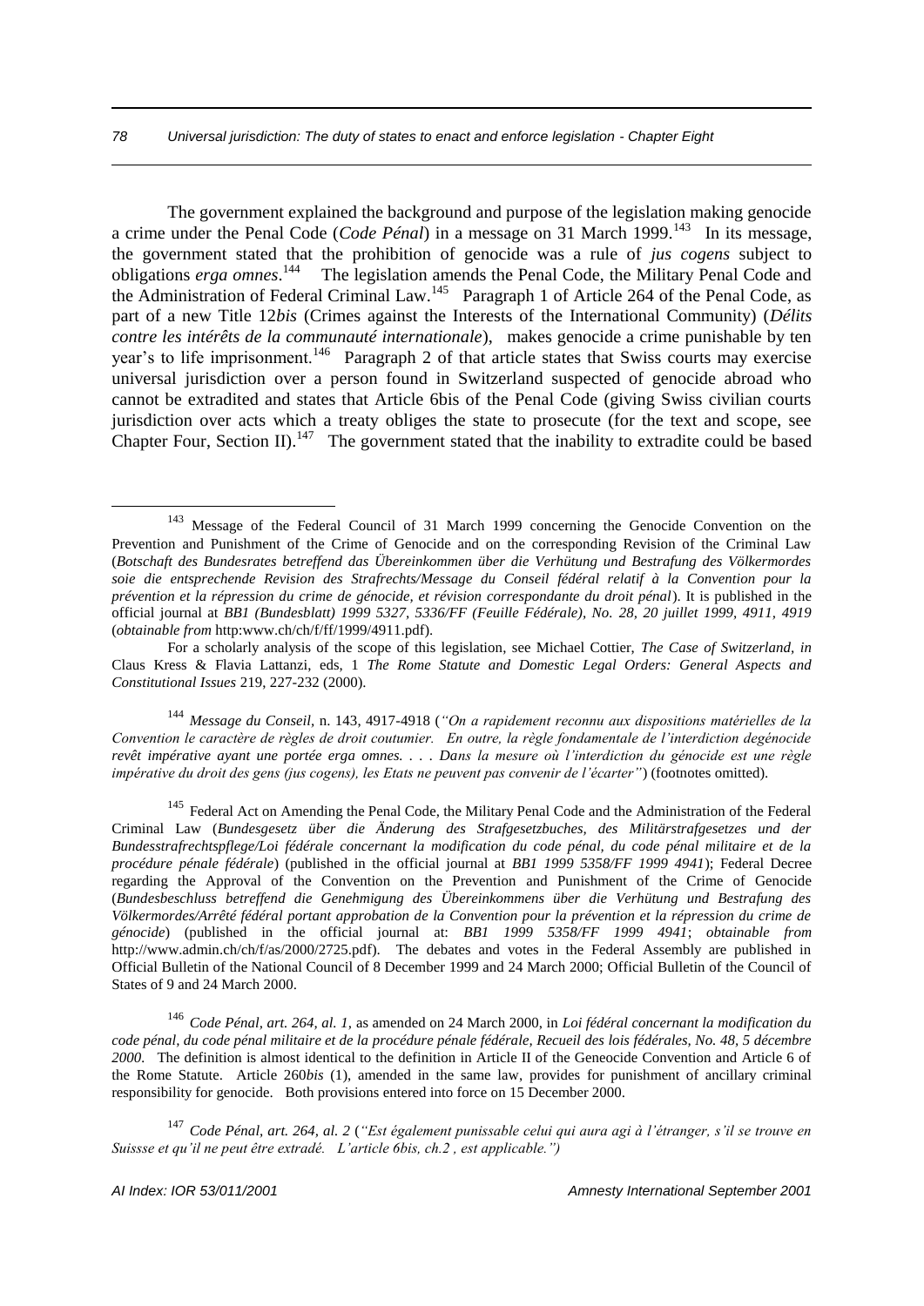The government explained the background and purpose of the legislation making genocide a crime under the Penal Code (*Code Pénal*) in a message on 31 March 1999.[143] In its message, the government stated that the prohibition of genocide was a rule of *jus cogens* subject to obligations *erga omnes*.[144] The legislation amends the Penal Code, the Military Penal Code and the Administration of Federal Criminal Law.[145] Paragraph 1 of Article 264 of the Penal Code, as part of a new Title 12*bis* (Crimes against the Interests of the International Community) (*Délits contre les intérêts de la communauté internationale*), makes genocide a crime punishable by ten year's to life imprisonment.[146] Paragraph 2 of that article states that Swiss courts may exercise universal jurisdiction over a person found in Switzerland suspected of genocide abroad who cannot be extradited and states that Article 6bis of the Penal Code (giving Swiss civilian courts jurisdiction over acts which a treaty obliges the state to prosecute (for the text and scope, see Chapter Four, Section II).[147] The government stated that the inability to extradite could be based

---

[143] Message of the Federal Council of 31 March 1999 concerning the Genocide Convention on the Prevention and Punishment of the Crime of Genocide and on the corresponding Revision of the Criminal Law (*Botschaft des Bundesrates betreffend das Übereinkommen über die Verhütung und Bestrafung des Völkermordes soie die entsprechende Revision des Strafrechts/Message du Conseil fédéral relatif à la Convention pour la prévention et la répression du crime de génocide, et révision correspondante du droit pénal*). It is published in the official journal at *BB1 (Bundesblatt) 1999 5327, 5336/FF (Feuille Fédérale), No. 28, 20 juillet 1999, 4911, 4919* (*obtainable from* http:www.ch/ch/f/ff/1999/4911.pdf).

For a scholarly analysis of the scope of this legislation, see Michael Cottier, *The Case of Switzerland, in* Claus Kress & Flavia Lattanzi, eds, 1 *The Rome Statute and Domestic Legal Orders: General Aspects and Constitutional Issues* 219, 227-232 (2000).

[144] *Message du Conseil*, n. 143, 4917-4918 (*"On a rapidement reconnu aux dispositions matérielles de la Convention le caractère de règles de droit coutumier. En outre, la règle fondamentale de l'interdiction degénocide revêt impérative ayant une portée erga omnes. . . . Dans la mesure où l'interdiction du génocide est une règle impérative du droit des gens (jus cogens), les Etats ne peuvent pas convenir de l'écarter"*) (footnotes omitted).

[145] Federal Act on Amending the Penal Code, the Military Penal Code and the Administration of the Federal Criminal Law (*Bundesgesetz über die Änderung des Strafgesetzbuches, des Militärstrafgesetzes und der Bundesstrafrechtspflege/Loi fédérale concernant la modification du code pénal, du code pénal militaire et de la procédure pénale fédérale*) (published in the official journal at *BB1 1999 5358/FF 1999 4941*); Federal Decree regarding the Approval of the Convention on the Prevention and Punishment of the Crime of Genocide (*Bundesbeschluss betreffend die Genehmigung des Übereinkommens über die Verhütung und Bestrafung des Völkermordes/Arrêté fédéral portant approbation de la Convention pour la prévention et la répression du crime de génocide*) (published in the official journal at: *BB1 1999 5358/FF 1999 4941*; *obtainable from* http://www.admin.ch/ch/f/as/2000/2725.pdf). The debates and votes in the Federal Assembly are published in Official Bulletin of the National Council of 8 December 1999 and 24 March 2000; Official Bulletin of the Council of States of 9 and 24 March 2000.

[146] *Code Pénal, art. 264, al. 1,* as amended on 24 March 2000, in *Loi fédéral concernant la modification du code pénal, du code pénal militaire et de la procédure pénale fédérale, Recueil des lois fédérales, No. 48, 5 décembre 2000*. The definition is almost identical to the definition in Article II of the Geneocide Convention and Article 6 of the Rome Statute. Article 260*bis* (1), amended in the same law, provides for punishment of ancillary criminal responsibility for genocide. Both provisions entered into force on 15 December 2000.

[147] *Code Pénal, art. 264, al. 2* (*"Est également punissable celui qui aura agi à l'étranger, s'il se trouve en Suissse et qu'il ne peut être extradé. L'article 6bis, ch.2 , est applicable."*)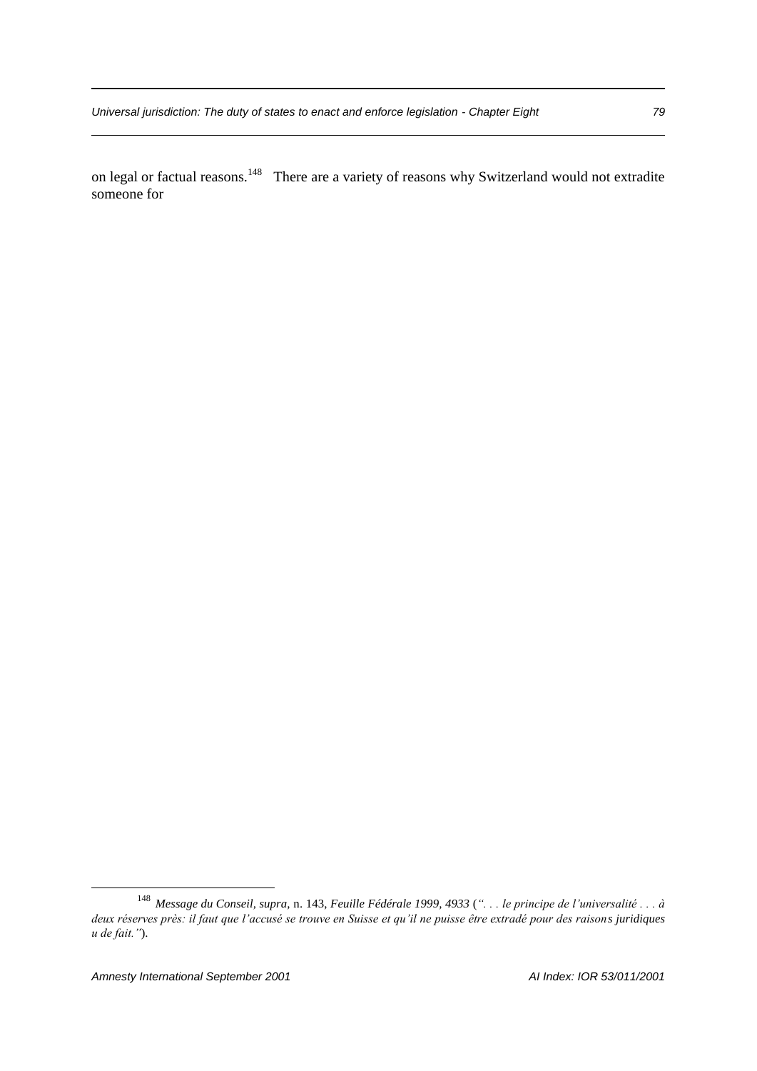on legal or factual reasons.[148] There are a variety of reasons why Switzerland would not extradite someone for

---

[148] *Message du Conseil, supra,* n. 143, *Feuille Fédérale 1999, 4933* (*". . . le principe de l'universalité . . . à deux réserves près: il faut que l'accusé se trouve en Suisse et qu'il ne puisse être extradé pour des raisons juridiques u de fait."*).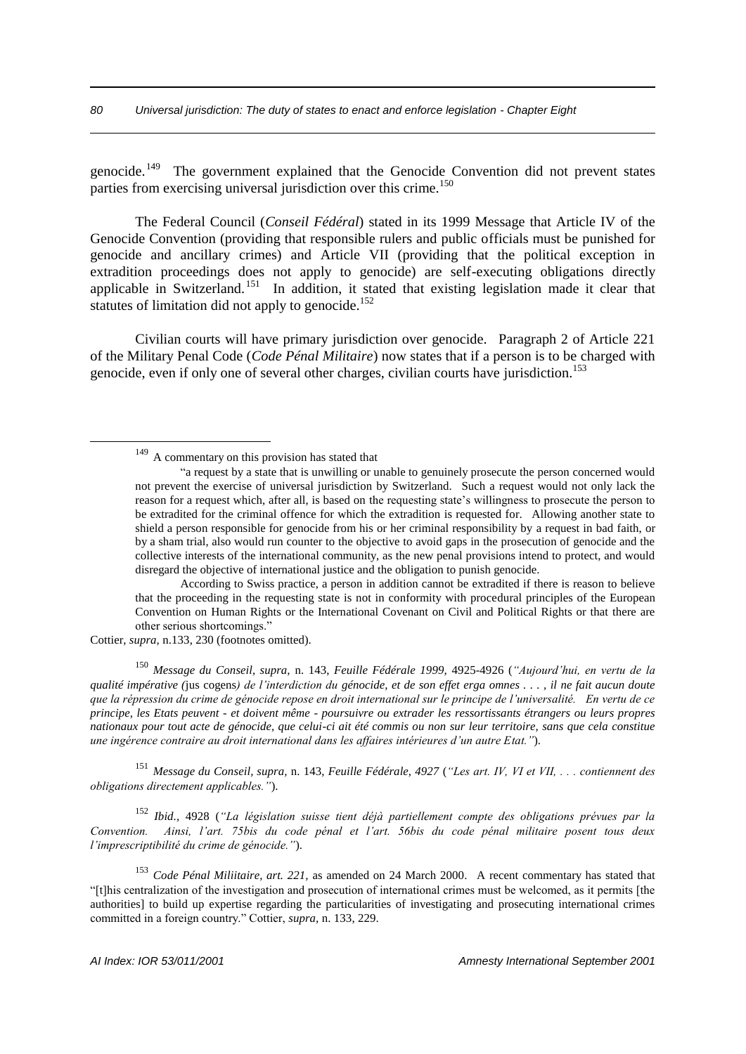genocide.[149] The government explained that the Genocide Convention did not prevent states parties from exercising universal jurisdiction over this crime.[150]

The Federal Council (*Conseil Fédéral*) stated in its 1999 Message that Article IV of the Genocide Convention (providing that responsible rulers and public officials must be punished for genocide and ancillary crimes) and Article VII (providing that the political exception in extradition proceedings does not apply to genocide) are self-executing obligations directly applicable in Switzerland.[151] In addition, it stated that existing legislation made it clear that statutes of limitation did not apply to genocide.[152]

Civilian courts will have primary jurisdiction over genocide. Paragraph 2 of Article 221 of the Military Penal Code (*Code Pénal Militaire*) now states that if a person is to be charged with genocide, even if only one of several other charges, civilian courts have jurisdiction.[153]

---

[149] A commentary on this provision has stated that

> "a request by a state that is unwilling or unable to genuinely prosecute the person concerned would not prevent the exercise of universal jurisdiction by Switzerland. Such a request would not only lack the reason for a request which, after all, is based on the requesting state's willingness to prosecute the person to be extradited for the criminal offence for which the extradition is requested for. Allowing another state to shield a person responsible for genocide from his or her criminal responsibility by a request in bad faith, or by a sham trial, also would run counter to the objective to avoid gaps in the prosecution of genocide and the collective interests of the international community, as the new penal provisions intend to protect, and would disregard the objective of international justice and the obligation to punish genocide.
>
> According to Swiss practice, a person in addition cannot be extradited if there is reason to believe that the proceeding in the requesting state is not in conformity with procedural principles of the European Convention on Human Rights or the International Covenant on Civil and Political Rights or that there are other serious shortcomings."

Cottier, *supra,* n.133, 230 (footnotes omitted).

[150] *Message du Conseil*, *supra,* n. 143, *Feuille Fédérale 1999*, 4925-4926 (*"Aujourd'hui, en vertu de la qualité impérative (*jus cogens*) de l'interdiction du génocide, et de son effet erga omnes . . . , il ne fait aucun doute que la répression du crime de génocide repose en droit international sur le principe de l'universalité. En vertu de ce principe, les Etats peuvent - et doivent même - poursuivre ou extrader les ressortissants étrangers ou leurs propres nationaux pour tout acte de génocide, que celui-ci ait été commis ou non sur leur territoire, sans que cela constitue une ingérence contraire au droit international dans les affaires intérieures d'un autre Etat."*).

[151] *Message du Conseil*, *supra,* n. 143, *Feuille Fédérale, 4927* (*"Les art. IV, VI et VII, . . . contiennent des obligations directement applicables."*).

[152] *Ibid.*, 4928 (*"La législation suisse tient déjà partiellement compte des obligations prévues par la Convention. Ainsi, l'art. 75bis du code pénal et l'art. 56bis du code pénal militaire posent tous deux l'imprescriptibilité du crime de génocide."*).

[153] *Code Pénal Miliitaire, art. 221,* as amended on 24 March 2000. A recent commentary has stated that "[t]his centralization of the investigation and prosecution of international crimes must be welcomed, as it permits [the authorities] to build up expertise regarding the particularities of investigating and prosecuting international crimes committed in a foreign country." Cottier, *supra*, n. 133, 229.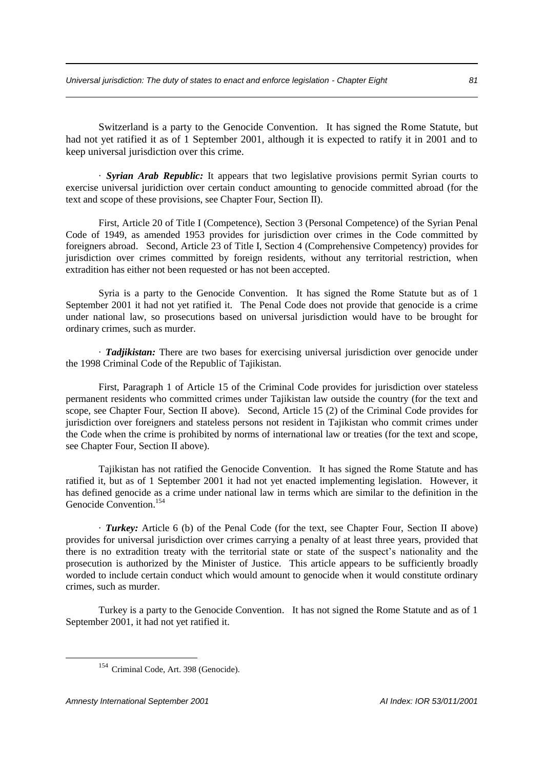Switzerland is a party to the Genocide Convention. It has signed the Rome Statute, but had not yet ratified it as of 1 September 2001, although it is expected to ratify it in 2001 and to keep universal jurisdiction over this crime.

· ***Syrian Arab Republic:*** It appears that two legislative provisions permit Syrian courts to exercise universal juridiction over certain conduct amounting to genocide committed abroad (for the text and scope of these provisions, see Chapter Four, Section II).

First, Article 20 of Title I (Competence), Section 3 (Personal Competence) of the Syrian Penal Code of 1949, as amended 1953 provides for jurisdiction over crimes in the Code committed by foreigners abroad. Second, Article 23 of Title I, Section 4 (Comprehensive Competency) provides for jurisdiction over crimes committed by foreign residents, without any territorial restriction, when extradition has either not been requested or has not been accepted.

Syria is a party to the Genocide Convention. It has signed the Rome Statute but as of 1 September 2001 it had not yet ratified it. The Penal Code does not provide that genocide is a crime under national law, so prosecutions based on universal jurisdiction would have to be brought for ordinary crimes, such as murder.

· ***Tadjikistan:*** There are two bases for exercising universal jurisdiction over genocide under the 1998 Criminal Code of the Republic of Tajikistan.

First, Paragraph 1 of Article 15 of the Criminal Code provides for jurisdiction over stateless permanent residents who committed crimes under Tajikistan law outside the country (for the text and scope, see Chapter Four, Section II above). Second, Article 15 (2) of the Criminal Code provides for jurisdiction over foreigners and stateless persons not resident in Tajikistan who commit crimes under the Code when the crime is prohibited by norms of international law or treaties (for the text and scope, see Chapter Four, Section II above).

Tajikistan has not ratified the Genocide Convention. It has signed the Rome Statute and has ratified it, but as of 1 September 2001 it had not yet enacted implementing legislation. However, it has defined genocide as a crime under national law in terms which are similar to the definition in the Genocide Convention.[154]

· ***Turkey:*** Article 6 (b) of the Penal Code (for the text, see Chapter Four, Section II above) provides for universal jurisdiction over crimes carrying a penalty of at least three years, provided that there is no extradition treaty with the territorial state or state of the suspect's nationality and the prosecution is authorized by the Minister of Justice. This article appears to be sufficiently broadly worded to include certain conduct which would amount to genocide when it would constitute ordinary crimes, such as murder.

Turkey is a party to the Genocide Convention. It has not signed the Rome Statute and as of 1 September 2001, it had not yet ratified it.

---

[154] Criminal Code, Art. 398 (Genocide).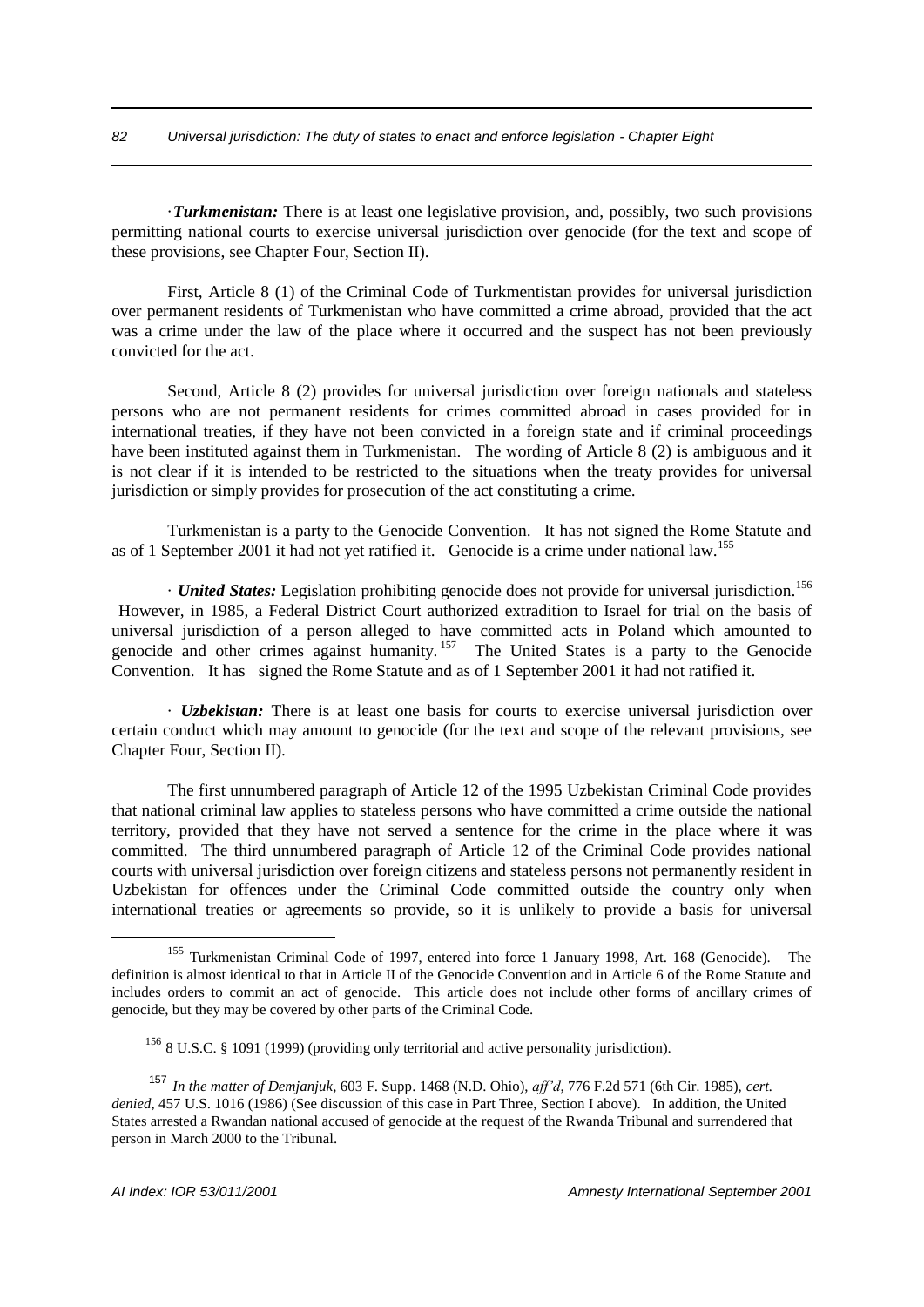·*Turkmenistan:* There is at least one legislative provision, and, possibly, two such provisions permitting national courts to exercise universal jurisdiction over genocide (for the text and scope of these provisions, see Chapter Four, Section II).

First, Article 8 (1) of the Criminal Code of Turkmentistan provides for universal jurisdiction over permanent residents of Turkmenistan who have committed a crime abroad, provided that the act was a crime under the law of the place where it occurred and the suspect has not been previously convicted for the act.

Second, Article 8 (2) provides for universal jurisdiction over foreign nationals and stateless persons who are not permanent residents for crimes committed abroad in cases provided for in international treaties, if they have not been convicted in a foreign state and if criminal proceedings have been instituted against them in Turkmenistan. The wording of Article 8 (2) is ambiguous and it is not clear if it is intended to be restricted to the situations when the treaty provides for universal jurisdiction or simply provides for prosecution of the act constituting a crime.

Turkmenistan is a party to the Genocide Convention. It has not signed the Rome Statute and as of 1 September 2001 it had not yet ratified it. Genocide is a crime under national law.[155]

· *United States:* Legislation prohibiting genocide does not provide for universal jurisdiction.[156] However, in 1985, a Federal District Court authorized extradition to Israel for trial on the basis of universal jurisdiction of a person alleged to have committed acts in Poland which amounted to genocide and other crimes against humanity.[157] The United States is a party to the Genocide Convention. It has signed the Rome Statute and as of 1 September 2001 it had not ratified it.

· *Uzbekistan:* There is at least one basis for courts to exercise universal jurisdiction over certain conduct which may amount to genocide (for the text and scope of the relevant provisions, see Chapter Four, Section II).

The first unnumbered paragraph of Article 12 of the 1995 Uzbekistan Criminal Code provides that national criminal law applies to stateless persons who have committed a crime outside the national territory, provided that they have not served a sentence for the crime in the place where it was committed. The third unnumbered paragraph of Article 12 of the Criminal Code provides national courts with universal jurisdiction over foreign citizens and stateless persons not permanently resident in Uzbekistan for offences under the Criminal Code committed outside the country only when international treaties or agreements so provide, so it is unlikely to provide a basis for universal

---

[155] Turkmenistan Criminal Code of 1997, entered into force 1 January 1998, Art. 168 (Genocide). The definition is almost identical to that in Article II of the Genocide Convention and in Article 6 of the Rome Statute and includes orders to commit an act of genocide. This article does not include other forms of ancillary crimes of genocide, but they may be covered by other parts of the Criminal Code.

[156] 8 U.S.C. § 1091 (1999) (providing only territorial and active personality jurisdiction).

[157] *In the matter of Demjanjuk*, 603 F. Supp. 1468 (N.D. Ohio), *aff'd*, 776 F.2d 571 (6th Cir. 1985), *cert. denied*, 457 U.S. 1016 (1986) (See discussion of this case in Part Three, Section I above). In addition, the United States arrested a Rwandan national accused of genocide at the request of the Rwanda Tribunal and surrendered that person in March 2000 to the Tribunal.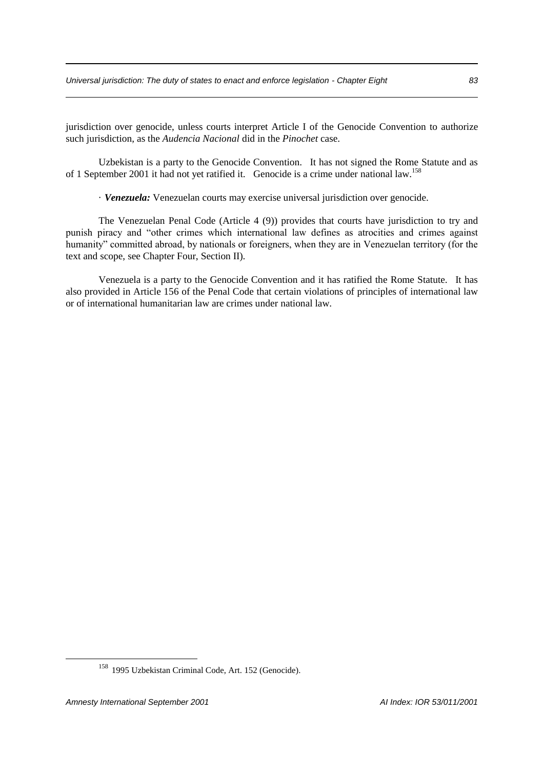jurisdiction over genocide, unless courts interpret Article I of the Genocide Convention to authorize such jurisdiction, as the *Audencia Nacional* did in the *Pinochet* case.

Uzbekistan is a party to the Genocide Convention. It has not signed the Rome Statute and as of 1 September 2001 it had not yet ratified it. Genocide is a crime under national law.[158]

· ***Venezuela:*** Venezuelan courts may exercise universal jurisdiction over genocide.

The Venezuelan Penal Code (Article 4 (9)) provides that courts have jurisdiction to try and punish piracy and "other crimes which international law defines as atrocities and crimes against humanity" committed abroad, by nationals or foreigners, when they are in Venezuelan territory (for the text and scope, see Chapter Four, Section II).

Venezuela is a party to the Genocide Convention and it has ratified the Rome Statute. It has also provided in Article 156 of the Penal Code that certain violations of principles of international law or of international humanitarian law are crimes under national law.

[158] 1995 Uzbekistan Criminal Code, Art. 152 (Genocide).